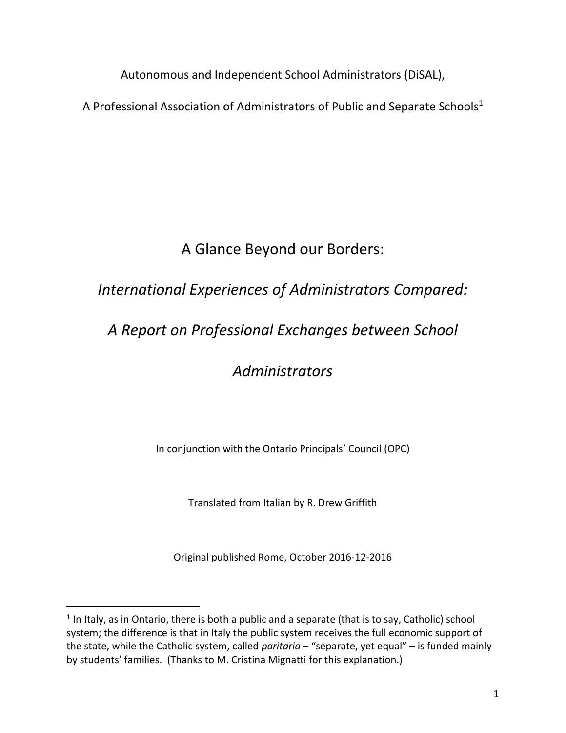Autonomous and Independent School Administrators (DiSAL),

A Professional Association of Administrators of Public and Separate Schools[1]

# A Glance Beyond our Borders:

## *International Experiences of Administrators Compared:*

## *A Report on Professional Exchanges between School Administrators*

In conjunction with the Ontario Principals' Council (OPC)

Translated from Italian by R. Drew Griffith

Original published Rome, October 2016-12-2016

---

[1] In Italy, as in Ontario, there is both a public and a separate (that is to say, Catholic) school system; the difference is that in Italy the public system receives the full economic support of the state, while the Catholic system, called *paritaria* – "separate, yet equal" – is funded mainly by students' families. (Thanks to M. Cristina Mignatti for this explanation.)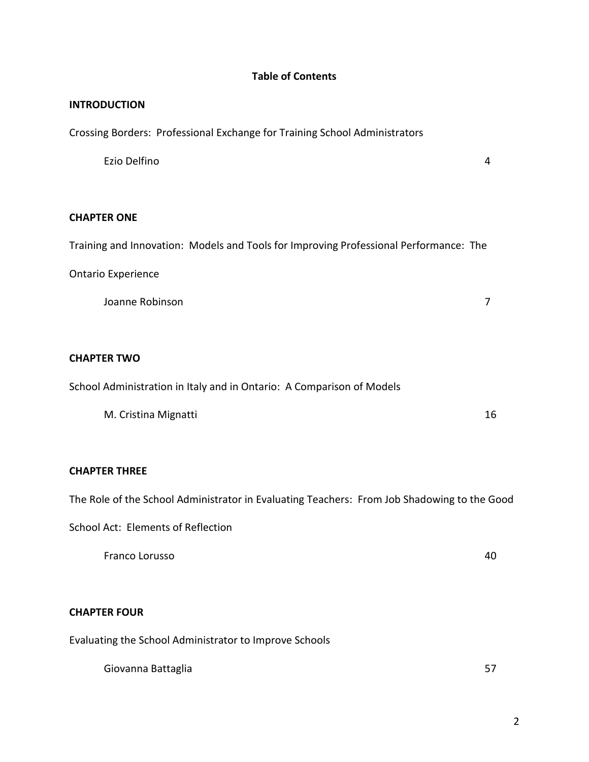# Table of Contents

**INTRODUCTION**

Crossing Borders: Professional Exchange for Training School Administrators

Ezio Delfino 4

**CHAPTER ONE**

Training and Innovation: Models and Tools for Improving Professional Performance: The Ontario Experience

Joanne Robinson 7

**CHAPTER TWO**

School Administration in Italy and in Ontario: A Comparison of Models

M. Cristina Mignatti 16

**CHAPTER THREE**

The Role of the School Administrator in Evaluating Teachers: From Job Shadowing to the Good School Act: Elements of Reflection

Franco Lorusso 40

**CHAPTER FOUR**

Evaluating the School Administrator to Improve Schools

Giovanna Battaglia 57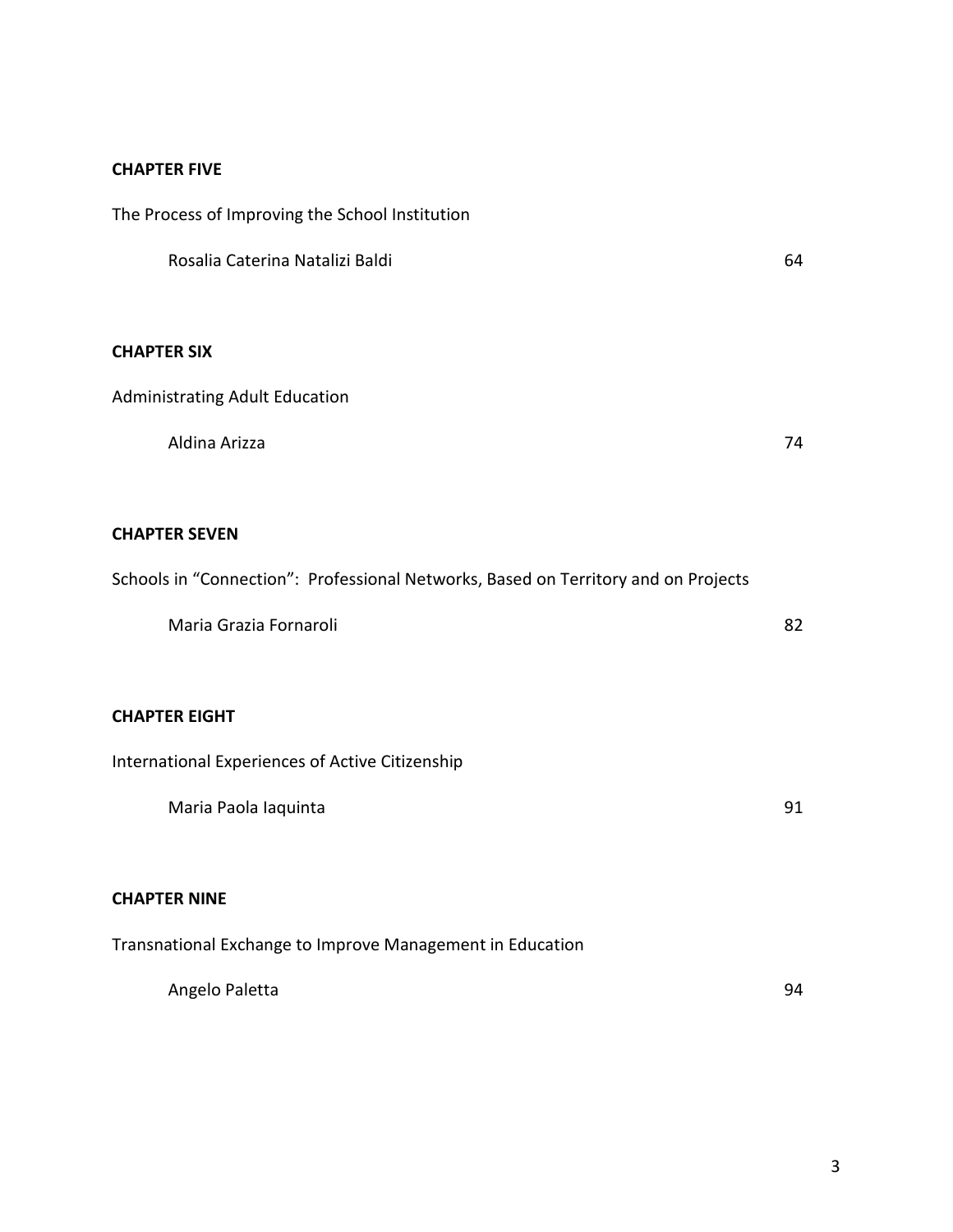**CHAPTER FIVE**

The Process of Improving the School Institution

Rosalia Caterina Natalizi Baldi 64

**CHAPTER SIX**

Administrating Adult Education

Aldina Arizza 74

**CHAPTER SEVEN**

Schools in "Connection": Professional Networks, Based on Territory and on Projects

Maria Grazia Fornaroli 82

**CHAPTER EIGHT**

International Experiences of Active Citizenship

Maria Paola Iaquinta 91

**CHAPTER NINE**

Transnational Exchange to Improve Management in Education

Angelo Paletta 94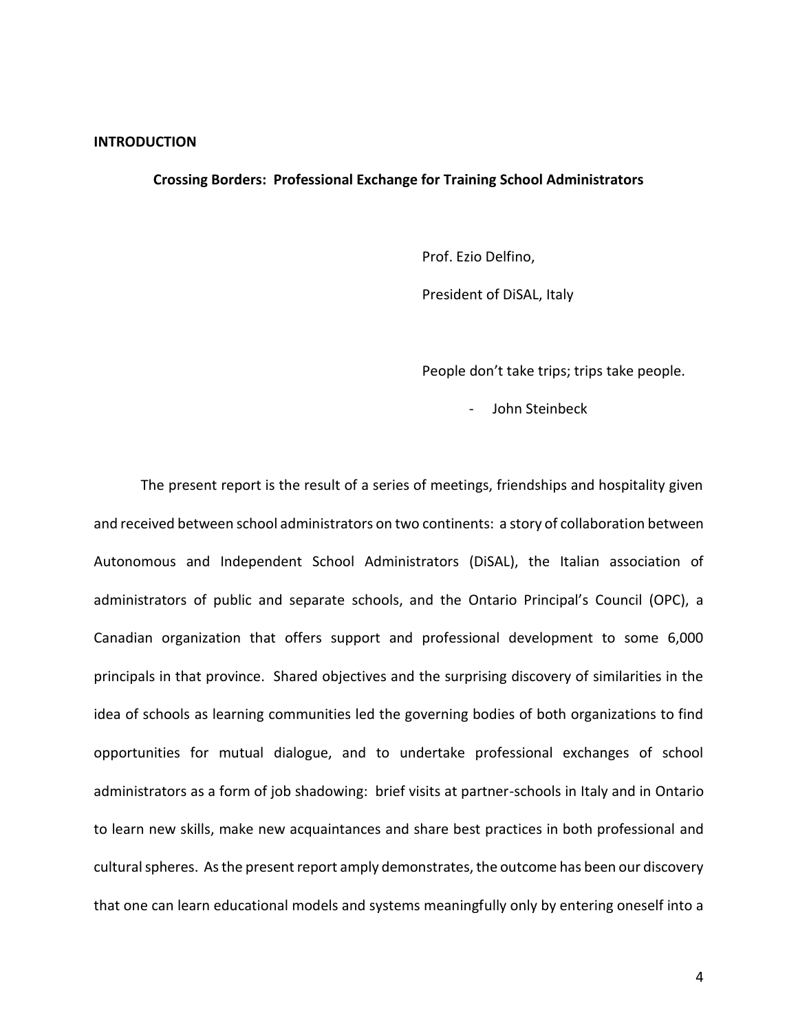## INTRODUCTION

### Crossing Borders: Professional Exchange for Training School Administrators

Prof. Ezio Delfino,

President of DiSAL, Italy

People don't take trips; trips take people.

- John Steinbeck

The present report is the result of a series of meetings, friendships and hospitality given and received between school administrators on two continents: a story of collaboration between Autonomous and Independent School Administrators (DiSAL), the Italian association of administrators of public and separate schools, and the Ontario Principal's Council (OPC), a Canadian organization that offers support and professional development to some 6,000 principals in that province. Shared objectives and the surprising discovery of similarities in the idea of schools as learning communities led the governing bodies of both organizations to find opportunities for mutual dialogue, and to undertake professional exchanges of school administrators as a form of job shadowing: brief visits at partner-schools in Italy and in Ontario to learn new skills, make new acquaintances and share best practices in both professional and cultural spheres. As the present report amply demonstrates, the outcome has been our discovery that one can learn educational models and systems meaningfully only by entering oneself into a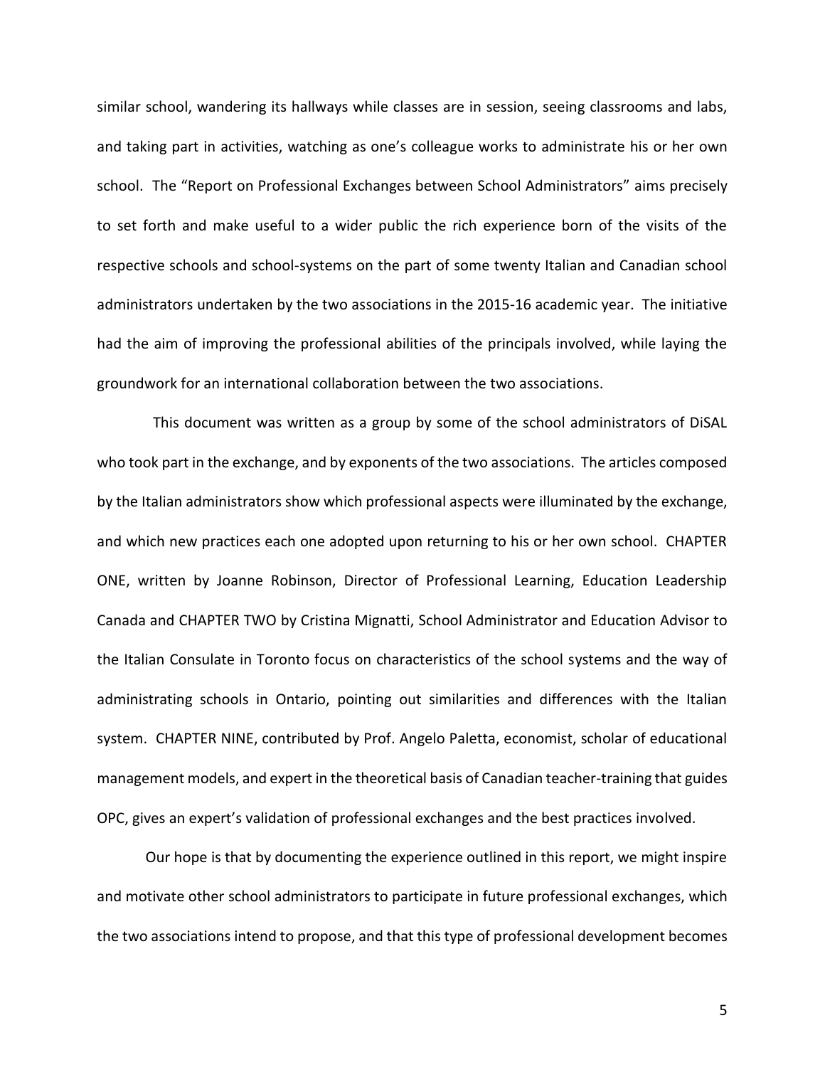similar school, wandering its hallways while classes are in session, seeing classrooms and labs, and taking part in activities, watching as one's colleague works to administrate his or her own school. The "Report on Professional Exchanges between School Administrators" aims precisely to set forth and make useful to a wider public the rich experience born of the visits of the respective schools and school-systems on the part of some twenty Italian and Canadian school administrators undertaken by the two associations in the 2015-16 academic year. The initiative had the aim of improving the professional abilities of the principals involved, while laying the groundwork for an international collaboration between the two associations.

This document was written as a group by some of the school administrators of DiSAL who took part in the exchange, and by exponents of the two associations. The articles composed by the Italian administrators show which professional aspects were illuminated by the exchange, and which new practices each one adopted upon returning to his or her own school. CHAPTER ONE, written by Joanne Robinson, Director of Professional Learning, Education Leadership Canada and CHAPTER TWO by Cristina Mignatti, School Administrator and Education Advisor to the Italian Consulate in Toronto focus on characteristics of the school systems and the way of administrating schools in Ontario, pointing out similarities and differences with the Italian system. CHAPTER NINE, contributed by Prof. Angelo Paletta, economist, scholar of educational management models, and expert in the theoretical basis of Canadian teacher-training that guides OPC, gives an expert's validation of professional exchanges and the best practices involved.

Our hope is that by documenting the experience outlined in this report, we might inspire and motivate other school administrators to participate in future professional exchanges, which the two associations intend to propose, and that this type of professional development becomes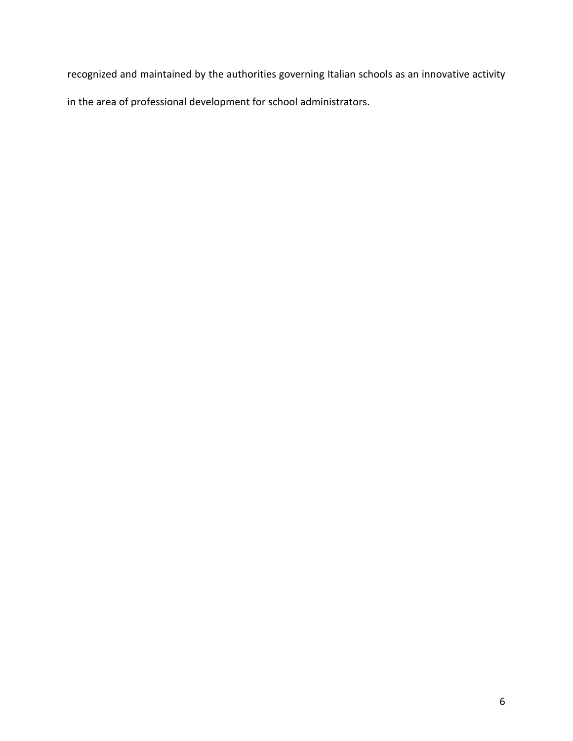recognized and maintained by the authorities governing Italian schools as an innovative activity in the area of professional development for school administrators.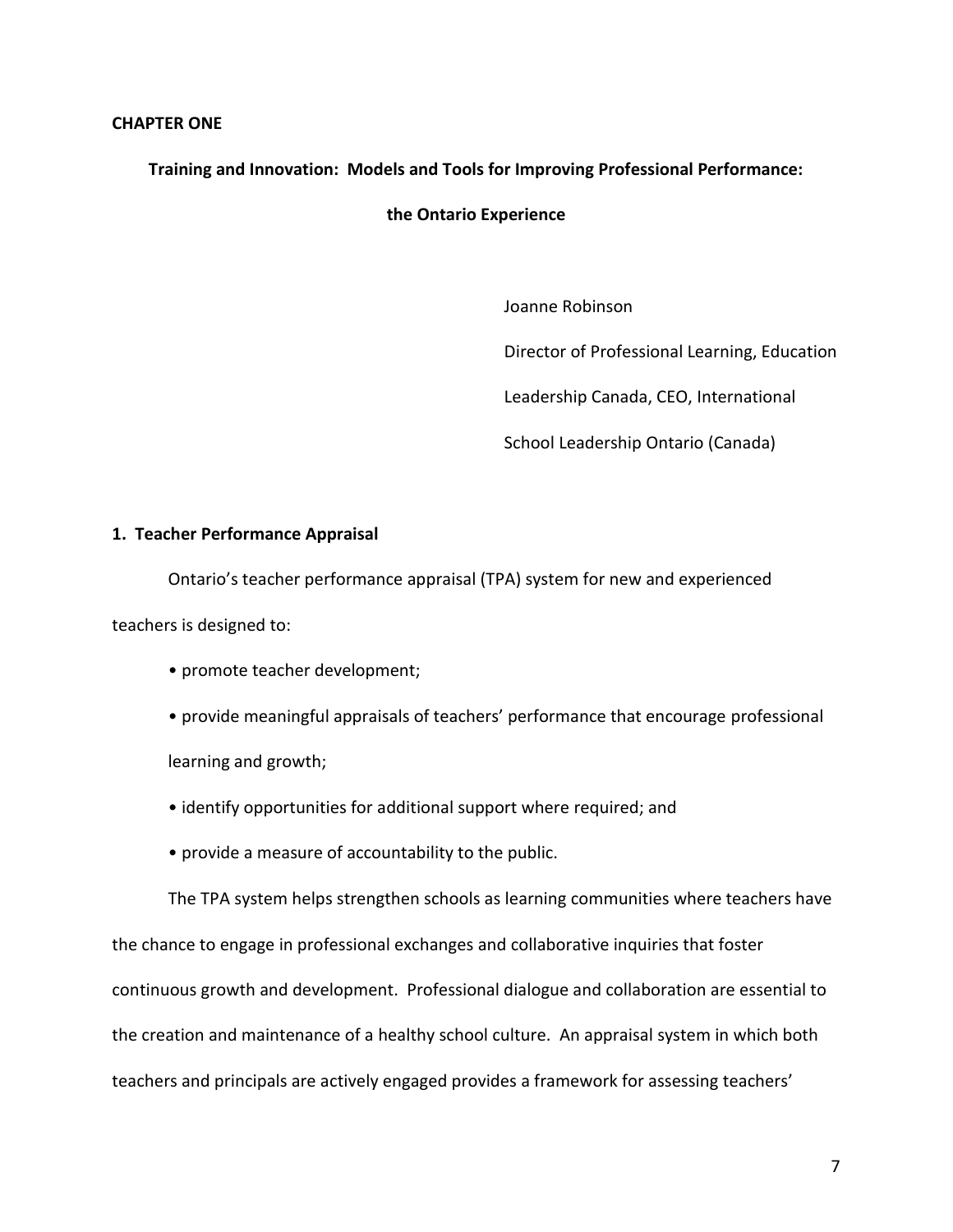# CHAPTER ONE

## Training and Innovation: Models and Tools for Improving Professional Performance: the Ontario Experience

Joanne Robinson

Director of Professional Learning, Education Leadership Canada, CEO, International School Leadership Ontario (Canada)

### 1. Teacher Performance Appraisal

Ontario's teacher performance appraisal (TPA) system for new and experienced teachers is designed to:

- promote teacher development;
- provide meaningful appraisals of teachers' performance that encourage professional learning and growth;
- identify opportunities for additional support where required; and
- provide a measure of accountability to the public.

The TPA system helps strengthen schools as learning communities where teachers have the chance to engage in professional exchanges and collaborative inquiries that foster continuous growth and development. Professional dialogue and collaboration are essential to the creation and maintenance of a healthy school culture. An appraisal system in which both teachers and principals are actively engaged provides a framework for assessing teachers'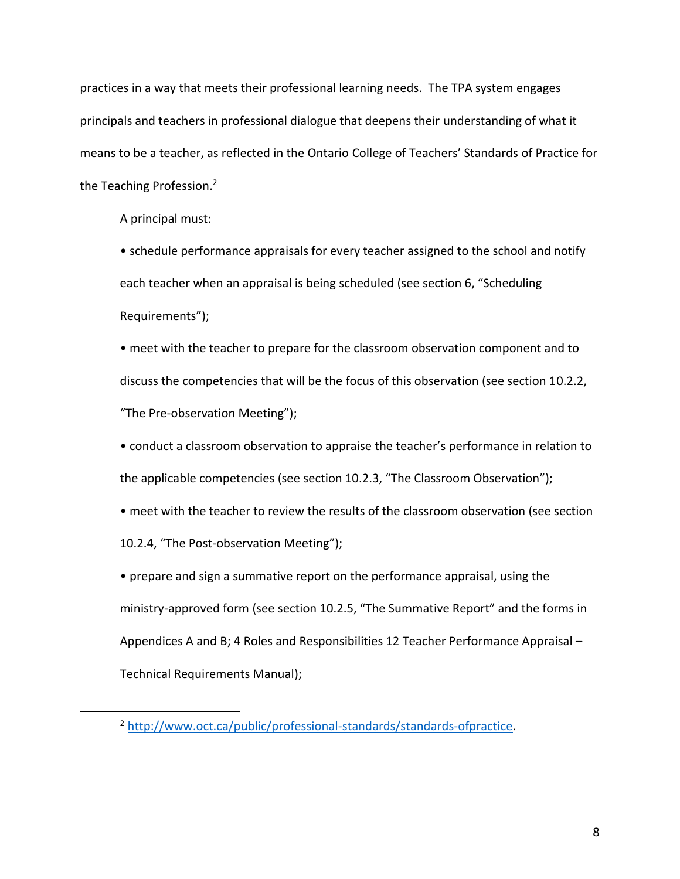practices in a way that meets their professional learning needs.  The TPA system engages principals and teachers in professional dialogue that deepens their understanding of what it means to be a teacher, as reflected in the Ontario College of Teachers' Standards of Practice for the Teaching Profession.[2]

A principal must:

• schedule performance appraisals for every teacher assigned to the school and notify each teacher when an appraisal is being scheduled (see section 6, "Scheduling Requirements");

• meet with the teacher to prepare for the classroom observation component and to discuss the competencies that will be the focus of this observation (see section 10.2.2, "The Pre-observation Meeting");

• conduct a classroom observation to appraise the teacher's performance in relation to the applicable competencies (see section 10.2.3, "The Classroom Observation");

• meet with the teacher to review the results of the classroom observation (see section 10.2.4, "The Post-observation Meeting");

• prepare and sign a summative report on the performance appraisal, using the ministry-approved form (see section 10.2.5, "The Summative Report" and the forms in Appendices A and B; 4 Roles and Responsibilities 12 Teacher Performance Appraisal – Technical Requirements Manual);

---

[2] http://www.oct.ca/public/professional-standards/standards-ofpractice.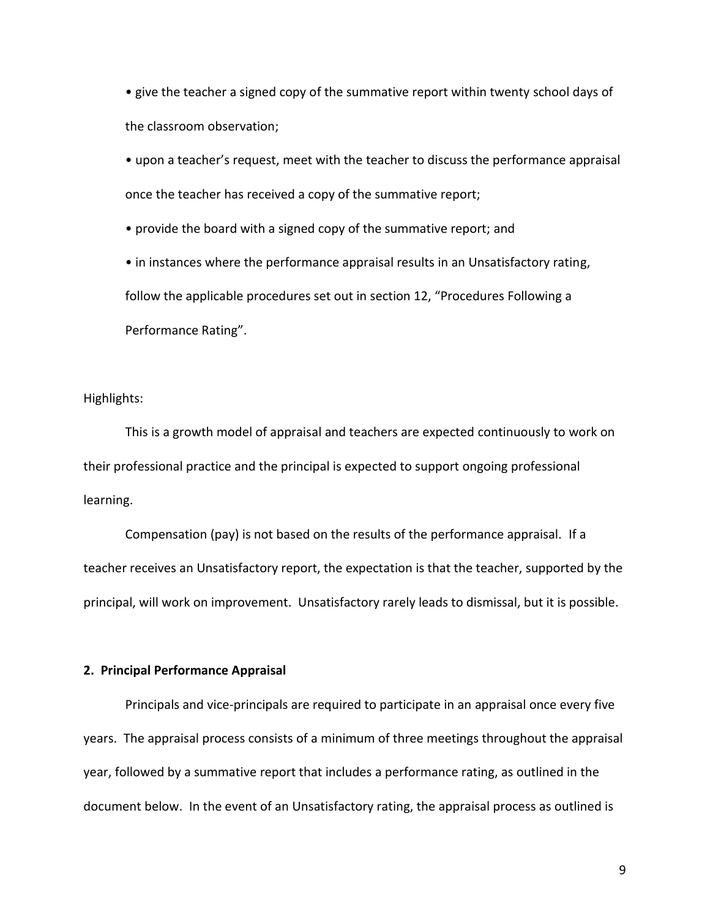- give the teacher a signed copy of the summative report within twenty school days of the classroom observation;
- upon a teacher's request, meet with the teacher to discuss the performance appraisal once the teacher has received a copy of the summative report;
- provide the board with a signed copy of the summative report; and
- in instances where the performance appraisal results in an Unsatisfactory rating, follow the applicable procedures set out in section 12, "Procedures Following a Performance Rating".

Highlights:

This is a growth model of appraisal and teachers are expected continuously to work on their professional practice and the principal is expected to support ongoing professional learning.

Compensation (pay) is not based on the results of the performance appraisal. If a teacher receives an Unsatisfactory report, the expectation is that the teacher, supported by the principal, will work on improvement. Unsatisfactory rarely leads to dismissal, but it is possible.

**2. Principal Performance Appraisal**

Principals and vice-principals are required to participate in an appraisal once every five years. The appraisal process consists of a minimum of three meetings throughout the appraisal year, followed by a summative report that includes a performance rating, as outlined in the document below. In the event of an Unsatisfactory rating, the appraisal process as outlined is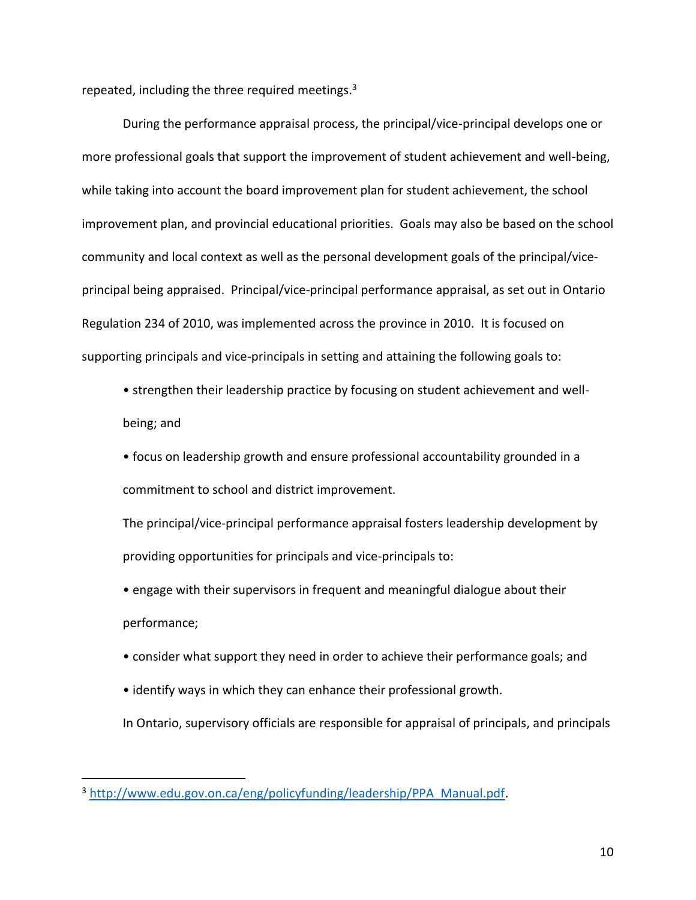repeated, including the three required meetings.[3]

During the performance appraisal process, the principal/vice-principal develops one or more professional goals that support the improvement of student achievement and well-being, while taking into account the board improvement plan for student achievement, the school improvement plan, and provincial educational priorities. Goals may also be based on the school community and local context as well as the personal development goals of the principal/vice-principal being appraised. Principal/vice-principal performance appraisal, as set out in Ontario Regulation 234 of 2010, was implemented across the province in 2010. It is focused on supporting principals and vice-principals in setting and attaining the following goals to:

- strengthen their leadership practice by focusing on student achievement and well-being; and
- focus on leadership growth and ensure professional accountability grounded in a commitment to school and district improvement.

The principal/vice-principal performance appraisal fosters leadership development by providing opportunities for principals and vice-principals to:

- engage with their supervisors in frequent and meaningful dialogue about their performance;
- consider what support they need in order to achieve their performance goals; and
- identify ways in which they can enhance their professional growth.

In Ontario, supervisory officials are responsible for appraisal of principals, and principals

[3] http://www.edu.gov.on.ca/eng/policyfunding/leadership/PPA_Manual.pdf.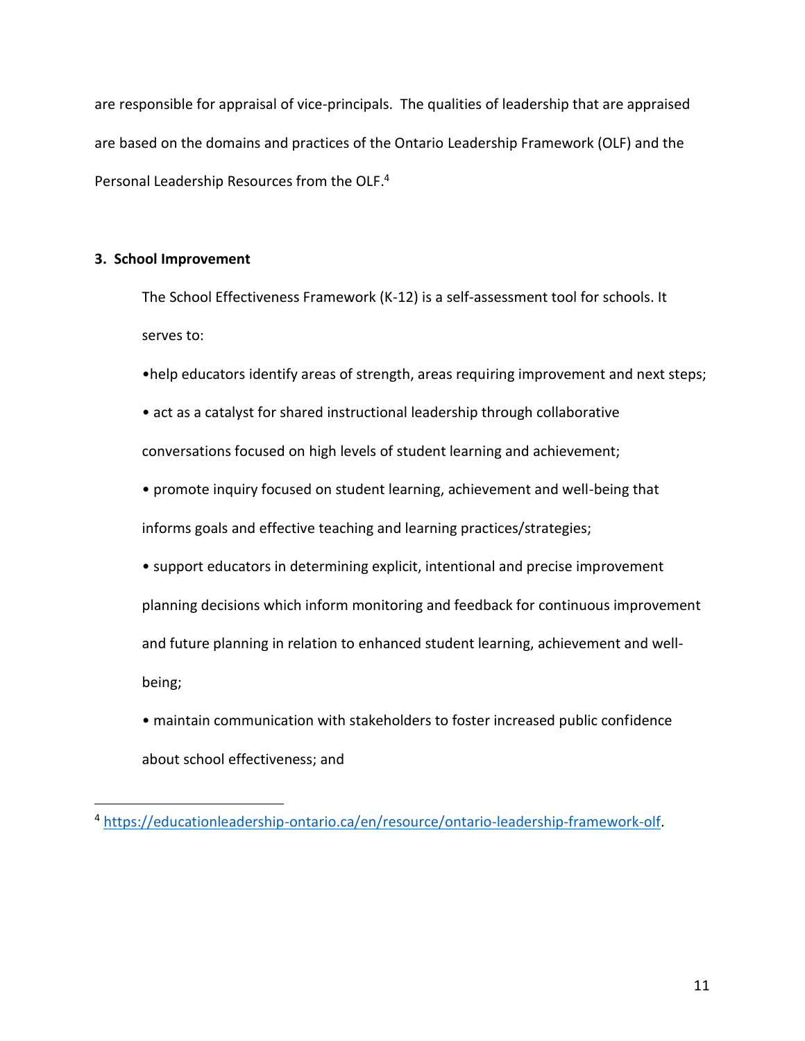are responsible for appraisal of vice-principals. The qualities of leadership that are appraised are based on the domains and practices of the Ontario Leadership Framework (OLF) and the Personal Leadership Resources from the OLF.[4]

**3. School Improvement**

The School Effectiveness Framework (K-12) is a self-assessment tool for schools. It serves to:

- help educators identify areas of strength, areas requiring improvement and next steps;
- act as a catalyst for shared instructional leadership through collaborative conversations focused on high levels of student learning and achievement;
- promote inquiry focused on student learning, achievement and well-being that informs goals and effective teaching and learning practices/strategies;
- support educators in determining explicit, intentional and precise improvement planning decisions which inform monitoring and feedback for continuous improvement and future planning in relation to enhanced student learning, achievement and well-being;
- maintain communication with stakeholders to foster increased public confidence about school effectiveness; and

[4] https://educationleadership-ontario.ca/en/resource/ontario-leadership-framework-olf.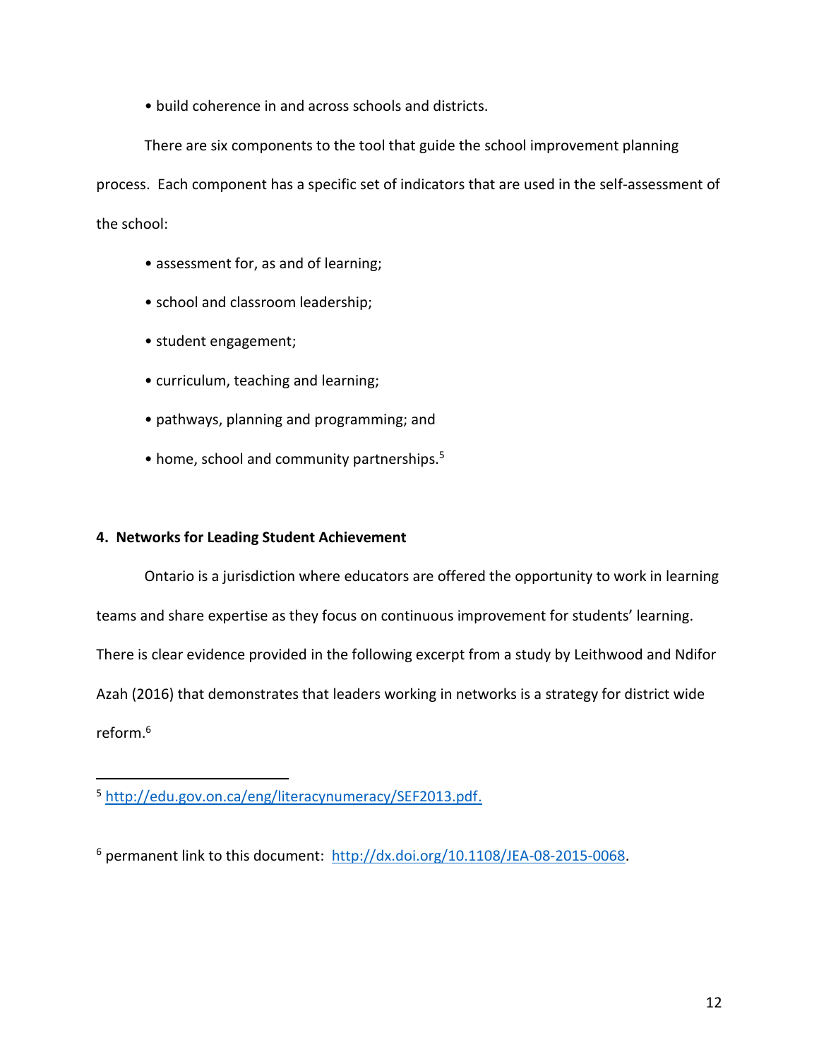- build coherence in and across schools and districts.

There are six components to the tool that guide the school improvement planning process. Each component has a specific set of indicators that are used in the self-assessment of the school:

- assessment for, as and of learning;
- school and classroom leadership;
- student engagement;
- curriculum, teaching and learning;
- pathways, planning and programming; and
- home, school and community partnerships.[5]

**4. Networks for Leading Student Achievement**

Ontario is a jurisdiction where educators are offered the opportunity to work in learning teams and share expertise as they focus on continuous improvement for students' learning. There is clear evidence provided in the following excerpt from a study by Leithwood and Ndifor Azah (2016) that demonstrates that leaders working in networks is a strategy for district wide reform.[6]

---

[5] http://edu.gov.on.ca/eng/literacynumeracy/SEF2013.pdf.

[6] permanent link to this document: http://dx.doi.org/10.1108/JEA-08-2015-0068.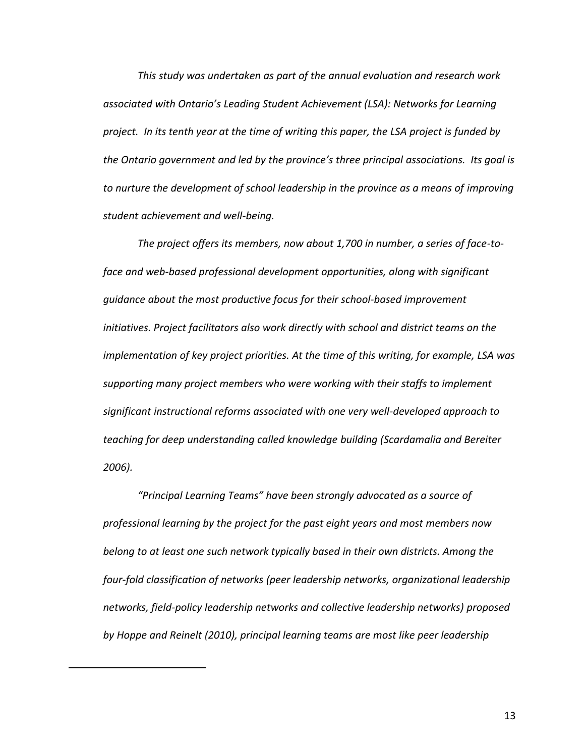*This study was undertaken as part of the annual evaluation and research work associated with Ontario's Leading Student Achievement (LSA): Networks for Learning project. In its tenth year at the time of writing this paper, the LSA project is funded by the Ontario government and led by the province's three principal associations. Its goal is to nurture the development of school leadership in the province as a means of improving student achievement and well-being.*

*The project offers its members, now about 1,700 in number, a series of face-to-face and web-based professional development opportunities, along with significant guidance about the most productive focus for their school-based improvement initiatives. Project facilitators also work directly with school and district teams on the implementation of key project priorities. At the time of this writing, for example, LSA was supporting many project members who were working with their staffs to implement significant instructional reforms associated with one very well-developed approach to teaching for deep understanding called knowledge building (Scardamalia and Bereiter 2006).*

*"Principal Learning Teams" have been strongly advocated as a source of professional learning by the project for the past eight years and most members now belong to at least one such network typically based in their own districts. Among the four-fold classification of networks (peer leadership networks, organizational leadership networks, field-policy leadership networks and collective leadership networks) proposed by Hoppe and Reinelt (2010), principal learning teams are most like peer leadership*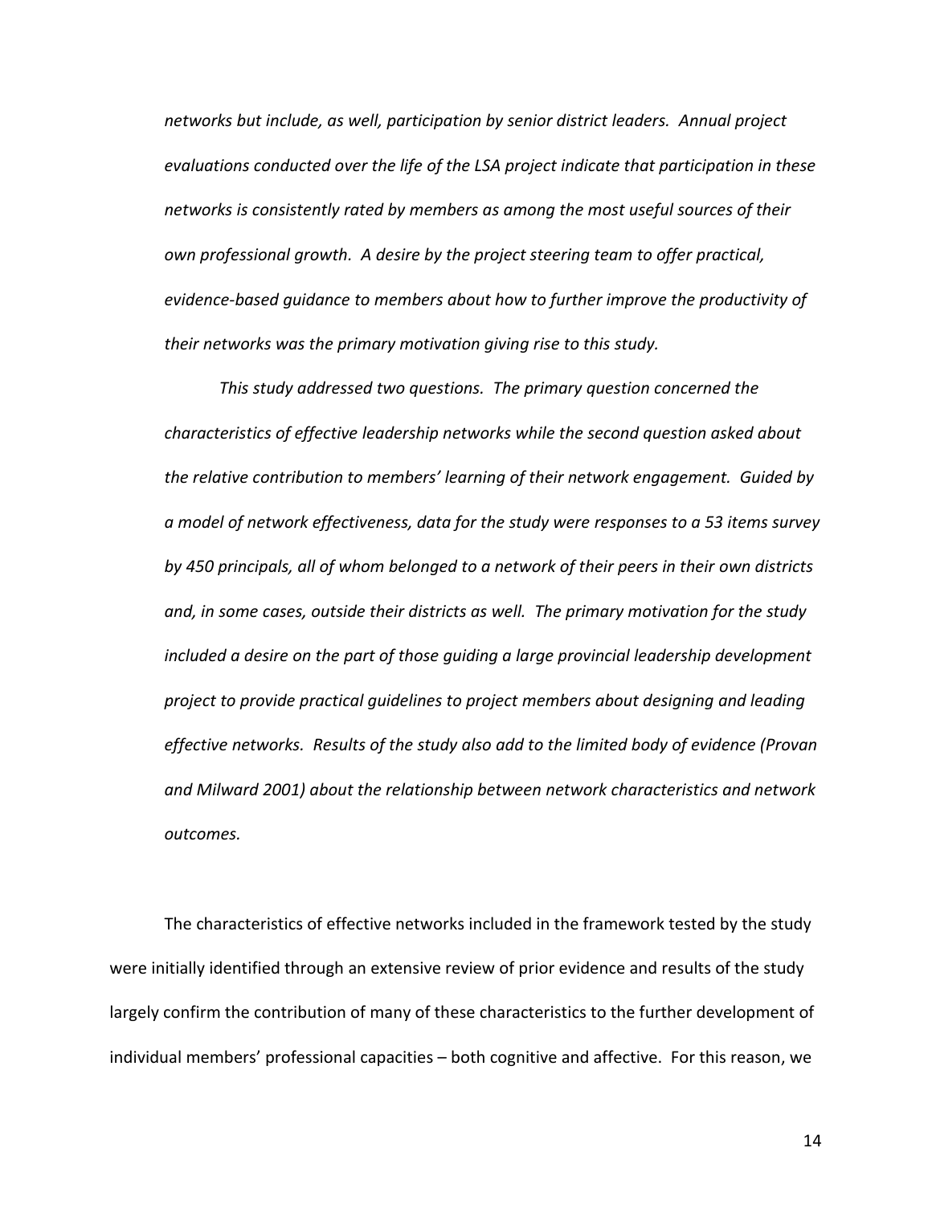*networks but include, as well, participation by senior district leaders. Annual project evaluations conducted over the life of the LSA project indicate that participation in these networks is consistently rated by members as among the most useful sources of their own professional growth. A desire by the project steering team to offer practical, evidence-based guidance to members about how to further improve the productivity of their networks was the primary motivation giving rise to this study.*

*This study addressed two questions. The primary question concerned the characteristics of effective leadership networks while the second question asked about the relative contribution to members' learning of their network engagement. Guided by a model of network effectiveness, data for the study were responses to a 53 items survey by 450 principals, all of whom belonged to a network of their peers in their own districts and, in some cases, outside their districts as well. The primary motivation for the study included a desire on the part of those guiding a large provincial leadership development project to provide practical guidelines to project members about designing and leading effective networks. Results of the study also add to the limited body of evidence (Provan and Milward 2001) about the relationship between network characteristics and network outcomes.*

The characteristics of effective networks included in the framework tested by the study were initially identified through an extensive review of prior evidence and results of the study largely confirm the contribution of many of these characteristics to the further development of individual members' professional capacities – both cognitive and affective. For this reason, we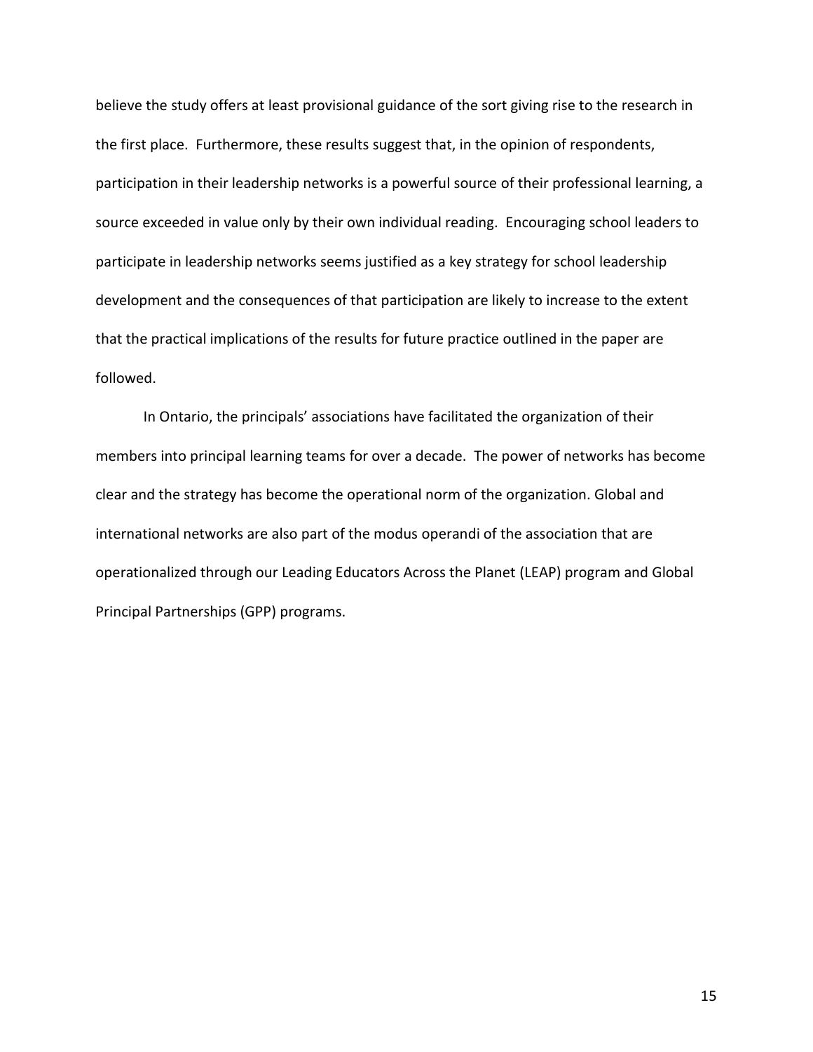believe the study offers at least provisional guidance of the sort giving rise to the research in the first place. Furthermore, these results suggest that, in the opinion of respondents, participation in their leadership networks is a powerful source of their professional learning, a source exceeded in value only by their own individual reading. Encouraging school leaders to participate in leadership networks seems justified as a key strategy for school leadership development and the consequences of that participation are likely to increase to the extent that the practical implications of the results for future practice outlined in the paper are followed.

In Ontario, the principals' associations have facilitated the organization of their members into principal learning teams for over a decade. The power of networks has become clear and the strategy has become the operational norm of the organization. Global and international networks are also part of the modus operandi of the association that are operationalized through our Leading Educators Across the Planet (LEAP) program and Global Principal Partnerships (GPP) programs.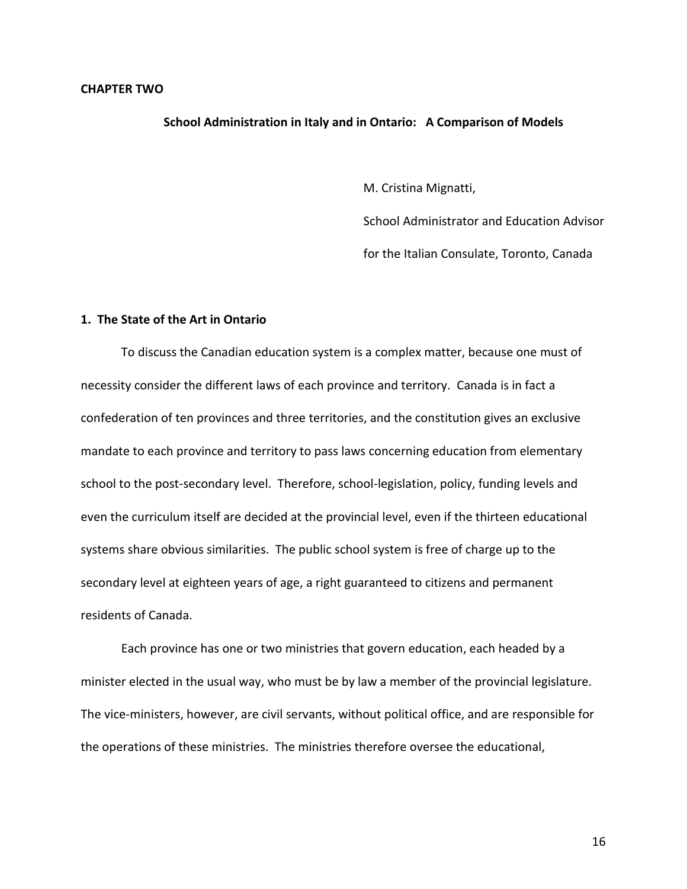**CHAPTER TWO**

## School Administration in Italy and in Ontario: A Comparison of Models

M. Cristina Mignatti,

School Administrator and Education Advisor

for the Italian Consulate, Toronto, Canada

### 1. The State of the Art in Ontario

To discuss the Canadian education system is a complex matter, because one must of necessity consider the different laws of each province and territory. Canada is in fact a confederation of ten provinces and three territories, and the constitution gives an exclusive mandate to each province and territory to pass laws concerning education from elementary school to the post-secondary level. Therefore, school-legislation, policy, funding levels and even the curriculum itself are decided at the provincial level, even if the thirteen educational systems share obvious similarities. The public school system is free of charge up to the secondary level at eighteen years of age, a right guaranteed to citizens and permanent residents of Canada.

Each province has one or two ministries that govern education, each headed by a minister elected in the usual way, who must be by law a member of the provincial legislature. The vice-ministers, however, are civil servants, without political office, and are responsible for the operations of these ministries. The ministries therefore oversee the educational,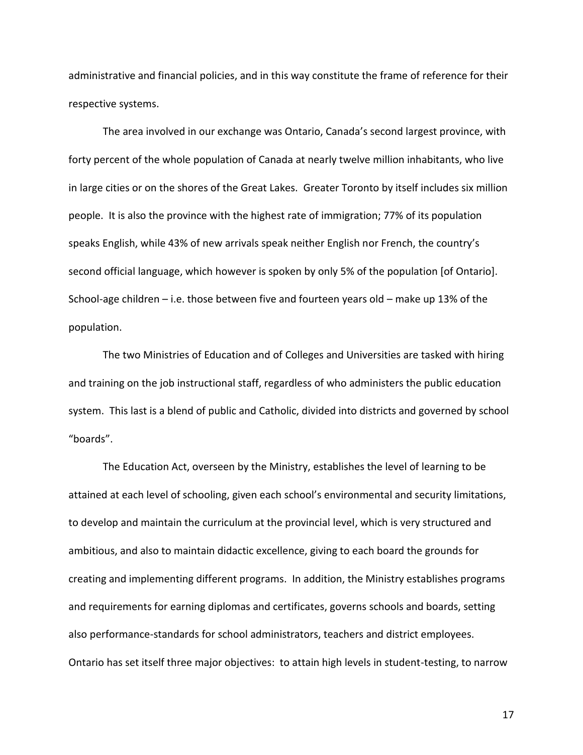administrative and financial policies, and in this way constitute the frame of reference for their respective systems.

The area involved in our exchange was Ontario, Canada's second largest province, with forty percent of the whole population of Canada at nearly twelve million inhabitants, who live in large cities or on the shores of the Great Lakes. Greater Toronto by itself includes six million people. It is also the province with the highest rate of immigration; 77% of its population speaks English, while 43% of new arrivals speak neither English nor French, the country's second official language, which however is spoken by only 5% of the population [of Ontario]. School-age children – i.e. those between five and fourteen years old – make up 13% of the population.

The two Ministries of Education and of Colleges and Universities are tasked with hiring and training on the job instructional staff, regardless of who administers the public education system. This last is a blend of public and Catholic, divided into districts and governed by school "boards".

The Education Act, overseen by the Ministry, establishes the level of learning to be attained at each level of schooling, given each school's environmental and security limitations, to develop and maintain the curriculum at the provincial level, which is very structured and ambitious, and also to maintain didactic excellence, giving to each board the grounds for creating and implementing different programs. In addition, the Ministry establishes programs and requirements for earning diplomas and certificates, governs schools and boards, setting also performance-standards for school administrators, teachers and district employees. Ontario has set itself three major objectives: to attain high levels in student-testing, to narrow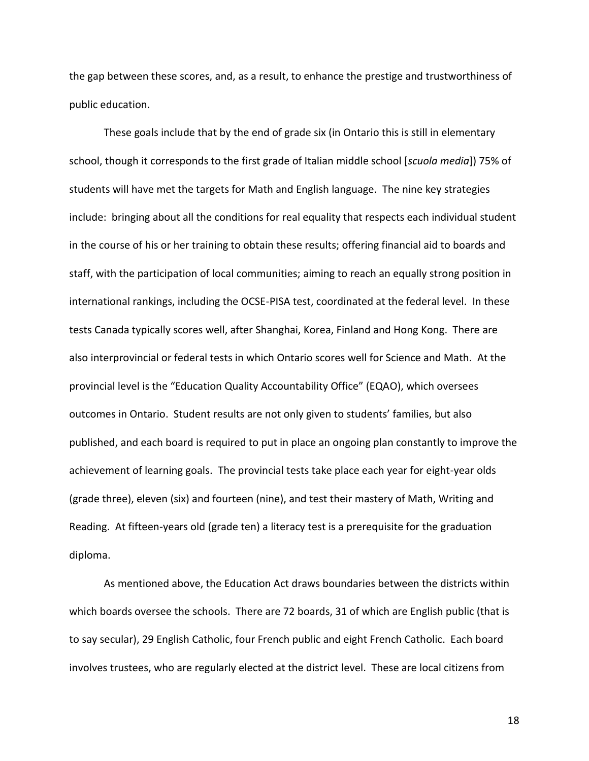the gap between these scores, and, as a result, to enhance the prestige and trustworthiness of public education.

These goals include that by the end of grade six (in Ontario this is still in elementary school, though it corresponds to the first grade of Italian middle school [*scuola media*]) 75% of students will have met the targets for Math and English language. The nine key strategies include: bringing about all the conditions for real equality that respects each individual student in the course of his or her training to obtain these results; offering financial aid to boards and staff, with the participation of local communities; aiming to reach an equally strong position in international rankings, including the OCSE-PISA test, coordinated at the federal level. In these tests Canada typically scores well, after Shanghai, Korea, Finland and Hong Kong. There are also interprovincial or federal tests in which Ontario scores well for Science and Math. At the provincial level is the "Education Quality Accountability Office" (EQAO), which oversees outcomes in Ontario. Student results are not only given to students' families, but also published, and each board is required to put in place an ongoing plan constantly to improve the achievement of learning goals. The provincial tests take place each year for eight-year olds (grade three), eleven (six) and fourteen (nine), and test their mastery of Math, Writing and Reading. At fifteen-years old (grade ten) a literacy test is a prerequisite for the graduation diploma.

As mentioned above, the Education Act draws boundaries between the districts within which boards oversee the schools. There are 72 boards, 31 of which are English public (that is to say secular), 29 English Catholic, four French public and eight French Catholic. Each board involves trustees, who are regularly elected at the district level. These are local citizens from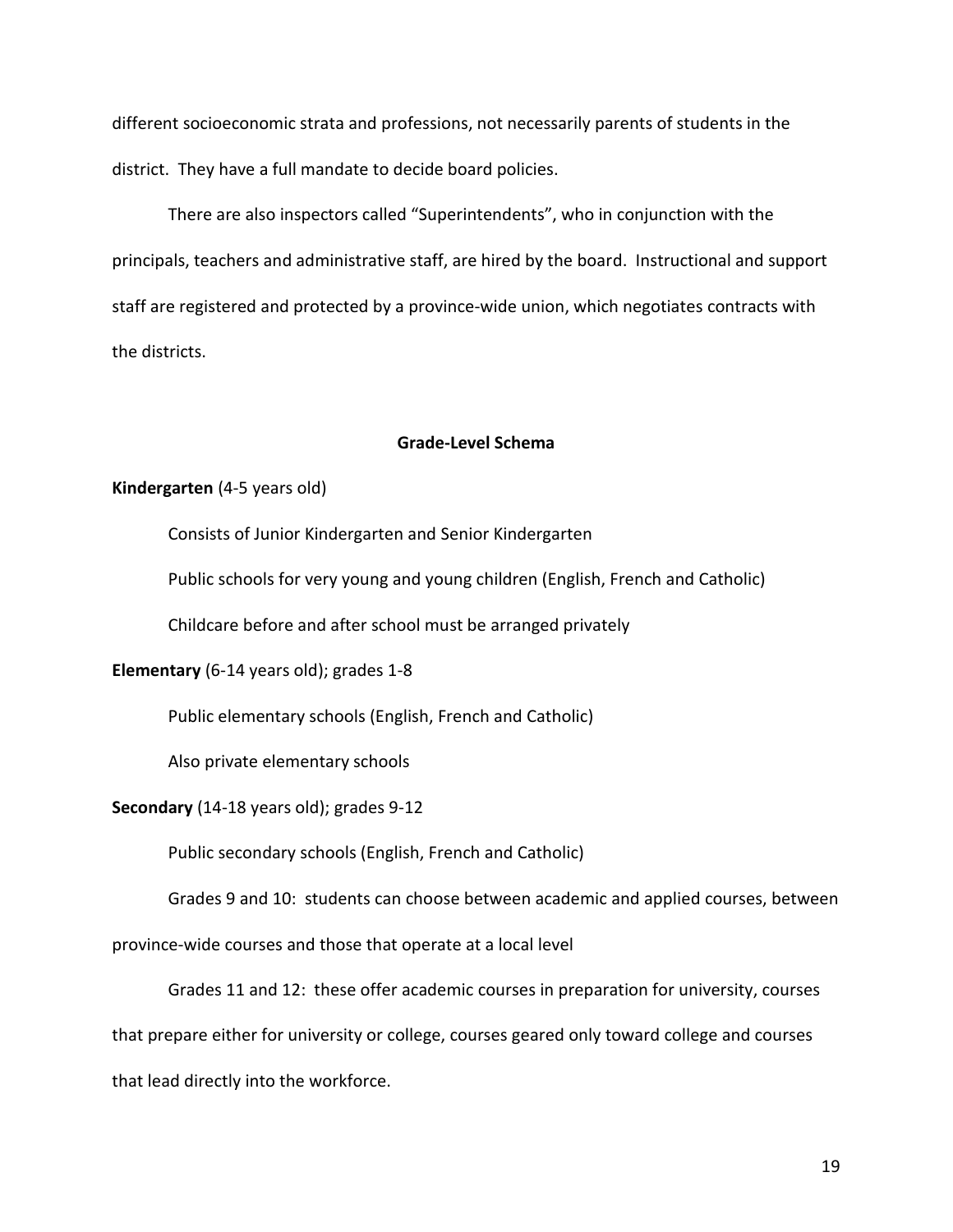different socioeconomic strata and professions, not necessarily parents of students in the district. They have a full mandate to decide board policies.

There are also inspectors called “Superintendents”, who in conjunction with the principals, teachers and administrative staff, are hired by the board. Instructional and support staff are registered and protected by a province-wide union, which negotiates contracts with the districts.

### Grade-Level Schema

**Kindergarten** (4-5 years old)

Consists of Junior Kindergarten and Senior Kindergarten

Public schools for very young and young children (English, French and Catholic)

Childcare before and after school must be arranged privately

**Elementary** (6-14 years old); grades 1-8

Public elementary schools (English, French and Catholic)

Also private elementary schools

**Secondary** (14-18 years old); grades 9-12

Public secondary schools (English, French and Catholic)

Grades 9 and 10: students can choose between academic and applied courses, between province-wide courses and those that operate at a local level

Grades 11 and 12: these offer academic courses in preparation for university, courses that prepare either for university or college, courses geared only toward college and courses that lead directly into the workforce.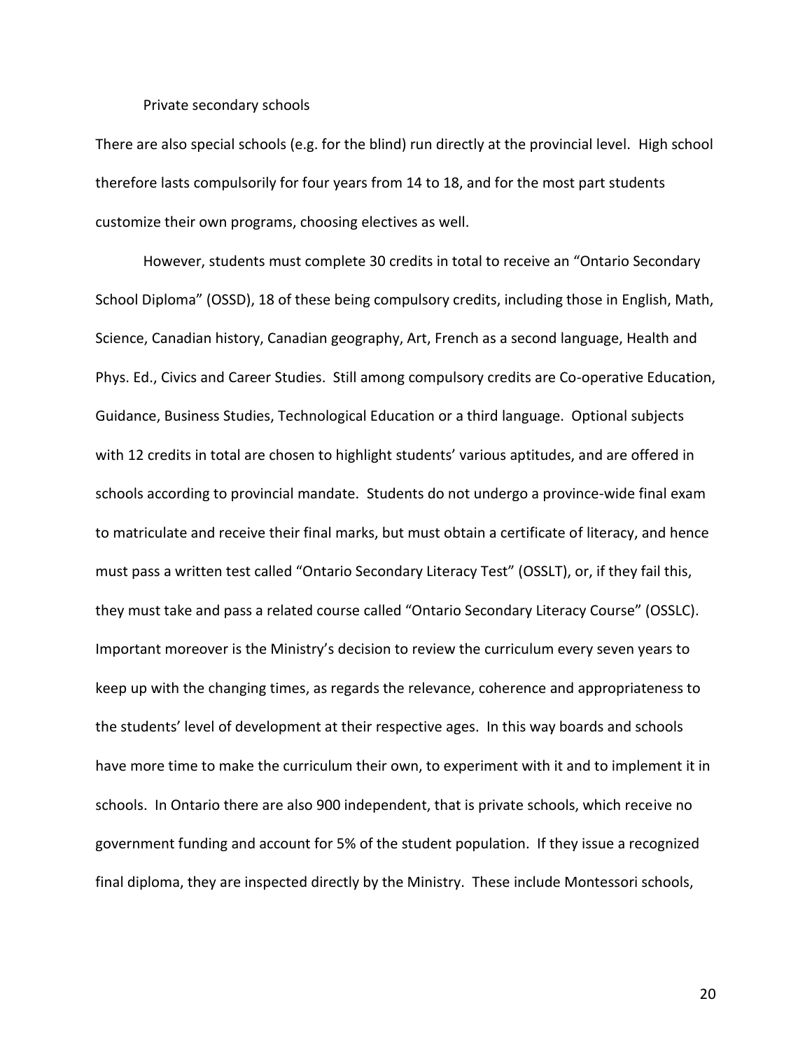Private secondary schools

There are also special schools (e.g. for the blind) run directly at the provincial level. High school therefore lasts compulsorily for four years from 14 to 18, and for the most part students customize their own programs, choosing electives as well.

However, students must complete 30 credits in total to receive an "Ontario Secondary School Diploma" (OSSD), 18 of these being compulsory credits, including those in English, Math, Science, Canadian history, Canadian geography, Art, French as a second language, Health and Phys. Ed., Civics and Career Studies. Still among compulsory credits are Co-operative Education, Guidance, Business Studies, Technological Education or a third language. Optional subjects with 12 credits in total are chosen to highlight students' various aptitudes, and are offered in schools according to provincial mandate. Students do not undergo a province-wide final exam to matriculate and receive their final marks, but must obtain a certificate of literacy, and hence must pass a written test called "Ontario Secondary Literacy Test" (OSSLT), or, if they fail this, they must take and pass a related course called "Ontario Secondary Literacy Course" (OSSLC). Important moreover is the Ministry's decision to review the curriculum every seven years to keep up with the changing times, as regards the relevance, coherence and appropriateness to the students' level of development at their respective ages. In this way boards and schools have more time to make the curriculum their own, to experiment with it and to implement it in schools. In Ontario there are also 900 independent, that is private schools, which receive no government funding and account for 5% of the student population. If they issue a recognized final diploma, they are inspected directly by the Ministry. These include Montessori schools,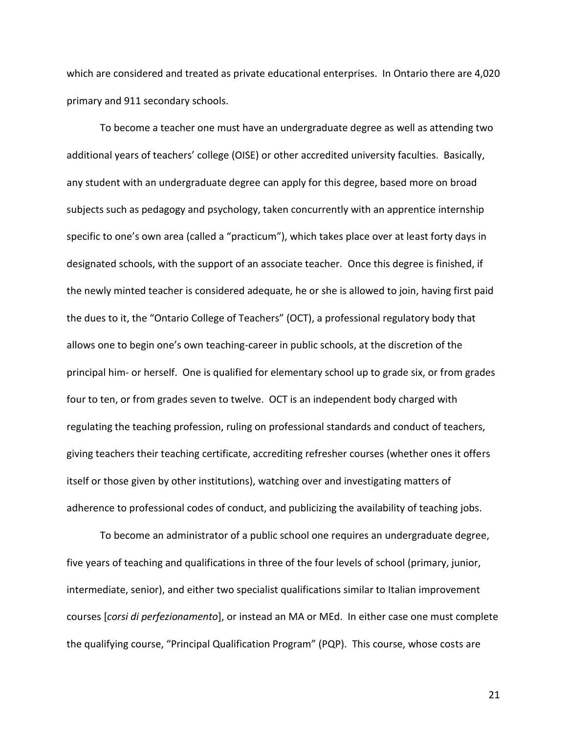which are considered and treated as private educational enterprises. In Ontario there are 4,020 primary and 911 secondary schools.

To become a teacher one must have an undergraduate degree as well as attending two additional years of teachers' college (OISE) or other accredited university faculties. Basically, any student with an undergraduate degree can apply for this degree, based more on broad subjects such as pedagogy and psychology, taken concurrently with an apprentice internship specific to one's own area (called a "practicum"), which takes place over at least forty days in designated schools, with the support of an associate teacher. Once this degree is finished, if the newly minted teacher is considered adequate, he or she is allowed to join, having first paid the dues to it, the "Ontario College of Teachers" (OCT), a professional regulatory body that allows one to begin one's own teaching-career in public schools, at the discretion of the principal him- or herself. One is qualified for elementary school up to grade six, or from grades four to ten, or from grades seven to twelve. OCT is an independent body charged with regulating the teaching profession, ruling on professional standards and conduct of teachers, giving teachers their teaching certificate, accrediting refresher courses (whether ones it offers itself or those given by other institutions), watching over and investigating matters of adherence to professional codes of conduct, and publicizing the availability of teaching jobs.

To become an administrator of a public school one requires an undergraduate degree, five years of teaching and qualifications in three of the four levels of school (primary, junior, intermediate, senior), and either two specialist qualifications similar to Italian improvement courses [*corsi di perfezionamento*], or instead an MA or MEd. In either case one must complete the qualifying course, "Principal Qualification Program" (PQP). This course, whose costs are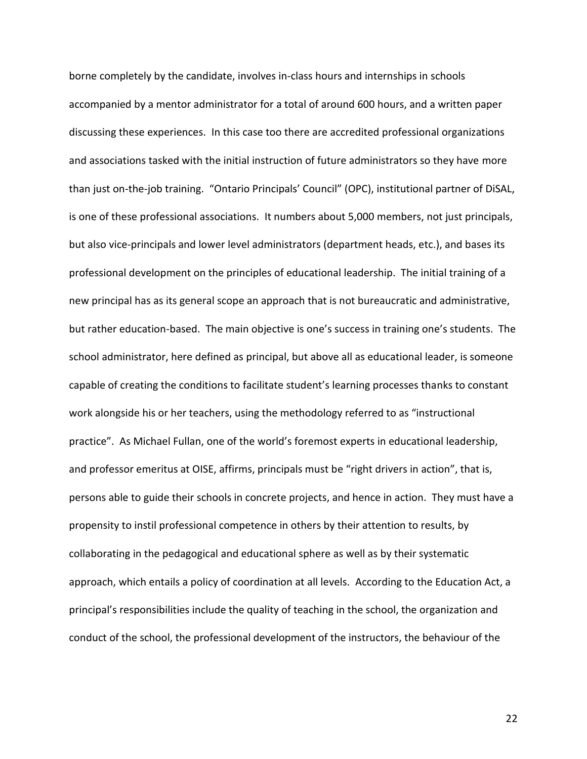borne completely by the candidate, involves in-class hours and internships in schools accompanied by a mentor administrator for a total of around 600 hours, and a written paper discussing these experiences. In this case too there are accredited professional organizations and associations tasked with the initial instruction of future administrators so they have more than just on-the-job training. "Ontario Principals' Council" (OPC), institutional partner of DiSAL, is one of these professional associations. It numbers about 5,000 members, not just principals, but also vice-principals and lower level administrators (department heads, etc.), and bases its professional development on the principles of educational leadership. The initial training of a new principal has as its general scope an approach that is not bureaucratic and administrative, but rather education-based. The main objective is one's success in training one's students. The school administrator, here defined as principal, but above all as educational leader, is someone capable of creating the conditions to facilitate student's learning processes thanks to constant work alongside his or her teachers, using the methodology referred to as "instructional practice". As Michael Fullan, one of the world's foremost experts in educational leadership, and professor emeritus at OISE, affirms, principals must be "right drivers in action", that is, persons able to guide their schools in concrete projects, and hence in action. They must have a propensity to instil professional competence in others by their attention to results, by collaborating in the pedagogical and educational sphere as well as by their systematic approach, which entails a policy of coordination at all levels. According to the Education Act, a principal's responsibilities include the quality of teaching in the school, the organization and conduct of the school, the professional development of the instructors, the behaviour of the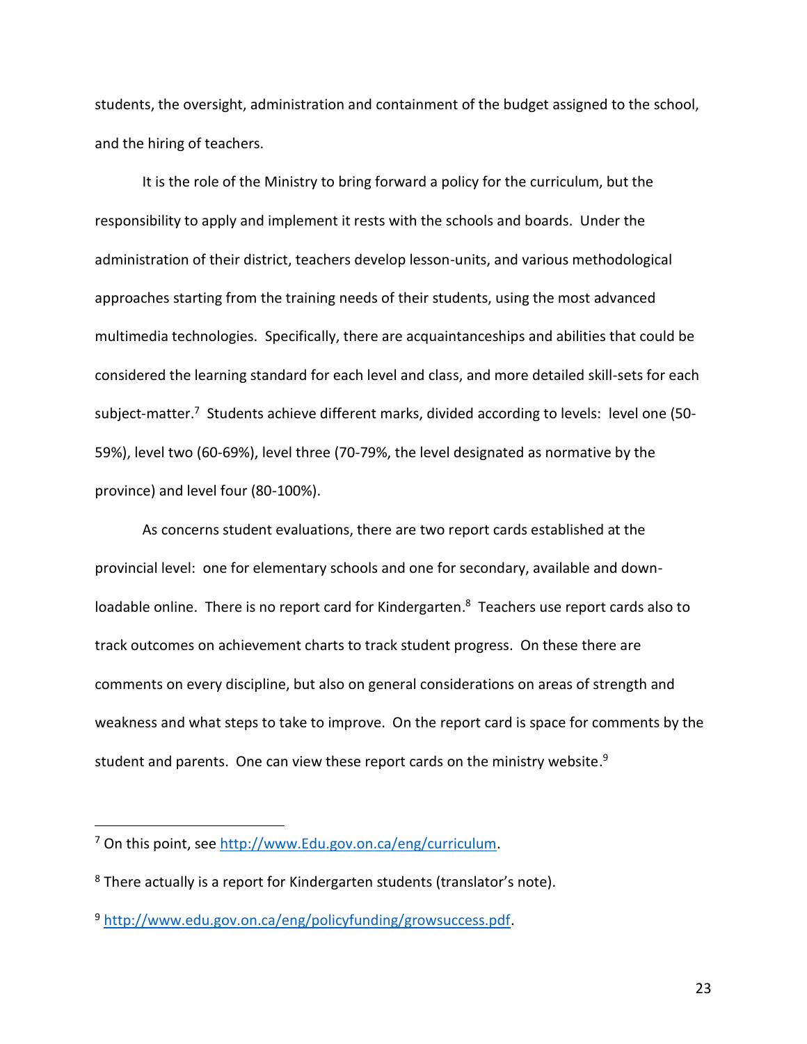students, the oversight, administration and containment of the budget assigned to the school, and the hiring of teachers.

It is the role of the Ministry to bring forward a policy for the curriculum, but the responsibility to apply and implement it rests with the schools and boards. Under the administration of their district, teachers develop lesson-units, and various methodological approaches starting from the training needs of their students, using the most advanced multimedia technologies. Specifically, there are acquaintanceships and abilities that could be considered the learning standard for each level and class, and more detailed skill-sets for each subject-matter.[7] Students achieve different marks, divided according to levels: level one (50-59%), level two (60-69%), level three (70-79%, the level designated as normative by the province) and level four (80-100%).

As concerns student evaluations, there are two report cards established at the provincial level: one for elementary schools and one for secondary, available and down-loadable online. There is no report card for Kindergarten.[8] Teachers use report cards also to track outcomes on achievement charts to track student progress. On these there are comments on every discipline, but also on general considerations on areas of strength and weakness and what steps to take to improve. On the report card is space for comments by the student and parents. One can view these report cards on the ministry website.[9]

---

[7] On this point, see http://www.Edu.gov.on.ca/eng/curriculum.

[8] There actually is a report for Kindergarten students (translator's note).

[9] http://www.edu.gov.on.ca/eng/policyfunding/growsuccess.pdf.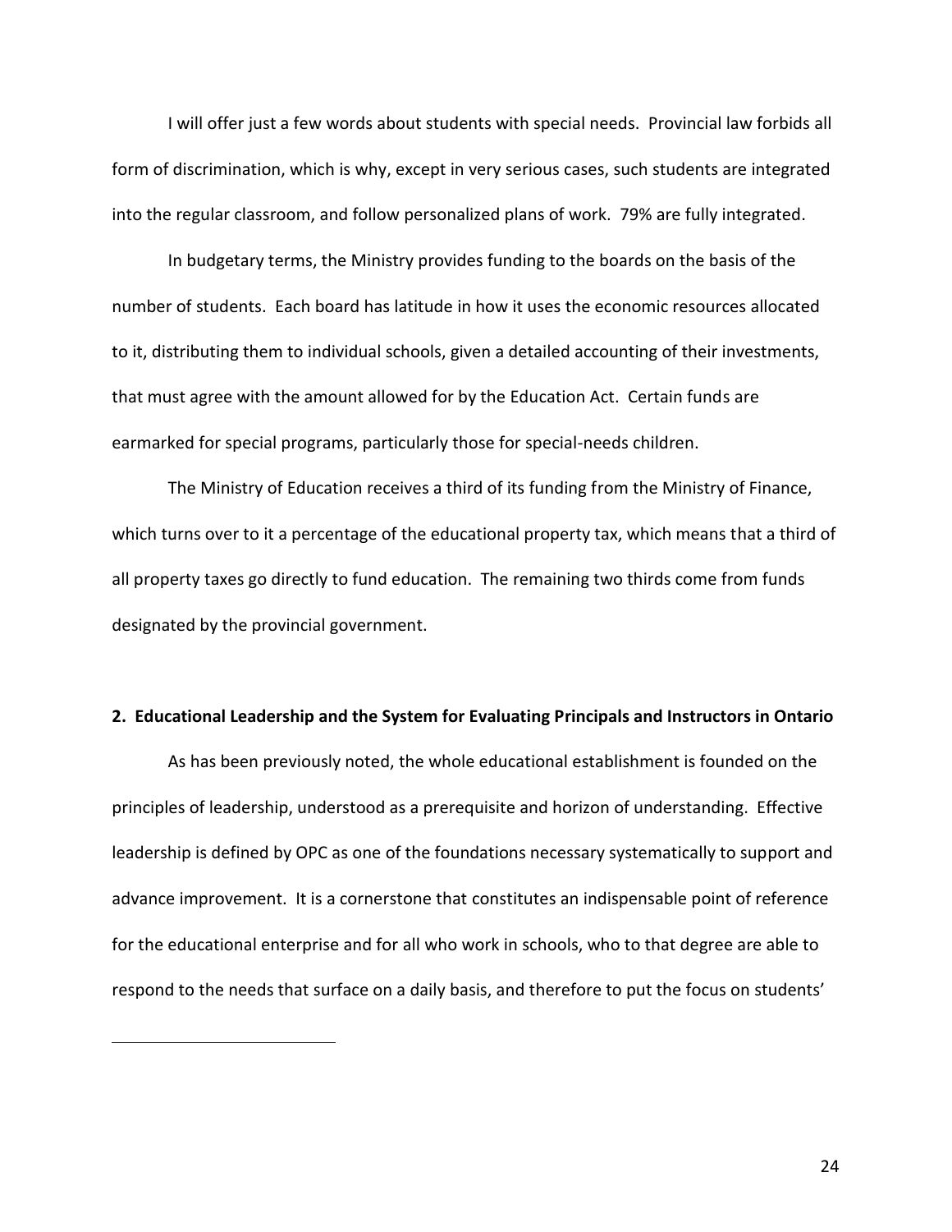I will offer just a few words about students with special needs. Provincial law forbids all form of discrimination, which is why, except in very serious cases, such students are integrated into the regular classroom, and follow personalized plans of work. 79% are fully integrated.

In budgetary terms, the Ministry provides funding to the boards on the basis of the number of students. Each board has latitude in how it uses the economic resources allocated to it, distributing them to individual schools, given a detailed accounting of their investments, that must agree with the amount allowed for by the Education Act. Certain funds are earmarked for special programs, particularly those for special-needs children.

The Ministry of Education receives a third of its funding from the Ministry of Finance, which turns over to it a percentage of the educational property tax, which means that a third of all property taxes go directly to fund education. The remaining two thirds come from funds designated by the provincial government.

## 2. Educational Leadership and the System for Evaluating Principals and Instructors in Ontario

As has been previously noted, the whole educational establishment is founded on the principles of leadership, understood as a prerequisite and horizon of understanding. Effective leadership is defined by OPC as one of the foundations necessary systematically to support and advance improvement. It is a cornerstone that constitutes an indispensable point of reference for the educational enterprise and for all who work in schools, who to that degree are able to respond to the needs that surface on a daily basis, and therefore to put the focus on students'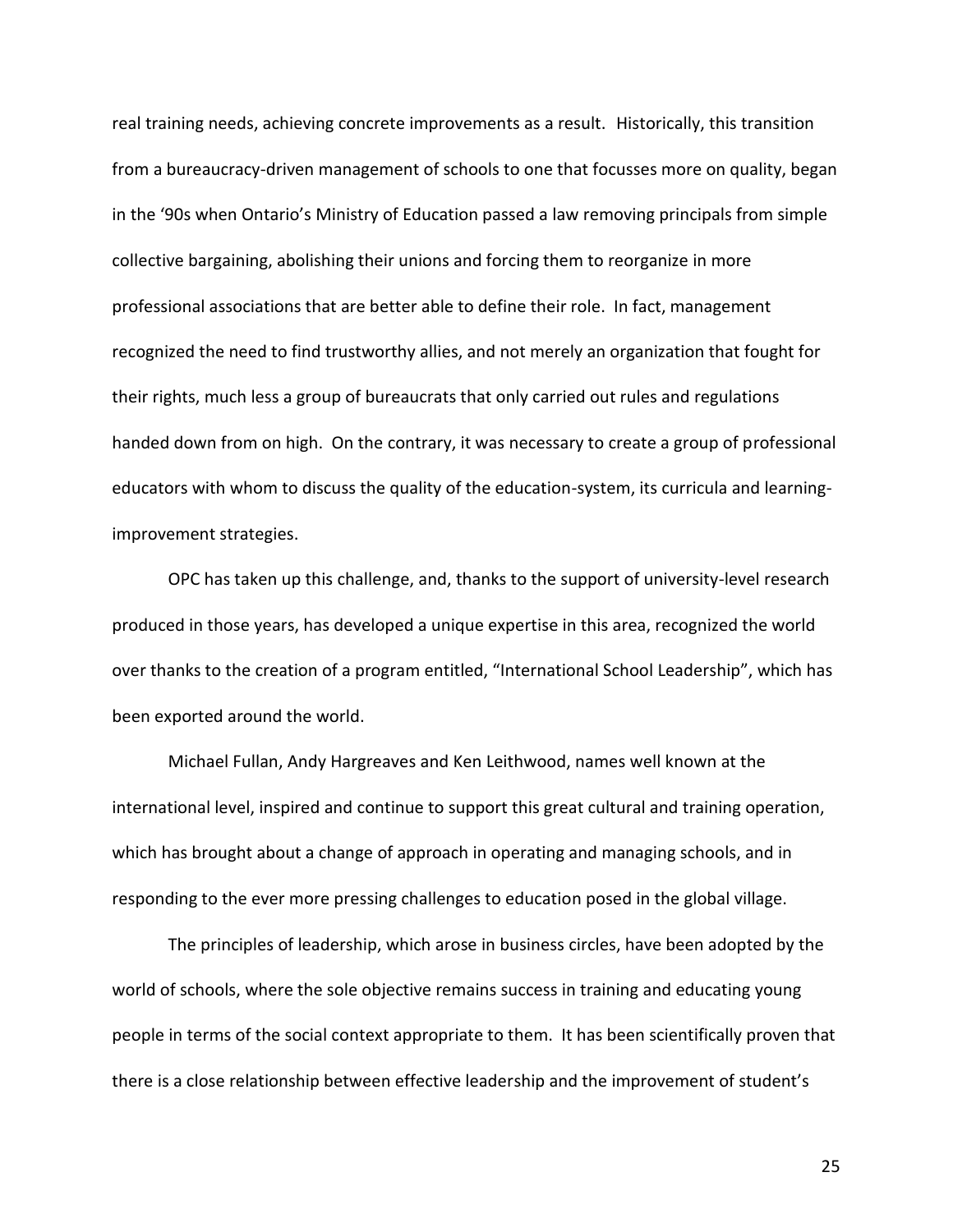real training needs, achieving concrete improvements as a result. Historically, this transition from a bureaucracy-driven management of schools to one that focusses more on quality, began in the '90s when Ontario's Ministry of Education passed a law removing principals from simple collective bargaining, abolishing their unions and forcing them to reorganize in more professional associations that are better able to define their role. In fact, management recognized the need to find trustworthy allies, and not merely an organization that fought for their rights, much less a group of bureaucrats that only carried out rules and regulations handed down from on high. On the contrary, it was necessary to create a group of professional educators with whom to discuss the quality of the education-system, its curricula and learning-improvement strategies.

OPC has taken up this challenge, and, thanks to the support of university-level research produced in those years, has developed a unique expertise in this area, recognized the world over thanks to the creation of a program entitled, "International School Leadership", which has been exported around the world.

Michael Fullan, Andy Hargreaves and Ken Leithwood, names well known at the international level, inspired and continue to support this great cultural and training operation, which has brought about a change of approach in operating and managing schools, and in responding to the ever more pressing challenges to education posed in the global village.

The principles of leadership, which arose in business circles, have been adopted by the world of schools, where the sole objective remains success in training and educating young people in terms of the social context appropriate to them. It has been scientifically proven that there is a close relationship between effective leadership and the improvement of student's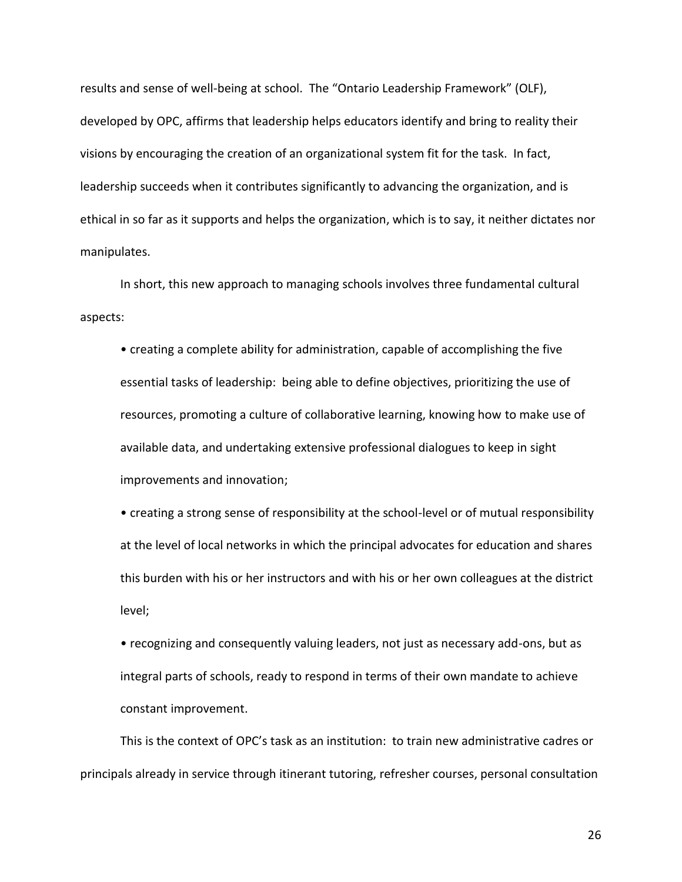results and sense of well-being at school. The "Ontario Leadership Framework" (OLF), developed by OPC, affirms that leadership helps educators identify and bring to reality their visions by encouraging the creation of an organizational system fit for the task. In fact, leadership succeeds when it contributes significantly to advancing the organization, and is ethical in so far as it supports and helps the organization, which is to say, it neither dictates nor manipulates.

In short, this new approach to managing schools involves three fundamental cultural aspects:

- creating a complete ability for administration, capable of accomplishing the five essential tasks of leadership: being able to define objectives, prioritizing the use of resources, promoting a culture of collaborative learning, knowing how to make use of available data, and undertaking extensive professional dialogues to keep in sight improvements and innovation;
- creating a strong sense of responsibility at the school-level or of mutual responsibility at the level of local networks in which the principal advocates for education and shares this burden with his or her instructors and with his or her own colleagues at the district level;
- recognizing and consequently valuing leaders, not just as necessary add-ons, but as integral parts of schools, ready to respond in terms of their own mandate to achieve constant improvement.

This is the context of OPC's task as an institution: to train new administrative cadres or principals already in service through itinerant tutoring, refresher courses, personal consultation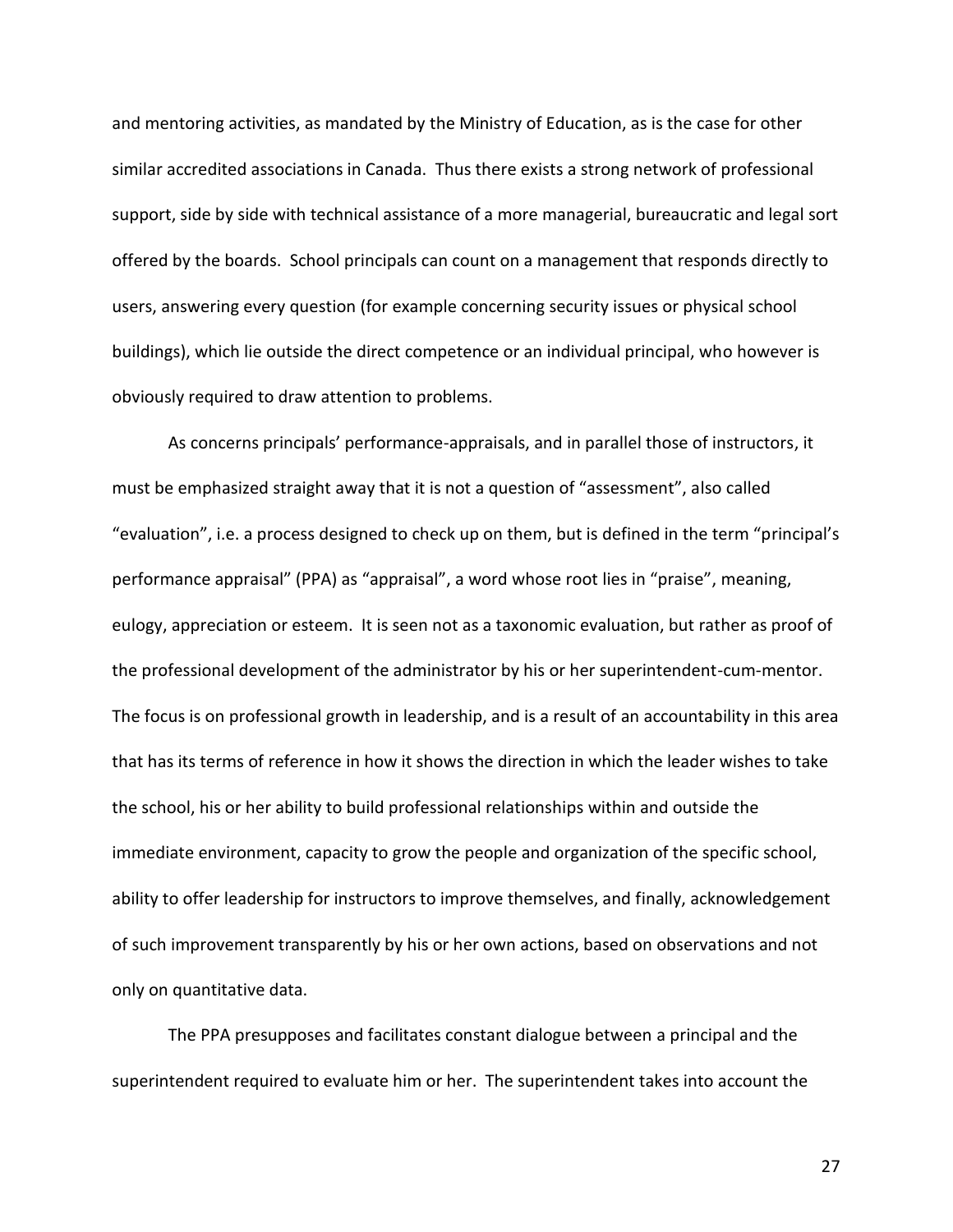and mentoring activities, as mandated by the Ministry of Education, as is the case for other similar accredited associations in Canada. Thus there exists a strong network of professional support, side by side with technical assistance of a more managerial, bureaucratic and legal sort offered by the boards. School principals can count on a management that responds directly to users, answering every question (for example concerning security issues or physical school buildings), which lie outside the direct competence or an individual principal, who however is obviously required to draw attention to problems.

As concerns principals' performance-appraisals, and in parallel those of instructors, it must be emphasized straight away that it is not a question of "assessment", also called "evaluation", i.e. a process designed to check up on them, but is defined in the term "principal's performance appraisal" (PPA) as "appraisal", a word whose root lies in "praise", meaning, eulogy, appreciation or esteem. It is seen not as a taxonomic evaluation, but rather as proof of the professional development of the administrator by his or her superintendent-cum-mentor. The focus is on professional growth in leadership, and is a result of an accountability in this area that has its terms of reference in how it shows the direction in which the leader wishes to take the school, his or her ability to build professional relationships within and outside the immediate environment, capacity to grow the people and organization of the specific school, ability to offer leadership for instructors to improve themselves, and finally, acknowledgement of such improvement transparently by his or her own actions, based on observations and not only on quantitative data.

The PPA presupposes and facilitates constant dialogue between a principal and the superintendent required to evaluate him or her. The superintendent takes into account the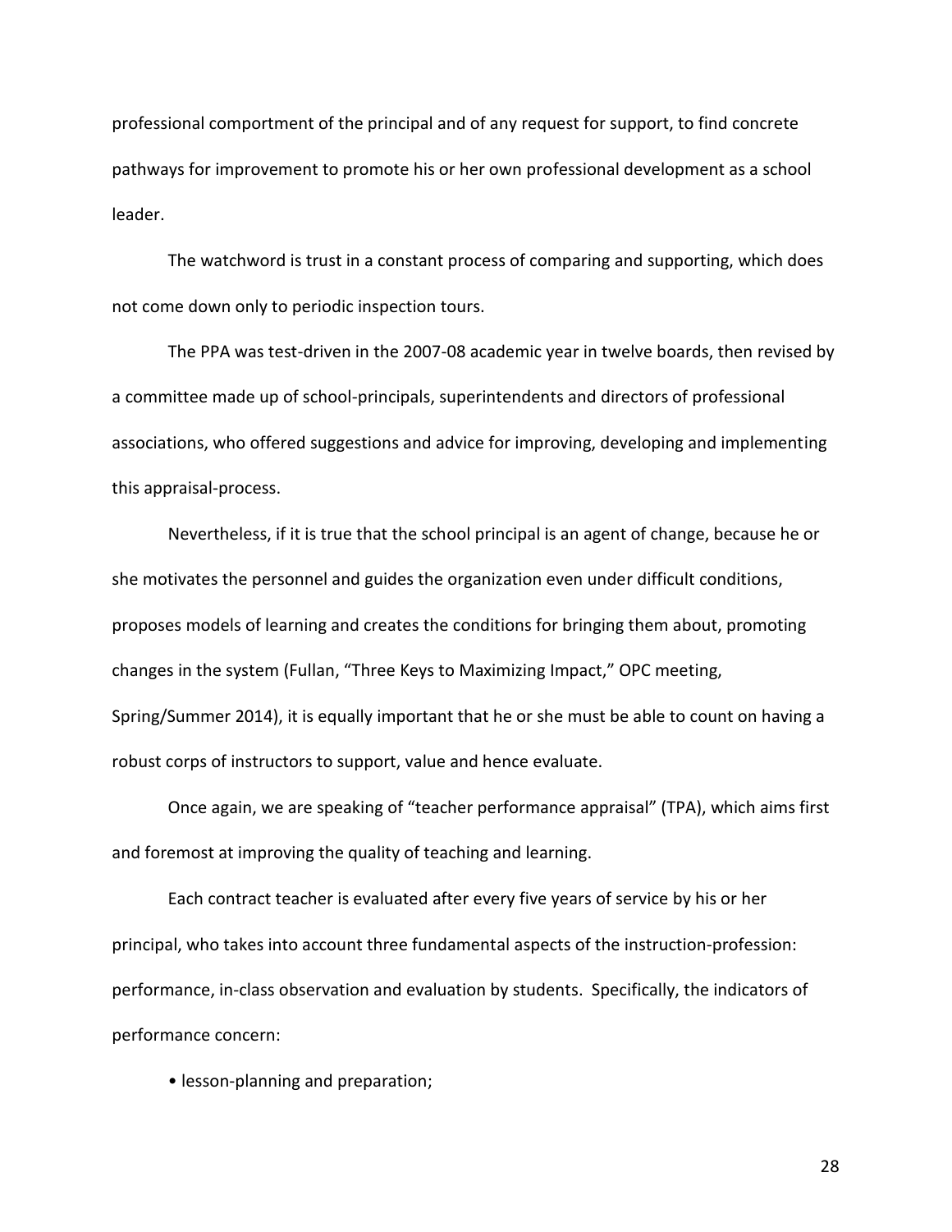professional comportment of the principal and of any request for support, to find concrete pathways for improvement to promote his or her own professional development as a school leader.

The watchword is trust in a constant process of comparing and supporting, which does not come down only to periodic inspection tours.

The PPA was test-driven in the 2007-08 academic year in twelve boards, then revised by a committee made up of school-principals, superintendents and directors of professional associations, who offered suggestions and advice for improving, developing and implementing this appraisal-process.

Nevertheless, if it is true that the school principal is an agent of change, because he or she motivates the personnel and guides the organization even under difficult conditions, proposes models of learning and creates the conditions for bringing them about, promoting changes in the system (Fullan, "Three Keys to Maximizing Impact," OPC meeting, Spring/Summer 2014), it is equally important that he or she must be able to count on having a robust corps of instructors to support, value and hence evaluate.

Once again, we are speaking of "teacher performance appraisal" (TPA), which aims first and foremost at improving the quality of teaching and learning.

Each contract teacher is evaluated after every five years of service by his or her principal, who takes into account three fundamental aspects of the instruction-profession: performance, in-class observation and evaluation by students. Specifically, the indicators of performance concern:

- lesson-planning and preparation;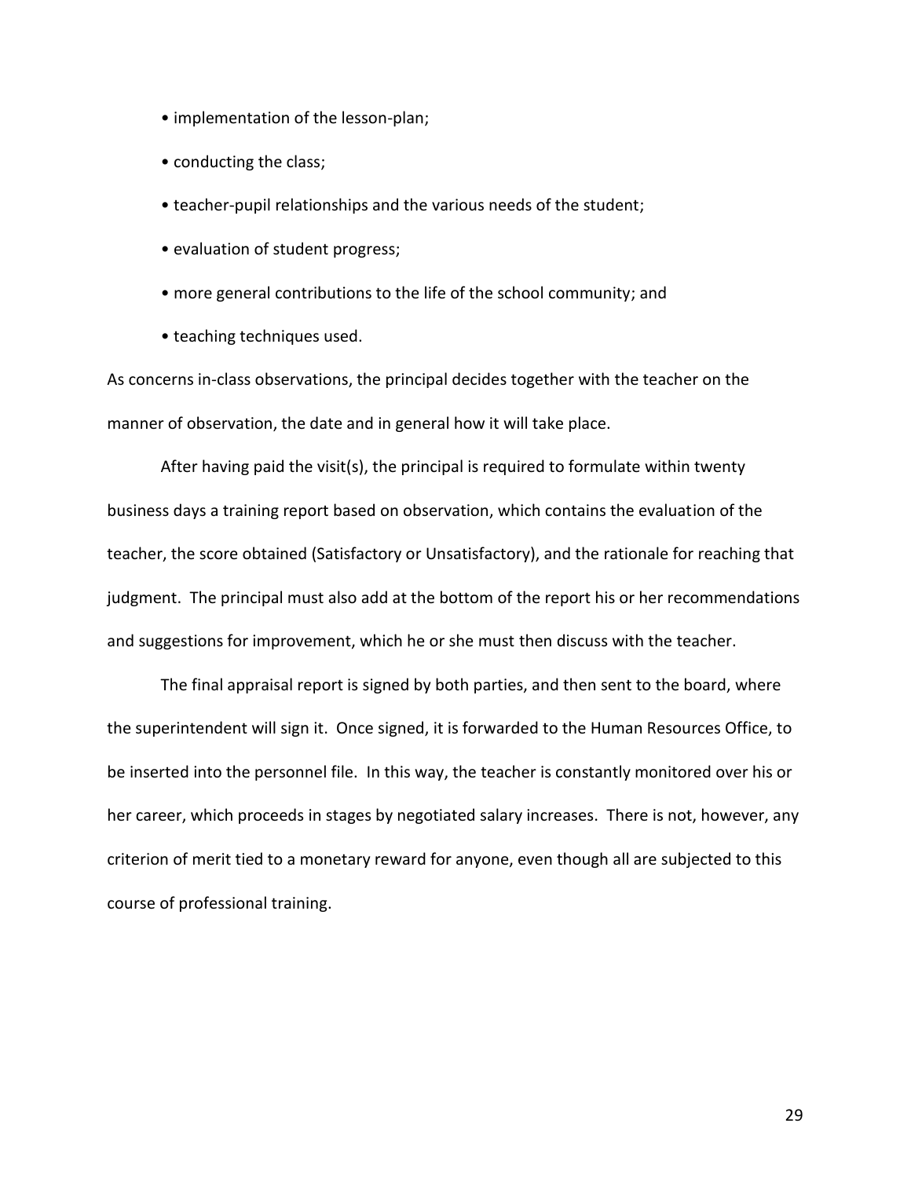- implementation of the lesson-plan;
- conducting the class;
- teacher-pupil relationships and the various needs of the student;
- evaluation of student progress;
- more general contributions to the life of the school community; and
- teaching techniques used.

As concerns in-class observations, the principal decides together with the teacher on the manner of observation, the date and in general how it will take place.

After having paid the visit(s), the principal is required to formulate within twenty business days a training report based on observation, which contains the evaluation of the teacher, the score obtained (Satisfactory or Unsatisfactory), and the rationale for reaching that judgment. The principal must also add at the bottom of the report his or her recommendations and suggestions for improvement, which he or she must then discuss with the teacher.

The final appraisal report is signed by both parties, and then sent to the board, where the superintendent will sign it. Once signed, it is forwarded to the Human Resources Office, to be inserted into the personnel file. In this way, the teacher is constantly monitored over his or her career, which proceeds in stages by negotiated salary increases. There is not, however, any criterion of merit tied to a monetary reward for anyone, even though all are subjected to this course of professional training.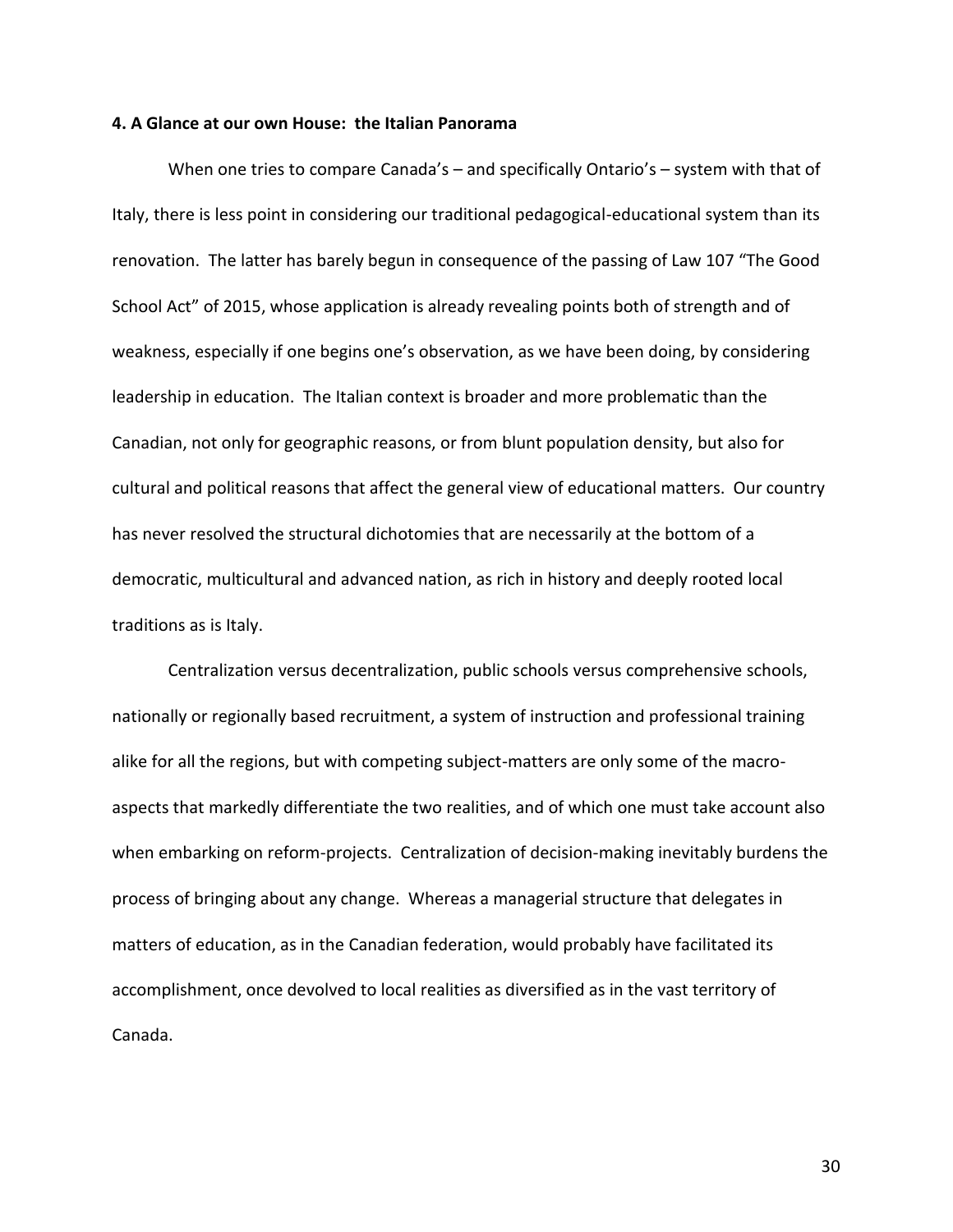**4. A Glance at our own House: the Italian Panorama**

When one tries to compare Canada's – and specifically Ontario's – system with that of Italy, there is less point in considering our traditional pedagogical-educational system than its renovation. The latter has barely begun in consequence of the passing of Law 107 "The Good School Act" of 2015, whose application is already revealing points both of strength and of weakness, especially if one begins one's observation, as we have been doing, by considering leadership in education. The Italian context is broader and more problematic than the Canadian, not only for geographic reasons, or from blunt population density, but also for cultural and political reasons that affect the general view of educational matters. Our country has never resolved the structural dichotomies that are necessarily at the bottom of a democratic, multicultural and advanced nation, as rich in history and deeply rooted local traditions as is Italy.

Centralization versus decentralization, public schools versus comprehensive schools, nationally or regionally based recruitment, a system of instruction and professional training alike for all the regions, but with competing subject-matters are only some of the macro-aspects that markedly differentiate the two realities, and of which one must take account also when embarking on reform-projects. Centralization of decision-making inevitably burdens the process of bringing about any change. Whereas a managerial structure that delegates in matters of education, as in the Canadian federation, would probably have facilitated its accomplishment, once devolved to local realities as diversified as in the vast territory of Canada.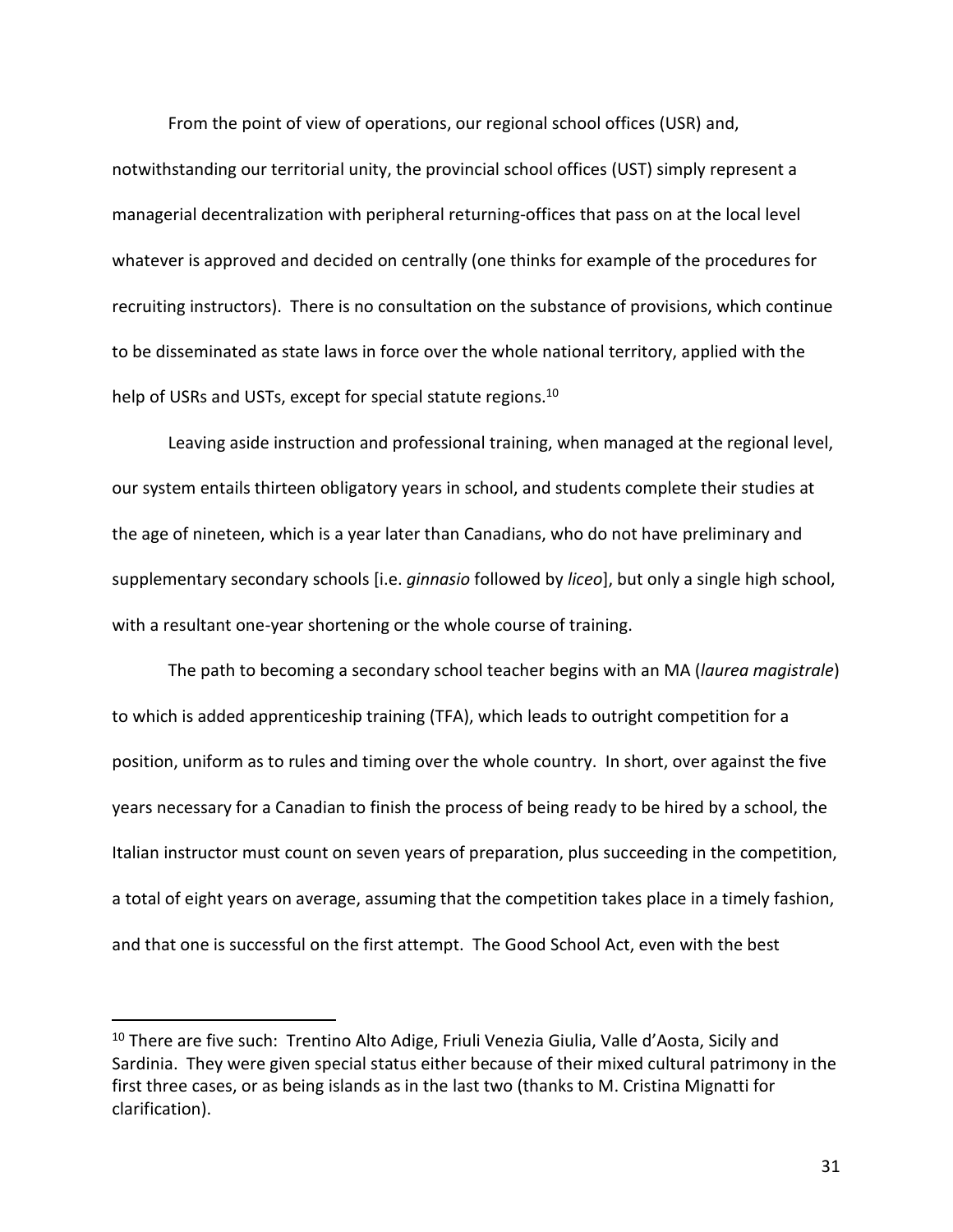From the point of view of operations, our regional school offices (USR) and, notwithstanding our territorial unity, the provincial school offices (UST) simply represent a managerial decentralization with peripheral returning-offices that pass on at the local level whatever is approved and decided on centrally (one thinks for example of the procedures for recruiting instructors). There is no consultation on the substance of provisions, which continue to be disseminated as state laws in force over the whole national territory, applied with the help of USRs and USTs, except for special statute regions.[10]

Leaving aside instruction and professional training, when managed at the regional level, our system entails thirteen obligatory years in school, and students complete their studies at the age of nineteen, which is a year later than Canadians, who do not have preliminary and supplementary secondary schools [i.e. *ginnasio* followed by *liceo*], but only a single high school, with a resultant one-year shortening or the whole course of training.

The path to becoming a secondary school teacher begins with an MA (*laurea magistrale*) to which is added apprenticeship training (TFA), which leads to outright competition for a position, uniform as to rules and timing over the whole country. In short, over against the five years necessary for a Canadian to finish the process of being ready to be hired by a school, the Italian instructor must count on seven years of preparation, plus succeeding in the competition, a total of eight years on average, assuming that the competition takes place in a timely fashion, and that one is successful on the first attempt. The Good School Act, even with the best

---

[10] There are five such: Trentino Alto Adige, Friuli Venezia Giulia, Valle d'Aosta, Sicily and Sardinia. They were given special status either because of their mixed cultural patrimony in the first three cases, or as being islands as in the last two (thanks to M. Cristina Mignatti for clarification).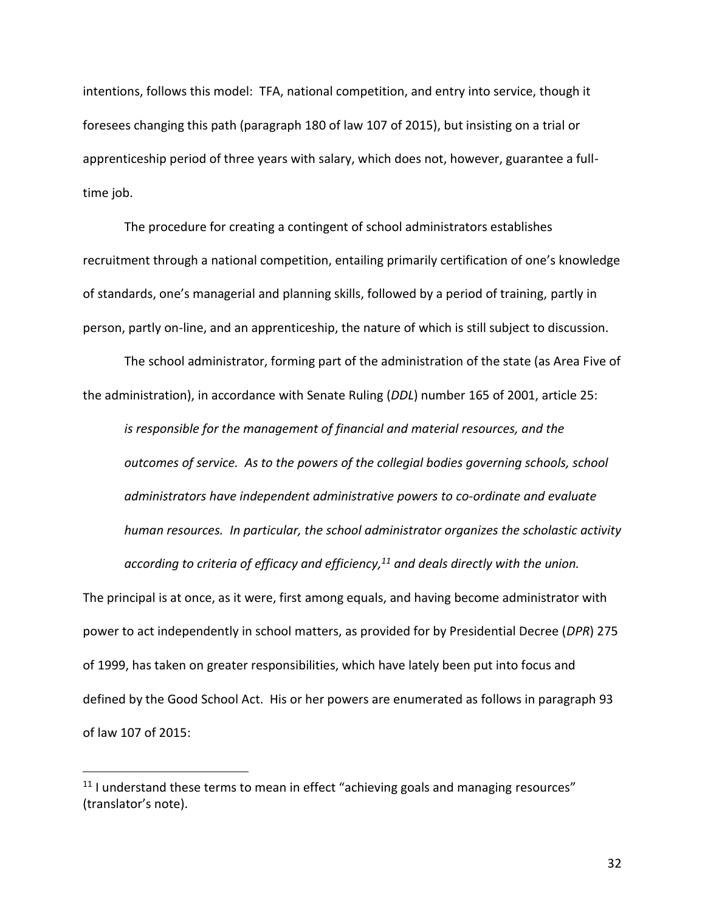intentions, follows this model: TFA, national competition, and entry into service, though it foresees changing this path (paragraph 180 of law 107 of 2015), but insisting on a trial or apprenticeship period of three years with salary, which does not, however, guarantee a full-time job.

The procedure for creating a contingent of school administrators establishes recruitment through a national competition, entailing primarily certification of one's knowledge of standards, one's managerial and planning skills, followed by a period of training, partly in person, partly on-line, and an apprenticeship, the nature of which is still subject to discussion.

The school administrator, forming part of the administration of the state (as Area Five of the administration), in accordance with Senate Ruling (*DDL*) number 165 of 2001, article 25:

> *is responsible for the management of financial and material resources, and the outcomes of service. As to the powers of the collegial bodies governing schools, school administrators have independent administrative powers to co-ordinate and evaluate human resources. In particular, the school administrator organizes the scholastic activity according to criteria of efficacy and efficiency,[11] and deals directly with the union.*

The principal is at once, as it were, first among equals, and having become administrator with power to act independently in school matters, as provided for by Presidential Decree (*DPR*) 275 of 1999, has taken on greater responsibilities, which have lately been put into focus and defined by the Good School Act. His or her powers are enumerated as follows in paragraph 93 of law 107 of 2015:

[11] I understand these terms to mean in effect "achieving goals and managing resources" (translator's note).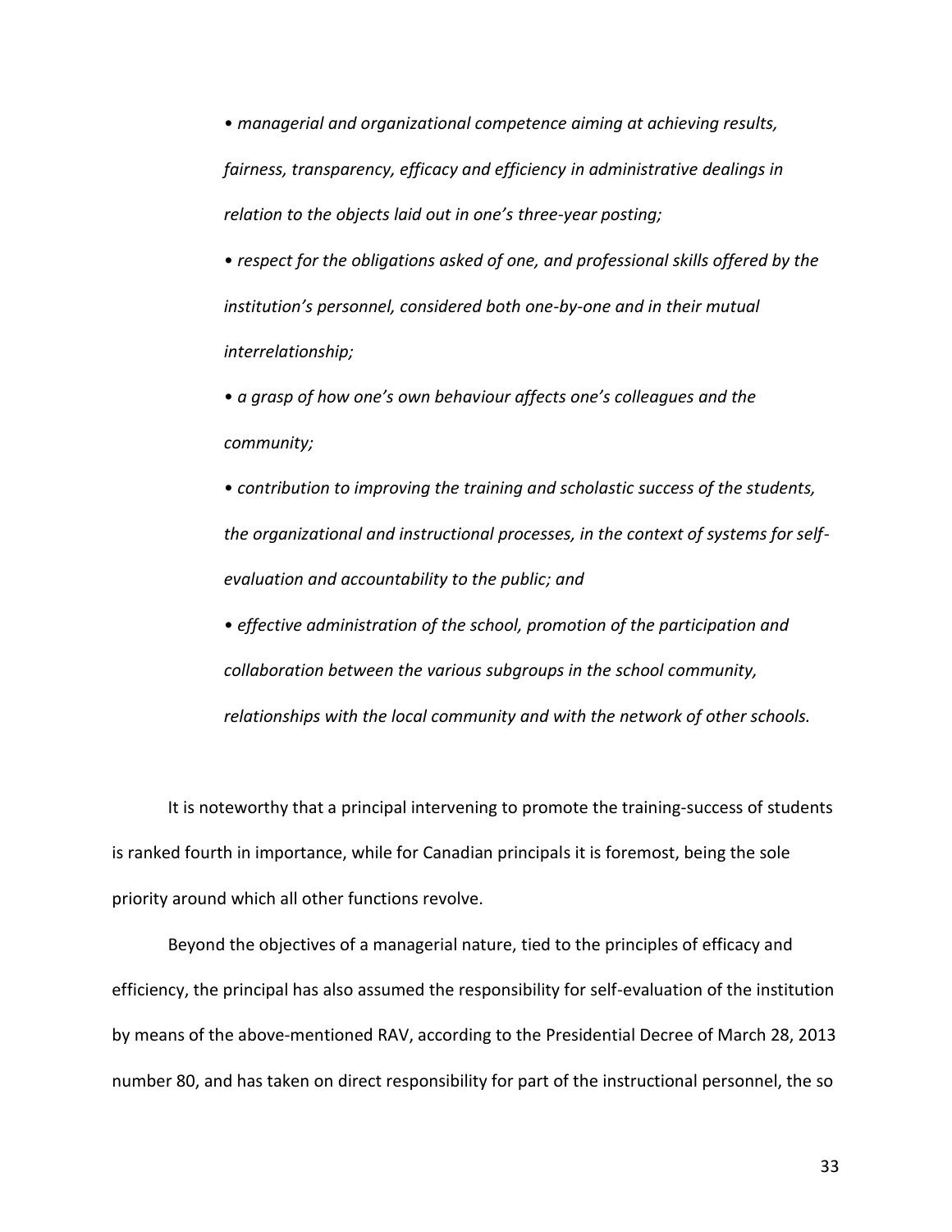- *managerial and organizational competence aiming at achieving results, fairness, transparency, efficacy and efficiency in administrative dealings in relation to the objects laid out in one's three-year posting;*
- *respect for the obligations asked of one, and professional skills offered by the institution's personnel, considered both one-by-one and in their mutual interrelationship;*
- *a grasp of how one's own behaviour affects one's colleagues and the community;*
- *contribution to improving the training and scholastic success of the students, the organizational and instructional processes, in the context of systems for self-evaluation and accountability to the public; and*
- *effective administration of the school, promotion of the participation and collaboration between the various subgroups in the school community, relationships with the local community and with the network of other schools.*

It is noteworthy that a principal intervening to promote the training-success of students is ranked fourth in importance, while for Canadian principals it is foremost, being the sole priority around which all other functions revolve.

Beyond the objectives of a managerial nature, tied to the principles of efficacy and efficiency, the principal has also assumed the responsibility for self-evaluation of the institution by means of the above-mentioned RAV, according to the Presidential Decree of March 28, 2013 number 80, and has taken on direct responsibility for part of the instructional personnel, the so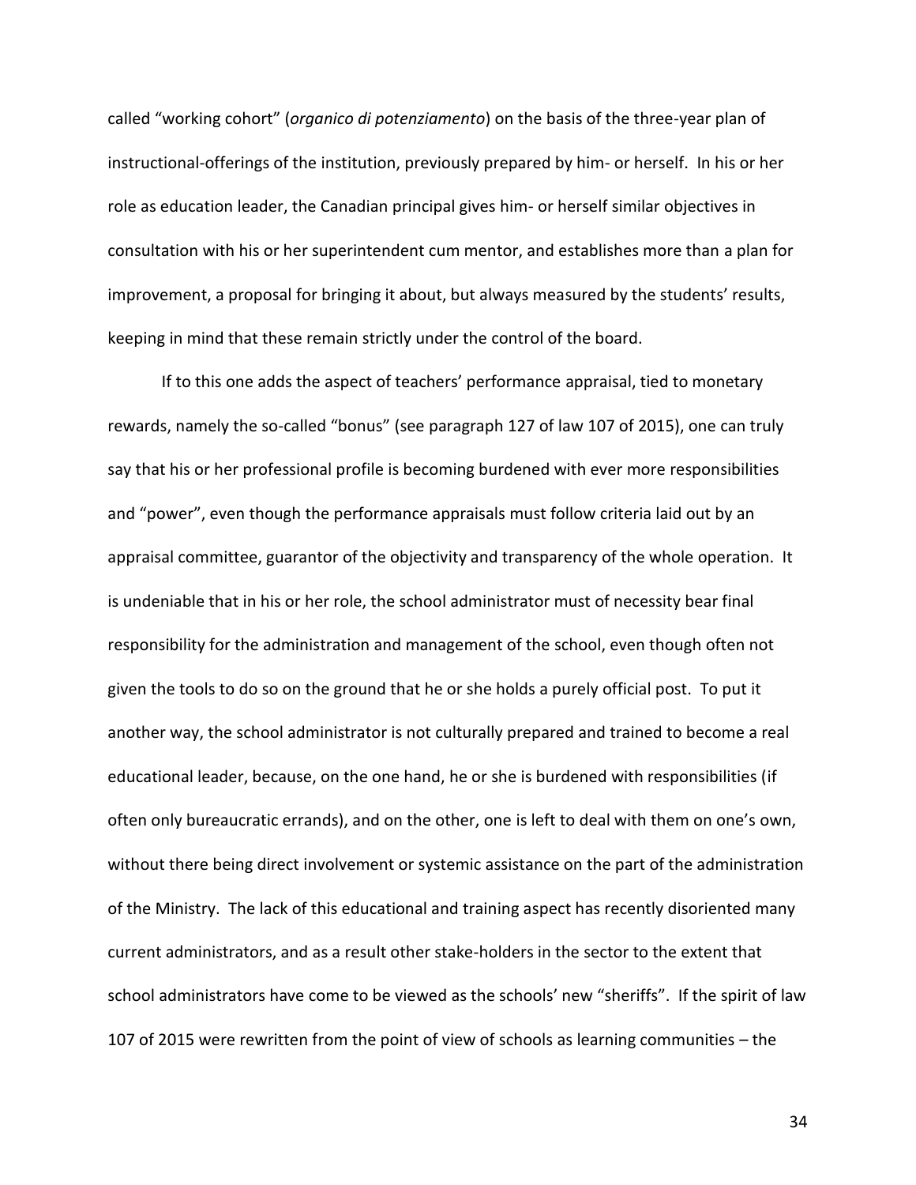called "working cohort" (*organico di potenziamento*) on the basis of the three-year plan of instructional-offerings of the institution, previously prepared by him- or herself. In his or her role as education leader, the Canadian principal gives him- or herself similar objectives in consultation with his or her superintendent cum mentor, and establishes more than a plan for improvement, a proposal for bringing it about, but always measured by the students' results, keeping in mind that these remain strictly under the control of the board.

If to this one adds the aspect of teachers' performance appraisal, tied to monetary rewards, namely the so-called "bonus" (see paragraph 127 of law 107 of 2015), one can truly say that his or her professional profile is becoming burdened with ever more responsibilities and "power", even though the performance appraisals must follow criteria laid out by an appraisal committee, guarantor of the objectivity and transparency of the whole operation. It is undeniable that in his or her role, the school administrator must of necessity bear final responsibility for the administration and management of the school, even though often not given the tools to do so on the ground that he or she holds a purely official post. To put it another way, the school administrator is not culturally prepared and trained to become a real educational leader, because, on the one hand, he or she is burdened with responsibilities (if often only bureaucratic errands), and on the other, one is left to deal with them on one's own, without there being direct involvement or systemic assistance on the part of the administration of the Ministry. The lack of this educational and training aspect has recently disoriented many current administrators, and as a result other stake-holders in the sector to the extent that school administrators have come to be viewed as the schools' new "sheriffs". If the spirit of law 107 of 2015 were rewritten from the point of view of schools as learning communities – the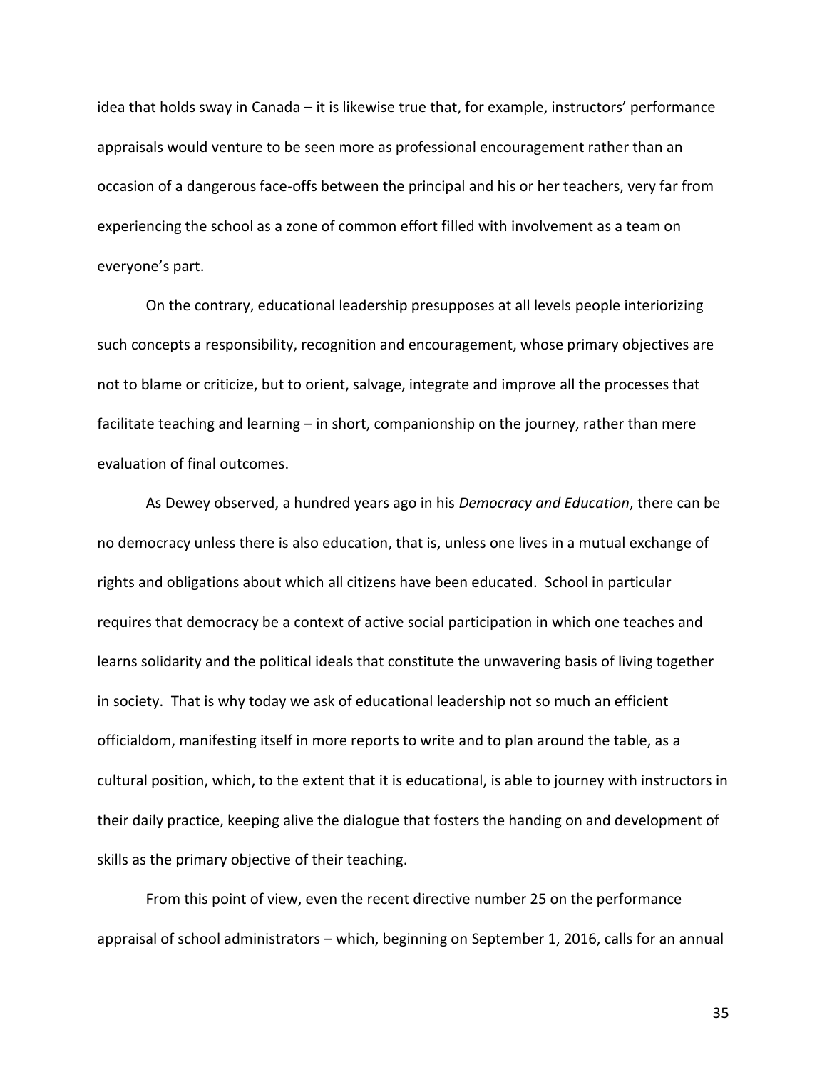idea that holds sway in Canada – it is likewise true that, for example, instructors' performance appraisals would venture to be seen more as professional encouragement rather than an occasion of a dangerous face-offs between the principal and his or her teachers, very far from experiencing the school as a zone of common effort filled with involvement as a team on everyone's part.

On the contrary, educational leadership presupposes at all levels people interiorizing such concepts a responsibility, recognition and encouragement, whose primary objectives are not to blame or criticize, but to orient, salvage, integrate and improve all the processes that facilitate teaching and learning – in short, companionship on the journey, rather than mere evaluation of final outcomes.

As Dewey observed, a hundred years ago in his *Democracy and Education*, there can be no democracy unless there is also education, that is, unless one lives in a mutual exchange of rights and obligations about which all citizens have been educated. School in particular requires that democracy be a context of active social participation in which one teaches and learns solidarity and the political ideals that constitute the unwavering basis of living together in society. That is why today we ask of educational leadership not so much an efficient officialdom, manifesting itself in more reports to write and to plan around the table, as a cultural position, which, to the extent that it is educational, is able to journey with instructors in their daily practice, keeping alive the dialogue that fosters the handing on and development of skills as the primary objective of their teaching.

From this point of view, even the recent directive number 25 on the performance appraisal of school administrators – which, beginning on September 1, 2016, calls for an annual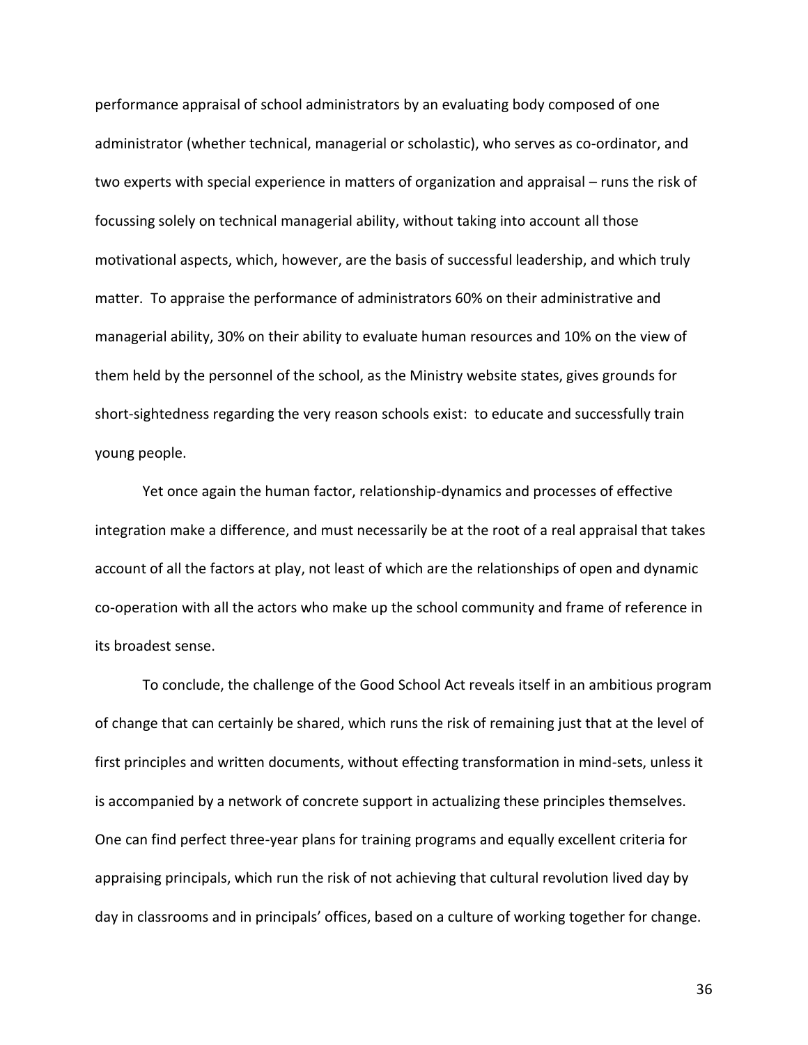performance appraisal of school administrators by an evaluating body composed of one administrator (whether technical, managerial or scholastic), who serves as co-ordinator, and two experts with special experience in matters of organization and appraisal – runs the risk of focussing solely on technical managerial ability, without taking into account all those motivational aspects, which, however, are the basis of successful leadership, and which truly matter. To appraise the performance of administrators 60% on their administrative and managerial ability, 30% on their ability to evaluate human resources and 10% on the view of them held by the personnel of the school, as the Ministry website states, gives grounds for short-sightedness regarding the very reason schools exist: to educate and successfully train young people.

Yet once again the human factor, relationship-dynamics and processes of effective integration make a difference, and must necessarily be at the root of a real appraisal that takes account of all the factors at play, not least of which are the relationships of open and dynamic co-operation with all the actors who make up the school community and frame of reference in its broadest sense.

To conclude, the challenge of the Good School Act reveals itself in an ambitious program of change that can certainly be shared, which runs the risk of remaining just that at the level of first principles and written documents, without effecting transformation in mind-sets, unless it is accompanied by a network of concrete support in actualizing these principles themselves. One can find perfect three-year plans for training programs and equally excellent criteria for appraising principals, which run the risk of not achieving that cultural revolution lived day by day in classrooms and in principals' offices, based on a culture of working together for change.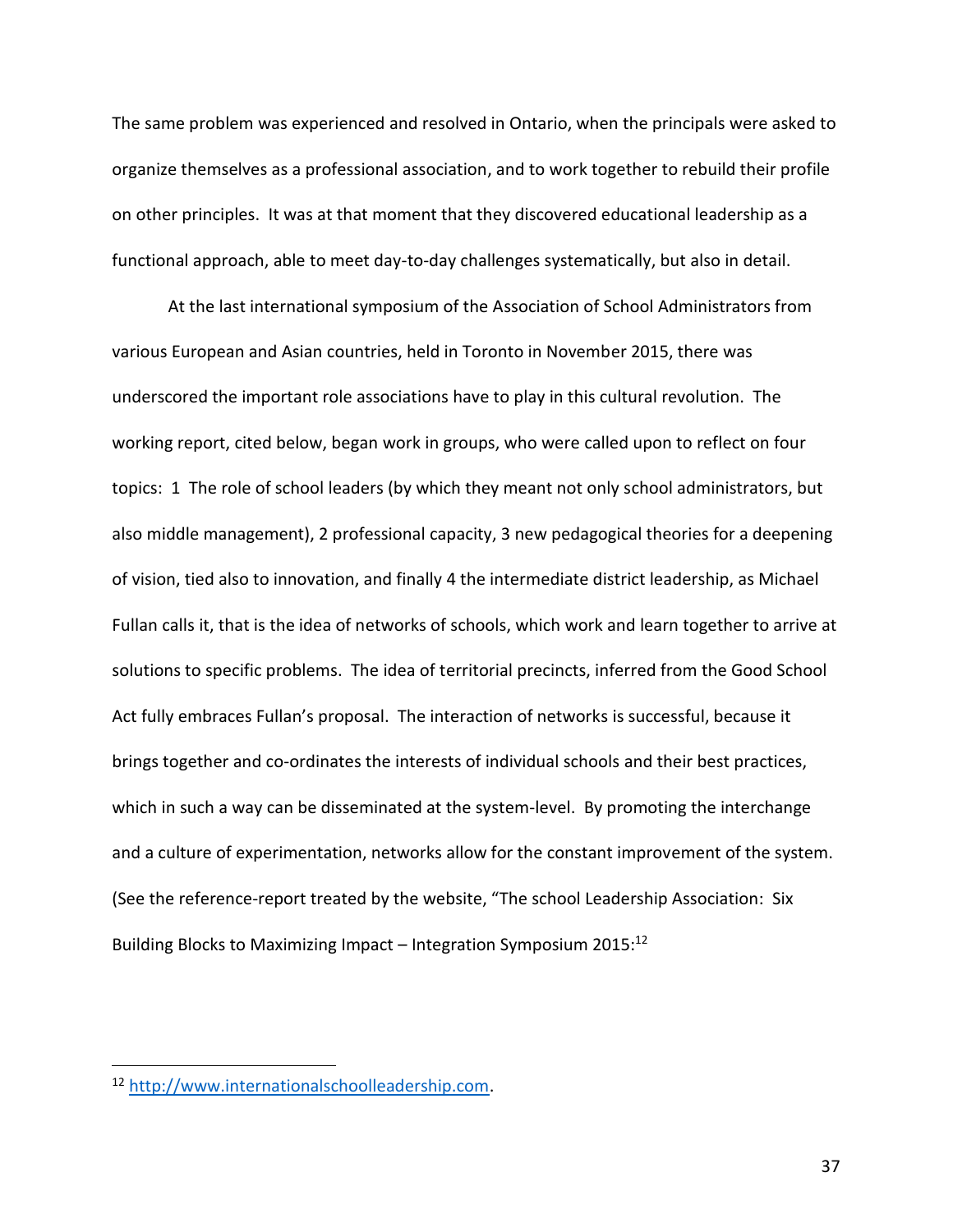The same problem was experienced and resolved in Ontario, when the principals were asked to organize themselves as a professional association, and to work together to rebuild their profile on other principles. It was at that moment that they discovered educational leadership as a functional approach, able to meet day-to-day challenges systematically, but also in detail.

At the last international symposium of the Association of School Administrators from various European and Asian countries, held in Toronto in November 2015, there was underscored the important role associations have to play in this cultural revolution. The working report, cited below, began work in groups, who were called upon to reflect on four topics: 1 The role of school leaders (by which they meant not only school administrators, but also middle management), 2 professional capacity, 3 new pedagogical theories for a deepening of vision, tied also to innovation, and finally 4 the intermediate district leadership, as Michael Fullan calls it, that is the idea of networks of schools, which work and learn together to arrive at solutions to specific problems. The idea of territorial precincts, inferred from the Good School Act fully embraces Fullan's proposal. The interaction of networks is successful, because it brings together and co-ordinates the interests of individual schools and their best practices, which in such a way can be disseminated at the system-level. By promoting the interchange and a culture of experimentation, networks allow for the constant improvement of the system. (See the reference-report treated by the website, "The school Leadership Association: Six Building Blocks to Maximizing Impact – Integration Symposium 2015:[12]

---

[12] http://www.internationalschoolleadership.com.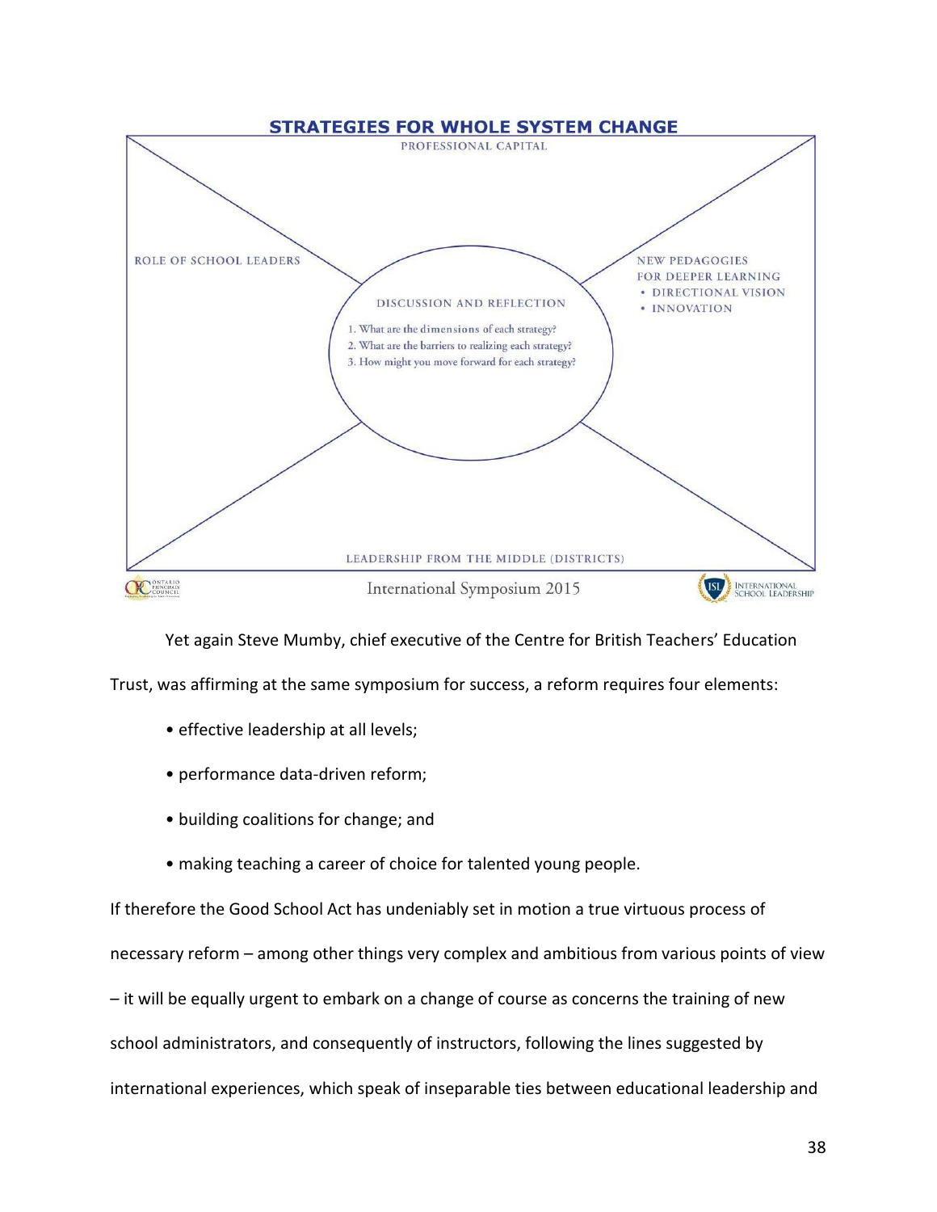**STRATEGIES FOR WHOLE SYSTEM CHANGE**

PROFESSIONAL CAPITAL

ROLE OF SCHOOL LEADERS

NEW PEDAGOGIES FOR DEEPER LEARNING
- DIRECTIONAL VISION
- INNOVATION

DISCUSSION AND REFLECTION

1. What are the dimensions of each strategy?
2. What are the barriers to realizing each strategy?
3. How might you move forward for each strategy?

LEADERSHIP FROM THE MIDDLE (DISTRICTS)

International Symposium 2015

Yet again Steve Mumby, chief executive of the Centre for British Teachers' Education Trust, was affirming at the same symposium for success, a reform requires four elements:

- effective leadership at all levels;
- performance data-driven reform;
- building coalitions for change; and
- making teaching a career of choice for talented young people.

If therefore the Good School Act has undeniably set in motion a true virtuous process of necessary reform – among other things very complex and ambitious from various points of view – it will be equally urgent to embark on a change of course as concerns the training of new school administrators, and consequently of instructors, following the lines suggested by international experiences, which speak of inseparable ties between educational leadership and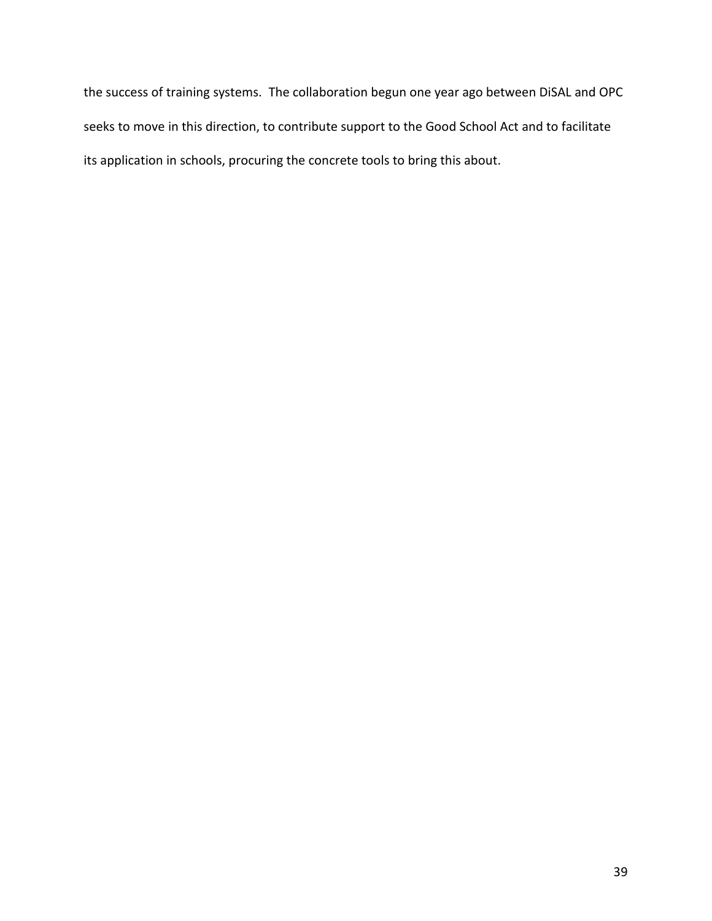the success of training systems.  The collaboration begun one year ago between DiSAL and OPC seeks to move in this direction, to contribute support to the Good School Act and to facilitate its application in schools, procuring the concrete tools to bring this about.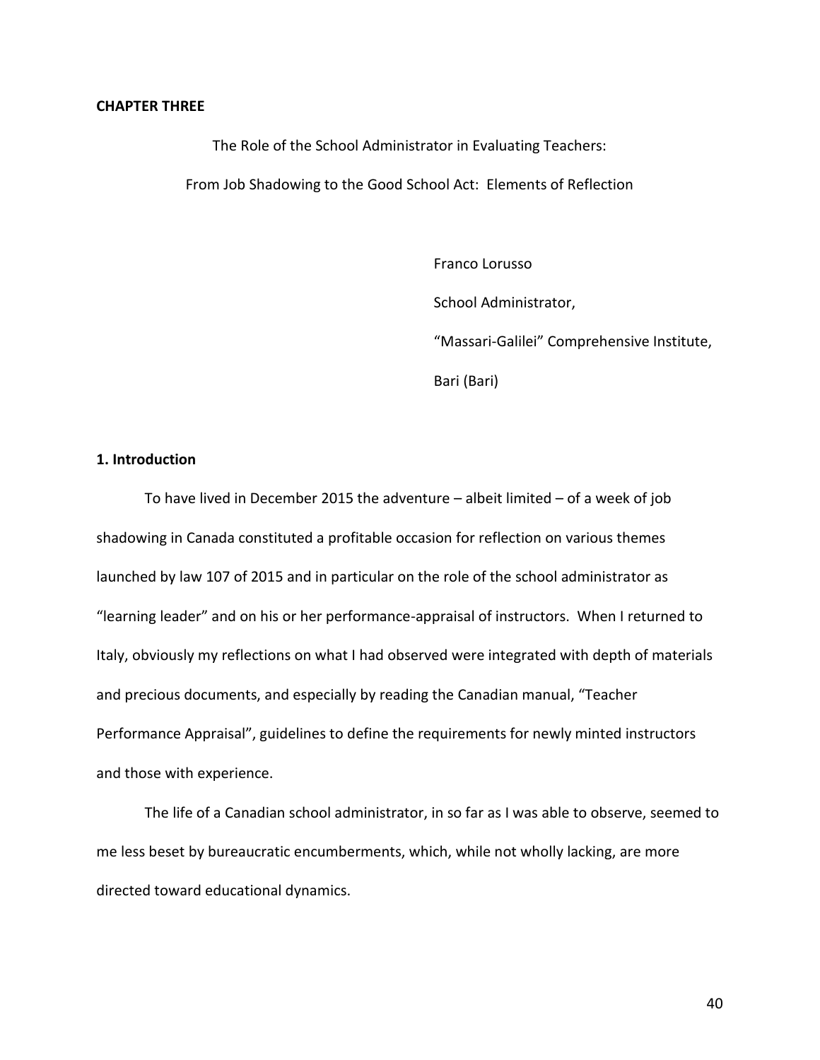**CHAPTER THREE**

The Role of the School Administrator in Evaluating Teachers:

From Job Shadowing to the Good School Act: Elements of Reflection

Franco Lorusso

School Administrator,

"Massari-Galilei" Comprehensive Institute,

Bari (Bari)

**1. Introduction**

To have lived in December 2015 the adventure – albeit limited – of a week of job shadowing in Canada constituted a profitable occasion for reflection on various themes launched by law 107 of 2015 and in particular on the role of the school administrator as "learning leader" and on his or her performance-appraisal of instructors. When I returned to Italy, obviously my reflections on what I had observed were integrated with depth of materials and precious documents, and especially by reading the Canadian manual, "Teacher Performance Appraisal", guidelines to define the requirements for newly minted instructors and those with experience.

The life of a Canadian school administrator, in so far as I was able to observe, seemed to me less beset by bureaucratic encumberments, which, while not wholly lacking, are more directed toward educational dynamics.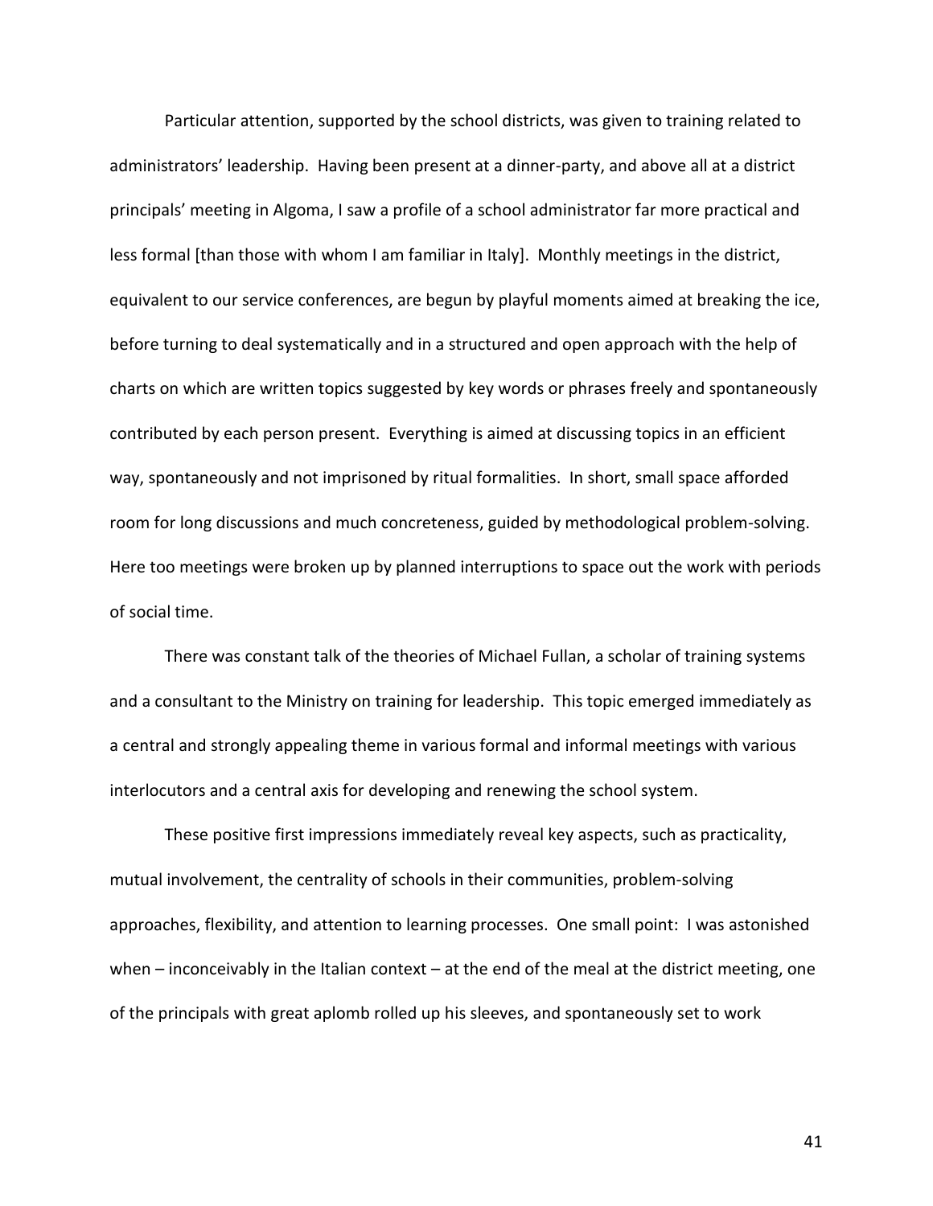Particular attention, supported by the school districts, was given to training related to administrators' leadership. Having been present at a dinner-party, and above all at a district principals' meeting in Algoma, I saw a profile of a school administrator far more practical and less formal [than those with whom I am familiar in Italy]. Monthly meetings in the district, equivalent to our service conferences, are begun by playful moments aimed at breaking the ice, before turning to deal systematically and in a structured and open approach with the help of charts on which are written topics suggested by key words or phrases freely and spontaneously contributed by each person present. Everything is aimed at discussing topics in an efficient way, spontaneously and not imprisoned by ritual formalities. In short, small space afforded room for long discussions and much concreteness, guided by methodological problem-solving. Here too meetings were broken up by planned interruptions to space out the work with periods of social time.

There was constant talk of the theories of Michael Fullan, a scholar of training systems and a consultant to the Ministry on training for leadership. This topic emerged immediately as a central and strongly appealing theme in various formal and informal meetings with various interlocutors and a central axis for developing and renewing the school system.

These positive first impressions immediately reveal key aspects, such as practicality, mutual involvement, the centrality of schools in their communities, problem-solving approaches, flexibility, and attention to learning processes. One small point: I was astonished when – inconceivably in the Italian context – at the end of the meal at the district meeting, one of the principals with great aplomb rolled up his sleeves, and spontaneously set to work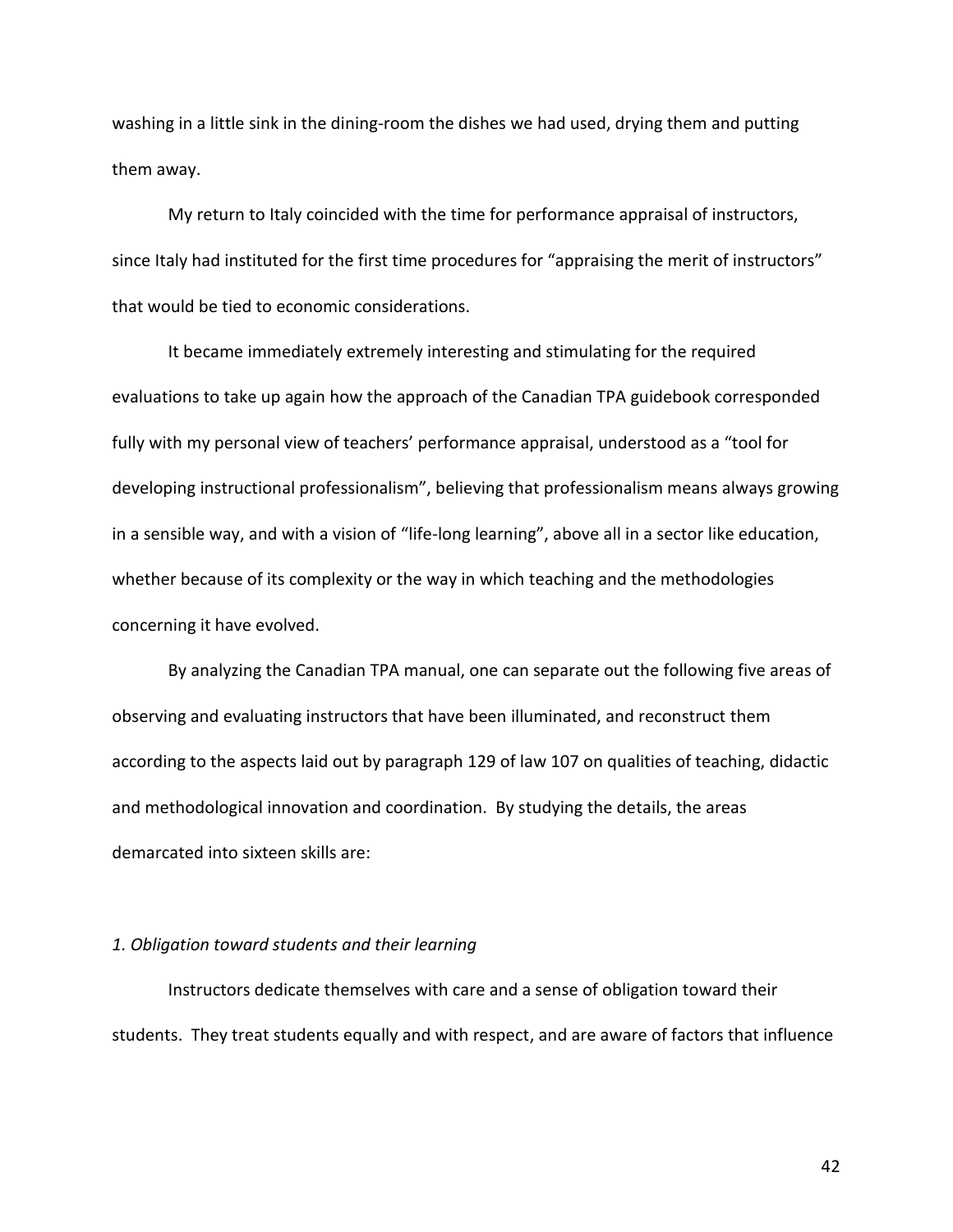washing in a little sink in the dining-room the dishes we had used, drying them and putting them away.

My return to Italy coincided with the time for performance appraisal of instructors, since Italy had instituted for the first time procedures for "appraising the merit of instructors" that would be tied to economic considerations.

It became immediately extremely interesting and stimulating for the required evaluations to take up again how the approach of the Canadian TPA guidebook corresponded fully with my personal view of teachers' performance appraisal, understood as a "tool for developing instructional professionalism", believing that professionalism means always growing in a sensible way, and with a vision of "life-long learning", above all in a sector like education, whether because of its complexity or the way in which teaching and the methodologies concerning it have evolved.

By analyzing the Canadian TPA manual, one can separate out the following five areas of observing and evaluating instructors that have been illuminated, and reconstruct them according to the aspects laid out by paragraph 129 of law 107 on qualities of teaching, didactic and methodological innovation and coordination. By studying the details, the areas demarcated into sixteen skills are:

*1. Obligation toward students and their learning*

Instructors dedicate themselves with care and a sense of obligation toward their students. They treat students equally and with respect, and are aware of factors that influence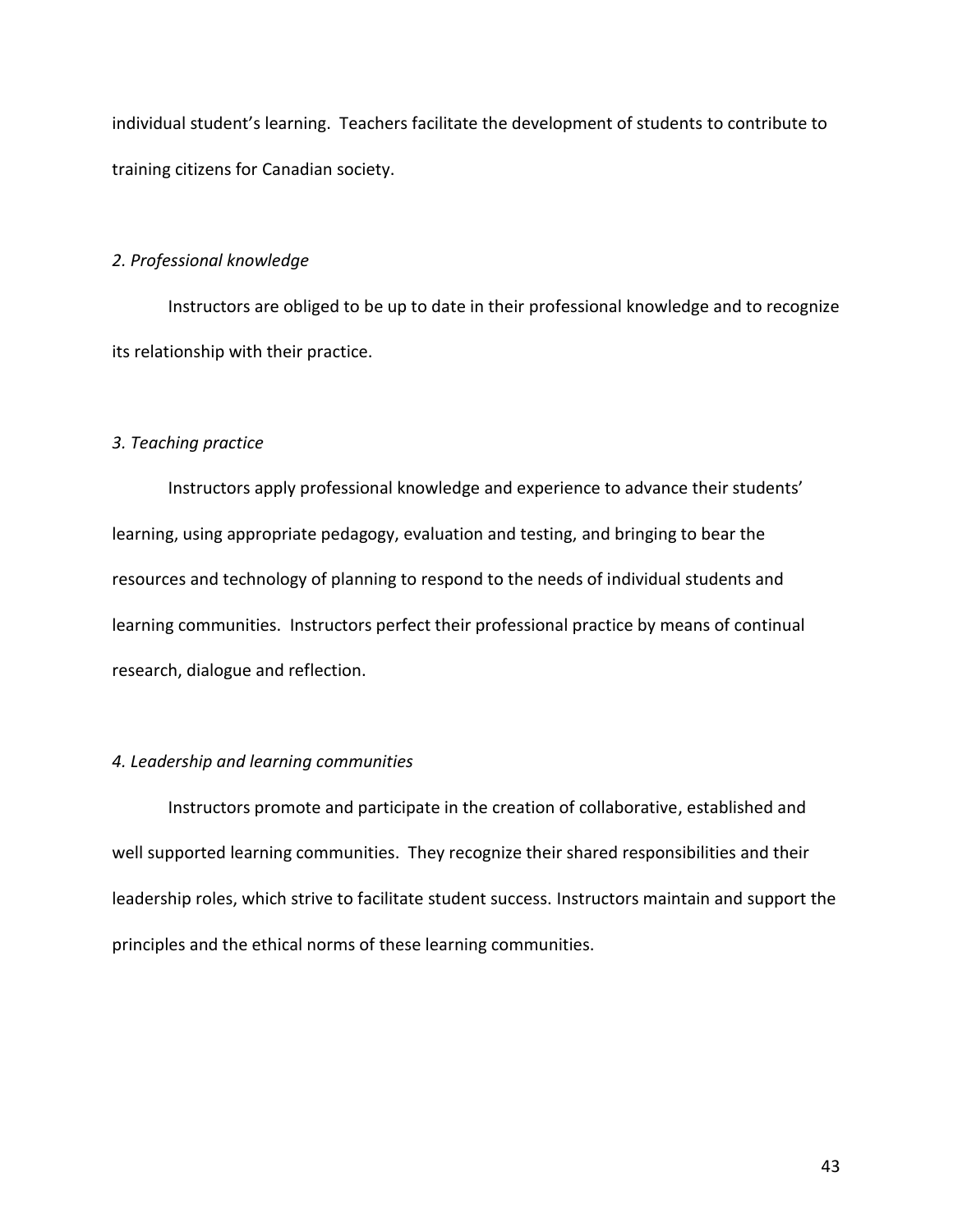individual student's learning. Teachers facilitate the development of students to contribute to training citizens for Canadian society.

*2. Professional knowledge*

Instructors are obliged to be up to date in their professional knowledge and to recognize its relationship with their practice.

*3. Teaching practice*

Instructors apply professional knowledge and experience to advance their students' learning, using appropriate pedagogy, evaluation and testing, and bringing to bear the resources and technology of planning to respond to the needs of individual students and learning communities. Instructors perfect their professional practice by means of continual research, dialogue and reflection.

*4. Leadership and learning communities*

Instructors promote and participate in the creation of collaborative, established and well supported learning communities. They recognize their shared responsibilities and their leadership roles, which strive to facilitate student success. Instructors maintain and support the principles and the ethical norms of these learning communities.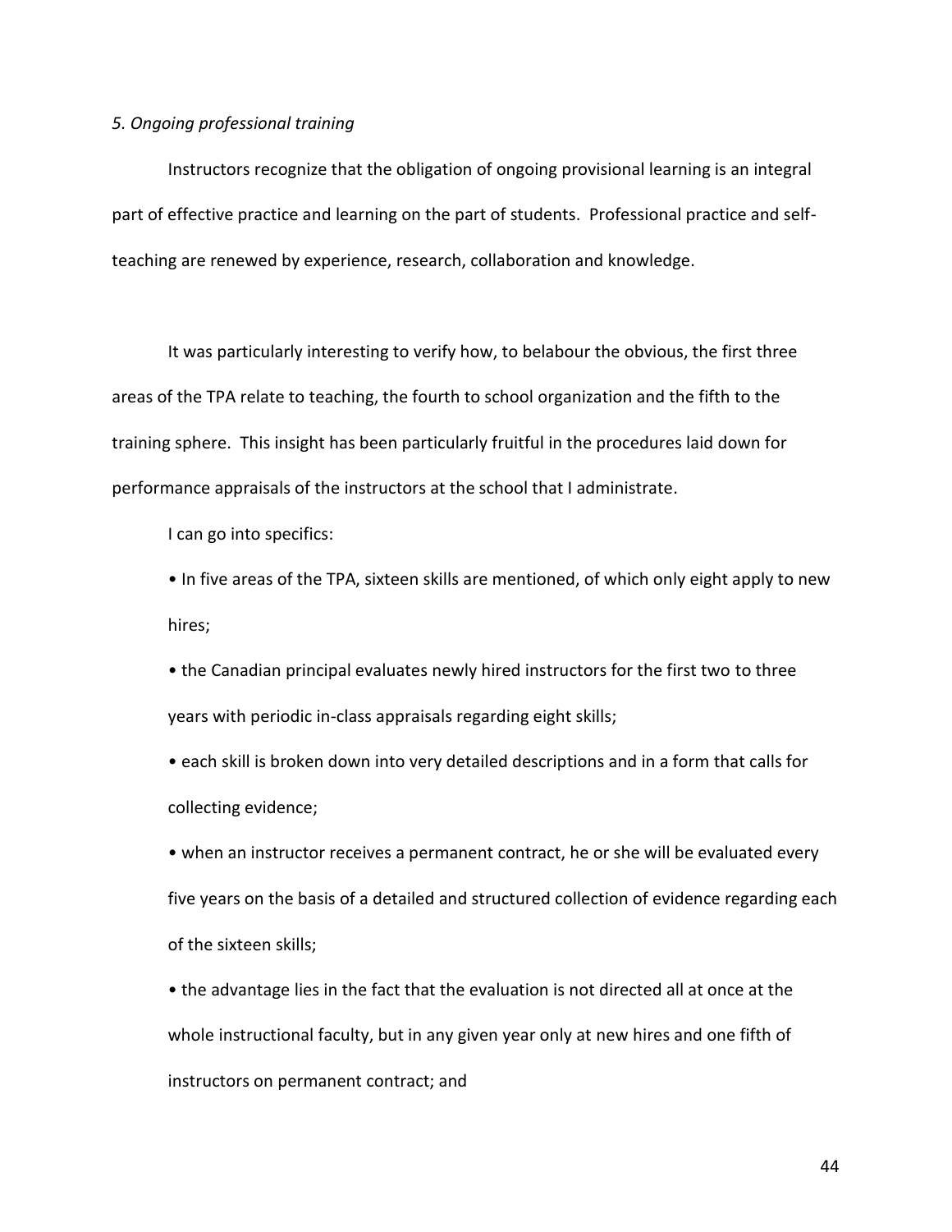*5. Ongoing professional training*

Instructors recognize that the obligation of ongoing provisional learning is an integral part of effective practice and learning on the part of students. Professional practice and self-teaching are renewed by experience, research, collaboration and knowledge.

It was particularly interesting to verify how, to belabour the obvious, the first three areas of the TPA relate to teaching, the fourth to school organization and the fifth to the training sphere. This insight has been particularly fruitful in the procedures laid down for performance appraisals of the instructors at the school that I administrate.

I can go into specifics:

- In five areas of the TPA, sixteen skills are mentioned, of which only eight apply to new hires;
- the Canadian principal evaluates newly hired instructors for the first two to three years with periodic in-class appraisals regarding eight skills;
- each skill is broken down into very detailed descriptions and in a form that calls for collecting evidence;
- when an instructor receives a permanent contract, he or she will be evaluated every five years on the basis of a detailed and structured collection of evidence regarding each of the sixteen skills;
- the advantage lies in the fact that the evaluation is not directed all at once at the whole instructional faculty, but in any given year only at new hires and one fifth of instructors on permanent contract; and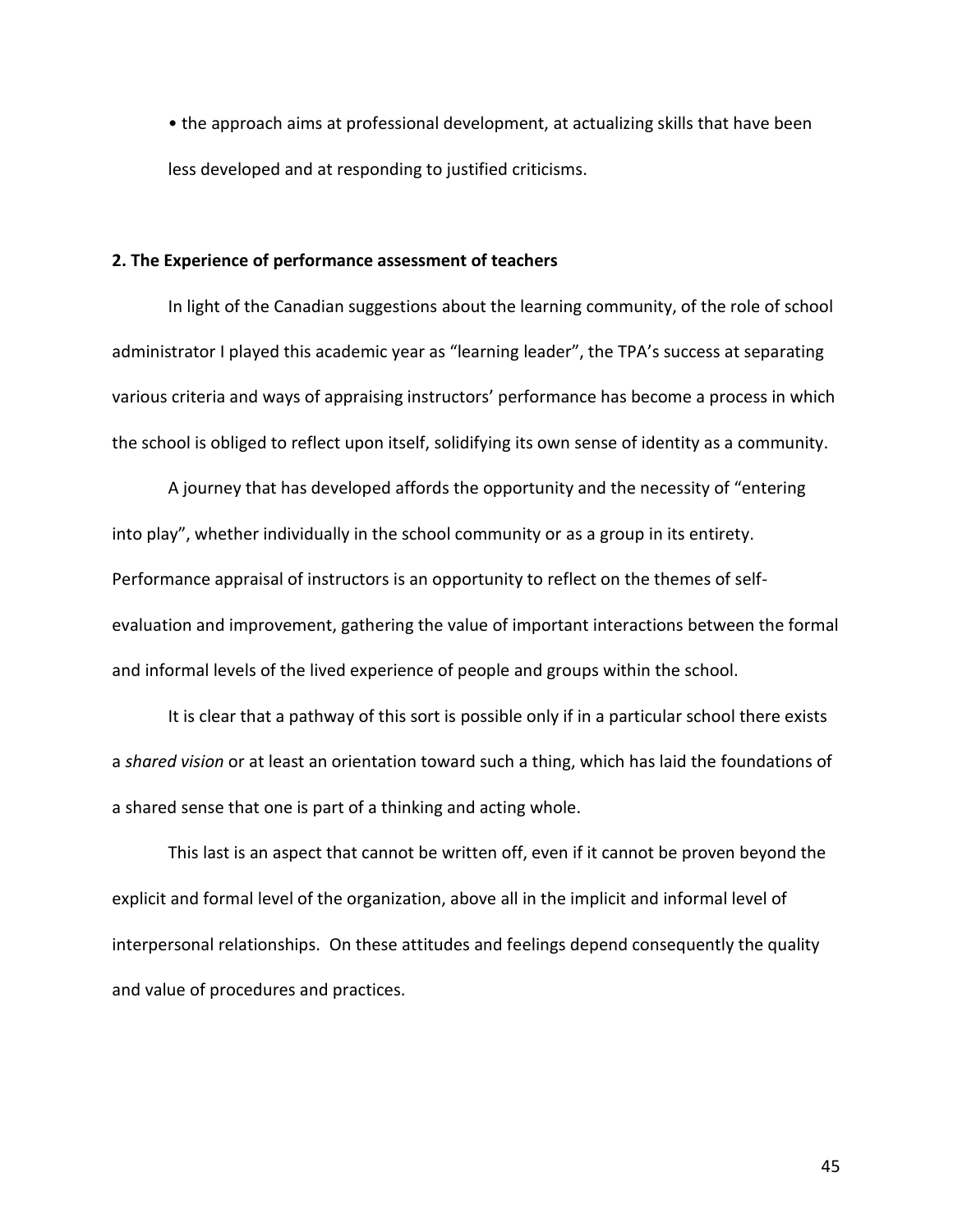- the approach aims at professional development, at actualizing skills that have been less developed and at responding to justified criticisms.

## 2. The Experience of performance assessment of teachers

In light of the Canadian suggestions about the learning community, of the role of school administrator I played this academic year as "learning leader", the TPA's success at separating various criteria and ways of appraising instructors' performance has become a process in which the school is obliged to reflect upon itself, solidifying its own sense of identity as a community.

A journey that has developed affords the opportunity and the necessity of "entering into play", whether individually in the school community or as a group in its entirety. Performance appraisal of instructors is an opportunity to reflect on the themes of self-evaluation and improvement, gathering the value of important interactions between the formal and informal levels of the lived experience of people and groups within the school.

It is clear that a pathway of this sort is possible only if in a particular school there exists a *shared vision* or at least an orientation toward such a thing, which has laid the foundations of a shared sense that one is part of a thinking and acting whole.

This last is an aspect that cannot be written off, even if it cannot be proven beyond the explicit and formal level of the organization, above all in the implicit and informal level of interpersonal relationships. On these attitudes and feelings depend consequently the quality and value of procedures and practices.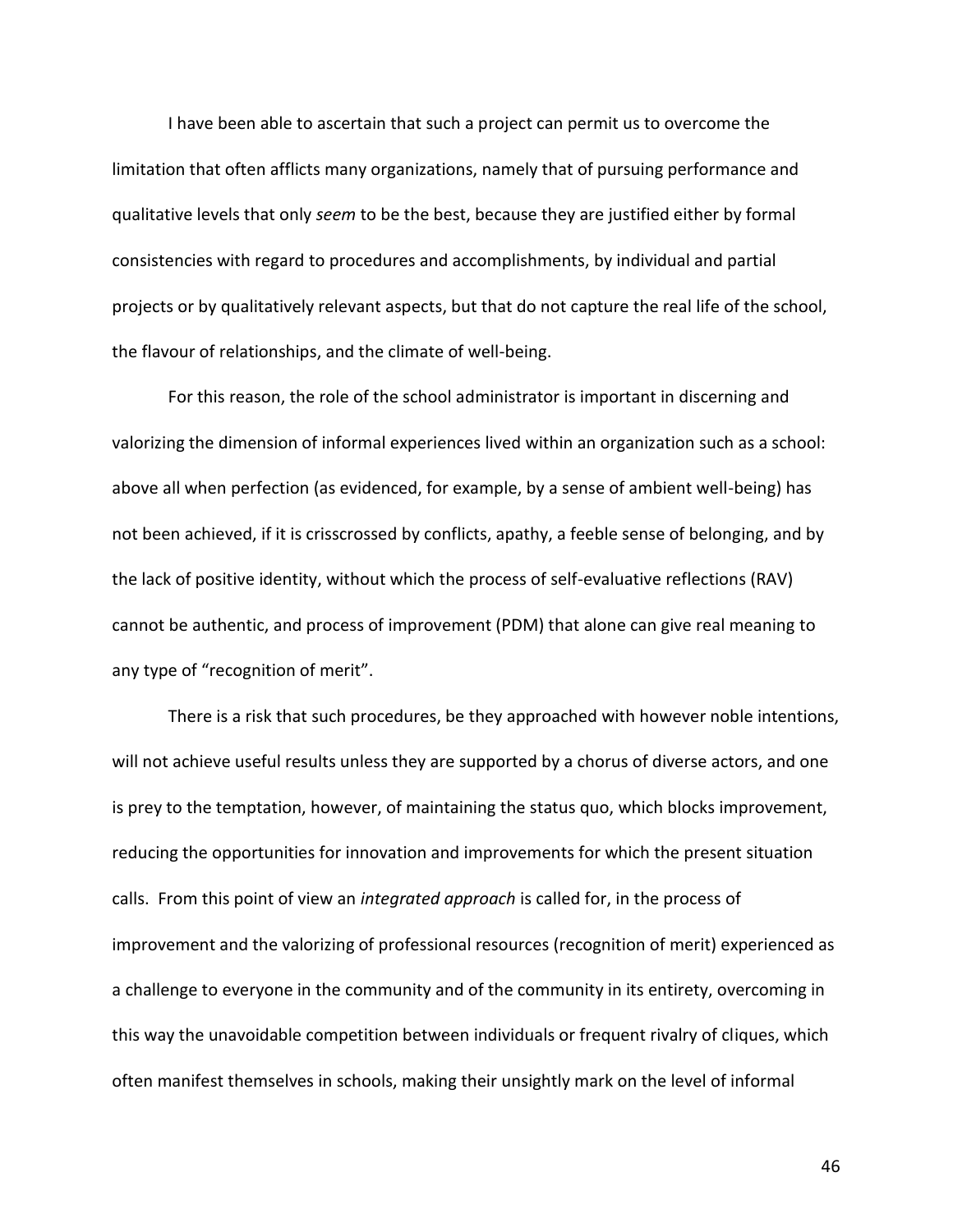I have been able to ascertain that such a project can permit us to overcome the limitation that often afflicts many organizations, namely that of pursuing performance and qualitative levels that only *seem* to be the best, because they are justified either by formal consistencies with regard to procedures and accomplishments, by individual and partial projects or by qualitatively relevant aspects, but that do not capture the real life of the school, the flavour of relationships, and the climate of well-being.

For this reason, the role of the school administrator is important in discerning and valorizing the dimension of informal experiences lived within an organization such as a school: above all when perfection (as evidenced, for example, by a sense of ambient well-being) has not been achieved, if it is crisscrossed by conflicts, apathy, a feeble sense of belonging, and by the lack of positive identity, without which the process of self-evaluative reflections (RAV) cannot be authentic, and process of improvement (PDM) that alone can give real meaning to any type of "recognition of merit".

There is a risk that such procedures, be they approached with however noble intentions, will not achieve useful results unless they are supported by a chorus of diverse actors, and one is prey to the temptation, however, of maintaining the status quo, which blocks improvement, reducing the opportunities for innovation and improvements for which the present situation calls. From this point of view an *integrated approach* is called for, in the process of improvement and the valorizing of professional resources (recognition of merit) experienced as a challenge to everyone in the community and of the community in its entirety, overcoming in this way the unavoidable competition between individuals or frequent rivalry of cliques, which often manifest themselves in schools, making their unsightly mark on the level of informal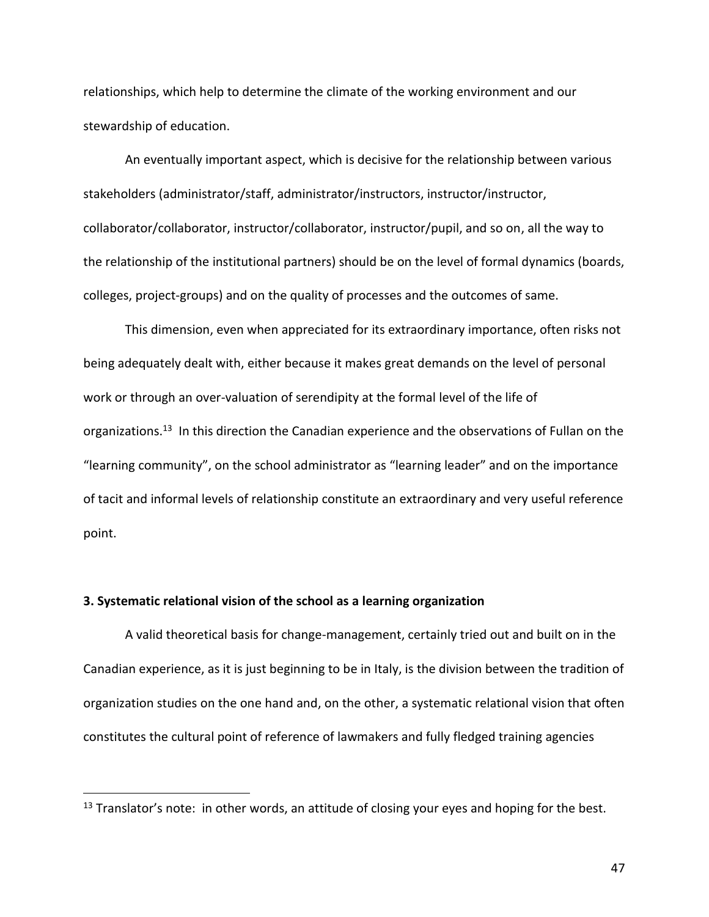relationships, which help to determine the climate of the working environment and our stewardship of education.

An eventually important aspect, which is decisive for the relationship between various stakeholders (administrator/staff, administrator/instructors, instructor/instructor, collaborator/collaborator, instructor/collaborator, instructor/pupil, and so on, all the way to the relationship of the institutional partners) should be on the level of formal dynamics (boards, colleges, project-groups) and on the quality of processes and the outcomes of same.

This dimension, even when appreciated for its extraordinary importance, often risks not being adequately dealt with, either because it makes great demands on the level of personal work or through an over-valuation of serendipity at the formal level of the life of organizations.[13] In this direction the Canadian experience and the observations of Fullan on the "learning community", on the school administrator as "learning leader" and on the importance of tacit and informal levels of relationship constitute an extraordinary and very useful reference point.

### 3. Systematic relational vision of the school as a learning organization

A valid theoretical basis for change-management, certainly tried out and built on in the Canadian experience, as it is just beginning to be in Italy, is the division between the tradition of organization studies on the one hand and, on the other, a systematic relational vision that often constitutes the cultural point of reference of lawmakers and fully fledged training agencies

[13] Translator's note: in other words, an attitude of closing your eyes and hoping for the best.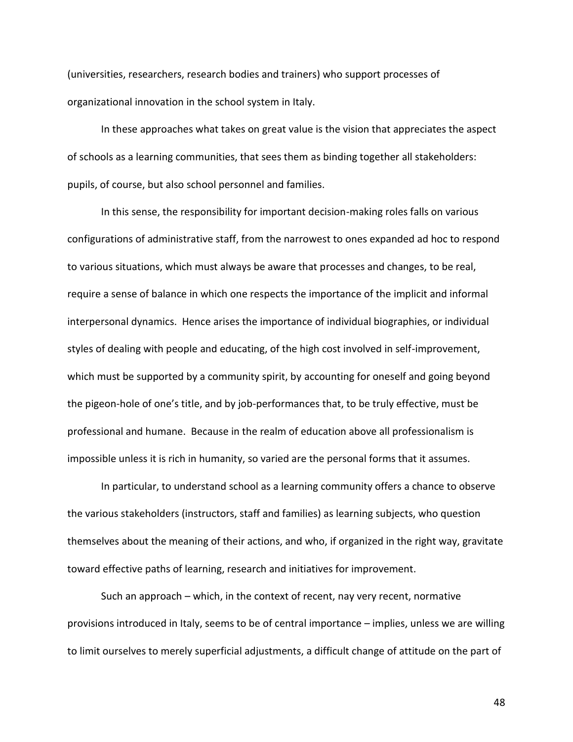(universities, researchers, research bodies and trainers) who support processes of organizational innovation in the school system in Italy.

In these approaches what takes on great value is the vision that appreciates the aspect of schools as a learning communities, that sees them as binding together all stakeholders: pupils, of course, but also school personnel and families.

In this sense, the responsibility for important decision-making roles falls on various configurations of administrative staff, from the narrowest to ones expanded ad hoc to respond to various situations, which must always be aware that processes and changes, to be real, require a sense of balance in which one respects the importance of the implicit and informal interpersonal dynamics. Hence arises the importance of individual biographies, or individual styles of dealing with people and educating, of the high cost involved in self-improvement, which must be supported by a community spirit, by accounting for oneself and going beyond the pigeon-hole of one's title, and by job-performances that, to be truly effective, must be professional and humane. Because in the realm of education above all professionalism is impossible unless it is rich in humanity, so varied are the personal forms that it assumes.

In particular, to understand school as a learning community offers a chance to observe the various stakeholders (instructors, staff and families) as learning subjects, who question themselves about the meaning of their actions, and who, if organized in the right way, gravitate toward effective paths of learning, research and initiatives for improvement.

Such an approach – which, in the context of recent, nay very recent, normative provisions introduced in Italy, seems to be of central importance – implies, unless we are willing to limit ourselves to merely superficial adjustments, a difficult change of attitude on the part of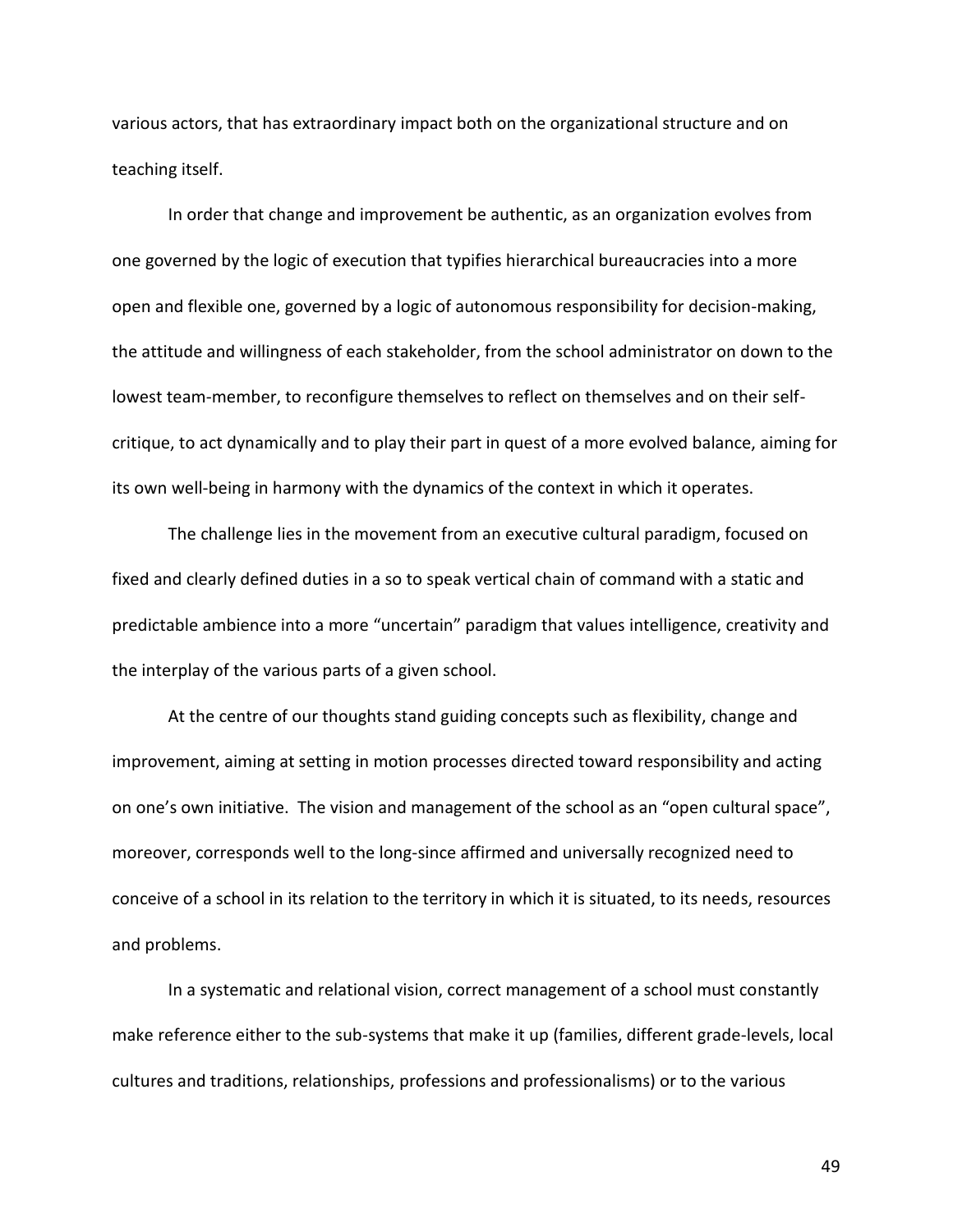various actors, that has extraordinary impact both on the organizational structure and on teaching itself.

In order that change and improvement be authentic, as an organization evolves from one governed by the logic of execution that typifies hierarchical bureaucracies into a more open and flexible one, governed by a logic of autonomous responsibility for decision-making, the attitude and willingness of each stakeholder, from the school administrator on down to the lowest team-member, to reconfigure themselves to reflect on themselves and on their self-critique, to act dynamically and to play their part in quest of a more evolved balance, aiming for its own well-being in harmony with the dynamics of the context in which it operates.

The challenge lies in the movement from an executive cultural paradigm, focused on fixed and clearly defined duties in a so to speak vertical chain of command with a static and predictable ambience into a more "uncertain" paradigm that values intelligence, creativity and the interplay of the various parts of a given school.

At the centre of our thoughts stand guiding concepts such as flexibility, change and improvement, aiming at setting in motion processes directed toward responsibility and acting on one's own initiative. The vision and management of the school as an "open cultural space", moreover, corresponds well to the long-since affirmed and universally recognized need to conceive of a school in its relation to the territory in which it is situated, to its needs, resources and problems.

In a systematic and relational vision, correct management of a school must constantly make reference either to the sub-systems that make it up (families, different grade-levels, local cultures and traditions, relationships, professions and professionalisms) or to the various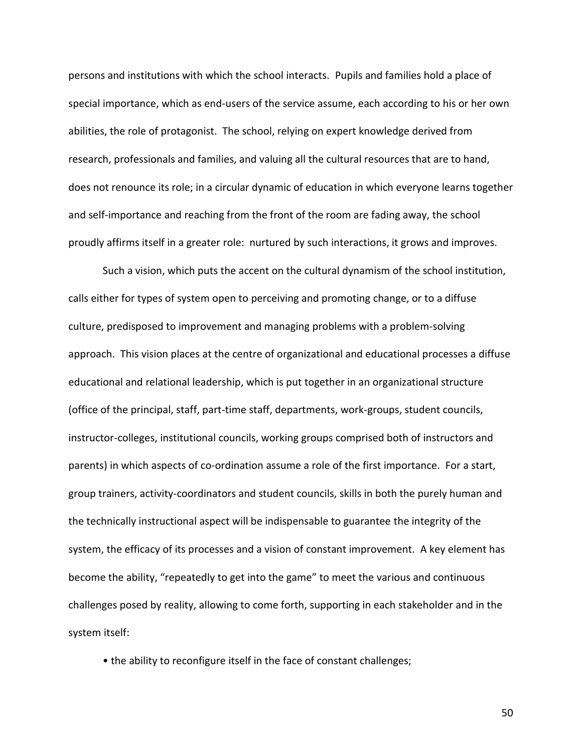persons and institutions with which the school interacts. Pupils and families hold a place of special importance, which as end-users of the service assume, each according to his or her own abilities, the role of protagonist. The school, relying on expert knowledge derived from research, professionals and families, and valuing all the cultural resources that are to hand, does not renounce its role; in a circular dynamic of education in which everyone learns together and self-importance and reaching from the front of the room are fading away, the school proudly affirms itself in a greater role: nurtured by such interactions, it grows and improves.

Such a vision, which puts the accent on the cultural dynamism of the school institution, calls either for types of system open to perceiving and promoting change, or to a diffuse culture, predisposed to improvement and managing problems with a problem-solving approach. This vision places at the centre of organizational and educational processes a diffuse educational and relational leadership, which is put together in an organizational structure (office of the principal, staff, part-time staff, departments, work-groups, student councils, instructor-colleges, institutional councils, working groups comprised both of instructors and parents) in which aspects of co-ordination assume a role of the first importance. For a start, group trainers, activity-coordinators and student councils, skills in both the purely human and the technically instructional aspect will be indispensable to guarantee the integrity of the system, the efficacy of its processes and a vision of constant improvement. A key element has become the ability, "repeatedly to get into the game" to meet the various and continuous challenges posed by reality, allowing to come forth, supporting in each stakeholder and in the system itself:

- the ability to reconfigure itself in the face of constant challenges;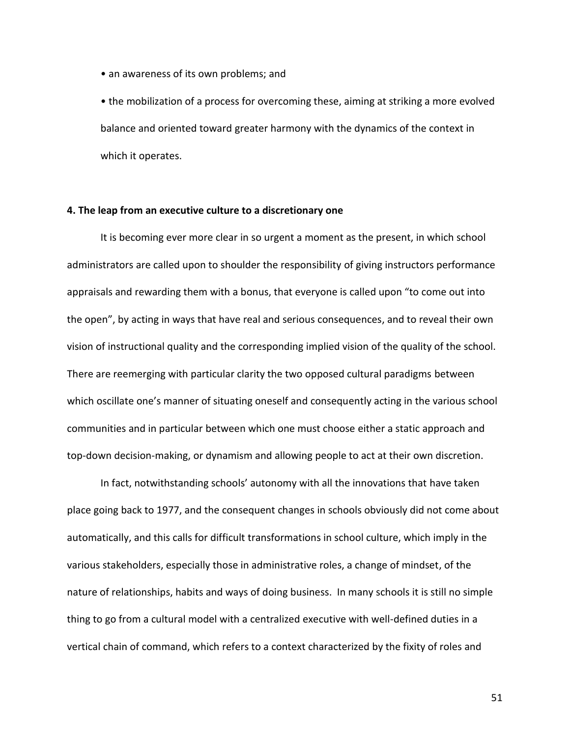- an awareness of its own problems; and
- the mobilization of a process for overcoming these, aiming at striking a more evolved balance and oriented toward greater harmony with the dynamics of the context in which it operates.

**4. The leap from an executive culture to a discretionary one**

It is becoming ever more clear in so urgent a moment as the present, in which school administrators are called upon to shoulder the responsibility of giving instructors performance appraisals and rewarding them with a bonus, that everyone is called upon "to come out into the open", by acting in ways that have real and serious consequences, and to reveal their own vision of instructional quality and the corresponding implied vision of the quality of the school. There are reemerging with particular clarity the two opposed cultural paradigms between which oscillate one's manner of situating oneself and consequently acting in the various school communities and in particular between which one must choose either a static approach and top-down decision-making, or dynamism and allowing people to act at their own discretion.

In fact, notwithstanding schools' autonomy with all the innovations that have taken place going back to 1977, and the consequent changes in schools obviously did not come about automatically, and this calls for difficult transformations in school culture, which imply in the various stakeholders, especially those in administrative roles, a change of mindset, of the nature of relationships, habits and ways of doing business. In many schools it is still no simple thing to go from a cultural model with a centralized executive with well-defined duties in a vertical chain of command, which refers to a context characterized by the fixity of roles and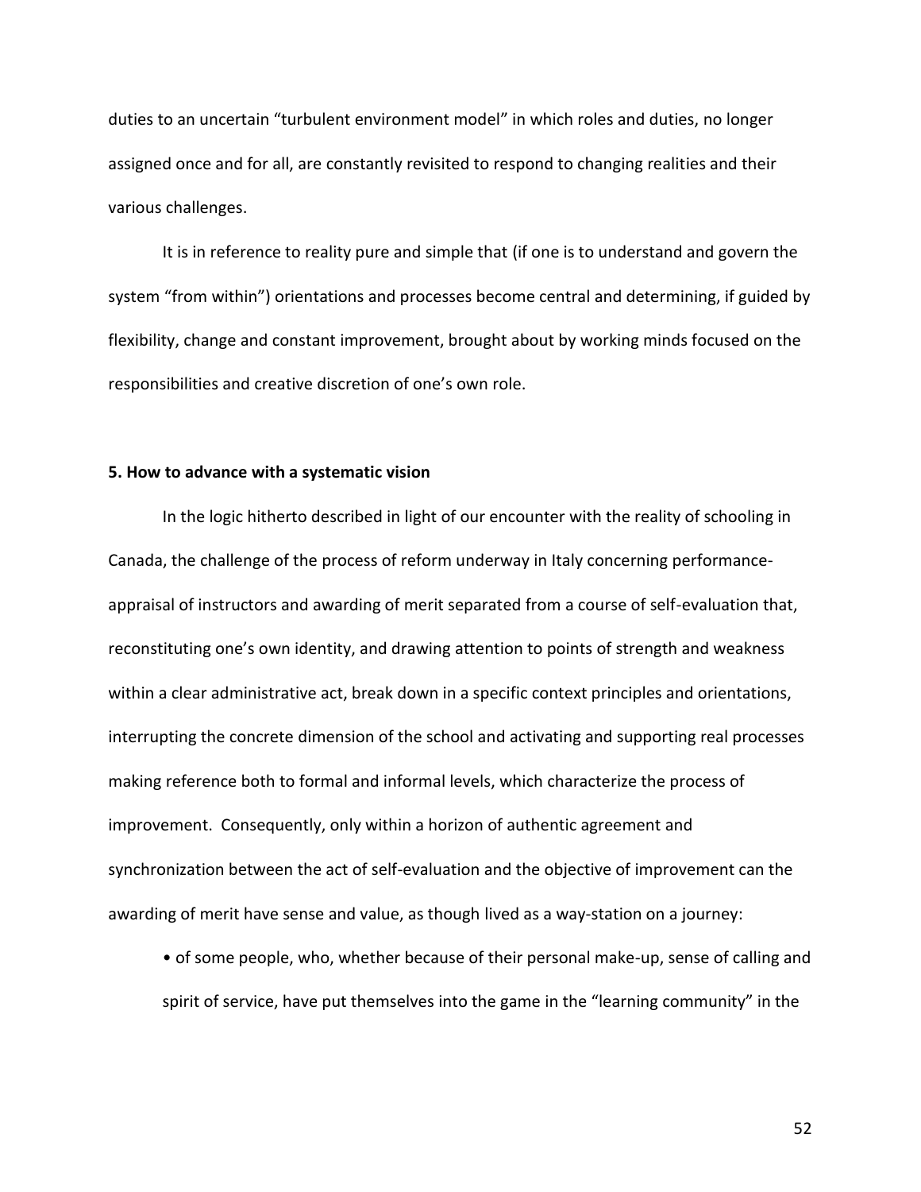duties to an uncertain "turbulent environment model" in which roles and duties, no longer assigned once and for all, are constantly revisited to respond to changing realities and their various challenges.

It is in reference to reality pure and simple that (if one is to understand and govern the system "from within") orientations and processes become central and determining, if guided by flexibility, change and constant improvement, brought about by working minds focused on the responsibilities and creative discretion of one's own role.

### 5. How to advance with a systematic vision

In the logic hitherto described in light of our encounter with the reality of schooling in Canada, the challenge of the process of reform underway in Italy concerning performance-appraisal of instructors and awarding of merit separated from a course of self-evaluation that, reconstituting one's own identity, and drawing attention to points of strength and weakness within a clear administrative act, break down in a specific context principles and orientations, interrupting the concrete dimension of the school and activating and supporting real processes making reference both to formal and informal levels, which characterize the process of improvement. Consequently, only within a horizon of authentic agreement and synchronization between the act of self-evaluation and the objective of improvement can the awarding of merit have sense and value, as though lived as a way-station on a journey:

- of some people, who, whether because of their personal make-up, sense of calling and spirit of service, have put themselves into the game in the "learning community" in the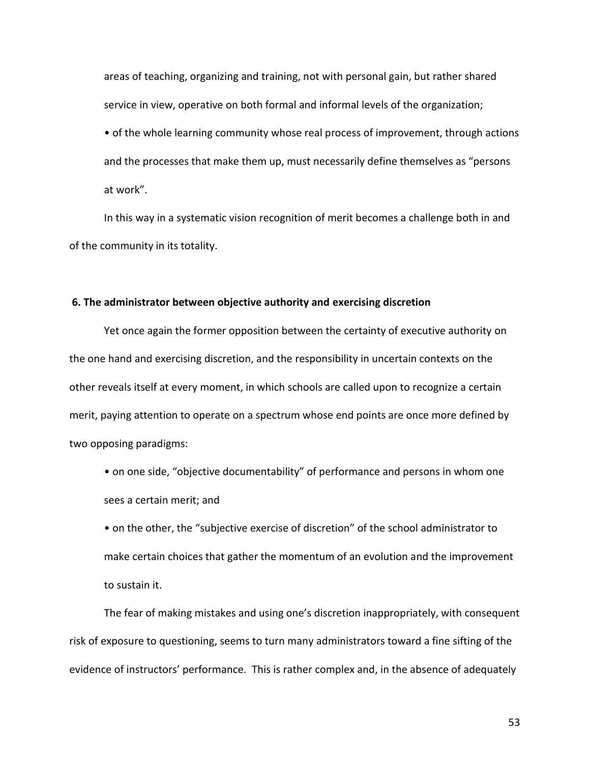areas of teaching, organizing and training, not with personal gain, but rather shared service in view, operative on both formal and informal levels of the organization;

- of the whole learning community whose real process of improvement, through actions and the processes that make them up, must necessarily define themselves as "persons at work".

In this way in a systematic vision recognition of merit becomes a challenge both in and of the community in its totality.

## 6. The administrator between objective authority and exercising discretion

Yet once again the former opposition between the certainty of executive authority on the one hand and exercising discretion, and the responsibility in uncertain contexts on the other reveals itself at every moment, in which schools are called upon to recognize a certain merit, paying attention to operate on a spectrum whose end points are once more defined by two opposing paradigms:

- on one side, "objective documentability" of performance and persons in whom one sees a certain merit; and
- on the other, the "subjective exercise of discretion" of the school administrator to make certain choices that gather the momentum of an evolution and the improvement to sustain it.

The fear of making mistakes and using one's discretion inappropriately, with consequent risk of exposure to questioning, seems to turn many administrators toward a fine sifting of the evidence of instructors' performance. This is rather complex and, in the absence of adequately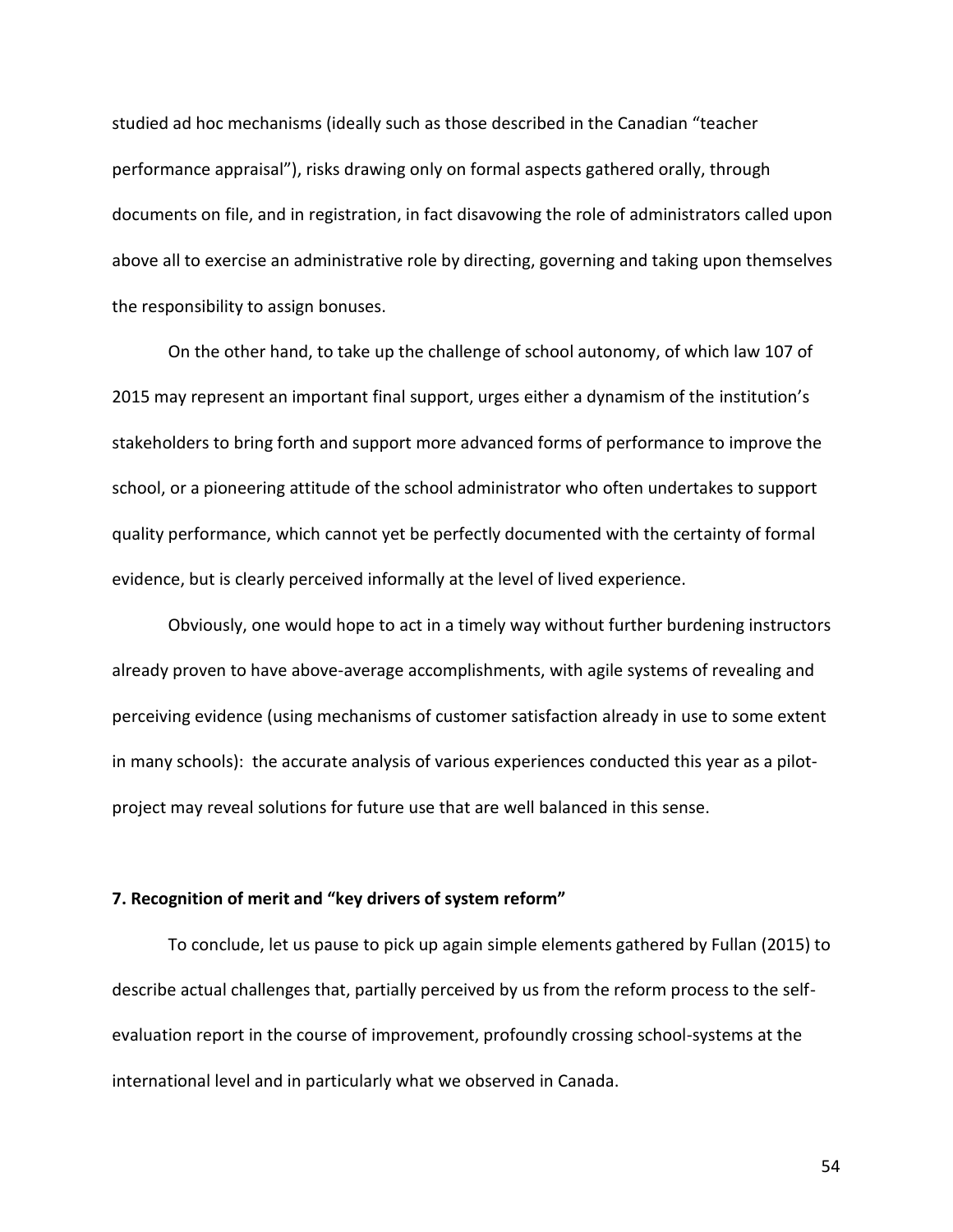studied ad hoc mechanisms (ideally such as those described in the Canadian "teacher performance appraisal"), risks drawing only on formal aspects gathered orally, through documents on file, and in registration, in fact disavowing the role of administrators called upon above all to exercise an administrative role by directing, governing and taking upon themselves the responsibility to assign bonuses.

On the other hand, to take up the challenge of school autonomy, of which law 107 of 2015 may represent an important final support, urges either a dynamism of the institution's stakeholders to bring forth and support more advanced forms of performance to improve the school, or a pioneering attitude of the school administrator who often undertakes to support quality performance, which cannot yet be perfectly documented with the certainty of formal evidence, but is clearly perceived informally at the level of lived experience.

Obviously, one would hope to act in a timely way without further burdening instructors already proven to have above-average accomplishments, with agile systems of revealing and perceiving evidence (using mechanisms of customer satisfaction already in use to some extent in many schools): the accurate analysis of various experiences conducted this year as a pilot-project may reveal solutions for future use that are well balanced in this sense.

**7. Recognition of merit and "key drivers of system reform"**

To conclude, let us pause to pick up again simple elements gathered by Fullan (2015) to describe actual challenges that, partially perceived by us from the reform process to the self-evaluation report in the course of improvement, profoundly crossing school-systems at the international level and in particularly what we observed in Canada.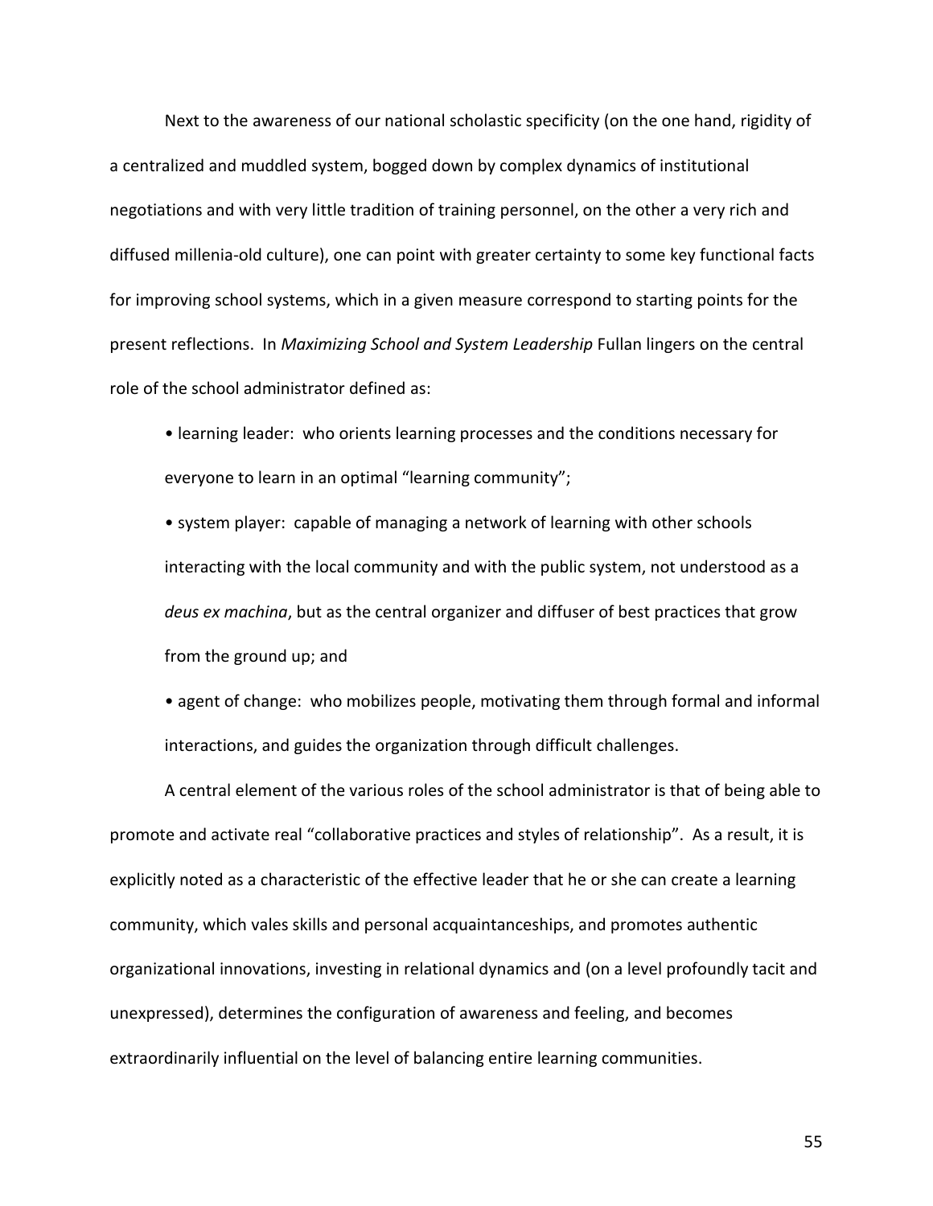Next to the awareness of our national scholastic specificity (on the one hand, rigidity of a centralized and muddled system, bogged down by complex dynamics of institutional negotiations and with very little tradition of training personnel, on the other a very rich and diffused millenia-old culture), one can point with greater certainty to some key functional facts for improving school systems, which in a given measure correspond to starting points for the present reflections. In *Maximizing School and System Leadership* Fullan lingers on the central role of the school administrator defined as:

- learning leader: who orients learning processes and the conditions necessary for everyone to learn in an optimal "learning community";
- system player: capable of managing a network of learning with other schools interacting with the local community and with the public system, not understood as a *deus ex machina*, but as the central organizer and diffuser of best practices that grow from the ground up; and
- agent of change: who mobilizes people, motivating them through formal and informal interactions, and guides the organization through difficult challenges.

A central element of the various roles of the school administrator is that of being able to promote and activate real "collaborative practices and styles of relationship". As a result, it is explicitly noted as a characteristic of the effective leader that he or she can create a learning community, which vales skills and personal acquaintanceships, and promotes authentic organizational innovations, investing in relational dynamics and (on a level profoundly tacit and unexpressed), determines the configuration of awareness and feeling, and becomes extraordinarily influential on the level of balancing entire learning communities.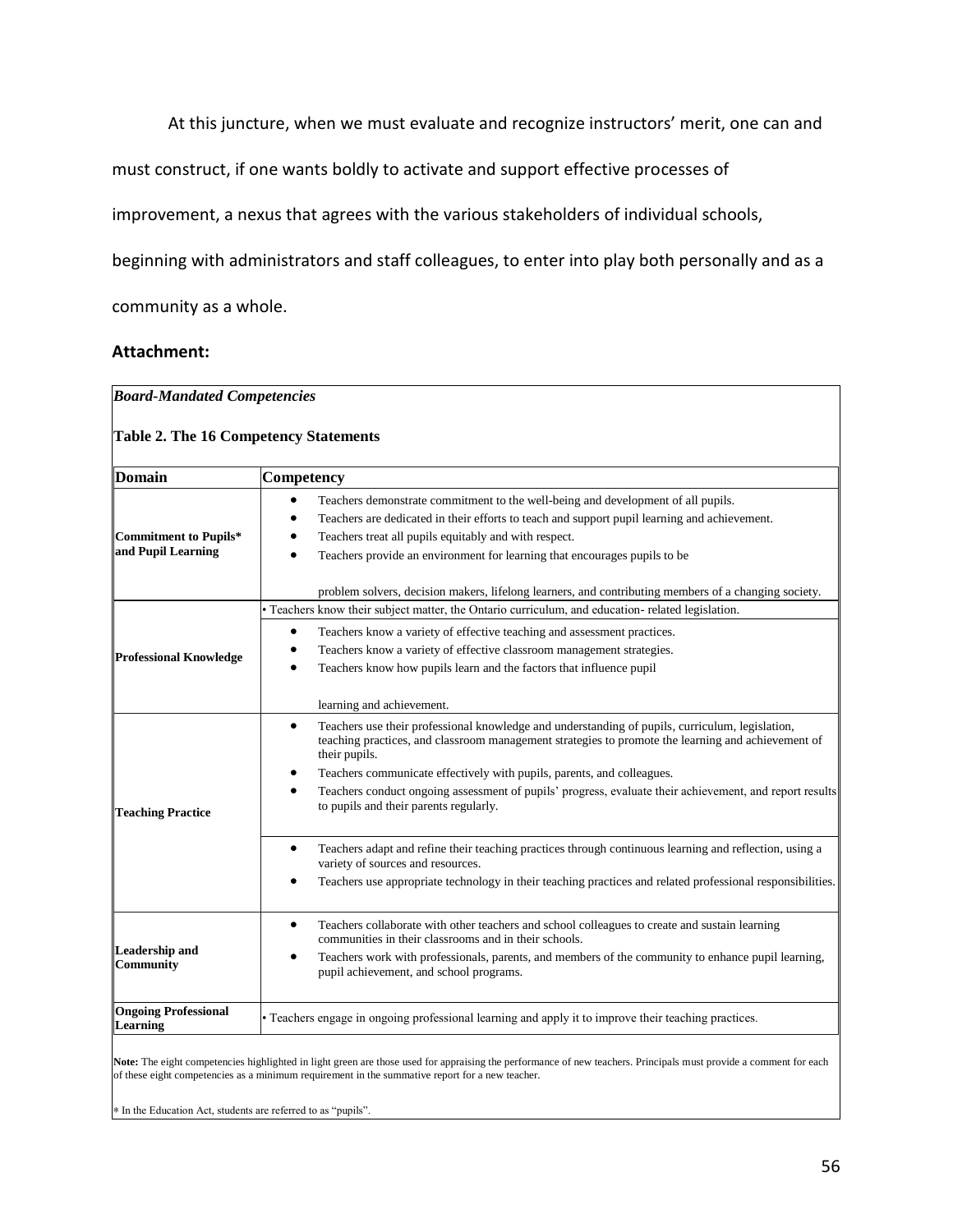At this juncture, when we must evaluate and recognize instructors' merit, one can and must construct, if one wants boldly to activate and support effective processes of improvement, a nexus that agrees with the various stakeholders of individual schools, beginning with administrators and staff colleagues, to enter into play both personally and as a community as a whole.

### Attachment:

***Board-Mandated Competencies***

**Table 2. The 16 Competency Statements**

| Domain | Competency |
|---|---|
| **Commitment to Pupils* and Pupil Learning** | • Teachers demonstrate commitment to the well-being and development of all pupils.<br>• Teachers are dedicated in their efforts to teach and support pupil learning and achievement.<br>• Teachers treat all pupils equitably and with respect.<br>• Teachers provide an environment for learning that encourages pupils to be problem solvers, decision makers, lifelong learners, and contributing members of a changing society. |
| **Professional Knowledge** | • Teachers know their subject matter, the Ontario curriculum, and education- related legislation.<br>• Teachers know a variety of effective teaching and assessment practices.<br>• Teachers know a variety of effective classroom management strategies.<br>• Teachers know how pupils learn and the factors that influence pupil learning and achievement. |
| **Teaching Practice** | • Teachers use their professional knowledge and understanding of pupils, curriculum, legislation, teaching practices, and classroom management strategies to promote the learning and achievement of their pupils.<br>• Teachers communicate effectively with pupils, parents, and colleagues.<br>• Teachers conduct ongoing assessment of pupils' progress, evaluate their achievement, and report results to pupils and their parents regularly.<br>• Teachers adapt and refine their teaching practices through continuous learning and reflection, using a variety of sources and resources.<br>• Teachers use appropriate technology in their teaching practices and related professional responsibilities. |
| **Leadership and Community** | • Teachers collaborate with other teachers and school colleagues to create and sustain learning communities in their classrooms and in their schools.<br>• Teachers work with professionals, parents, and members of the community to enhance pupil learning, pupil achievement, and school programs. |
| **Ongoing Professional Learning** | • Teachers engage in ongoing professional learning and apply it to improve their teaching practices. |

**Note:** The eight competencies highlighted in light green are those used for appraising the performance of new teachers. Principals must provide a comment for each of these eight competencies as a minimum requirement in the summative report for a new teacher.

* In the Education Act, students are referred to as "pupils".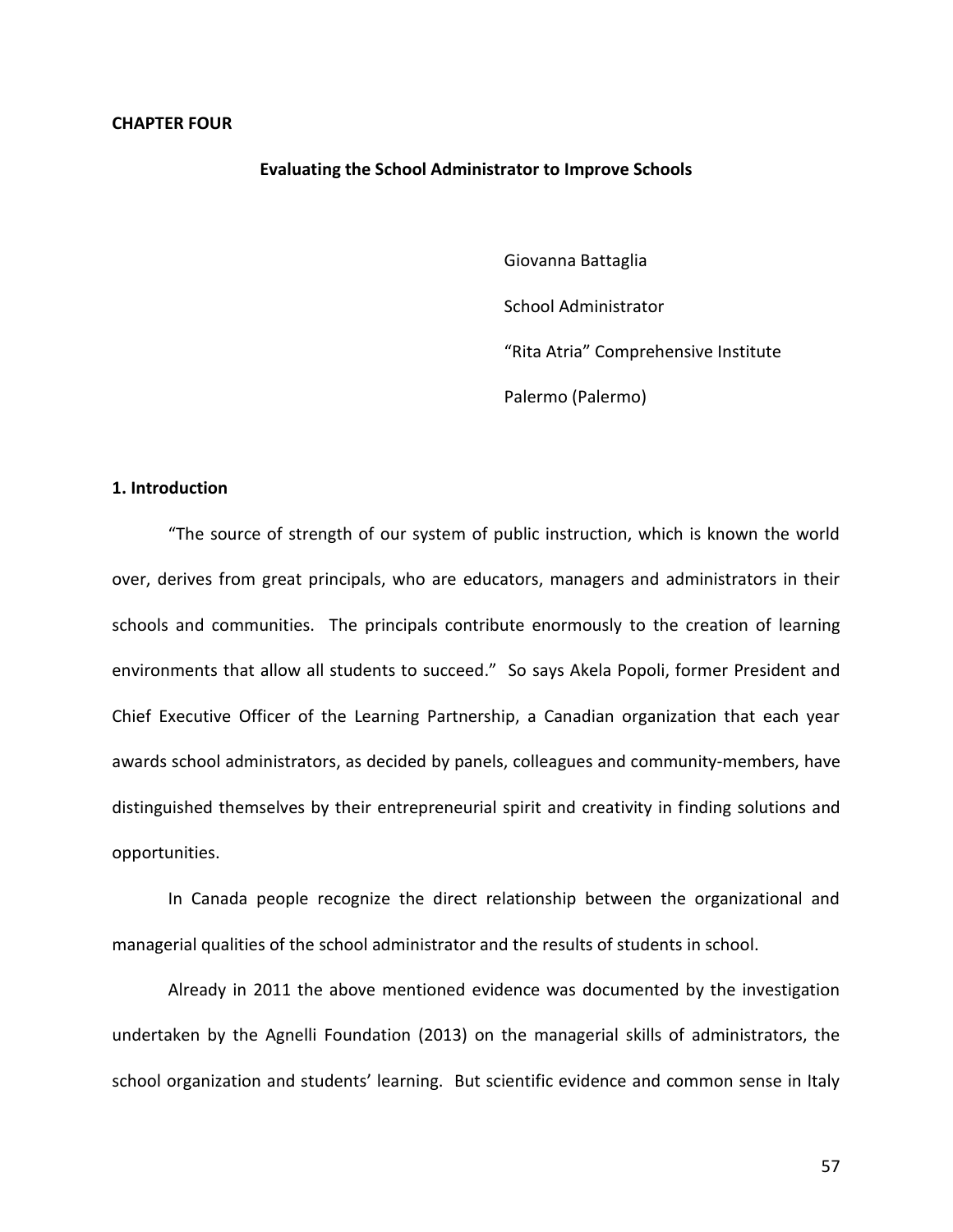**CHAPTER FOUR**

## Evaluating the School Administrator to Improve Schools

Giovanna Battaglia

School Administrator

“Rita Atria” Comprehensive Institute

Palermo (Palermo)

### 1. Introduction

“The source of strength of our system of public instruction, which is known the world over, derives from great principals, who are educators, managers and administrators in their schools and communities. The principals contribute enormously to the creation of learning environments that allow all students to succeed.” So says Akela Popoli, former President and Chief Executive Officer of the Learning Partnership, a Canadian organization that each year awards school administrators, as decided by panels, colleagues and community-members, have distinguished themselves by their entrepreneurial spirit and creativity in finding solutions and opportunities.

In Canada people recognize the direct relationship between the organizational and managerial qualities of the school administrator and the results of students in school.

Already in 2011 the above mentioned evidence was documented by the investigation undertaken by the Agnelli Foundation (2013) on the managerial skills of administrators, the school organization and students’ learning. But scientific evidence and common sense in Italy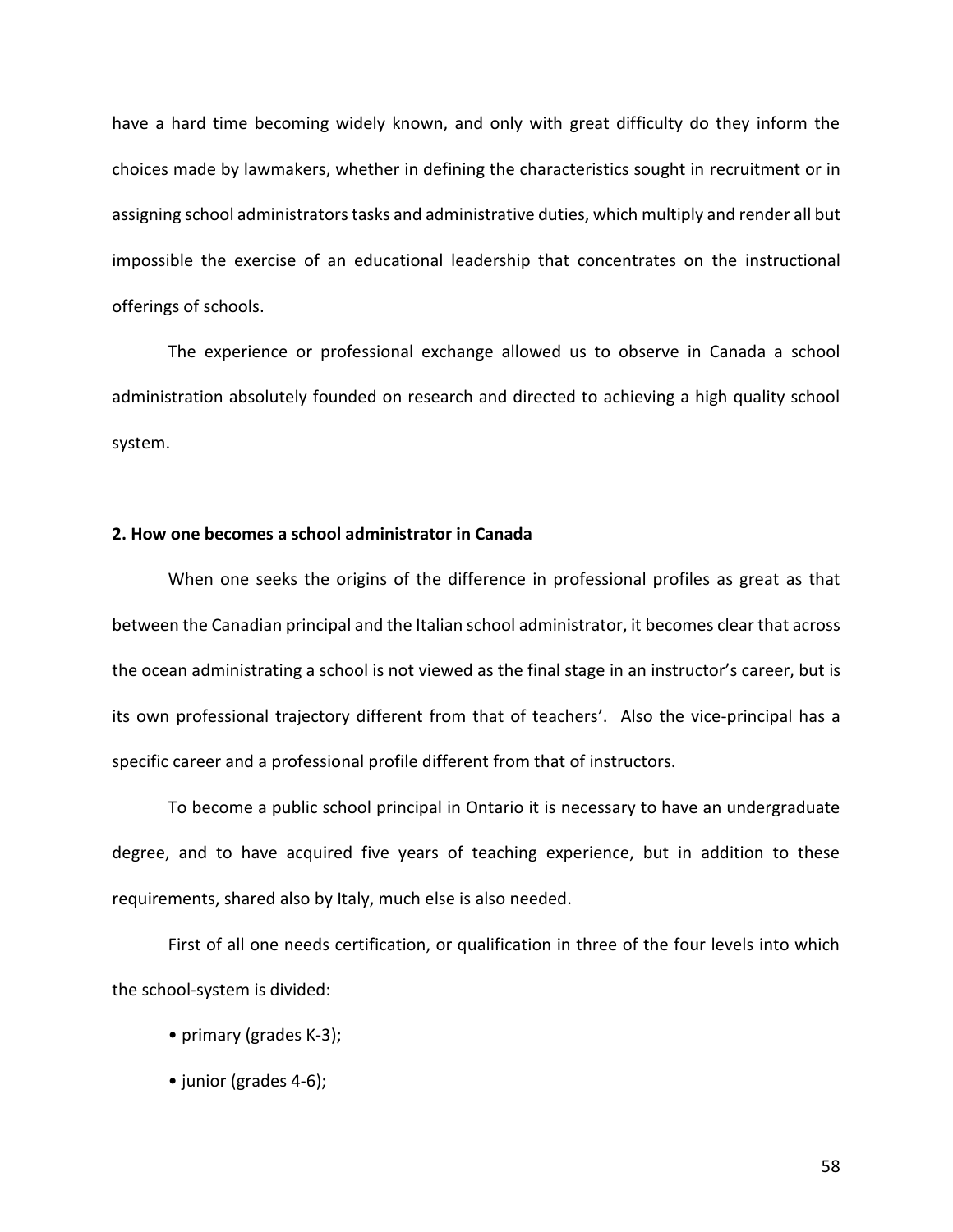have a hard time becoming widely known, and only with great difficulty do they inform the choices made by lawmakers, whether in defining the characteristics sought in recruitment or in assigning school administrators tasks and administrative duties, which multiply and render all but impossible the exercise of an educational leadership that concentrates on the instructional offerings of schools.

The experience or professional exchange allowed us to observe in Canada a school administration absolutely founded on research and directed to achieving a high quality school system.

## 2. How one becomes a school administrator in Canada

When one seeks the origins of the difference in professional profiles as great as that between the Canadian principal and the Italian school administrator, it becomes clear that across the ocean administrating a school is not viewed as the final stage in an instructor's career, but is its own professional trajectory different from that of teachers'. Also the vice-principal has a specific career and a professional profile different from that of instructors.

To become a public school principal in Ontario it is necessary to have an undergraduate degree, and to have acquired five years of teaching experience, but in addition to these requirements, shared also by Italy, much else is also needed.

First of all one needs certification, or qualification in three of the four levels into which the school-system is divided:

- primary (grades K-3);
- junior (grades 4-6);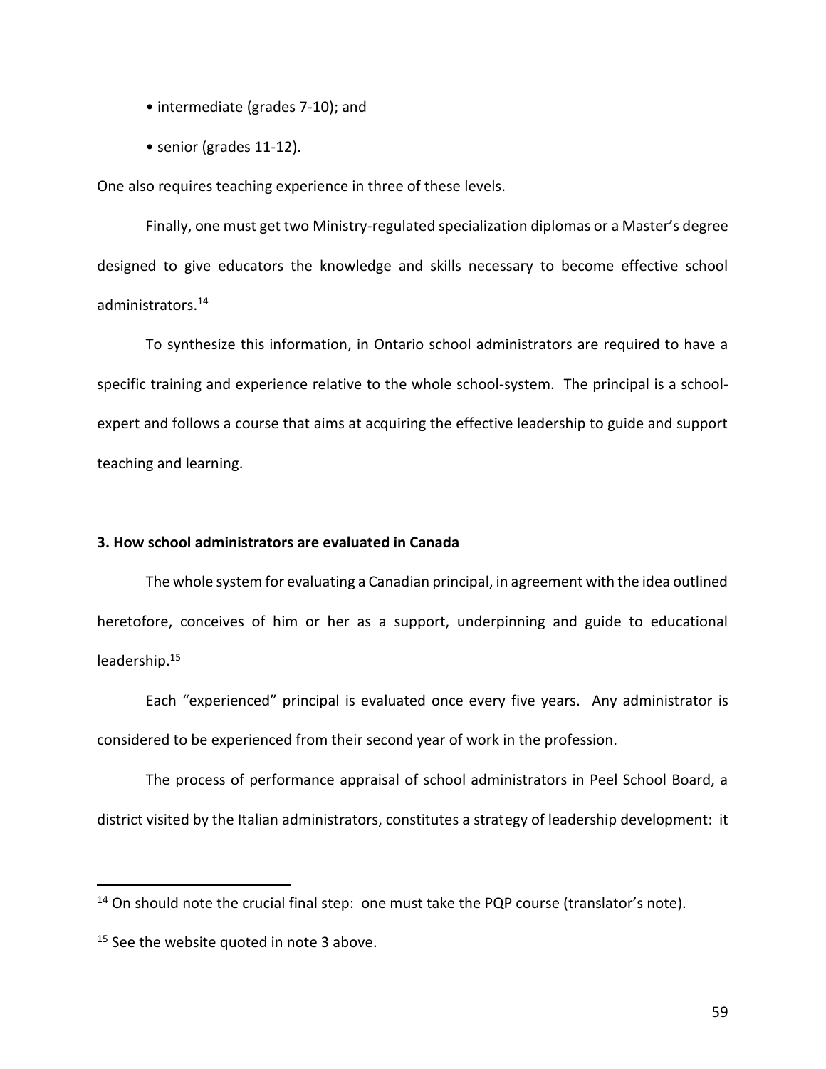- intermediate (grades 7-10); and
- senior (grades 11-12).

One also requires teaching experience in three of these levels.

Finally, one must get two Ministry-regulated specialization diplomas or a Master's degree designed to give educators the knowledge and skills necessary to become effective school administrators.[14]

To synthesize this information, in Ontario school administrators are required to have a specific training and experience relative to the whole school-system. The principal is a school-expert and follows a course that aims at acquiring the effective leadership to guide and support teaching and learning.

### 3. How school administrators are evaluated in Canada

The whole system for evaluating a Canadian principal, in agreement with the idea outlined heretofore, conceives of him or her as a support, underpinning and guide to educational leadership.[15]

Each "experienced" principal is evaluated once every five years. Any administrator is considered to be experienced from their second year of work in the profession.

The process of performance appraisal of school administrators in Peel School Board, a district visited by the Italian administrators, constitutes a strategy of leadership development: it

---

[14] On should note the crucial final step: one must take the PQP course (translator's note).

[15] See the website quoted in note 3 above.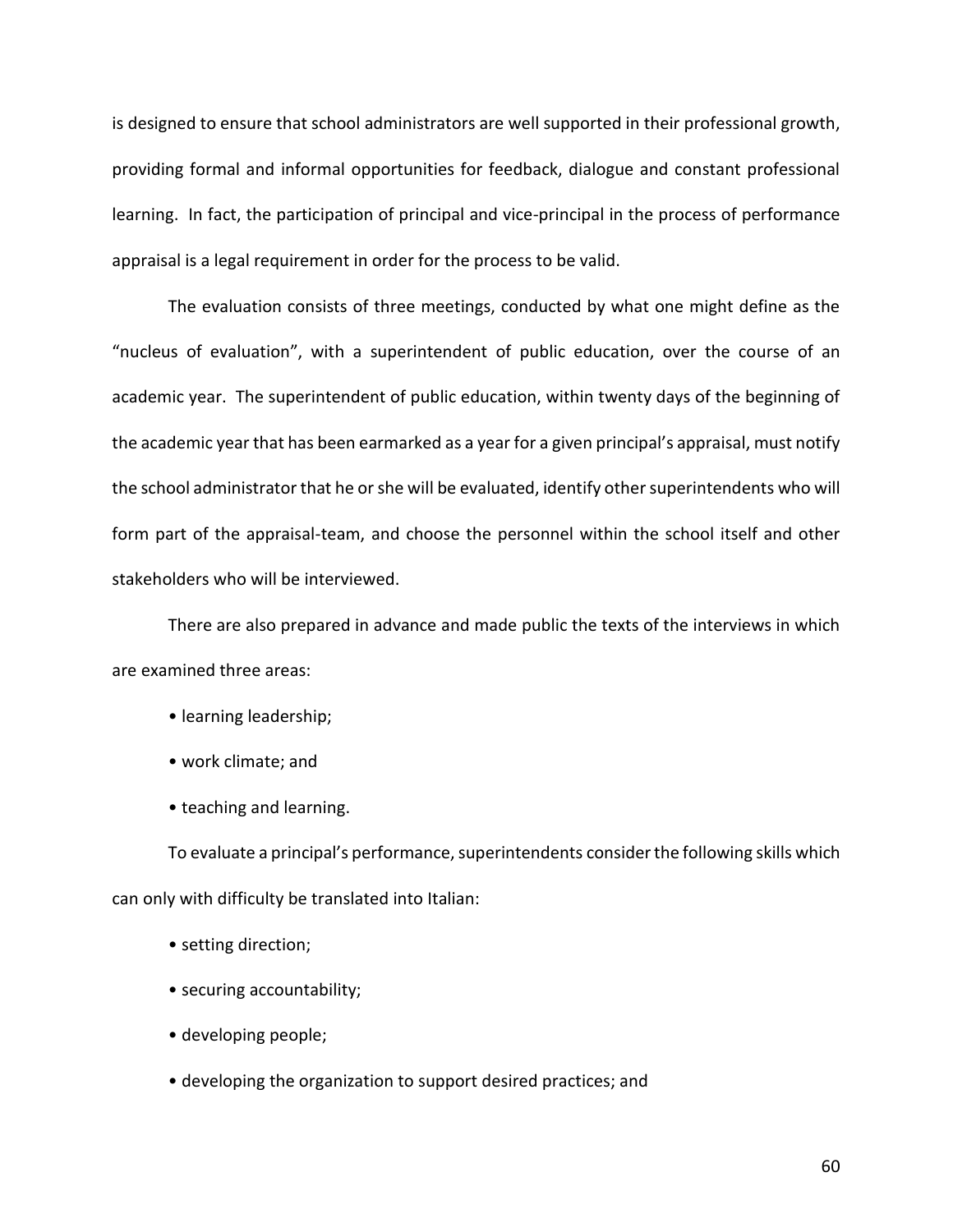is designed to ensure that school administrators are well supported in their professional growth, providing formal and informal opportunities for feedback, dialogue and constant professional learning. In fact, the participation of principal and vice-principal in the process of performance appraisal is a legal requirement in order for the process to be valid.

The evaluation consists of three meetings, conducted by what one might define as the "nucleus of evaluation", with a superintendent of public education, over the course of an academic year. The superintendent of public education, within twenty days of the beginning of the academic year that has been earmarked as a year for a given principal's appraisal, must notify the school administrator that he or she will be evaluated, identify other superintendents who will form part of the appraisal-team, and choose the personnel within the school itself and other stakeholders who will be interviewed.

There are also prepared in advance and made public the texts of the interviews in which are examined three areas:

- learning leadership;
- work climate; and
- teaching and learning.

To evaluate a principal's performance, superintendents consider the following skills which can only with difficulty be translated into Italian:

- setting direction;
- securing accountability;
- developing people;
- developing the organization to support desired practices; and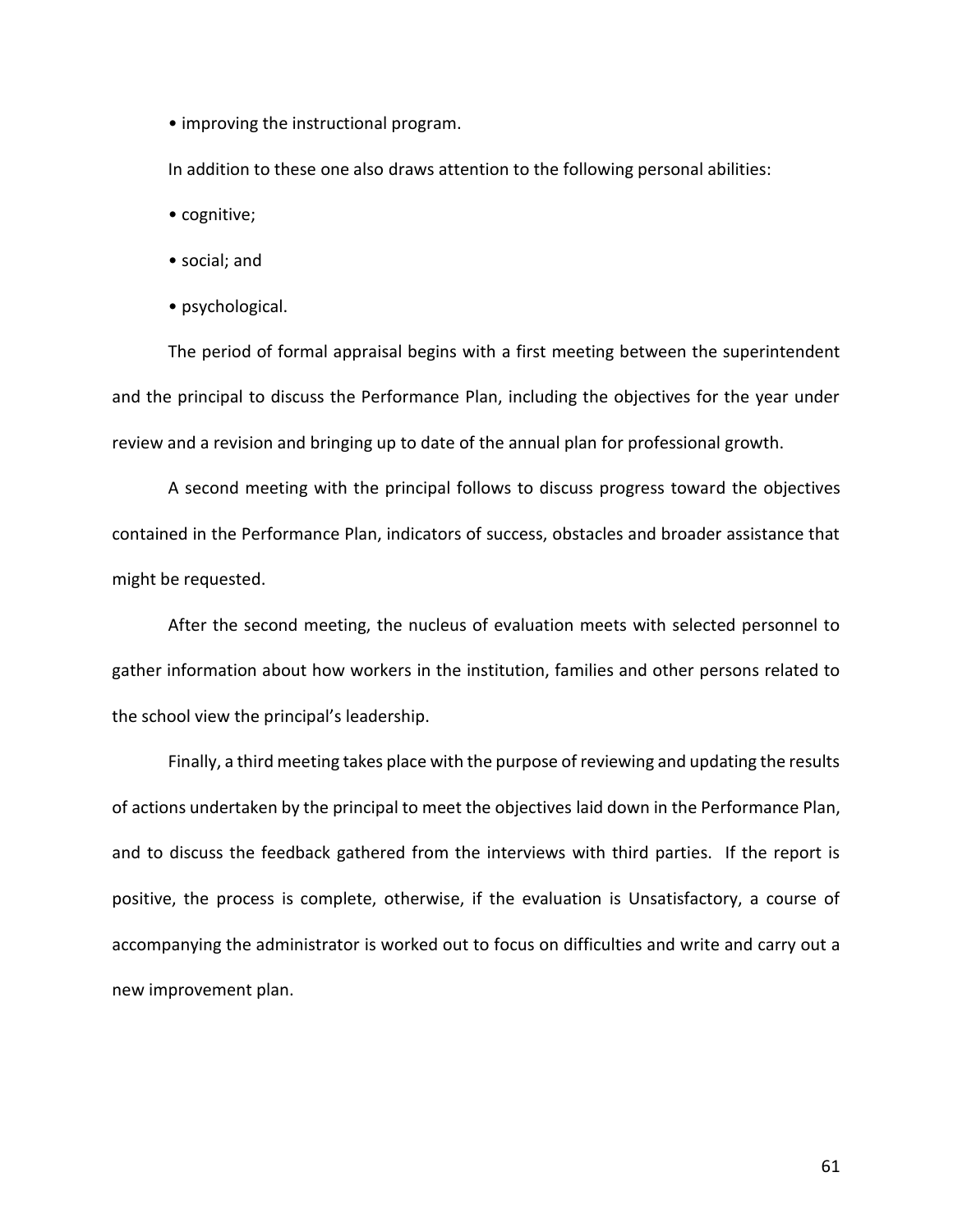- improving the instructional program.

In addition to these one also draws attention to the following personal abilities:

- cognitive;
- social; and
- psychological.

The period of formal appraisal begins with a first meeting between the superintendent and the principal to discuss the Performance Plan, including the objectives for the year under review and a revision and bringing up to date of the annual plan for professional growth.

A second meeting with the principal follows to discuss progress toward the objectives contained in the Performance Plan, indicators of success, obstacles and broader assistance that might be requested.

After the second meeting, the nucleus of evaluation meets with selected personnel to gather information about how workers in the institution, families and other persons related to the school view the principal's leadership.

Finally, a third meeting takes place with the purpose of reviewing and updating the results of actions undertaken by the principal to meet the objectives laid down in the Performance Plan, and to discuss the feedback gathered from the interviews with third parties. If the report is positive, the process is complete, otherwise, if the evaluation is Unsatisfactory, a course of accompanying the administrator is worked out to focus on difficulties and write and carry out a new improvement plan.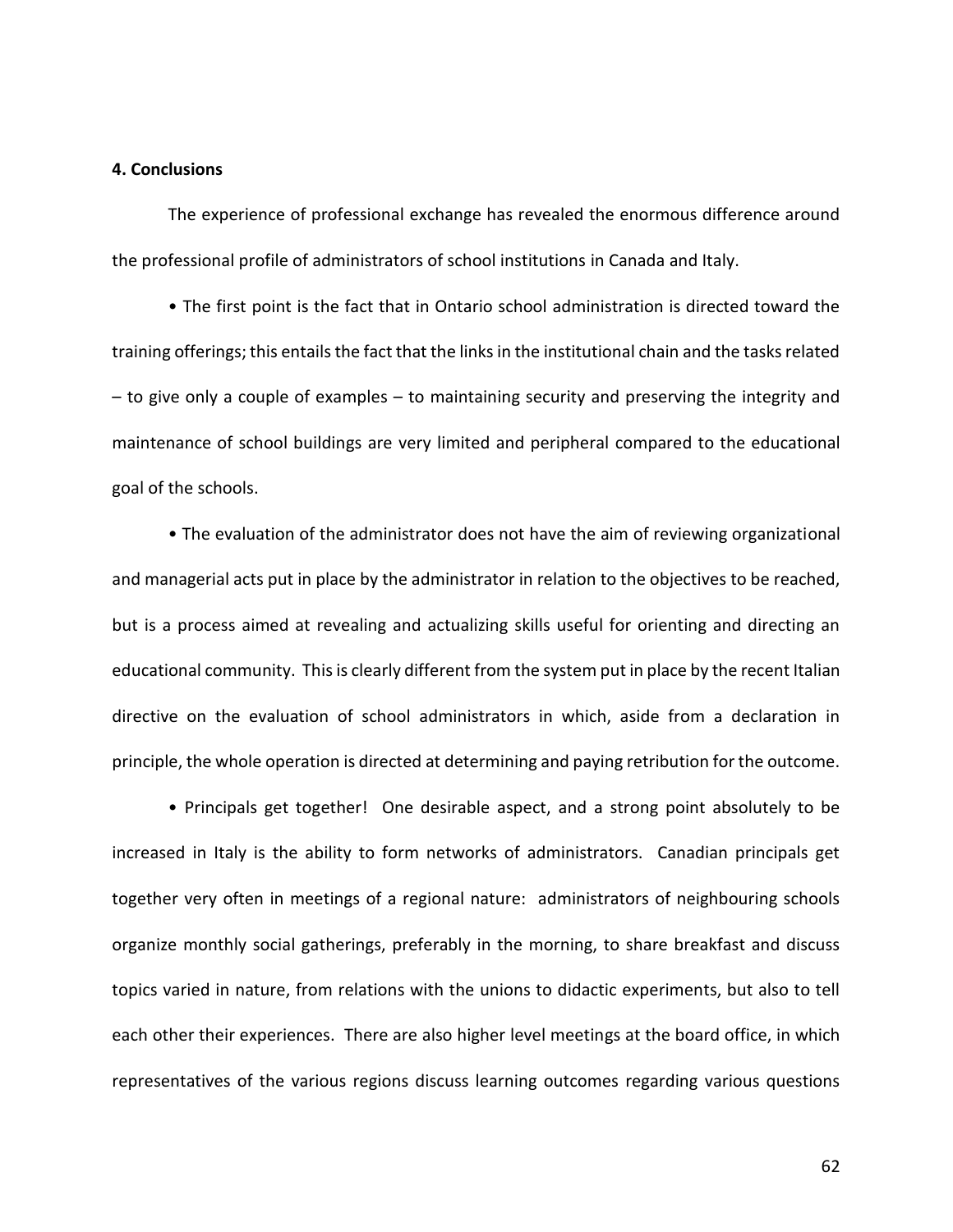**4. Conclusions**

The experience of professional exchange has revealed the enormous difference around the professional profile of administrators of school institutions in Canada and Italy.

• The first point is the fact that in Ontario school administration is directed toward the training offerings; this entails the fact that the links in the institutional chain and the tasks related – to give only a couple of examples – to maintaining security and preserving the integrity and maintenance of school buildings are very limited and peripheral compared to the educational goal of the schools.

• The evaluation of the administrator does not have the aim of reviewing organizational and managerial acts put in place by the administrator in relation to the objectives to be reached, but is a process aimed at revealing and actualizing skills useful for orienting and directing an educational community. This is clearly different from the system put in place by the recent Italian directive on the evaluation of school administrators in which, aside from a declaration in principle, the whole operation is directed at determining and paying retribution for the outcome.

• Principals get together! One desirable aspect, and a strong point absolutely to be increased in Italy is the ability to form networks of administrators. Canadian principals get together very often in meetings of a regional nature: administrators of neighbouring schools organize monthly social gatherings, preferably in the morning, to share breakfast and discuss topics varied in nature, from relations with the unions to didactic experiments, but also to tell each other their experiences. There are also higher level meetings at the board office, in which representatives of the various regions discuss learning outcomes regarding various questions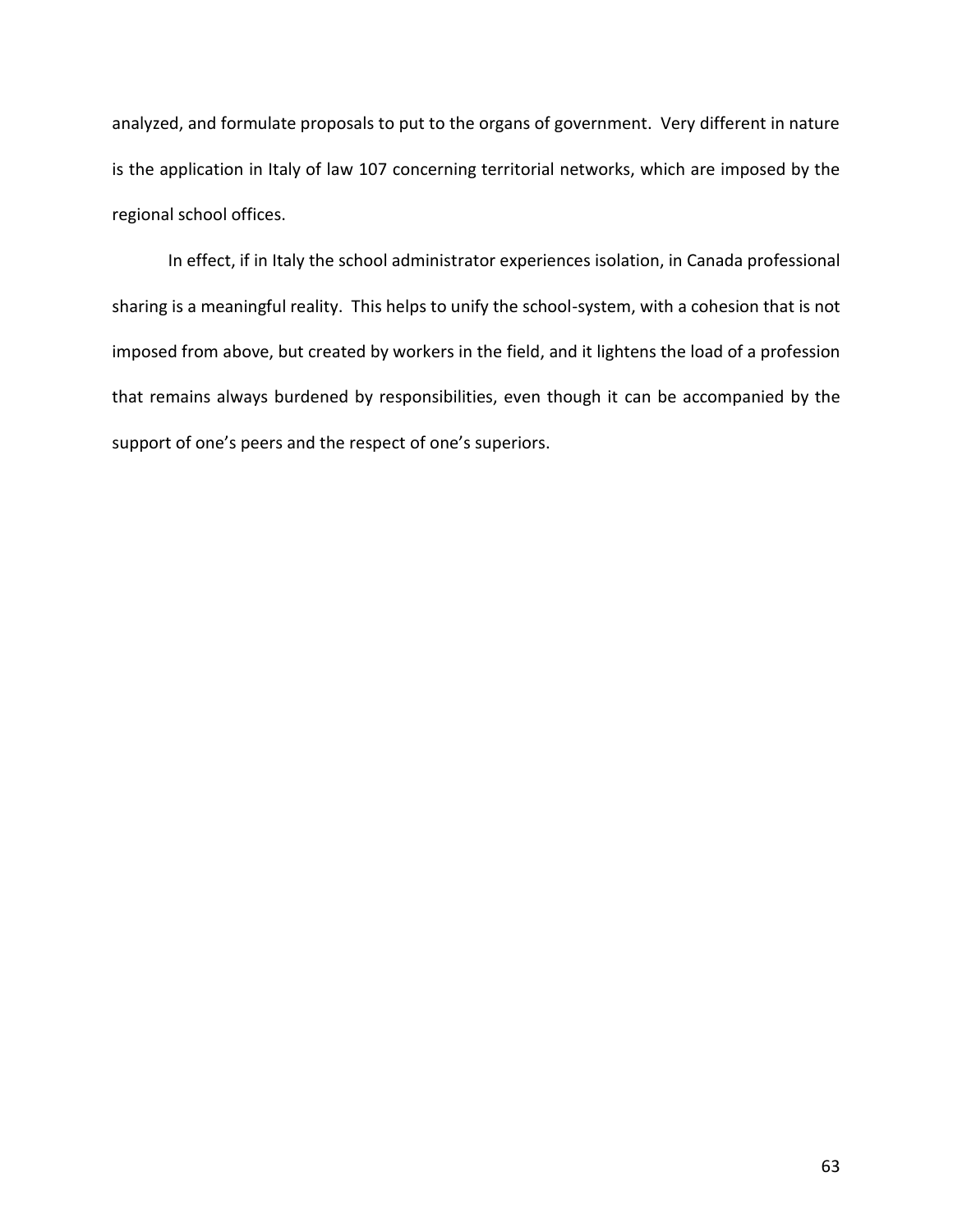analyzed, and formulate proposals to put to the organs of government. Very different in nature is the application in Italy of law 107 concerning territorial networks, which are imposed by the regional school offices.

In effect, if in Italy the school administrator experiences isolation, in Canada professional sharing is a meaningful reality. This helps to unify the school-system, with a cohesion that is not imposed from above, but created by workers in the field, and it lightens the load of a profession that remains always burdened by responsibilities, even though it can be accompanied by the support of one's peers and the respect of one's superiors.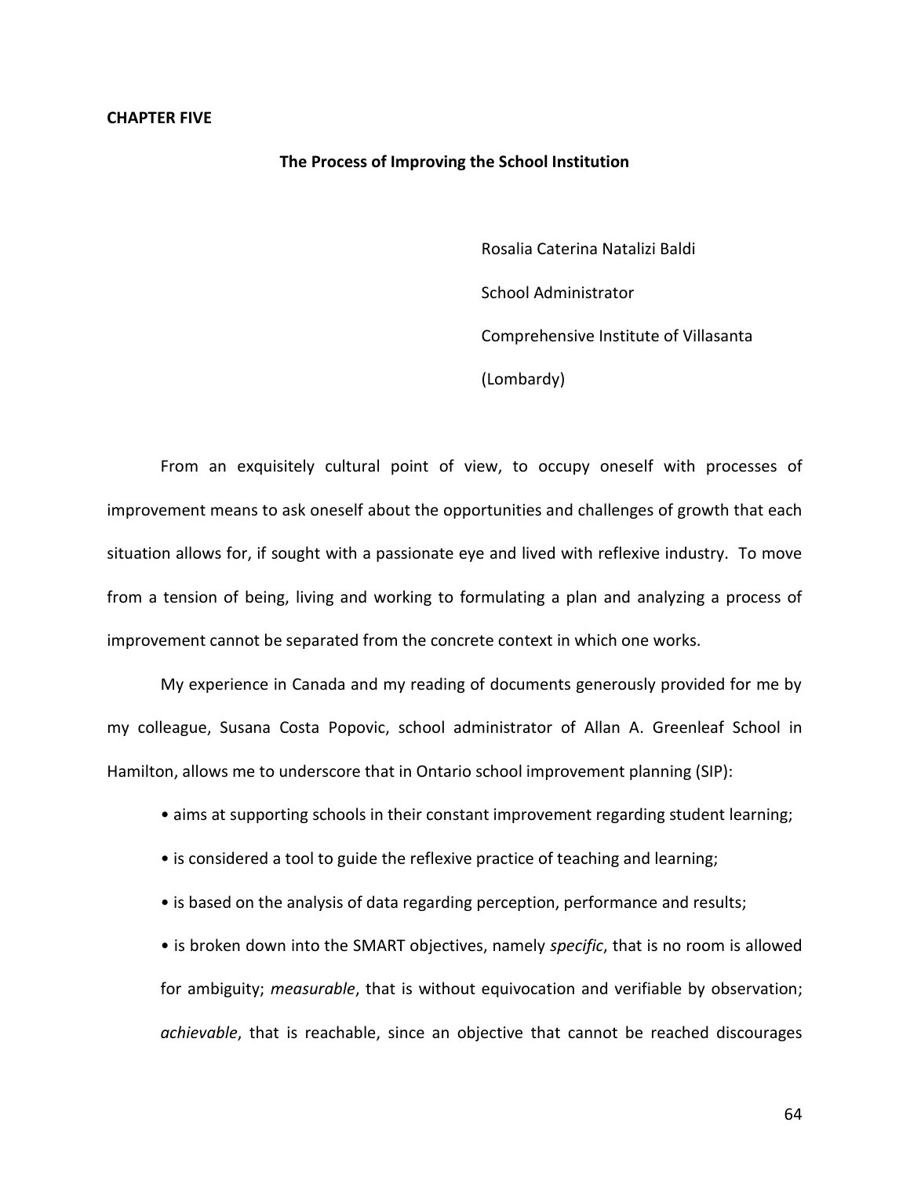**CHAPTER FIVE**

## The Process of Improving the School Institution

Rosalia Caterina Natalizi Baldi

School Administrator

Comprehensive Institute of Villasanta

(Lombardy)

From an exquisitely cultural point of view, to occupy oneself with processes of improvement means to ask oneself about the opportunities and challenges of growth that each situation allows for, if sought with a passionate eye and lived with reflexive industry. To move from a tension of being, living and working to formulating a plan and analyzing a process of improvement cannot be separated from the concrete context in which one works.

My experience in Canada and my reading of documents generously provided for me by my colleague, Susana Costa Popovic, school administrator of Allan A. Greenleaf School in Hamilton, allows me to underscore that in Ontario school improvement planning (SIP):

- aims at supporting schools in their constant improvement regarding student learning;
- is considered a tool to guide the reflexive practice of teaching and learning;
- is based on the analysis of data regarding perception, performance and results;
- is broken down into the SMART objectives, namely *specific*, that is no room is allowed for ambiguity; *measurable*, that is without equivocation and verifiable by observation; *achievable*, that is reachable, since an objective that cannot be reached discourages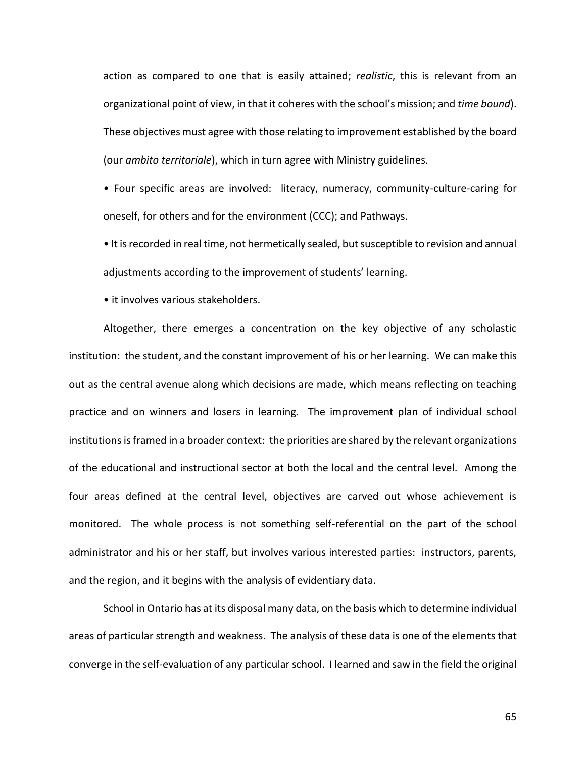action as compared to one that is easily attained; *realistic*, this is relevant from an organizational point of view, in that it coheres with the school's mission; and *time bound*). These objectives must agree with those relating to improvement established by the board (our *ambito territoriale*), which in turn agree with Ministry guidelines.

• Four specific areas are involved: literacy, numeracy, community-culture-caring for oneself, for others and for the environment (CCC); and Pathways.

• It is recorded in real time, not hermetically sealed, but susceptible to revision and annual adjustments according to the improvement of students' learning.

• it involves various stakeholders.

Altogether, there emerges a concentration on the key objective of any scholastic institution: the student, and the constant improvement of his or her learning. We can make this out as the central avenue along which decisions are made, which means reflecting on teaching practice and on winners and losers in learning. The improvement plan of individual school institutions is framed in a broader context: the priorities are shared by the relevant organizations of the educational and instructional sector at both the local and the central level. Among the four areas defined at the central level, objectives are carved out whose achievement is monitored. The whole process is not something self-referential on the part of the school administrator and his or her staff, but involves various interested parties: instructors, parents, and the region, and it begins with the analysis of evidentiary data.

School in Ontario has at its disposal many data, on the basis which to determine individual areas of particular strength and weakness. The analysis of these data is one of the elements that converge in the self-evaluation of any particular school. I learned and saw in the field the original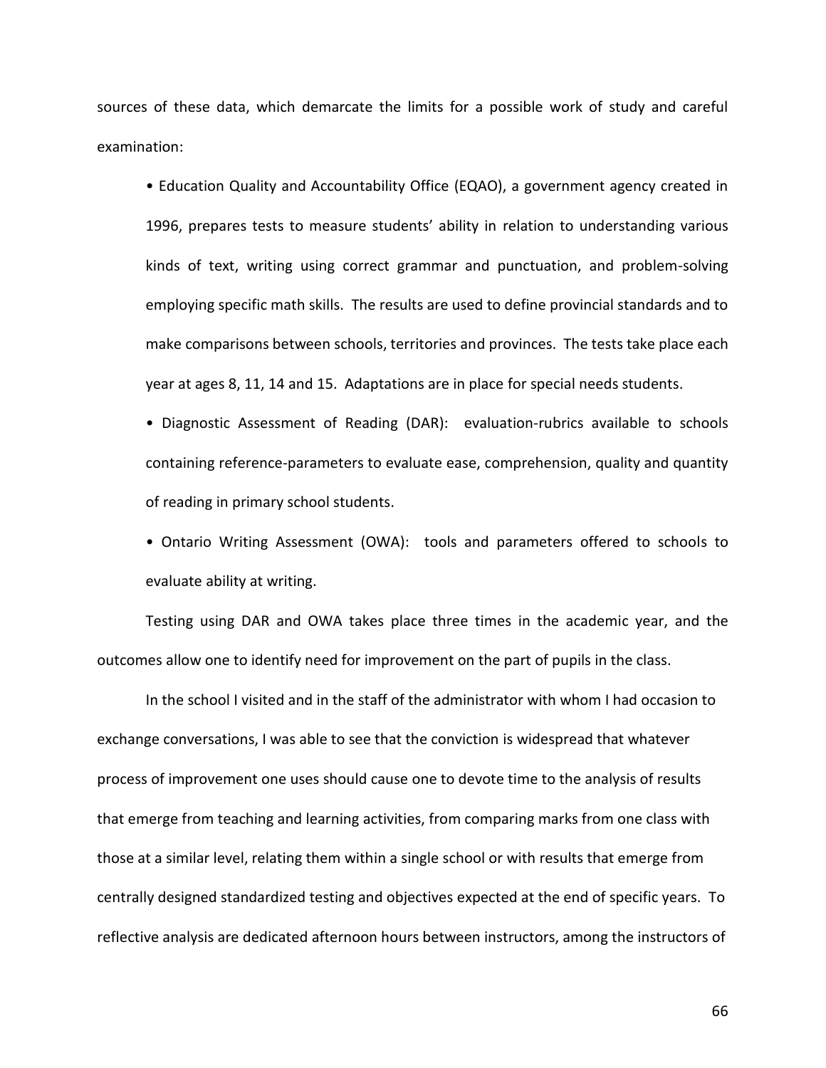sources of these data, which demarcate the limits for a possible work of study and careful examination:

- Education Quality and Accountability Office (EQAO), a government agency created in 1996, prepares tests to measure students' ability in relation to understanding various kinds of text, writing using correct grammar and punctuation, and problem-solving employing specific math skills. The results are used to define provincial standards and to make comparisons between schools, territories and provinces. The tests take place each year at ages 8, 11, 14 and 15. Adaptations are in place for special needs students.
- Diagnostic Assessment of Reading (DAR): evaluation-rubrics available to schools containing reference-parameters to evaluate ease, comprehension, quality and quantity of reading in primary school students.
- Ontario Writing Assessment (OWA): tools and parameters offered to schools to evaluate ability at writing.

Testing using DAR and OWA takes place three times in the academic year, and the outcomes allow one to identify need for improvement on the part of pupils in the class.

In the school I visited and in the staff of the administrator with whom I had occasion to exchange conversations, I was able to see that the conviction is widespread that whatever process of improvement one uses should cause one to devote time to the analysis of results that emerge from teaching and learning activities, from comparing marks from one class with those at a similar level, relating them within a single school or with results that emerge from centrally designed standardized testing and objectives expected at the end of specific years. To reflective analysis are dedicated afternoon hours between instructors, among the instructors of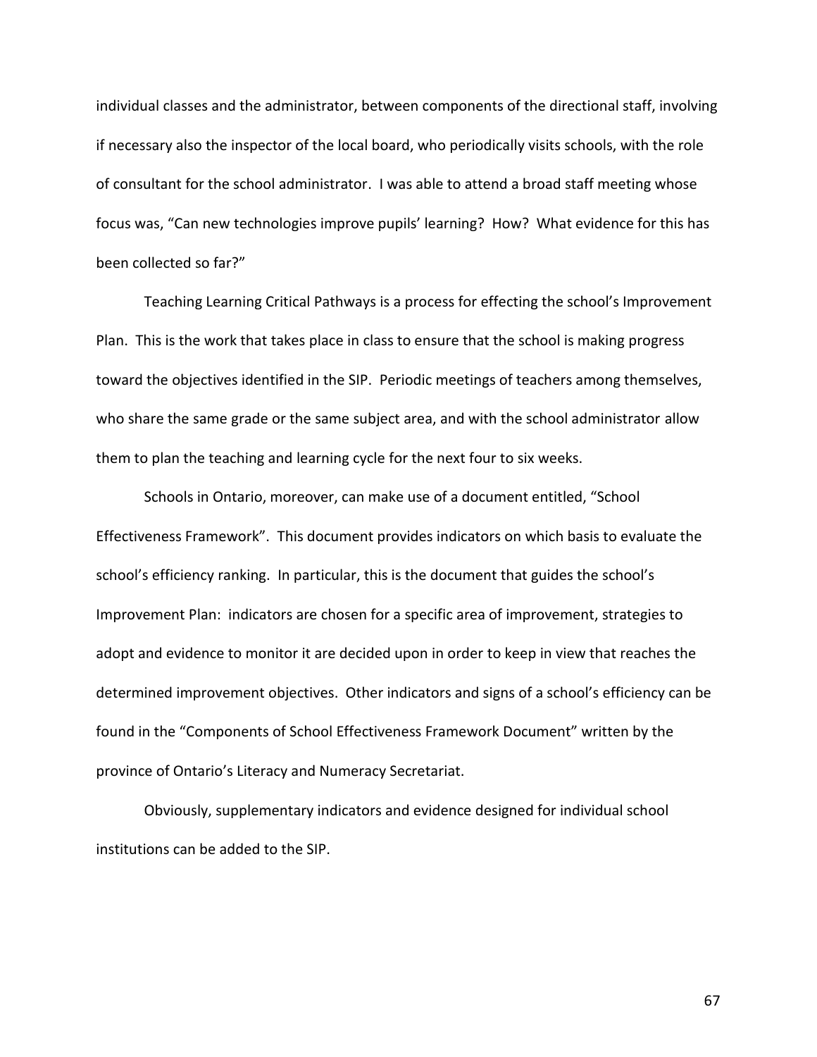individual classes and the administrator, between components of the directional staff, involving if necessary also the inspector of the local board, who periodically visits schools, with the role of consultant for the school administrator. I was able to attend a broad staff meeting whose focus was, "Can new technologies improve pupils' learning? How? What evidence for this has been collected so far?"

Teaching Learning Critical Pathways is a process for effecting the school's Improvement Plan. This is the work that takes place in class to ensure that the school is making progress toward the objectives identified in the SIP. Periodic meetings of teachers among themselves, who share the same grade or the same subject area, and with the school administrator allow them to plan the teaching and learning cycle for the next four to six weeks.

Schools in Ontario, moreover, can make use of a document entitled, "School Effectiveness Framework". This document provides indicators on which basis to evaluate the school's efficiency ranking. In particular, this is the document that guides the school's Improvement Plan: indicators are chosen for a specific area of improvement, strategies to adopt and evidence to monitor it are decided upon in order to keep in view that reaches the determined improvement objectives. Other indicators and signs of a school's efficiency can be found in the "Components of School Effectiveness Framework Document" written by the province of Ontario's Literacy and Numeracy Secretariat.

Obviously, supplementary indicators and evidence designed for individual school institutions can be added to the SIP.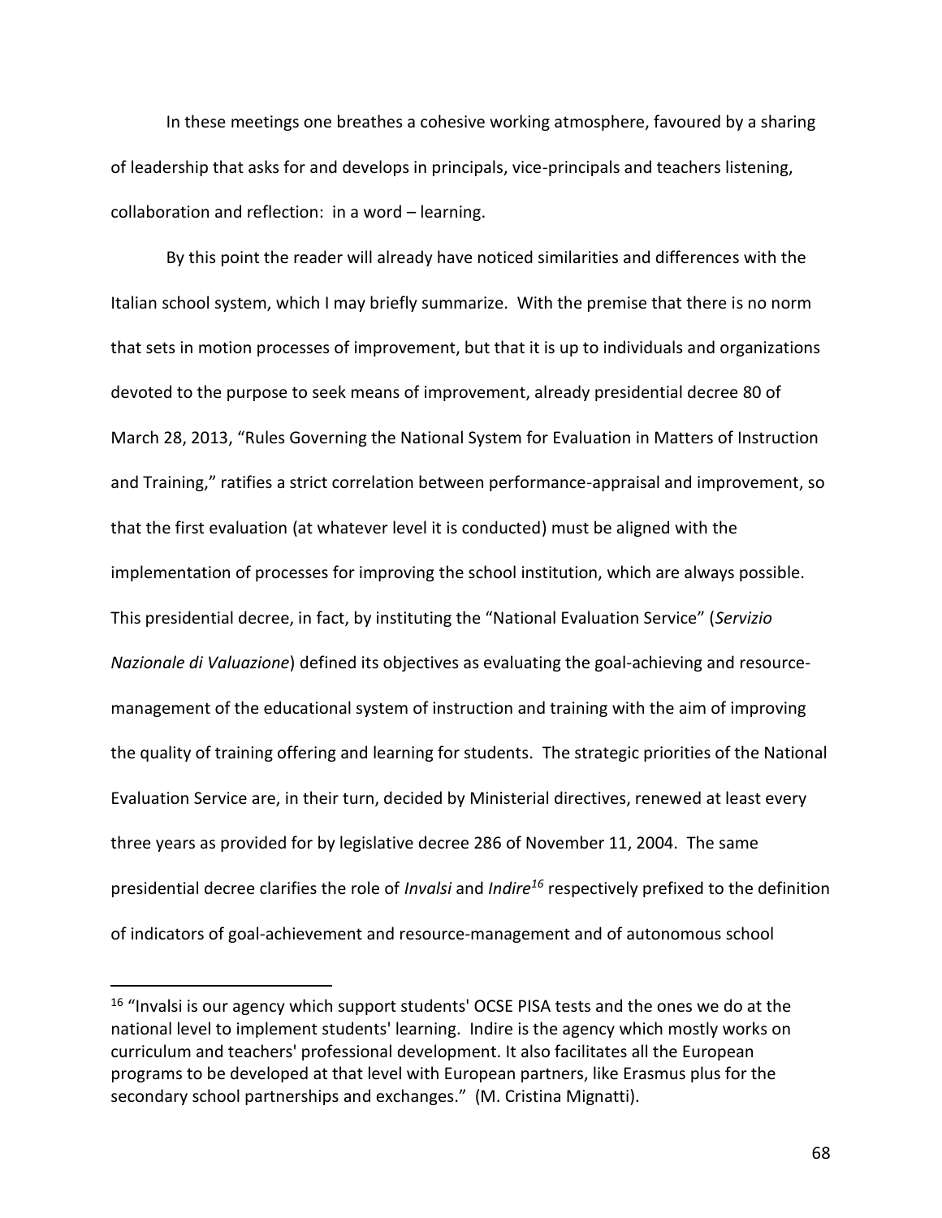In these meetings one breathes a cohesive working atmosphere, favoured by a sharing of leadership that asks for and develops in principals, vice-principals and teachers listening, collaboration and reflection:  in a word – learning.

By this point the reader will already have noticed similarities and differences with the Italian school system, which I may briefly summarize.  With the premise that there is no norm that sets in motion processes of improvement, but that it is up to individuals and organizations devoted to the purpose to seek means of improvement, already presidential decree 80 of March 28, 2013, "Rules Governing the National System for Evaluation in Matters of Instruction and Training," ratifies a strict correlation between performance-appraisal and improvement, so that the first evaluation (at whatever level it is conducted) must be aligned with the implementation of processes for improving the school institution, which are always possible.  This presidential decree, in fact, by instituting the "National Evaluation Service" (*Servizio Nazionale di Valuazione*) defined its objectives as evaluating the goal-achieving and resource-management of the educational system of instruction and training with the aim of improving the quality of training offering and learning for students.  The strategic priorities of the National Evaluation Service are, in their turn, decided by Ministerial directives, renewed at least every three years as provided for by legislative decree 286 of November 11, 2004.  The same presidential decree clarifies the role of *Invalsi* and *Indire*[16] respectively prefixed to the definition of indicators of goal-achievement and resource-management and of autonomous school

---

[16] "Invalsi is our agency which support students' OCSE PISA tests and the ones we do at the national level to implement students' learning.  Indire is the agency which mostly works on curriculum and teachers' professional development. It also facilitates all the European programs to be developed at that level with European partners, like Erasmus plus for the secondary school partnerships and exchanges."  (M. Cristina Mignatti).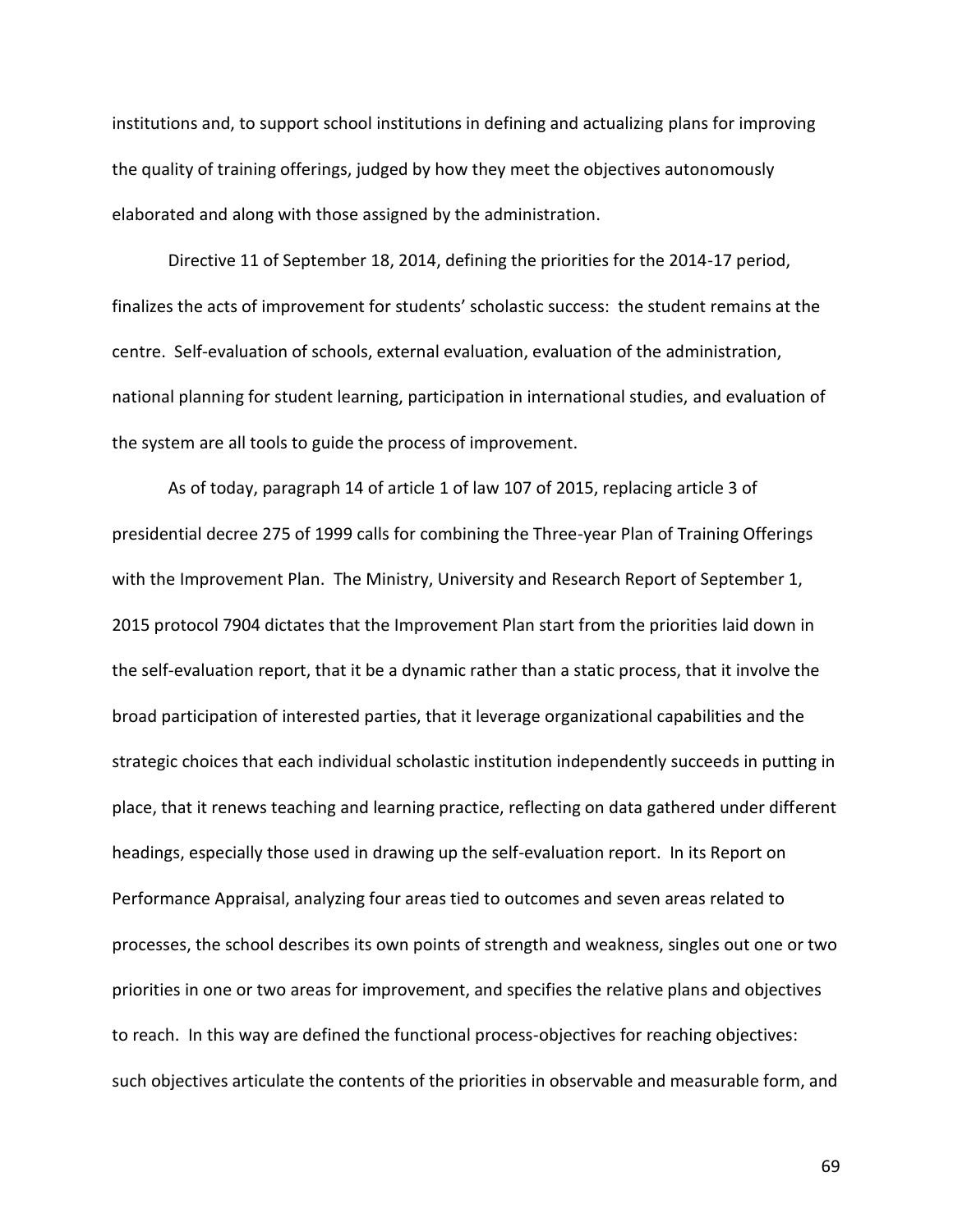institutions and, to support school institutions in defining and actualizing plans for improving the quality of training offerings, judged by how they meet the objectives autonomously elaborated and along with those assigned by the administration.

Directive 11 of September 18, 2014, defining the priorities for the 2014-17 period, finalizes the acts of improvement for students' scholastic success: the student remains at the centre. Self-evaluation of schools, external evaluation, evaluation of the administration, national planning for student learning, participation in international studies, and evaluation of the system are all tools to guide the process of improvement.

As of today, paragraph 14 of article 1 of law 107 of 2015, replacing article 3 of presidential decree 275 of 1999 calls for combining the Three-year Plan of Training Offerings with the Improvement Plan. The Ministry, University and Research Report of September 1, 2015 protocol 7904 dictates that the Improvement Plan start from the priorities laid down in the self-evaluation report, that it be a dynamic rather than a static process, that it involve the broad participation of interested parties, that it leverage organizational capabilities and the strategic choices that each individual scholastic institution independently succeeds in putting in place, that it renews teaching and learning practice, reflecting on data gathered under different headings, especially those used in drawing up the self-evaluation report. In its Report on Performance Appraisal, analyzing four areas tied to outcomes and seven areas related to processes, the school describes its own points of strength and weakness, singles out one or two priorities in one or two areas for improvement, and specifies the relative plans and objectives to reach. In this way are defined the functional process-objectives for reaching objectives: such objectives articulate the contents of the priorities in observable and measurable form, and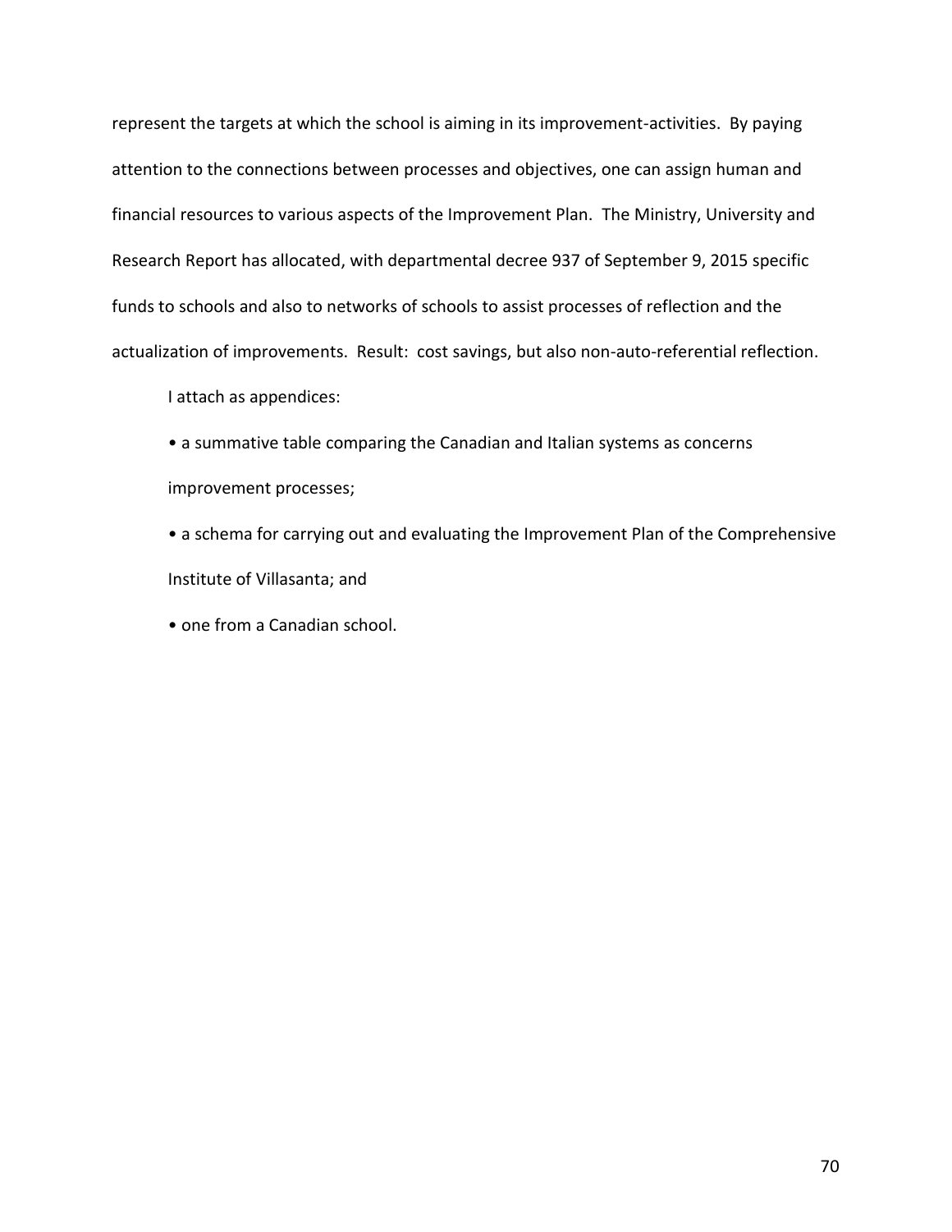represent the targets at which the school is aiming in its improvement-activities. By paying attention to the connections between processes and objectives, one can assign human and financial resources to various aspects of the Improvement Plan. The Ministry, University and Research Report has allocated, with departmental decree 937 of September 9, 2015 specific funds to schools and also to networks of schools to assist processes of reflection and the actualization of improvements. Result: cost savings, but also non-auto-referential reflection.

I attach as appendices:

- a summative table comparing the Canadian and Italian systems as concerns improvement processes;
- a schema for carrying out and evaluating the Improvement Plan of the Comprehensive Institute of Villasanta; and
- one from a Canadian school.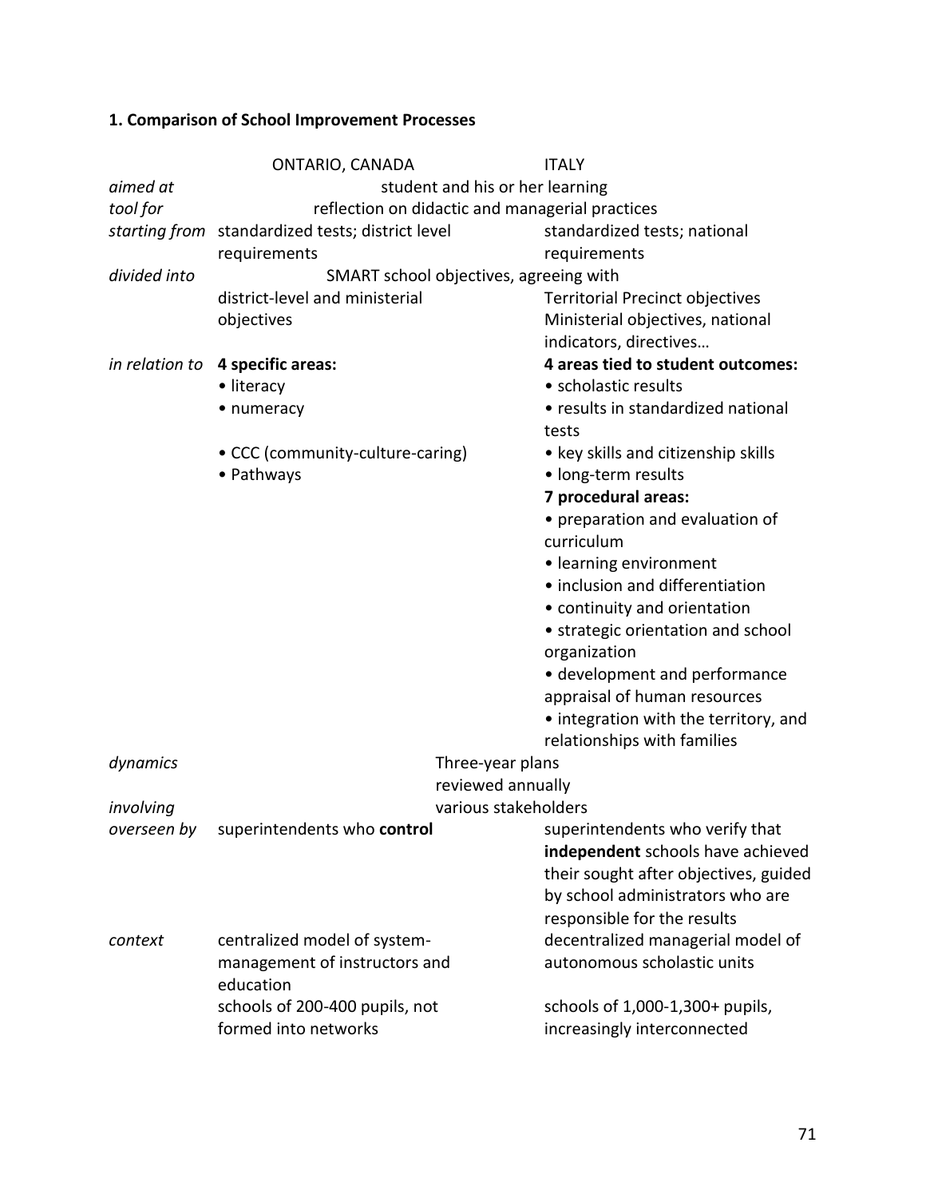### 1. Comparison of School Improvement Processes

| | ONTARIO, CANADA | ITALY |
|---|---|---|
| *aimed at* | student and his or her learning | |
| *tool for* | reflection on didactic and managerial practices | |
| *starting from* | standardized tests; district level requirements | standardized tests; national requirements |
| *divided into* | SMART school objectives, agreeing with | |
| | district-level and ministerial objectives | Territorial Precinct objectives Ministerial objectives, national indicators, directives… |
| *in relation to* | **4 specific areas:**<br>• literacy<br>• numeracy<br>• CCC (community-culture-caring)<br>• Pathways | **4 areas tied to student outcomes:**<br>• scholastic results<br>• results in standardized national tests<br>• key skills and citizenship skills<br>• long-term results<br>**7 procedural areas:**<br>• preparation and evaluation of curriculum<br>• learning environment<br>• inclusion and differentiation<br>• continuity and orientation<br>• strategic orientation and school organization<br>• development and performance appraisal of human resources<br>• integration with the territory, and relationships with families |
| *dynamics* | Three-year plans reviewed annually | |
| *involving* | various stakeholders | |
| *overseen by* | superintendents who **control** | superintendents who verify that **independent** schools have achieved their sought after objectives, guided by school administrators who are responsible for the results |
| *context* | centralized model of system-management of instructors and education | decentralized managerial model of autonomous scholastic units |
| | schools of 200-400 pupils, not formed into networks | schools of 1,000-1,300+ pupils, increasingly interconnected |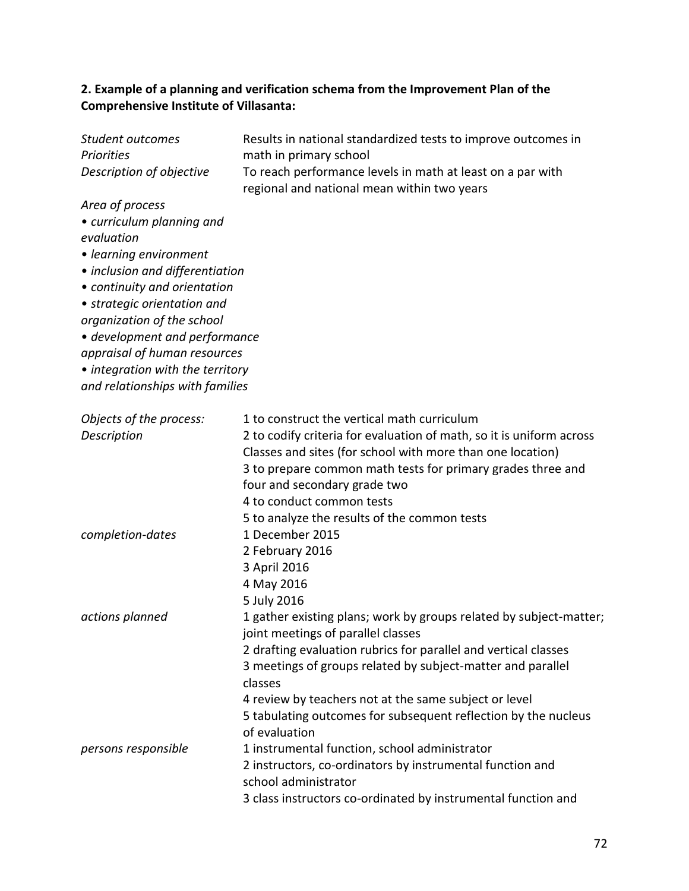**2. Example of a planning and verification schema from the Improvement Plan of the Comprehensive Institute of Villasanta:**

| | |
|---|---|
| *Student outcomes* | Results in national standardized tests to improve outcomes in |
| *Priorities* | math in primary school |
| *Description of objective* | To reach performance levels in math at least on a par with regional and national mean within two years |

*Area of process*

- *curriculum planning and evaluation*
- *learning environment*
- *inclusion and differentiation*
- *continuity and orientation*
- *strategic orientation and organization of the school*
- *development and performance appraisal of human resources*
- *integration with the territory and relationships with families*

| | |
|---|---|
| *Objects of the process:* | 1 to construct the vertical math curriculum |
| *Description* | 2 to codify criteria for evaluation of math, so it is uniform across Classes and sites (for school with more than one location)<br>3 to prepare common math tests for primary grades three and four and secondary grade two<br>4 to conduct common tests<br>5 to analyze the results of the common tests |
| *completion-dates* | 1 December 2015<br>2 February 2016<br>3 April 2016<br>4 May 2016<br>5 July 2016 |
| *actions planned* | 1 gather existing plans; work by groups related by subject-matter; joint meetings of parallel classes<br>2 drafting evaluation rubrics for parallel and vertical classes<br>3 meetings of groups related by subject-matter and parallel classes<br>4 review by teachers not at the same subject or level<br>5 tabulating outcomes for subsequent reflection by the nucleus of evaluation |
| *persons responsible* | 1 instrumental function, school administrator<br>2 instructors, co-ordinators by instrumental function and school administrator<br>3 class instructors co-ordinated by instrumental function and |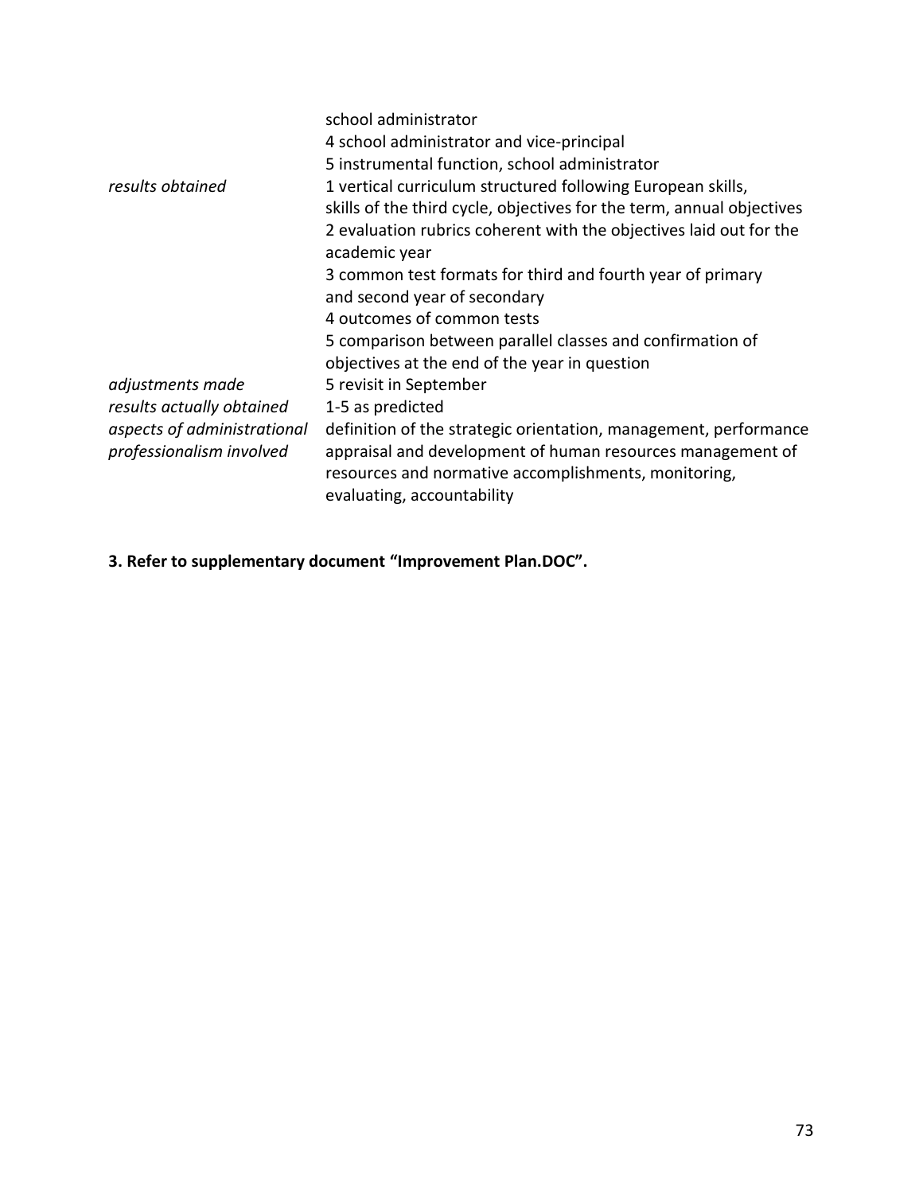| | |
|---|---|
| | school administrator<br>4 school administrator and vice-principal<br>5 instrumental function, school administrator |
| *results obtained* | 1 vertical curriculum structured following European skills, skills of the third cycle, objectives for the term, annual objectives<br>2 evaluation rubrics coherent with the objectives laid out for the academic year<br>3 common test formats for third and fourth year of primary and second year of secondary<br>4 outcomes of common tests<br>5 comparison between parallel classes and confirmation of objectives at the end of the year in question |
| *adjustments made* | 5 revisit in September |
| *results actually obtained* | 1-5 as predicted |
| *aspects of administrational professionalism involved* | definition of the strategic orientation, management, performance appraisal and development of human resources management of resources and normative accomplishments, monitoring, evaluating, accountability |

**3. Refer to supplementary document "Improvement Plan.DOC".**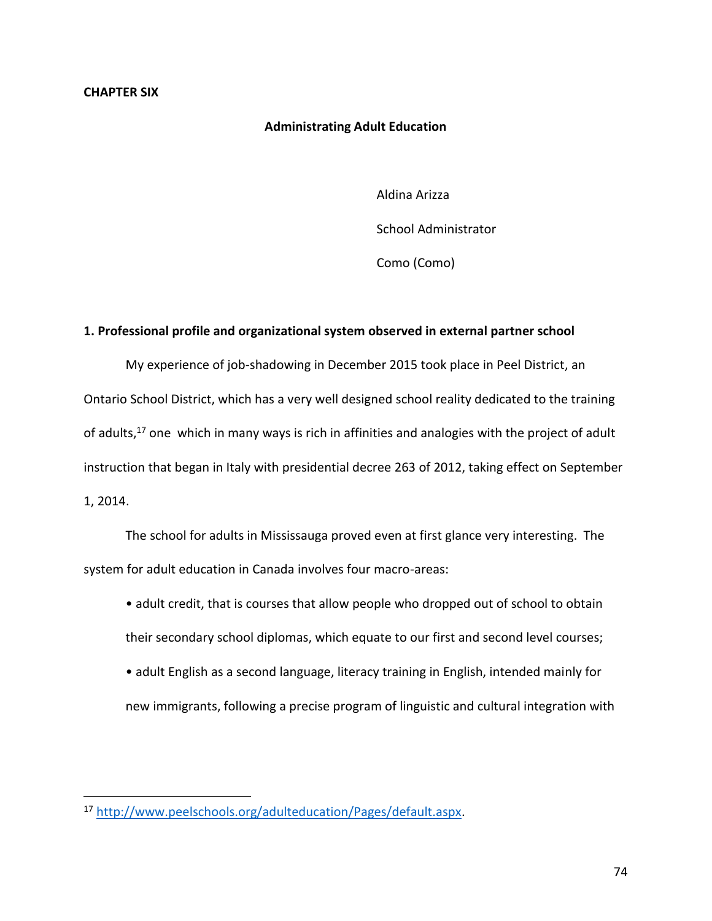**CHAPTER SIX**

## Administrating Adult Education

Aldina Arizza

School Administrator

Como (Como)

### 1. Professional profile and organizational system observed in external partner school

My experience of job-shadowing in December 2015 took place in Peel District, an Ontario School District, which has a very well designed school reality dedicated to the training of adults,[17] one which in many ways is rich in affinities and analogies with the project of adult instruction that began in Italy with presidential decree 263 of 2012, taking effect on September 1, 2014.

The school for adults in Mississauga proved even at first glance very interesting. The system for adult education in Canada involves four macro-areas:

- adult credit, that is courses that allow people who dropped out of school to obtain their secondary school diplomas, which equate to our first and second level courses;
- adult English as a second language, literacy training in English, intended mainly for new immigrants, following a precise program of linguistic and cultural integration with

[17] http://www.peelschools.org/adulteducation/Pages/default.aspx.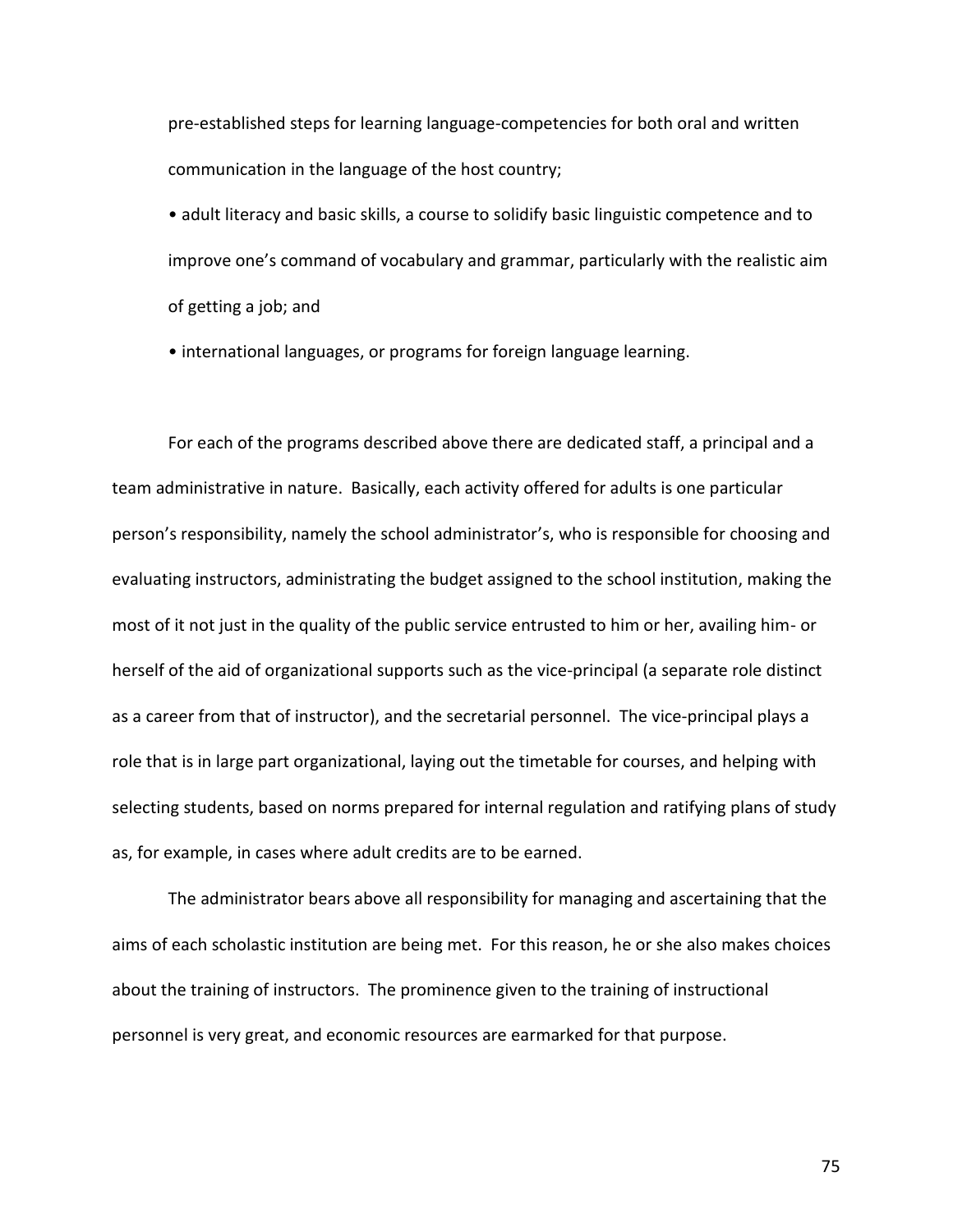pre-established steps for learning language-competencies for both oral and written communication in the language of the host country;

- adult literacy and basic skills, a course to solidify basic linguistic competence and to improve one's command of vocabulary and grammar, particularly with the realistic aim of getting a job; and
- international languages, or programs for foreign language learning.

For each of the programs described above there are dedicated staff, a principal and a team administrative in nature. Basically, each activity offered for adults is one particular person's responsibility, namely the school administrator's, who is responsible for choosing and evaluating instructors, administrating the budget assigned to the school institution, making the most of it not just in the quality of the public service entrusted to him or her, availing him- or herself of the aid of organizational supports such as the vice-principal (a separate role distinct as a career from that of instructor), and the secretarial personnel. The vice-principal plays a role that is in large part organizational, laying out the timetable for courses, and helping with selecting students, based on norms prepared for internal regulation and ratifying plans of study as, for example, in cases where adult credits are to be earned.

The administrator bears above all responsibility for managing and ascertaining that the aims of each scholastic institution are being met. For this reason, he or she also makes choices about the training of instructors. The prominence given to the training of instructional personnel is very great, and economic resources are earmarked for that purpose.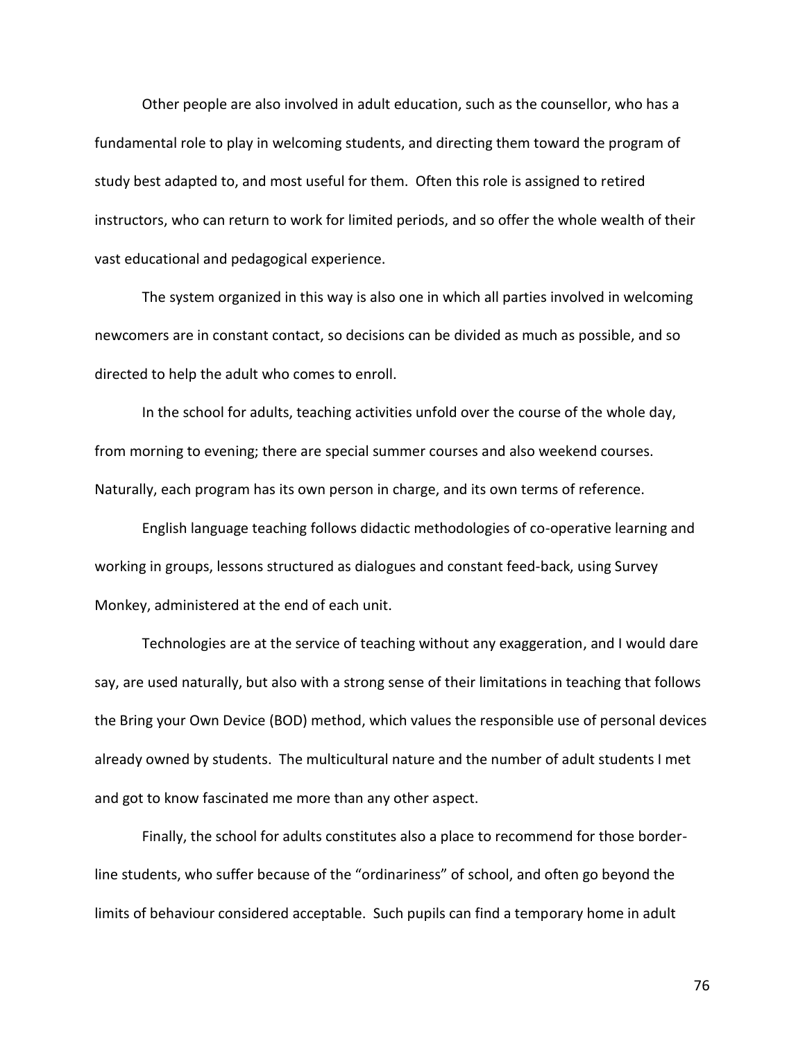Other people are also involved in adult education, such as the counsellor, who has a fundamental role to play in welcoming students, and directing them toward the program of study best adapted to, and most useful for them. Often this role is assigned to retired instructors, who can return to work for limited periods, and so offer the whole wealth of their vast educational and pedagogical experience.

The system organized in this way is also one in which all parties involved in welcoming newcomers are in constant contact, so decisions can be divided as much as possible, and so directed to help the adult who comes to enroll.

In the school for adults, teaching activities unfold over the course of the whole day, from morning to evening; there are special summer courses and also weekend courses. Naturally, each program has its own person in charge, and its own terms of reference.

English language teaching follows didactic methodologies of co-operative learning and working in groups, lessons structured as dialogues and constant feed-back, using Survey Monkey, administered at the end of each unit.

Technologies are at the service of teaching without any exaggeration, and I would dare say, are used naturally, but also with a strong sense of their limitations in teaching that follows the Bring your Own Device (BOD) method, which values the responsible use of personal devices already owned by students. The multicultural nature and the number of adult students I met and got to know fascinated me more than any other aspect.

Finally, the school for adults constitutes also a place to recommend for those border-line students, who suffer because of the "ordinariness" of school, and often go beyond the limits of behaviour considered acceptable. Such pupils can find a temporary home in adult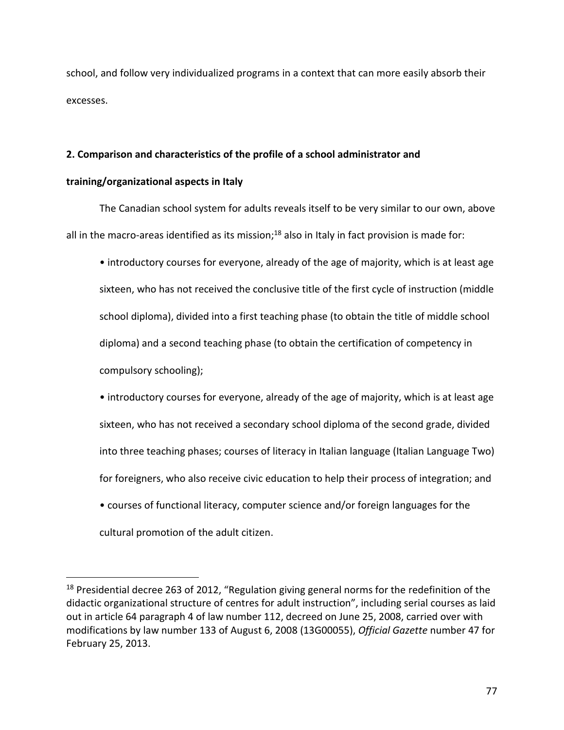school, and follow very individualized programs in a context that can more easily absorb their excesses.

## 2. Comparison and characteristics of the profile of a school administrator and training/organizational aspects in Italy

The Canadian school system for adults reveals itself to be very similar to our own, above all in the macro-areas identified as its mission;[18] also in Italy in fact provision is made for:

- introductory courses for everyone, already of the age of majority, which is at least age sixteen, who has not received the conclusive title of the first cycle of instruction (middle school diploma), divided into a first teaching phase (to obtain the title of middle school diploma) and a second teaching phase (to obtain the certification of competency in compulsory schooling);
- introductory courses for everyone, already of the age of majority, which is at least age sixteen, who has not received a secondary school diploma of the second grade, divided into three teaching phases; courses of literacy in Italian language (Italian Language Two) for foreigners, who also receive civic education to help their process of integration; and
- courses of functional literacy, computer science and/or foreign languages for the cultural promotion of the adult citizen.

---

[18] Presidential decree 263 of 2012, "Regulation giving general norms for the redefinition of the didactic organizational structure of centres for adult instruction", including serial courses as laid out in article 64 paragraph 4 of law number 112, decreed on June 25, 2008, carried over with modifications by law number 133 of August 6, 2008 (13G00055), *Official Gazette* number 47 for February 25, 2013.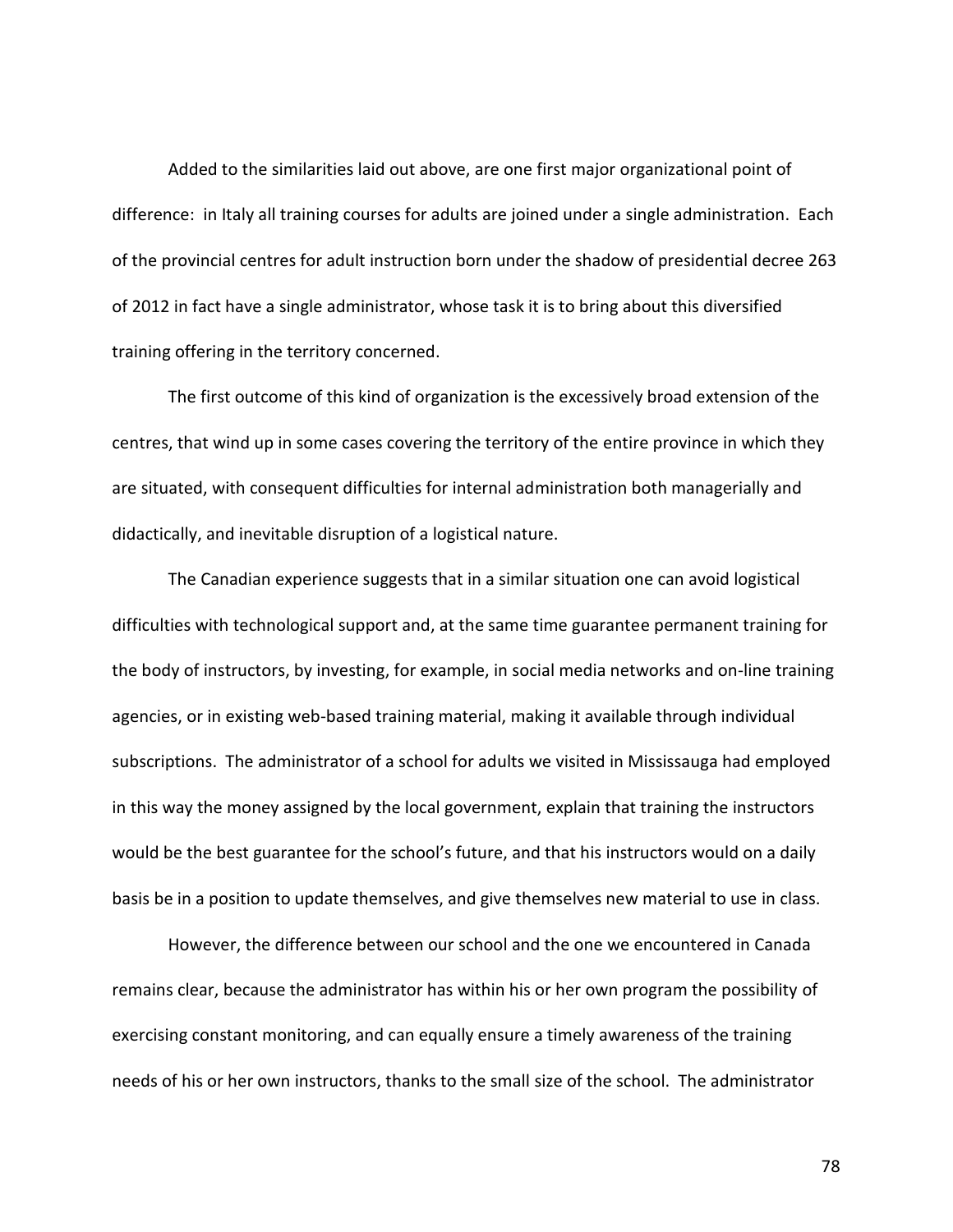Added to the similarities laid out above, are one first major organizational point of difference: in Italy all training courses for adults are joined under a single administration. Each of the provincial centres for adult instruction born under the shadow of presidential decree 263 of 2012 in fact have a single administrator, whose task it is to bring about this diversified training offering in the territory concerned.

The first outcome of this kind of organization is the excessively broad extension of the centres, that wind up in some cases covering the territory of the entire province in which they are situated, with consequent difficulties for internal administration both managerially and didactically, and inevitable disruption of a logistical nature.

The Canadian experience suggests that in a similar situation one can avoid logistical difficulties with technological support and, at the same time guarantee permanent training for the body of instructors, by investing, for example, in social media networks and on-line training agencies, or in existing web-based training material, making it available through individual subscriptions. The administrator of a school for adults we visited in Mississauga had employed in this way the money assigned by the local government, explain that training the instructors would be the best guarantee for the school's future, and that his instructors would on a daily basis be in a position to update themselves, and give themselves new material to use in class.

However, the difference between our school and the one we encountered in Canada remains clear, because the administrator has within his or her own program the possibility of exercising constant monitoring, and can equally ensure a timely awareness of the training needs of his or her own instructors, thanks to the small size of the school. The administrator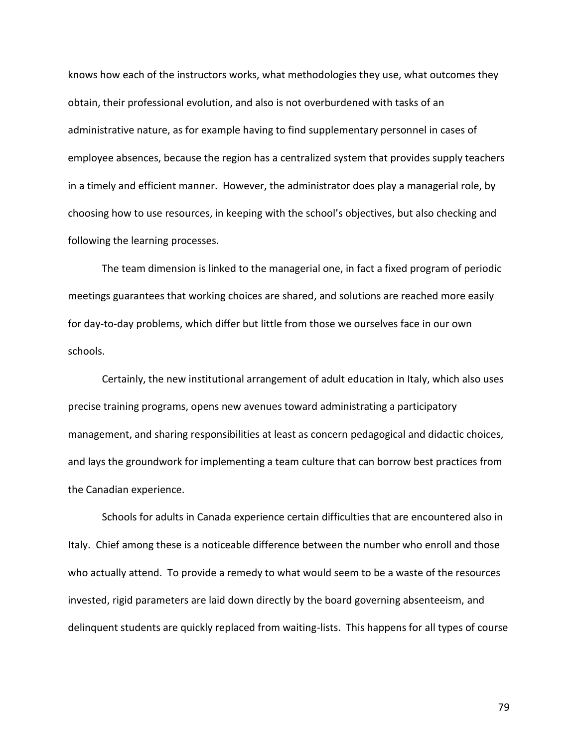knows how each of the instructors works, what methodologies they use, what outcomes they obtain, their professional evolution, and also is not overburdened with tasks of an administrative nature, as for example having to find supplementary personnel in cases of employee absences, because the region has a centralized system that provides supply teachers in a timely and efficient manner. However, the administrator does play a managerial role, by choosing how to use resources, in keeping with the school's objectives, but also checking and following the learning processes.

The team dimension is linked to the managerial one, in fact a fixed program of periodic meetings guarantees that working choices are shared, and solutions are reached more easily for day-to-day problems, which differ but little from those we ourselves face in our own schools.

Certainly, the new institutional arrangement of adult education in Italy, which also uses precise training programs, opens new avenues toward administrating a participatory management, and sharing responsibilities at least as concern pedagogical and didactic choices, and lays the groundwork for implementing a team culture that can borrow best practices from the Canadian experience.

Schools for adults in Canada experience certain difficulties that are encountered also in Italy. Chief among these is a noticeable difference between the number who enroll and those who actually attend. To provide a remedy to what would seem to be a waste of the resources invested, rigid parameters are laid down directly by the board governing absenteeism, and delinquent students are quickly replaced from waiting-lists. This happens for all types of course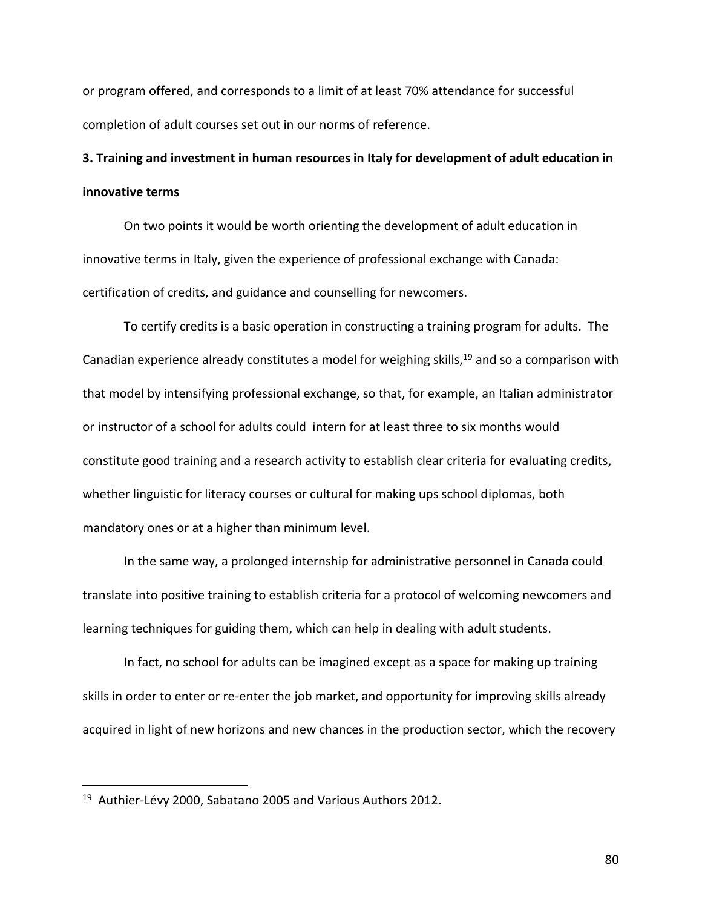or program offered, and corresponds to a limit of at least 70% attendance for successful completion of adult courses set out in our norms of reference.

## 3. Training and investment in human resources in Italy for development of adult education in innovative terms

On two points it would be worth orienting the development of adult education in innovative terms in Italy, given the experience of professional exchange with Canada: certification of credits, and guidance and counselling for newcomers.

To certify credits is a basic operation in constructing a training program for adults. The Canadian experience already constitutes a model for weighing skills,[19] and so a comparison with that model by intensifying professional exchange, so that, for example, an Italian administrator or instructor of a school for adults could intern for at least three to six months would constitute good training and a research activity to establish clear criteria for evaluating credits, whether linguistic for literacy courses or cultural for making ups school diplomas, both mandatory ones or at a higher than minimum level.

In the same way, a prolonged internship for administrative personnel in Canada could translate into positive training to establish criteria for a protocol of welcoming newcomers and learning techniques for guiding them, which can help in dealing with adult students.

In fact, no school for adults can be imagined except as a space for making up training skills in order to enter or re-enter the job market, and opportunity for improving skills already acquired in light of new horizons and new chances in the production sector, which the recovery

[19] Authier-Lévy 2000, Sabatano 2005 and Various Authors 2012.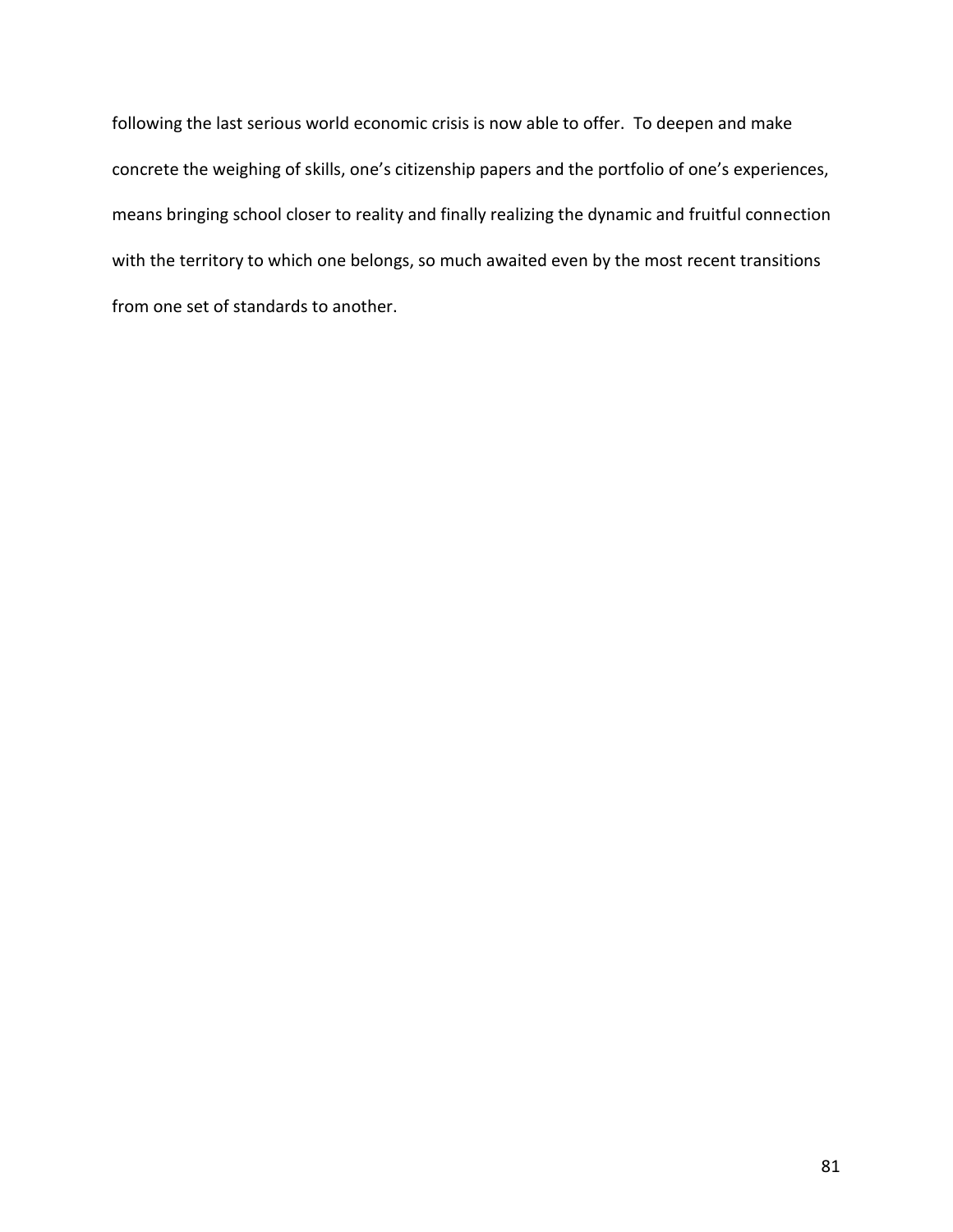following the last serious world economic crisis is now able to offer.  To deepen and make concrete the weighing of skills, one's citizenship papers and the portfolio of one's experiences, means bringing school closer to reality and finally realizing the dynamic and fruitful connection with the territory to which one belongs, so much awaited even by the most recent transitions from one set of standards to another.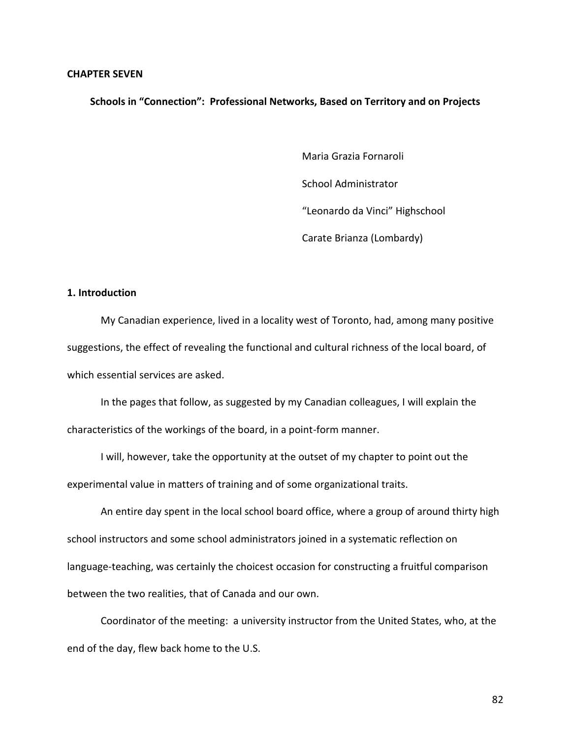**CHAPTER SEVEN**

## Schools in "Connection": Professional Networks, Based on Territory and on Projects

Maria Grazia Fornaroli

School Administrator

"Leonardo da Vinci" Highschool

Carate Brianza (Lombardy)

### 1. Introduction

My Canadian experience, lived in a locality west of Toronto, had, among many positive suggestions, the effect of revealing the functional and cultural richness of the local board, of which essential services are asked.

In the pages that follow, as suggested by my Canadian colleagues, I will explain the characteristics of the workings of the board, in a point-form manner.

I will, however, take the opportunity at the outset of my chapter to point out the experimental value in matters of training and of some organizational traits.

An entire day spent in the local school board office, where a group of around thirty high school instructors and some school administrators joined in a systematic reflection on language-teaching, was certainly the choicest occasion for constructing a fruitful comparison between the two realities, that of Canada and our own.

Coordinator of the meeting: a university instructor from the United States, who, at the end of the day, flew back home to the U.S.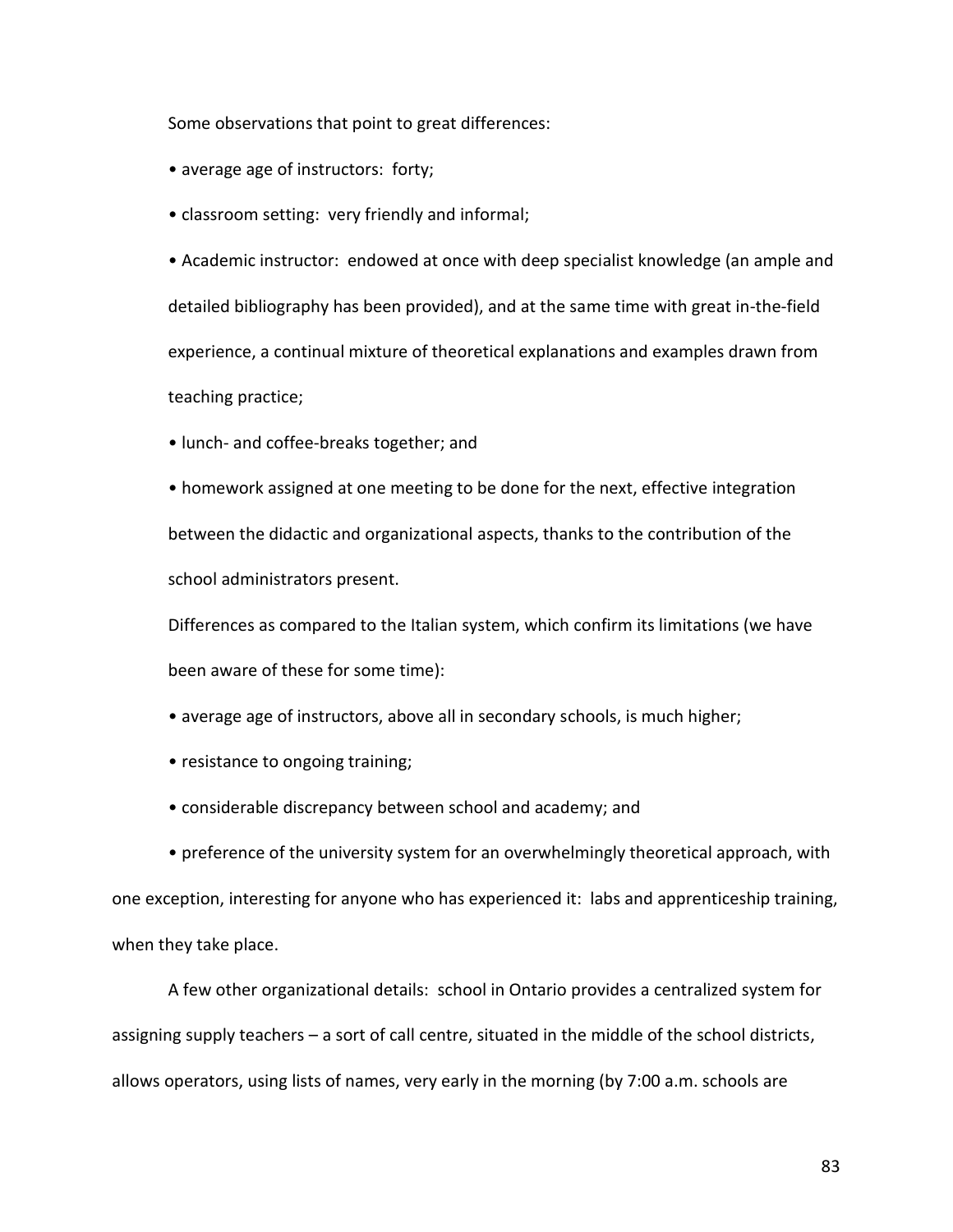Some observations that point to great differences:

- average age of instructors: forty;
- classroom setting: very friendly and informal;
- Academic instructor: endowed at once with deep specialist knowledge (an ample and detailed bibliography has been provided), and at the same time with great in-the-field experience, a continual mixture of theoretical explanations and examples drawn from teaching practice;
- lunch- and coffee-breaks together; and
- homework assigned at one meeting to be done for the next, effective integration between the didactic and organizational aspects, thanks to the contribution of the school administrators present.

Differences as compared to the Italian system, which confirm its limitations (we have been aware of these for some time):

- average age of instructors, above all in secondary schools, is much higher;
- resistance to ongoing training;
- considerable discrepancy between school and academy; and
- preference of the university system for an overwhelmingly theoretical approach, with one exception, interesting for anyone who has experienced it: labs and apprenticeship training, when they take place.

A few other organizational details: school in Ontario provides a centralized system for assigning supply teachers – a sort of call centre, situated in the middle of the school districts, allows operators, using lists of names, very early in the morning (by 7:00 a.m. schools are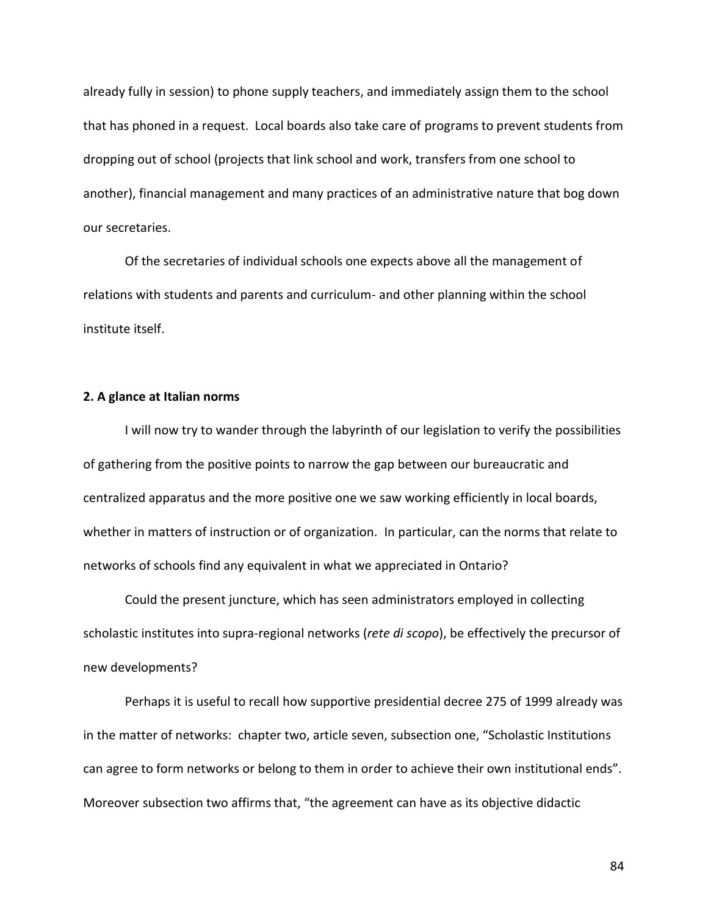already fully in session) to phone supply teachers, and immediately assign them to the school that has phoned in a request. Local boards also take care of programs to prevent students from dropping out of school (projects that link school and work, transfers from one school to another), financial management and many practices of an administrative nature that bog down our secretaries.

Of the secretaries of individual schools one expects above all the management of relations with students and parents and curriculum- and other planning within the school institute itself.

## 2. A glance at Italian norms

I will now try to wander through the labyrinth of our legislation to verify the possibilities of gathering from the positive points to narrow the gap between our bureaucratic and centralized apparatus and the more positive one we saw working efficiently in local boards, whether in matters of instruction or of organization. In particular, can the norms that relate to networks of schools find any equivalent in what we appreciated in Ontario?

Could the present juncture, which has seen administrators employed in collecting scholastic institutes into supra-regional networks (*rete di scopo*), be effectively the precursor of new developments?

Perhaps it is useful to recall how supportive presidential decree 275 of 1999 already was in the matter of networks: chapter two, article seven, subsection one, "Scholastic Institutions can agree to form networks or belong to them in order to achieve their own institutional ends". Moreover subsection two affirms that, "the agreement can have as its objective didactic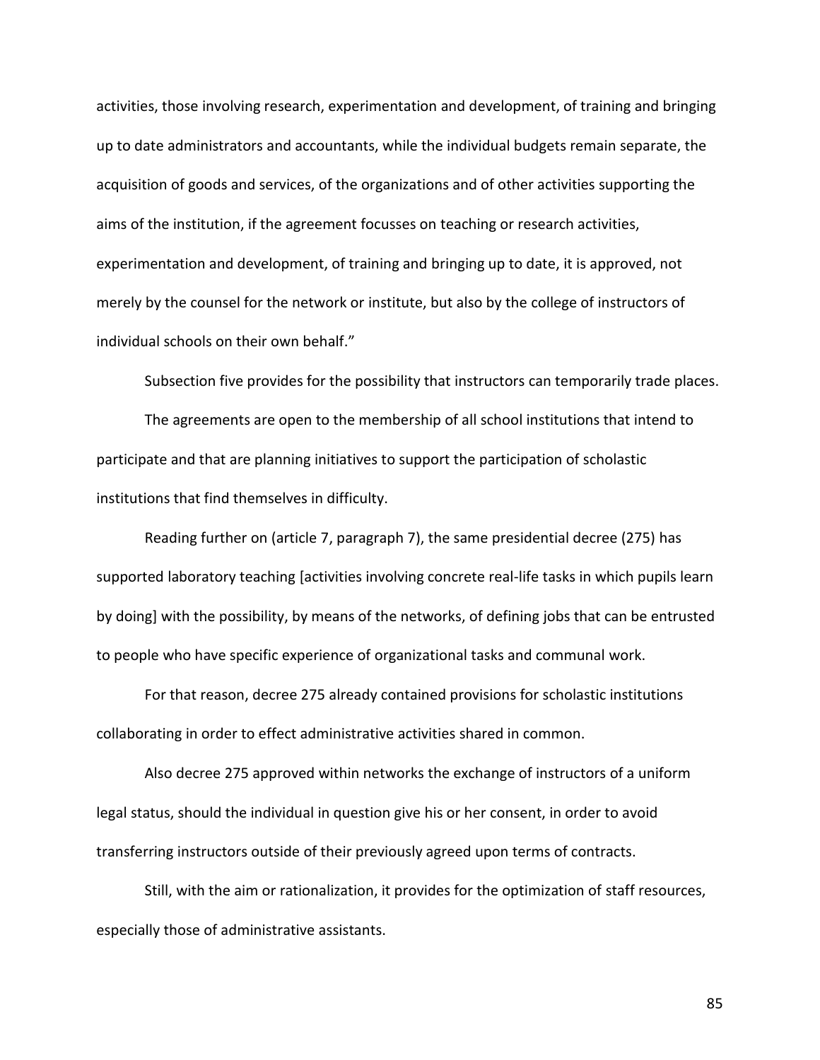activities, those involving research, experimentation and development, of training and bringing up to date administrators and accountants, while the individual budgets remain separate, the acquisition of goods and services, of the organizations and of other activities supporting the aims of the institution, if the agreement focusses on teaching or research activities, experimentation and development, of training and bringing up to date, it is approved, not merely by the counsel for the network or institute, but also by the college of instructors of individual schools on their own behalf."

Subsection five provides for the possibility that instructors can temporarily trade places.

The agreements are open to the membership of all school institutions that intend to participate and that are planning initiatives to support the participation of scholastic institutions that find themselves in difficulty.

Reading further on (article 7, paragraph 7), the same presidential decree (275) has supported laboratory teaching [activities involving concrete real-life tasks in which pupils learn by doing] with the possibility, by means of the networks, of defining jobs that can be entrusted to people who have specific experience of organizational tasks and communal work.

For that reason, decree 275 already contained provisions for scholastic institutions collaborating in order to effect administrative activities shared in common.

Also decree 275 approved within networks the exchange of instructors of a uniform legal status, should the individual in question give his or her consent, in order to avoid transferring instructors outside of their previously agreed upon terms of contracts.

Still, with the aim or rationalization, it provides for the optimization of staff resources, especially those of administrative assistants.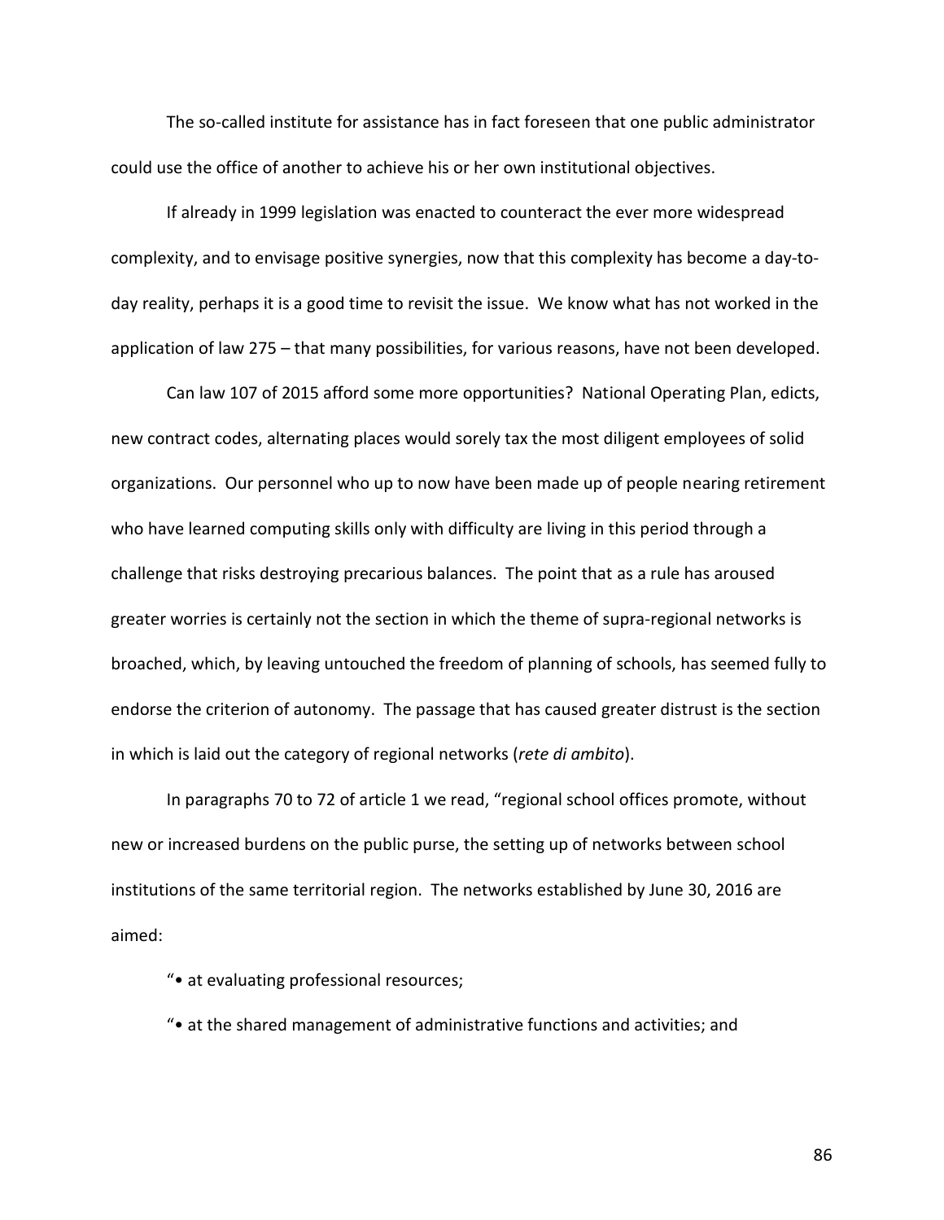The so-called institute for assistance has in fact foreseen that one public administrator could use the office of another to achieve his or her own institutional objectives.

If already in 1999 legislation was enacted to counteract the ever more widespread complexity, and to envisage positive synergies, now that this complexity has become a day-to-day reality, perhaps it is a good time to revisit the issue. We know what has not worked in the application of law 275 – that many possibilities, for various reasons, have not been developed.

Can law 107 of 2015 afford some more opportunities? National Operating Plan, edicts, new contract codes, alternating places would sorely tax the most diligent employees of solid organizations. Our personnel who up to now have been made up of people nearing retirement who have learned computing skills only with difficulty are living in this period through a challenge that risks destroying precarious balances. The point that as a rule has aroused greater worries is certainly not the section in which the theme of supra-regional networks is broached, which, by leaving untouched the freedom of planning of schools, has seemed fully to endorse the criterion of autonomy. The passage that has caused greater distrust is the section in which is laid out the category of regional networks (*rete di ambito*).

In paragraphs 70 to 72 of article 1 we read, "regional school offices promote, without new or increased burdens on the public purse, the setting up of networks between school institutions of the same territorial region. The networks established by June 30, 2016 are aimed:

"• at evaluating professional resources;

"• at the shared management of administrative functions and activities; and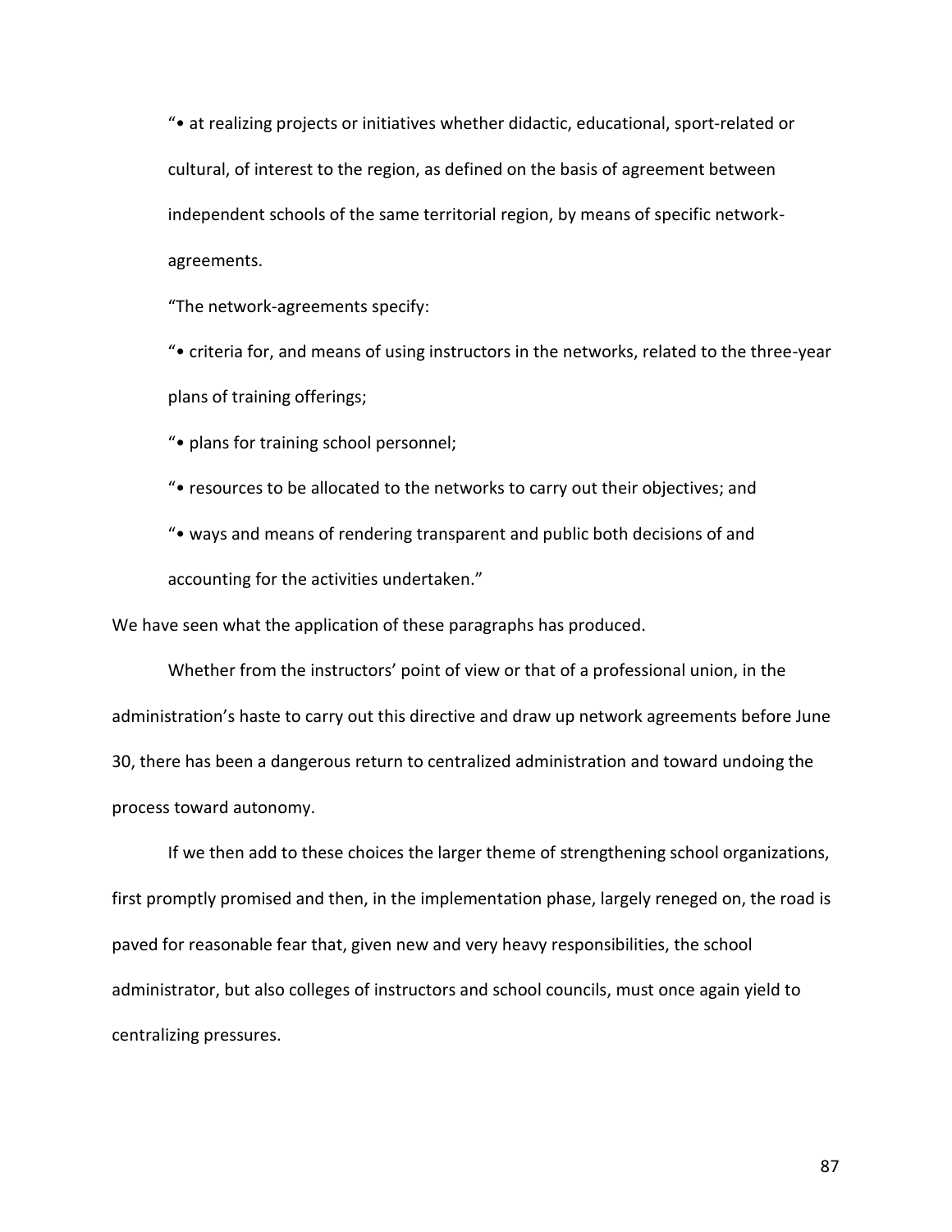"• at realizing projects or initiatives whether didactic, educational, sport-related or cultural, of interest to the region, as defined on the basis of agreement between independent schools of the same territorial region, by means of specific network-agreements.

"The network-agreements specify:

"• criteria for, and means of using instructors in the networks, related to the three-year plans of training offerings;

"• plans for training school personnel;

"• resources to be allocated to the networks to carry out their objectives; and

"• ways and means of rendering transparent and public both decisions of and accounting for the activities undertaken."

We have seen what the application of these paragraphs has produced.

Whether from the instructors' point of view or that of a professional union, in the administration's haste to carry out this directive and draw up network agreements before June 30, there has been a dangerous return to centralized administration and toward undoing the process toward autonomy.

If we then add to these choices the larger theme of strengthening school organizations, first promptly promised and then, in the implementation phase, largely reneged on, the road is paved for reasonable fear that, given new and very heavy responsibilities, the school administrator, but also colleges of instructors and school councils, must once again yield to centralizing pressures.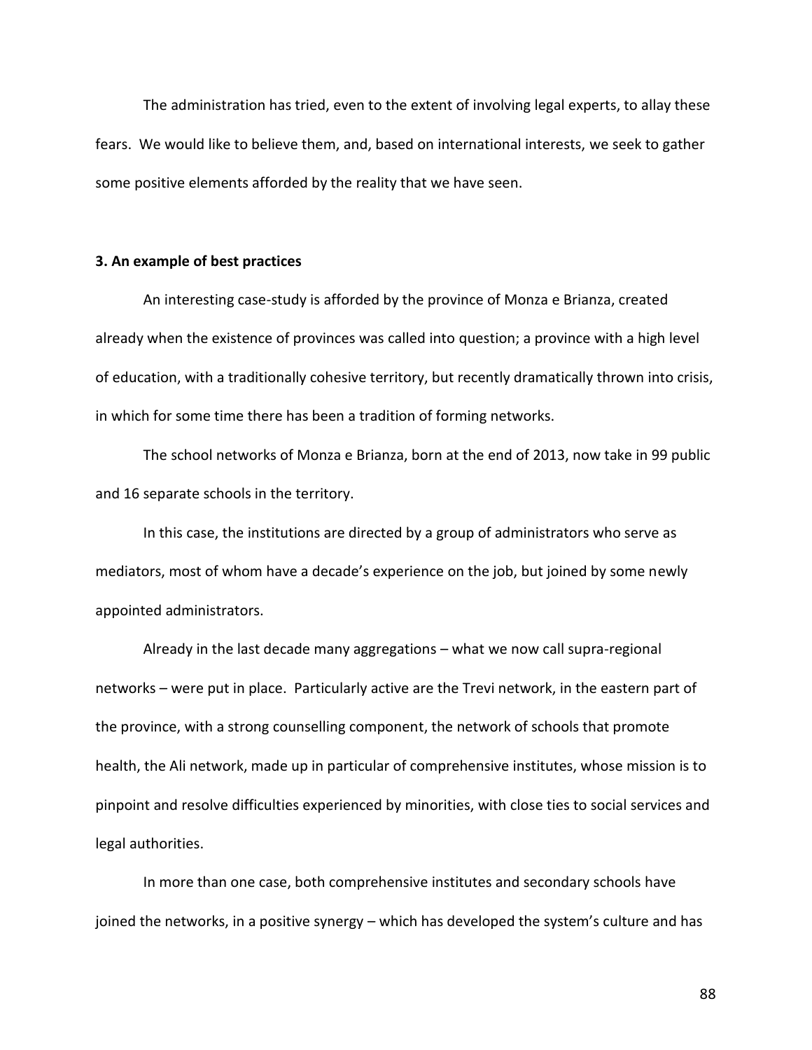The administration has tried, even to the extent of involving legal experts, to allay these fears. We would like to believe them, and, based on international interests, we seek to gather some positive elements afforded by the reality that we have seen.

### 3. An example of best practices

An interesting case-study is afforded by the province of Monza e Brianza, created already when the existence of provinces was called into question; a province with a high level of education, with a traditionally cohesive territory, but recently dramatically thrown into crisis, in which for some time there has been a tradition of forming networks.

The school networks of Monza e Brianza, born at the end of 2013, now take in 99 public and 16 separate schools in the territory.

In this case, the institutions are directed by a group of administrators who serve as mediators, most of whom have a decade's experience on the job, but joined by some newly appointed administrators.

Already in the last decade many aggregations – what we now call supra-regional networks – were put in place. Particularly active are the Trevi network, in the eastern part of the province, with a strong counselling component, the network of schools that promote health, the Ali network, made up in particular of comprehensive institutes, whose mission is to pinpoint and resolve difficulties experienced by minorities, with close ties to social services and legal authorities.

In more than one case, both comprehensive institutes and secondary schools have joined the networks, in a positive synergy – which has developed the system's culture and has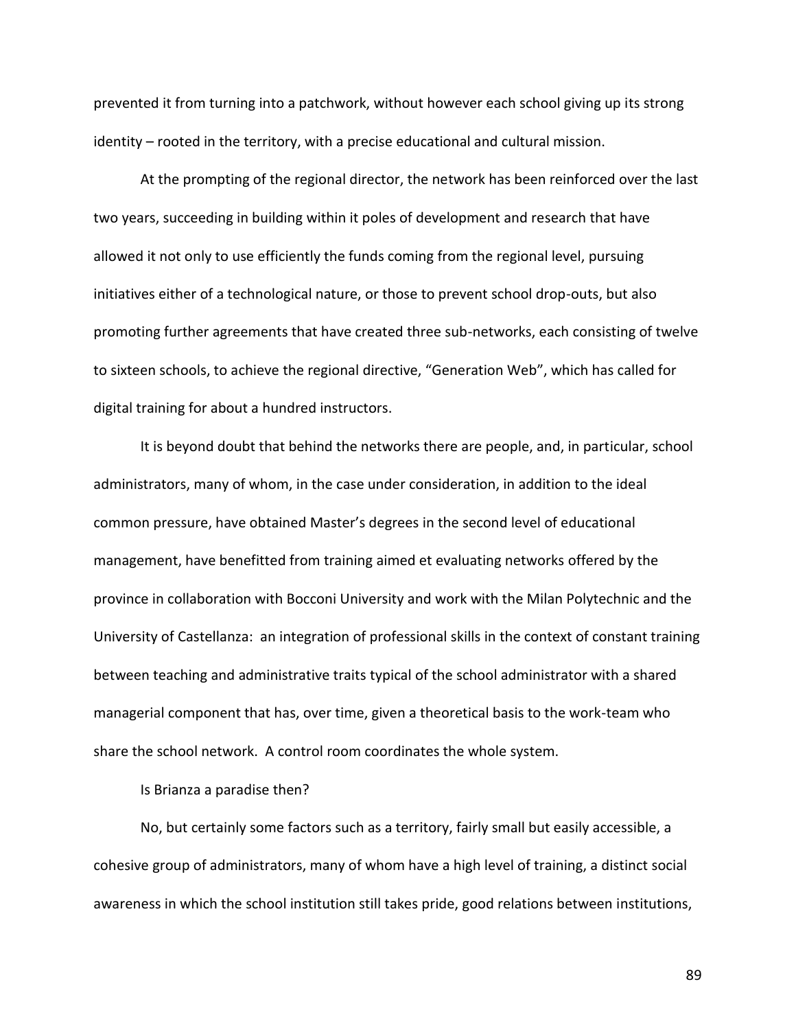prevented it from turning into a patchwork, without however each school giving up its strong identity – rooted in the territory, with a precise educational and cultural mission.

At the prompting of the regional director, the network has been reinforced over the last two years, succeeding in building within it poles of development and research that have allowed it not only to use efficiently the funds coming from the regional level, pursuing initiatives either of a technological nature, or those to prevent school drop-outs, but also promoting further agreements that have created three sub-networks, each consisting of twelve to sixteen schools, to achieve the regional directive, "Generation Web", which has called for digital training for about a hundred instructors.

It is beyond doubt that behind the networks there are people, and, in particular, school administrators, many of whom, in the case under consideration, in addition to the ideal common pressure, have obtained Master's degrees in the second level of educational management, have benefitted from training aimed et evaluating networks offered by the province in collaboration with Bocconi University and work with the Milan Polytechnic and the University of Castellanza: an integration of professional skills in the context of constant training between teaching and administrative traits typical of the school administrator with a shared managerial component that has, over time, given a theoretical basis to the work-team who share the school network. A control room coordinates the whole system.

Is Brianza a paradise then?

No, but certainly some factors such as a territory, fairly small but easily accessible, a cohesive group of administrators, many of whom have a high level of training, a distinct social awareness in which the school institution still takes pride, good relations between institutions,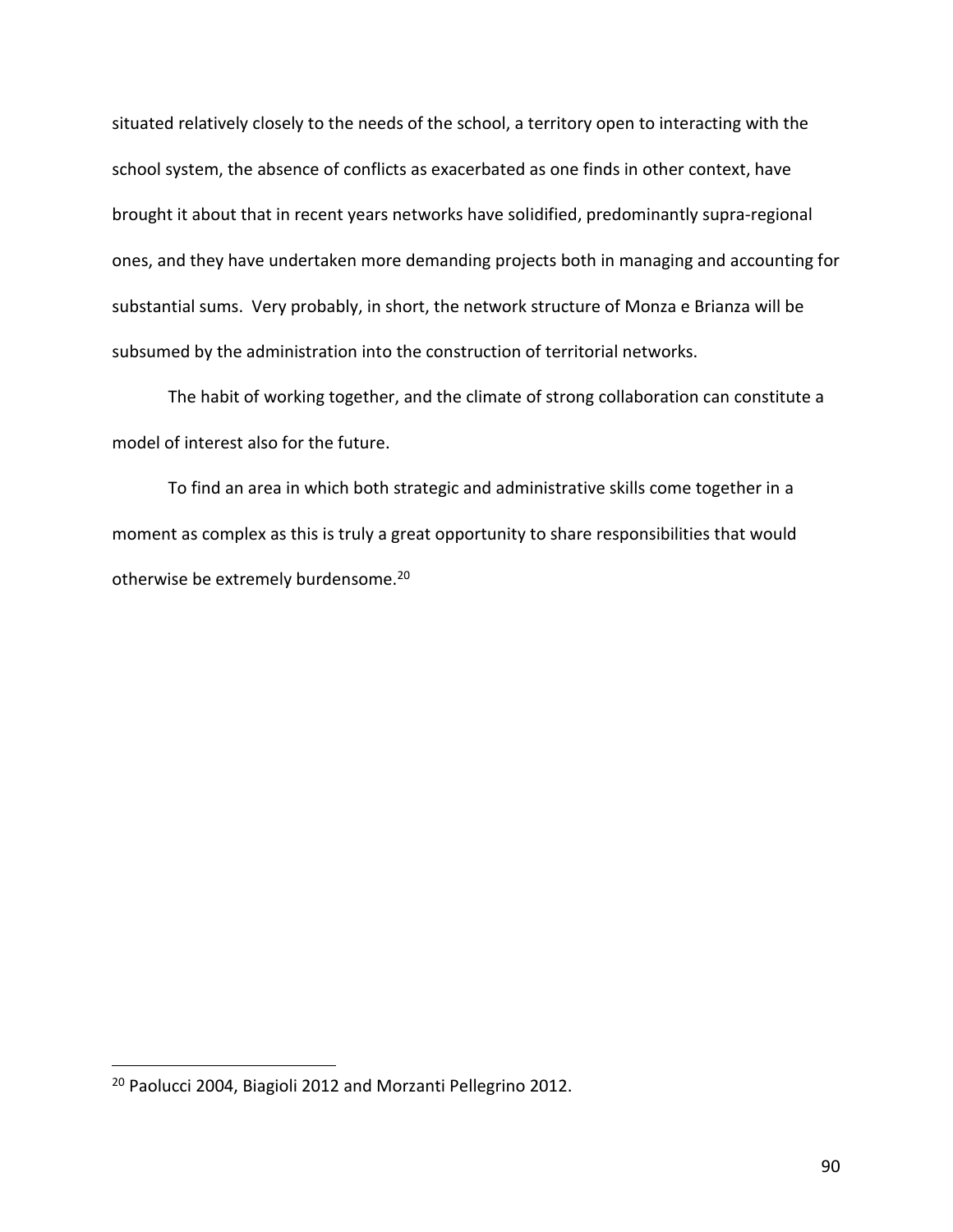situated relatively closely to the needs of the school, a territory open to interacting with the school system, the absence of conflicts as exacerbated as one finds in other context, have brought it about that in recent years networks have solidified, predominantly supra-regional ones, and they have undertaken more demanding projects both in managing and accounting for substantial sums. Very probably, in short, the network structure of Monza e Brianza will be subsumed by the administration into the construction of territorial networks.

The habit of working together, and the climate of strong collaboration can constitute a model of interest also for the future.

To find an area in which both strategic and administrative skills come together in a moment as complex as this is truly a great opportunity to share responsibilities that would otherwise be extremely burdensome.[20]

---

[20] Paolucci 2004, Biagioli 2012 and Morzanti Pellegrino 2012.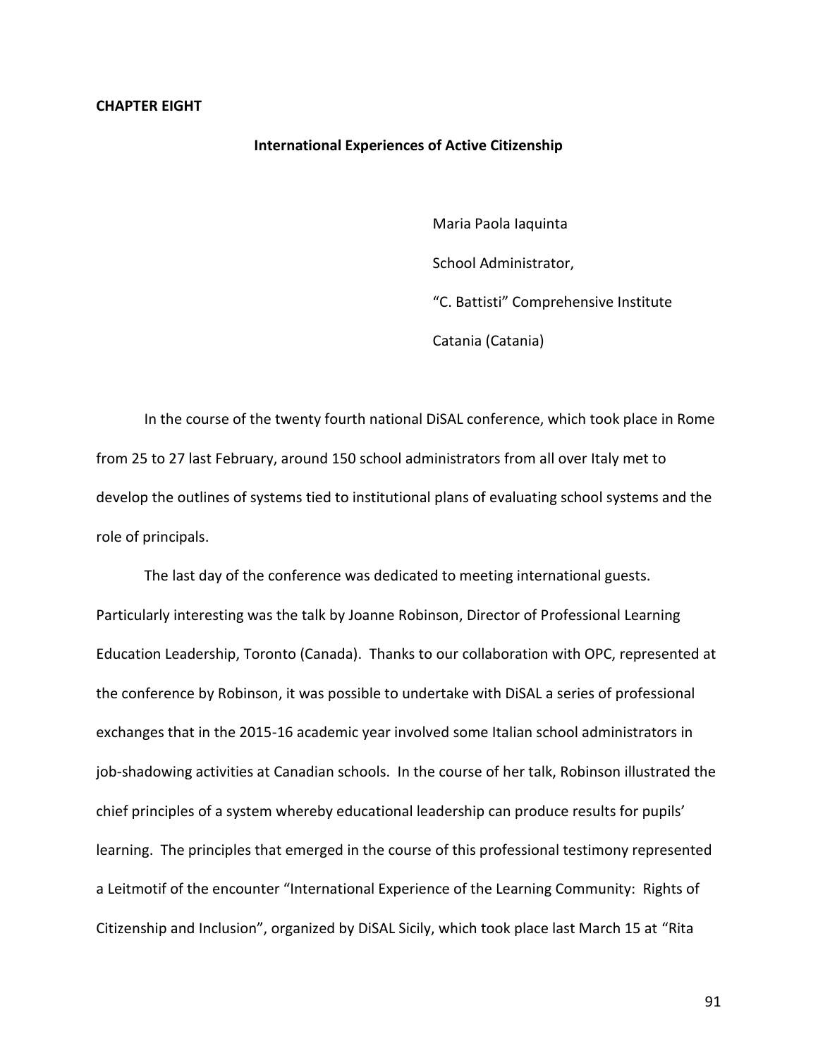# CHAPTER EIGHT

## International Experiences of Active Citizenship

Maria Paola Iaquinta

School Administrator,

"C. Battisti" Comprehensive Institute

Catania (Catania)

In the course of the twenty fourth national DiSAL conference, which took place in Rome from 25 to 27 last February, around 150 school administrators from all over Italy met to develop the outlines of systems tied to institutional plans of evaluating school systems and the role of principals.

The last day of the conference was dedicated to meeting international guests. Particularly interesting was the talk by Joanne Robinson, Director of Professional Learning Education Leadership, Toronto (Canada). Thanks to our collaboration with OPC, represented at the conference by Robinson, it was possible to undertake with DiSAL a series of professional exchanges that in the 2015-16 academic year involved some Italian school administrators in job-shadowing activities at Canadian schools. In the course of her talk, Robinson illustrated the chief principles of a system whereby educational leadership can produce results for pupils' learning. The principles that emerged in the course of this professional testimony represented a Leitmotif of the encounter "International Experience of the Learning Community: Rights of Citizenship and Inclusion", organized by DiSAL Sicily, which took place last March 15 at "Rita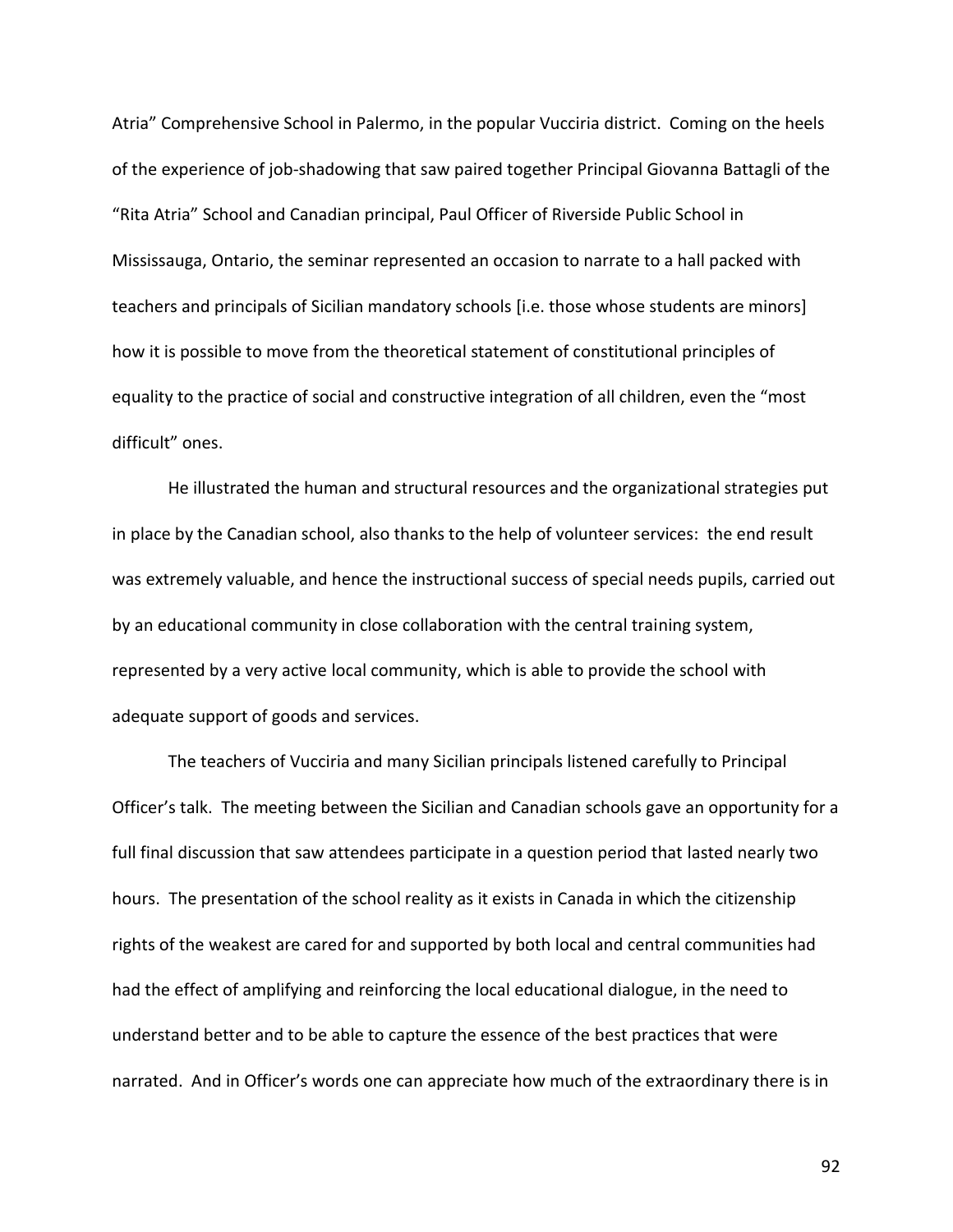Atria" Comprehensive School in Palermo, in the popular Vucciria district. Coming on the heels of the experience of job-shadowing that saw paired together Principal Giovanna Battagli of the "Rita Atria" School and Canadian principal, Paul Officer of Riverside Public School in Mississauga, Ontario, the seminar represented an occasion to narrate to a hall packed with teachers and principals of Sicilian mandatory schools [i.e. those whose students are minors] how it is possible to move from the theoretical statement of constitutional principles of equality to the practice of social and constructive integration of all children, even the "most difficult" ones.

He illustrated the human and structural resources and the organizational strategies put in place by the Canadian school, also thanks to the help of volunteer services: the end result was extremely valuable, and hence the instructional success of special needs pupils, carried out by an educational community in close collaboration with the central training system, represented by a very active local community, which is able to provide the school with adequate support of goods and services.

The teachers of Vucciria and many Sicilian principals listened carefully to Principal Officer's talk. The meeting between the Sicilian and Canadian schools gave an opportunity for a full final discussion that saw attendees participate in a question period that lasted nearly two hours. The presentation of the school reality as it exists in Canada in which the citizenship rights of the weakest are cared for and supported by both local and central communities had had the effect of amplifying and reinforcing the local educational dialogue, in the need to understand better and to be able to capture the essence of the best practices that were narrated. And in Officer's words one can appreciate how much of the extraordinary there is in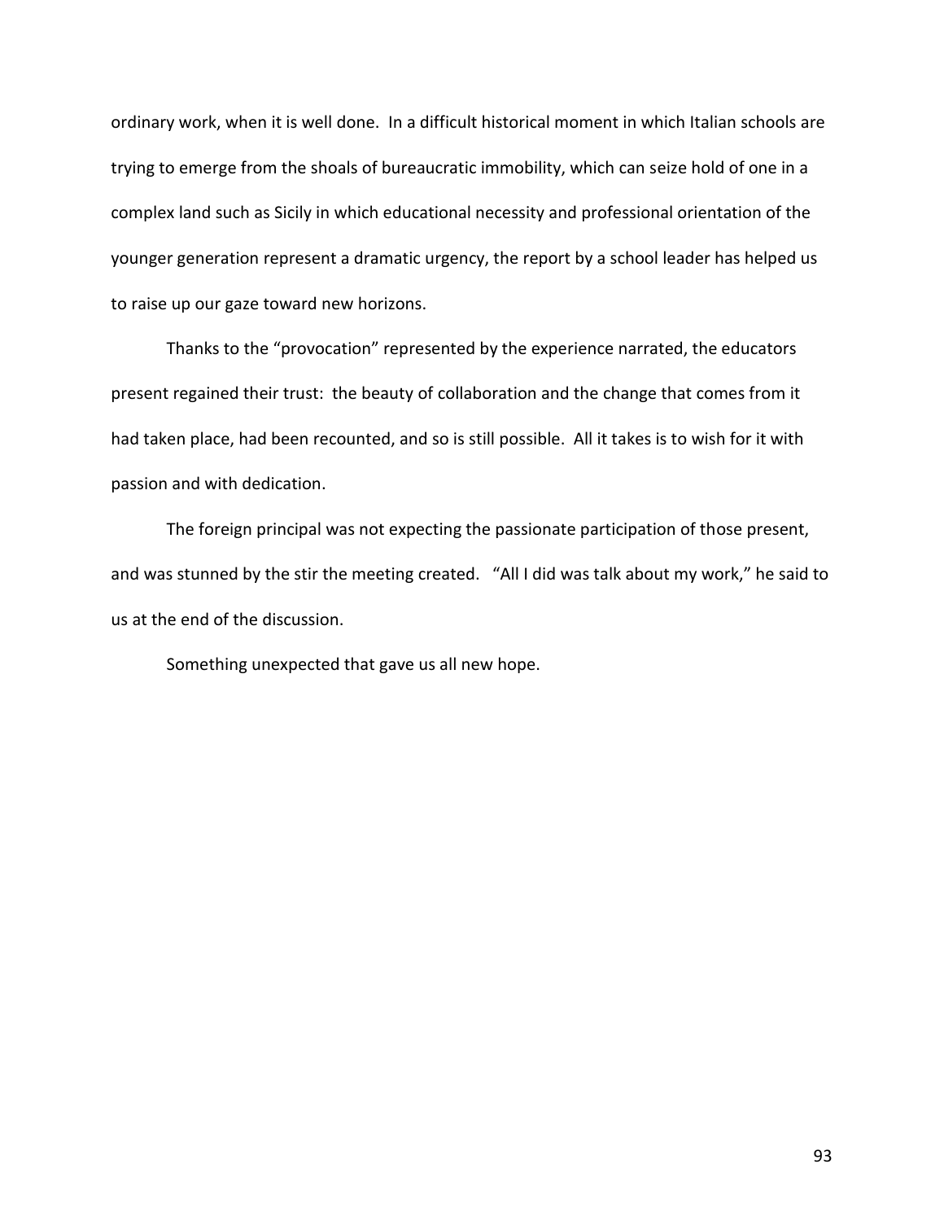ordinary work, when it is well done. In a difficult historical moment in which Italian schools are trying to emerge from the shoals of bureaucratic immobility, which can seize hold of one in a complex land such as Sicily in which educational necessity and professional orientation of the younger generation represent a dramatic urgency, the report by a school leader has helped us to raise up our gaze toward new horizons.

Thanks to the "provocation" represented by the experience narrated, the educators present regained their trust: the beauty of collaboration and the change that comes from it had taken place, had been recounted, and so is still possible. All it takes is to wish for it with passion and with dedication.

The foreign principal was not expecting the passionate participation of those present, and was stunned by the stir the meeting created. "All I did was talk about my work," he said to us at the end of the discussion.

Something unexpected that gave us all new hope.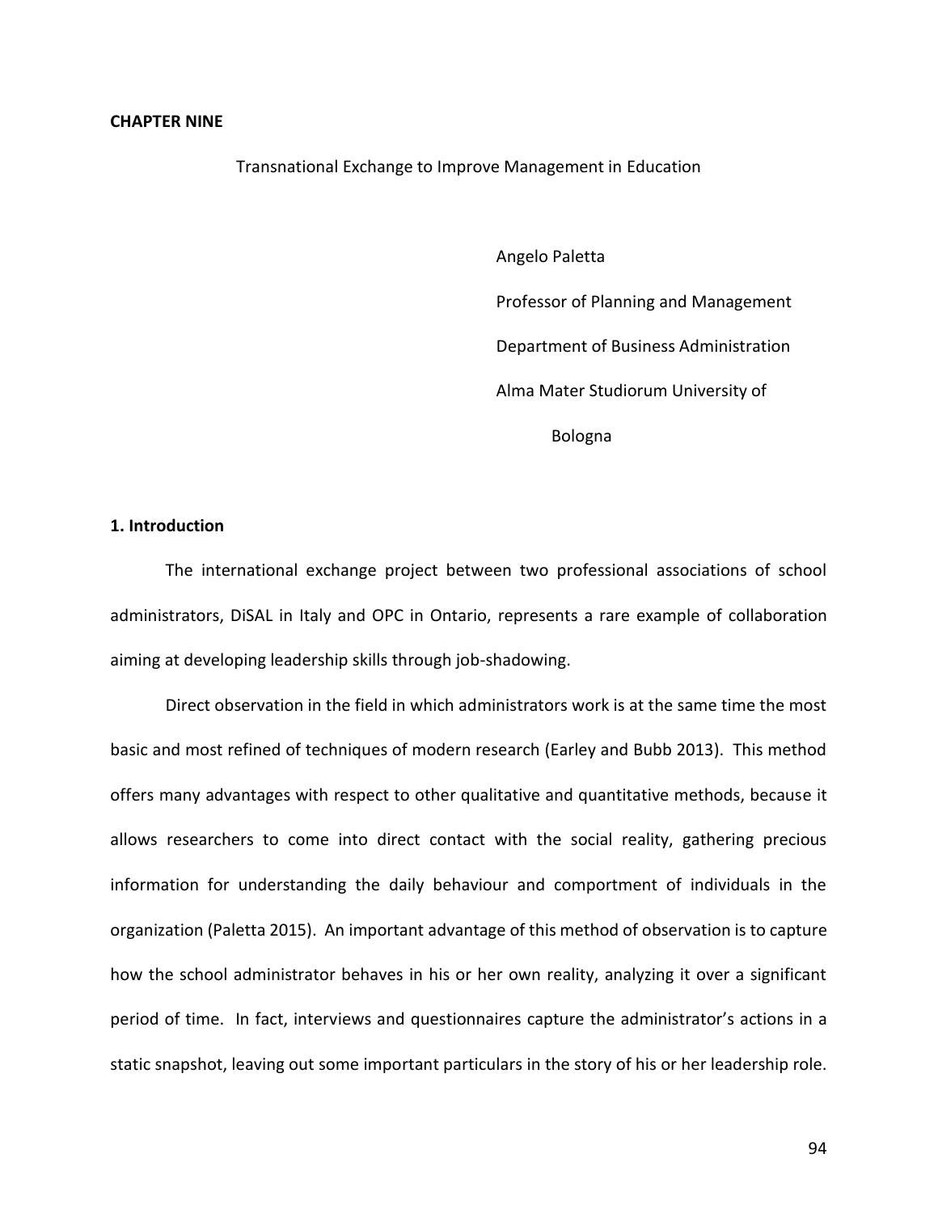**CHAPTER NINE**

Transnational Exchange to Improve Management in Education

Angelo Paletta

Professor of Planning and Management

Department of Business Administration

Alma Mater Studiorum University of Bologna

## 1. Introduction

The international exchange project between two professional associations of school administrators, DiSAL in Italy and OPC in Ontario, represents a rare example of collaboration aiming at developing leadership skills through job-shadowing.

Direct observation in the field in which administrators work is at the same time the most basic and most refined of techniques of modern research (Earley and Bubb 2013). This method offers many advantages with respect to other qualitative and quantitative methods, because it allows researchers to come into direct contact with the social reality, gathering precious information for understanding the daily behaviour and comportment of individuals in the organization (Paletta 2015). An important advantage of this method of observation is to capture how the school administrator behaves in his or her own reality, analyzing it over a significant period of time. In fact, interviews and questionnaires capture the administrator's actions in a static snapshot, leaving out some important particulars in the story of his or her leadership role.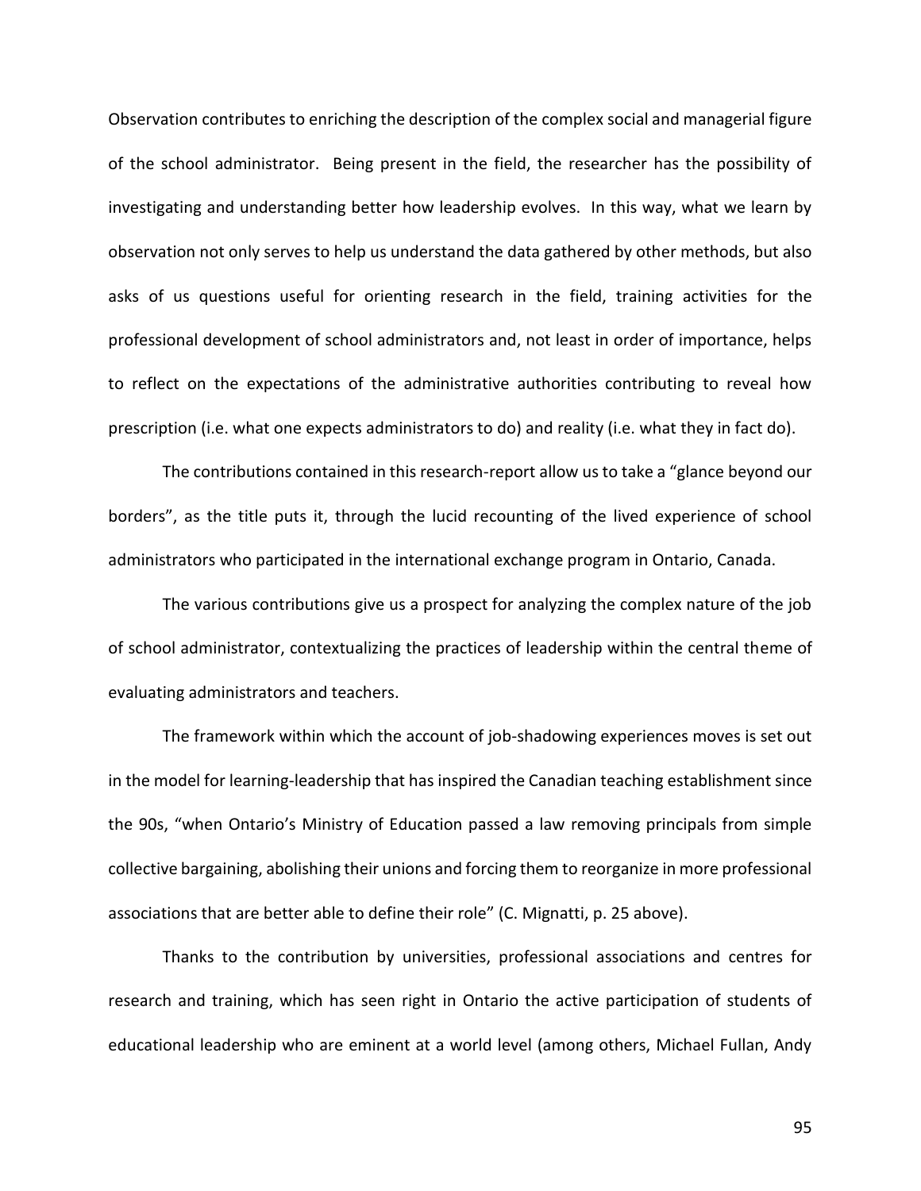Observation contributes to enriching the description of the complex social and managerial figure of the school administrator. Being present in the field, the researcher has the possibility of investigating and understanding better how leadership evolves. In this way, what we learn by observation not only serves to help us understand the data gathered by other methods, but also asks of us questions useful for orienting research in the field, training activities for the professional development of school administrators and, not least in order of importance, helps to reflect on the expectations of the administrative authorities contributing to reveal how prescription (i.e. what one expects administrators to do) and reality (i.e. what they in fact do).

The contributions contained in this research-report allow us to take a "glance beyond our borders", as the title puts it, through the lucid recounting of the lived experience of school administrators who participated in the international exchange program in Ontario, Canada.

The various contributions give us a prospect for analyzing the complex nature of the job of school administrator, contextualizing the practices of leadership within the central theme of evaluating administrators and teachers.

The framework within which the account of job-shadowing experiences moves is set out in the model for learning-leadership that has inspired the Canadian teaching establishment since the 90s, "when Ontario's Ministry of Education passed a law removing principals from simple collective bargaining, abolishing their unions and forcing them to reorganize in more professional associations that are better able to define their role" (C. Mignatti, p. 25 above).

Thanks to the contribution by universities, professional associations and centres for research and training, which has seen right in Ontario the active participation of students of educational leadership who are eminent at a world level (among others, Michael Fullan, Andy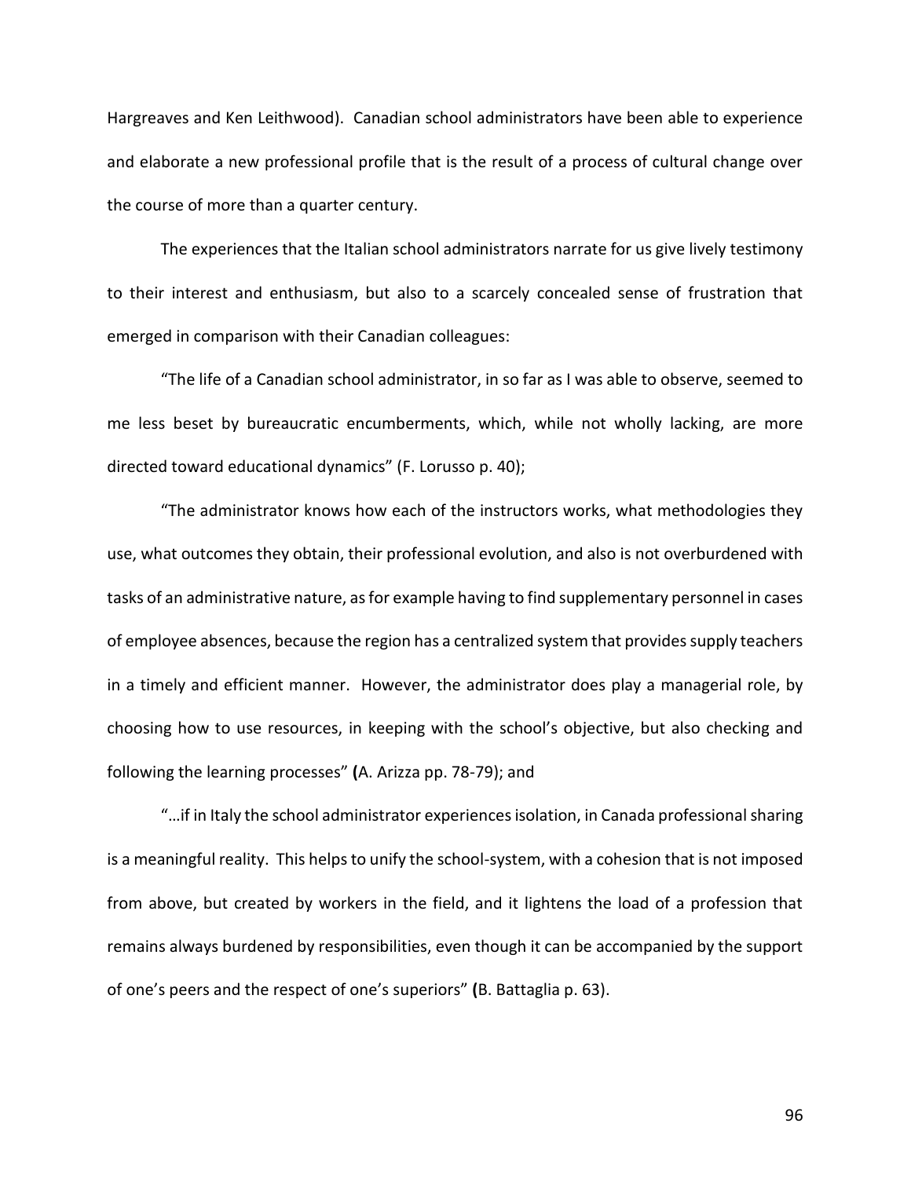Hargreaves and Ken Leithwood). Canadian school administrators have been able to experience and elaborate a new professional profile that is the result of a process of cultural change over the course of more than a quarter century.

The experiences that the Italian school administrators narrate for us give lively testimony to their interest and enthusiasm, but also to a scarcely concealed sense of frustration that emerged in comparison with their Canadian colleagues:

"The life of a Canadian school administrator, in so far as I was able to observe, seemed to me less beset by bureaucratic encumberments, which, while not wholly lacking, are more directed toward educational dynamics" (F. Lorusso p. 40);

"The administrator knows how each of the instructors works, what methodologies they use, what outcomes they obtain, their professional evolution, and also is not overburdened with tasks of an administrative nature, as for example having to find supplementary personnel in cases of employee absences, because the region has a centralized system that provides supply teachers in a timely and efficient manner. However, the administrator does play a managerial role, by choosing how to use resources, in keeping with the school's objective, but also checking and following the learning processes" **(**A. Arizza pp. 78-79); and

"…if in Italy the school administrator experiences isolation, in Canada professional sharing is a meaningful reality. This helps to unify the school-system, with a cohesion that is not imposed from above, but created by workers in the field, and it lightens the load of a profession that remains always burdened by responsibilities, even though it can be accompanied by the support of one's peers and the respect of one's superiors" **(**B. Battaglia p. 63).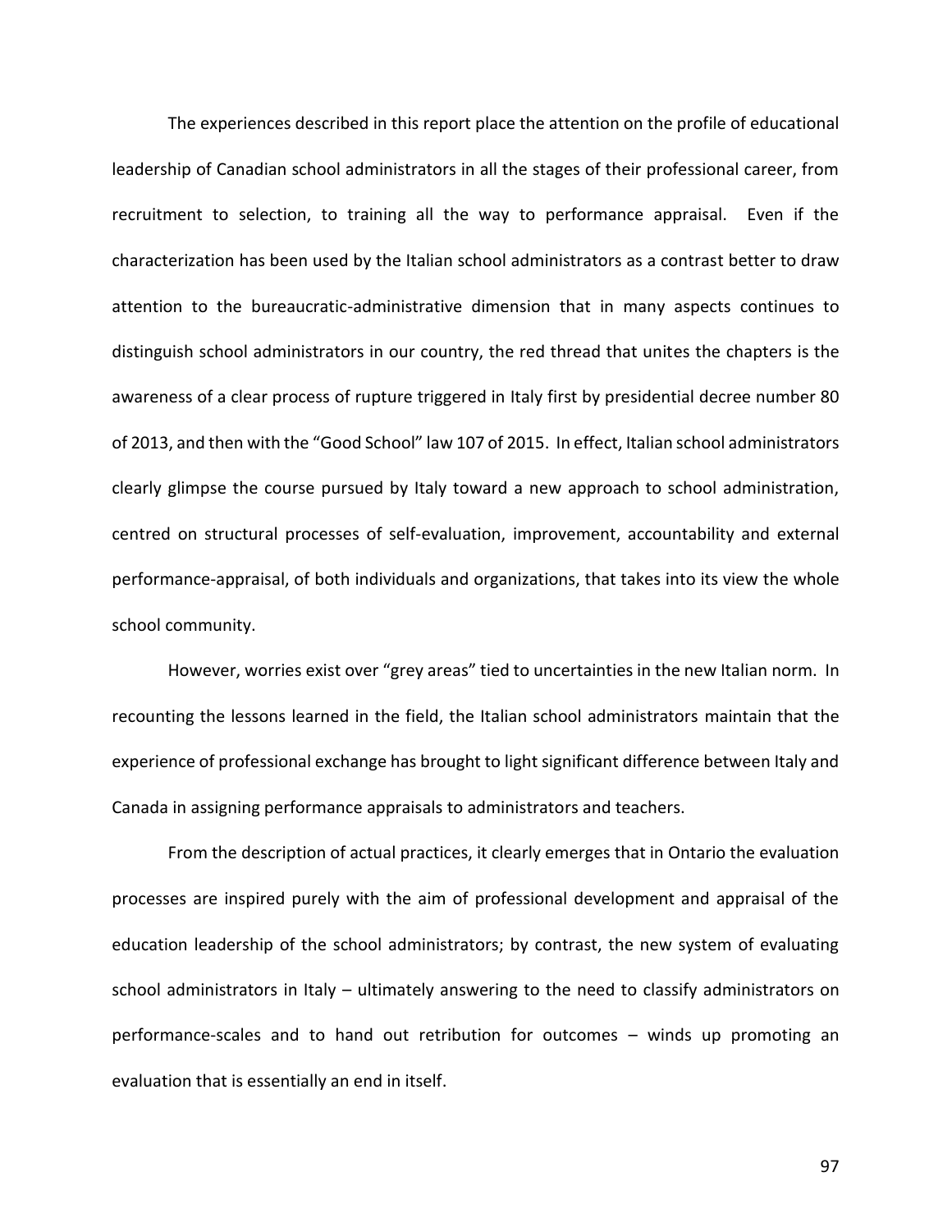The experiences described in this report place the attention on the profile of educational leadership of Canadian school administrators in all the stages of their professional career, from recruitment to selection, to training all the way to performance appraisal. Even if the characterization has been used by the Italian school administrators as a contrast better to draw attention to the bureaucratic-administrative dimension that in many aspects continues to distinguish school administrators in our country, the red thread that unites the chapters is the awareness of a clear process of rupture triggered in Italy first by presidential decree number 80 of 2013, and then with the "Good School" law 107 of 2015. In effect, Italian school administrators clearly glimpse the course pursued by Italy toward a new approach to school administration, centred on structural processes of self-evaluation, improvement, accountability and external performance-appraisal, of both individuals and organizations, that takes into its view the whole school community.

However, worries exist over "grey areas" tied to uncertainties in the new Italian norm. In recounting the lessons learned in the field, the Italian school administrators maintain that the experience of professional exchange has brought to light significant difference between Italy and Canada in assigning performance appraisals to administrators and teachers.

From the description of actual practices, it clearly emerges that in Ontario the evaluation processes are inspired purely with the aim of professional development and appraisal of the education leadership of the school administrators; by contrast, the new system of evaluating school administrators in Italy – ultimately answering to the need to classify administrators on performance-scales and to hand out retribution for outcomes – winds up promoting an evaluation that is essentially an end in itself.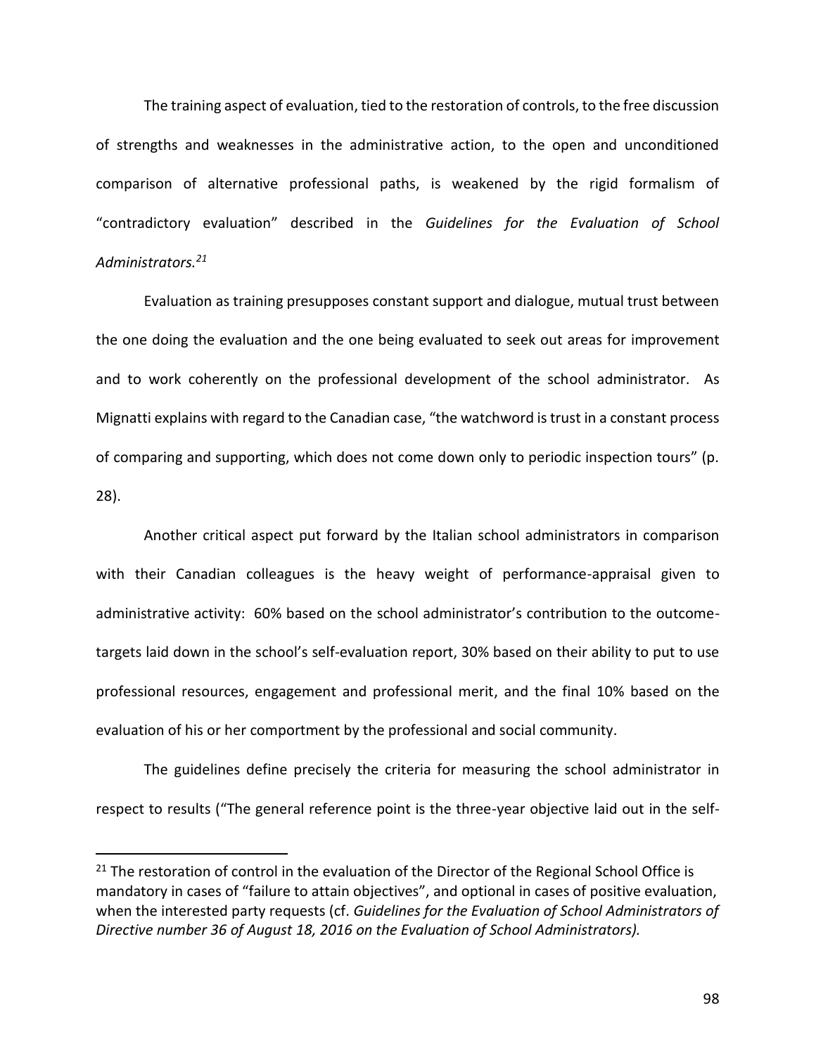The training aspect of evaluation, tied to the restoration of controls, to the free discussion of strengths and weaknesses in the administrative action, to the open and unconditioned comparison of alternative professional paths, is weakened by the rigid formalism of "contradictory evaluation" described in the *Guidelines for the Evaluation of School Administrators.*[21]

Evaluation as training presupposes constant support and dialogue, mutual trust between the one doing the evaluation and the one being evaluated to seek out areas for improvement and to work coherently on the professional development of the school administrator. As Mignatti explains with regard to the Canadian case, "the watchword is trust in a constant process of comparing and supporting, which does not come down only to periodic inspection tours" (p. 28).

Another critical aspect put forward by the Italian school administrators in comparison with their Canadian colleagues is the heavy weight of performance-appraisal given to administrative activity: 60% based on the school administrator's contribution to the outcome-targets laid down in the school's self-evaluation report, 30% based on their ability to put to use professional resources, engagement and professional merit, and the final 10% based on the evaluation of his or her comportment by the professional and social community.

The guidelines define precisely the criteria for measuring the school administrator in respect to results ("The general reference point is the three-year objective laid out in the self-

---

[21] The restoration of control in the evaluation of the Director of the Regional School Office is mandatory in cases of "failure to attain objectives", and optional in cases of positive evaluation, when the interested party requests (cf. *Guidelines for the Evaluation of School Administrators of Directive number 36 of August 18, 2016 on the Evaluation of School Administrators).*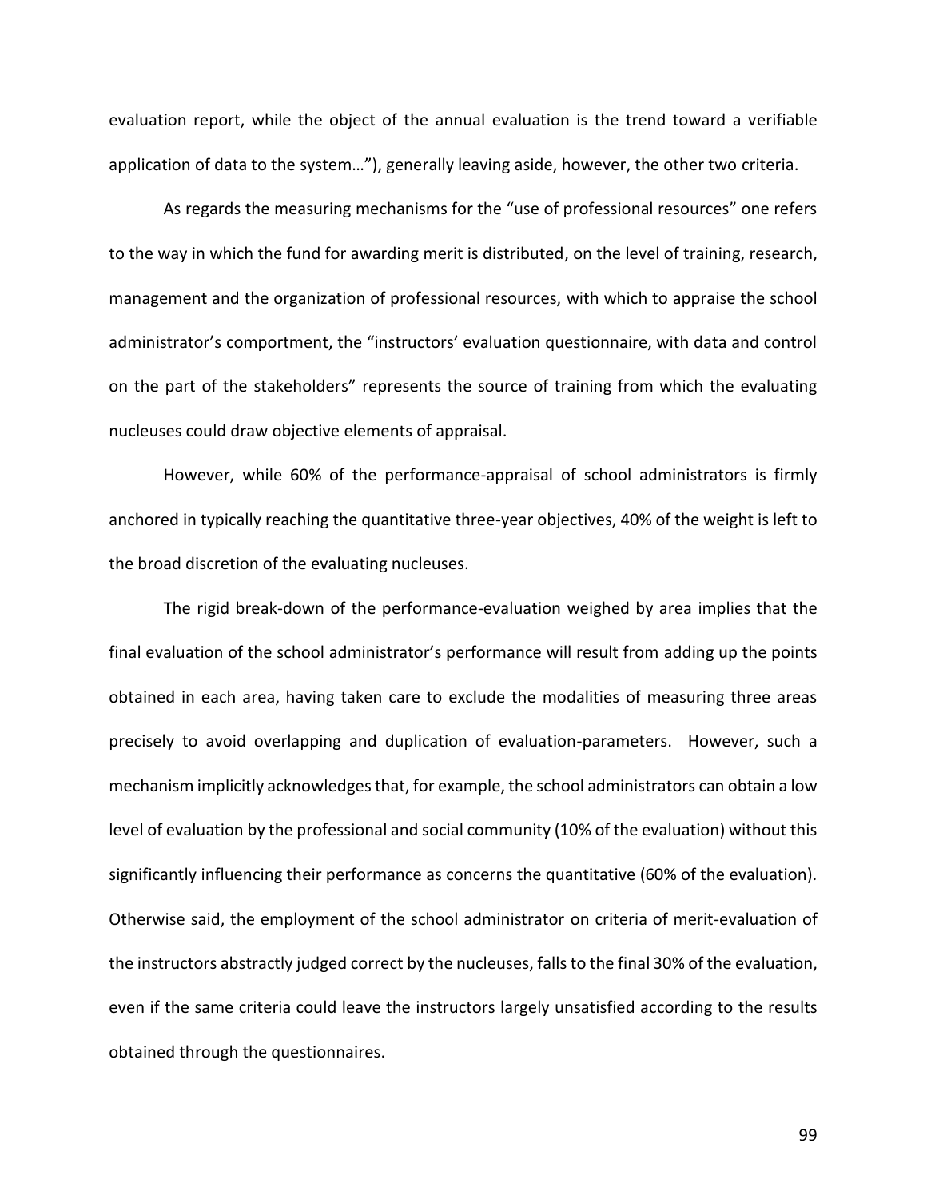evaluation report, while the object of the annual evaluation is the trend toward a verifiable application of data to the system…"), generally leaving aside, however, the other two criteria.

As regards the measuring mechanisms for the "use of professional resources" one refers to the way in which the fund for awarding merit is distributed, on the level of training, research, management and the organization of professional resources, with which to appraise the school administrator's comportment, the "instructors' evaluation questionnaire, with data and control on the part of the stakeholders" represents the source of training from which the evaluating nucleuses could draw objective elements of appraisal.

However, while 60% of the performance-appraisal of school administrators is firmly anchored in typically reaching the quantitative three-year objectives, 40% of the weight is left to the broad discretion of the evaluating nucleuses.

The rigid break-down of the performance-evaluation weighed by area implies that the final evaluation of the school administrator's performance will result from adding up the points obtained in each area, having taken care to exclude the modalities of measuring three areas precisely to avoid overlapping and duplication of evaluation-parameters. However, such a mechanism implicitly acknowledges that, for example, the school administrators can obtain a low level of evaluation by the professional and social community (10% of the evaluation) without this significantly influencing their performance as concerns the quantitative (60% of the evaluation). Otherwise said, the employment of the school administrator on criteria of merit-evaluation of the instructors abstractly judged correct by the nucleuses, falls to the final 30% of the evaluation, even if the same criteria could leave the instructors largely unsatisfied according to the results obtained through the questionnaires.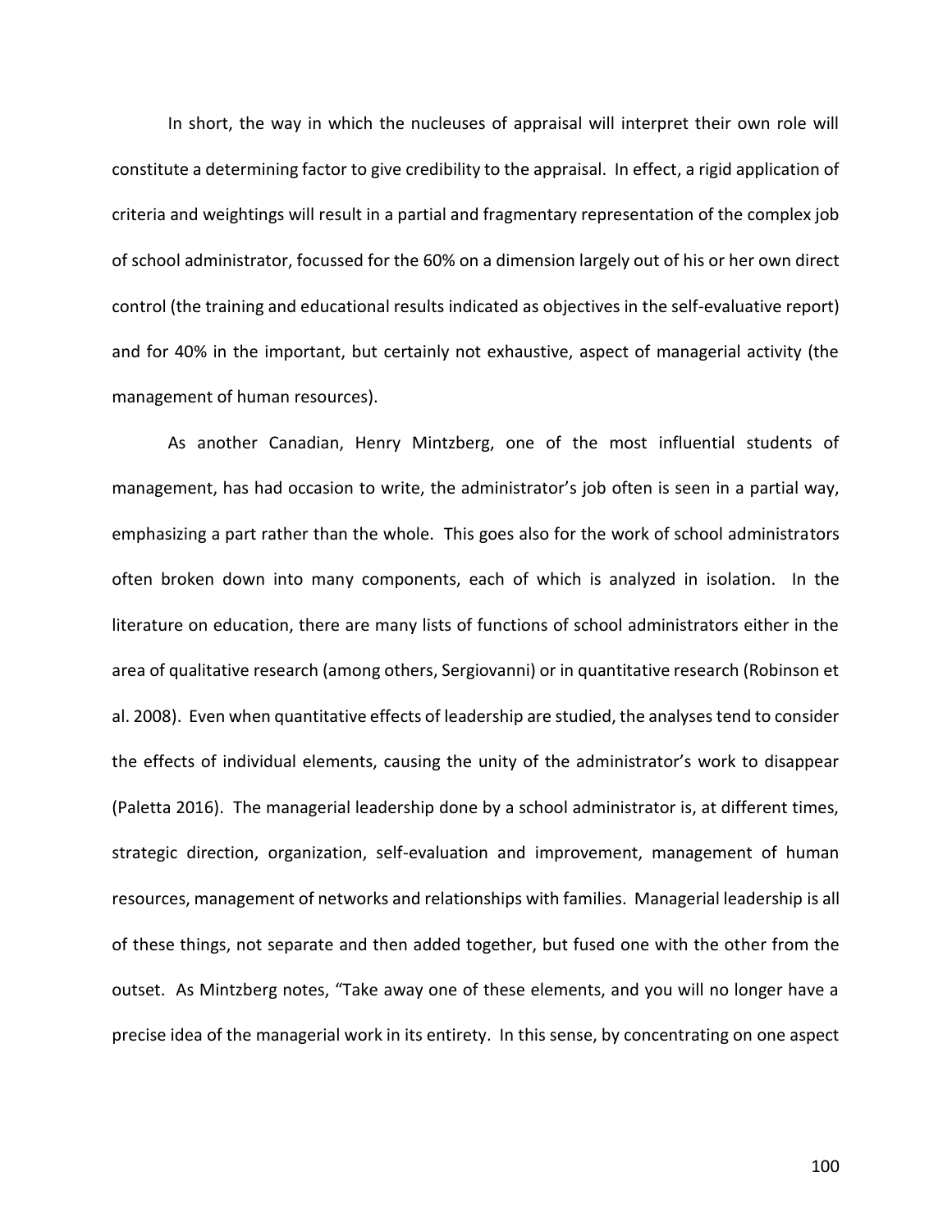In short, the way in which the nucleuses of appraisal will interpret their own role will constitute a determining factor to give credibility to the appraisal. In effect, a rigid application of criteria and weightings will result in a partial and fragmentary representation of the complex job of school administrator, focussed for the 60% on a dimension largely out of his or her own direct control (the training and educational results indicated as objectives in the self-evaluative report) and for 40% in the important, but certainly not exhaustive, aspect of managerial activity (the management of human resources).

As another Canadian, Henry Mintzberg, one of the most influential students of management, has had occasion to write, the administrator's job often is seen in a partial way, emphasizing a part rather than the whole. This goes also for the work of school administrators often broken down into many components, each of which is analyzed in isolation. In the literature on education, there are many lists of functions of school administrators either in the area of qualitative research (among others, Sergiovanni) or in quantitative research (Robinson et al. 2008). Even when quantitative effects of leadership are studied, the analyses tend to consider the effects of individual elements, causing the unity of the administrator's work to disappear (Paletta 2016). The managerial leadership done by a school administrator is, at different times, strategic direction, organization, self-evaluation and improvement, management of human resources, management of networks and relationships with families. Managerial leadership is all of these things, not separate and then added together, but fused one with the other from the outset. As Mintzberg notes, "Take away one of these elements, and you will no longer have a precise idea of the managerial work in its entirety. In this sense, by concentrating on one aspect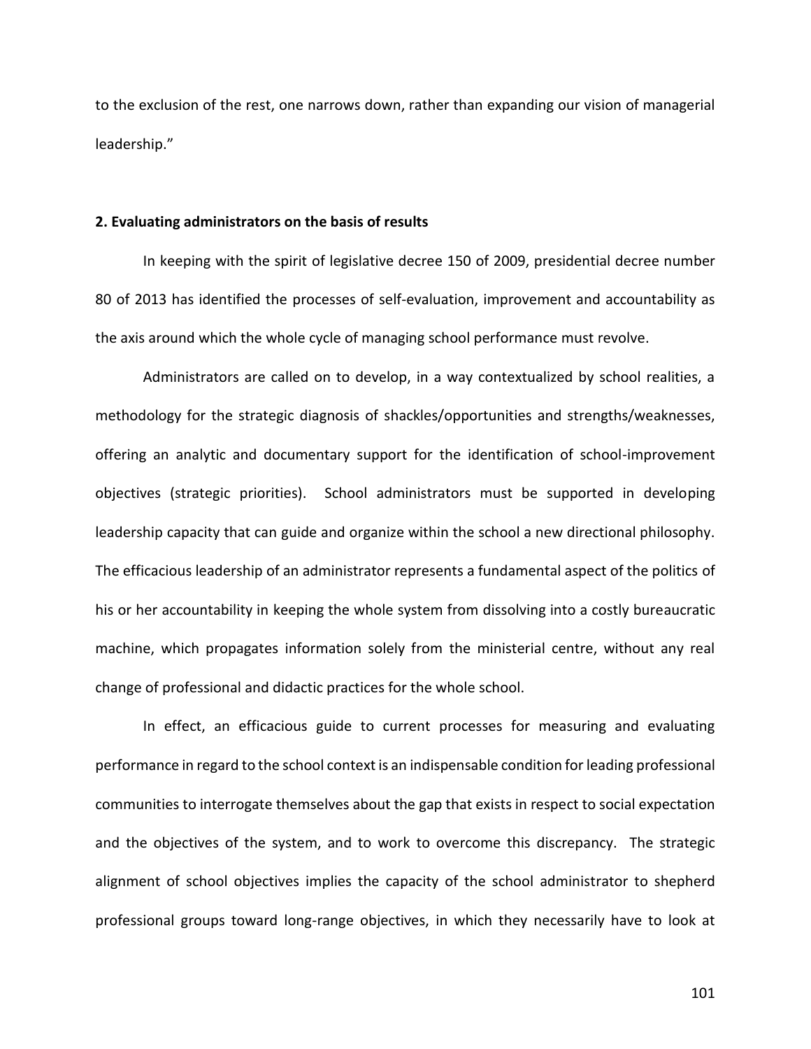to the exclusion of the rest, one narrows down, rather than expanding our vision of managerial leadership."

**2. Evaluating administrators on the basis of results**

In keeping with the spirit of legislative decree 150 of 2009, presidential decree number 80 of 2013 has identified the processes of self-evaluation, improvement and accountability as the axis around which the whole cycle of managing school performance must revolve.

Administrators are called on to develop, in a way contextualized by school realities, a methodology for the strategic diagnosis of shackles/opportunities and strengths/weaknesses, offering an analytic and documentary support for the identification of school-improvement objectives (strategic priorities). School administrators must be supported in developing leadership capacity that can guide and organize within the school a new directional philosophy. The efficacious leadership of an administrator represents a fundamental aspect of the politics of his or her accountability in keeping the whole system from dissolving into a costly bureaucratic machine, which propagates information solely from the ministerial centre, without any real change of professional and didactic practices for the whole school.

In effect, an efficacious guide to current processes for measuring and evaluating performance in regard to the school context is an indispensable condition for leading professional communities to interrogate themselves about the gap that exists in respect to social expectation and the objectives of the system, and to work to overcome this discrepancy. The strategic alignment of school objectives implies the capacity of the school administrator to shepherd professional groups toward long-range objectives, in which they necessarily have to look at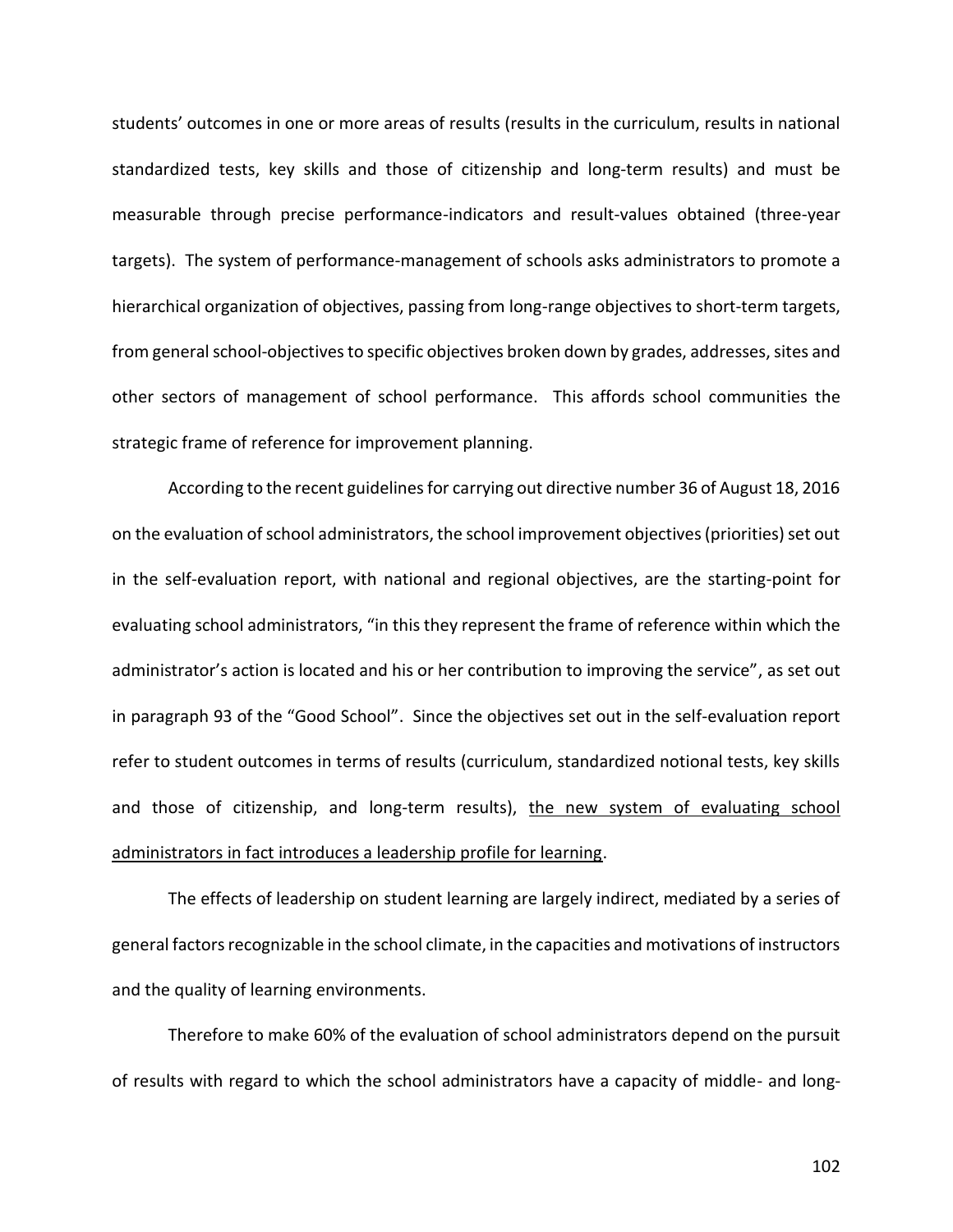students' outcomes in one or more areas of results (results in the curriculum, results in national standardized tests, key skills and those of citizenship and long-term results) and must be measurable through precise performance-indicators and result-values obtained (three-year targets). The system of performance-management of schools asks administrators to promote a hierarchical organization of objectives, passing from long-range objectives to short-term targets, from general school-objectives to specific objectives broken down by grades, addresses, sites and other sectors of management of school performance. This affords school communities the strategic frame of reference for improvement planning.

According to the recent guidelines for carrying out directive number 36 of August 18, 2016 on the evaluation of school administrators, the school improvement objectives (priorities) set out in the self-evaluation report, with national and regional objectives, are the starting-point for evaluating school administrators, "in this they represent the frame of reference within which the administrator's action is located and his or her contribution to improving the service", as set out in paragraph 93 of the "Good School". Since the objectives set out in the self-evaluation report refer to student outcomes in terms of results (curriculum, standardized notional tests, key skills and those of citizenship, and long-term results), <u>the new system of evaluating school administrators in fact introduces a leadership profile for learning</u>.

The effects of leadership on student learning are largely indirect, mediated by a series of general factors recognizable in the school climate, in the capacities and motivations of instructors and the quality of learning environments.

Therefore to make 60% of the evaluation of school administrators depend on the pursuit of results with regard to which the school administrators have a capacity of middle- and long-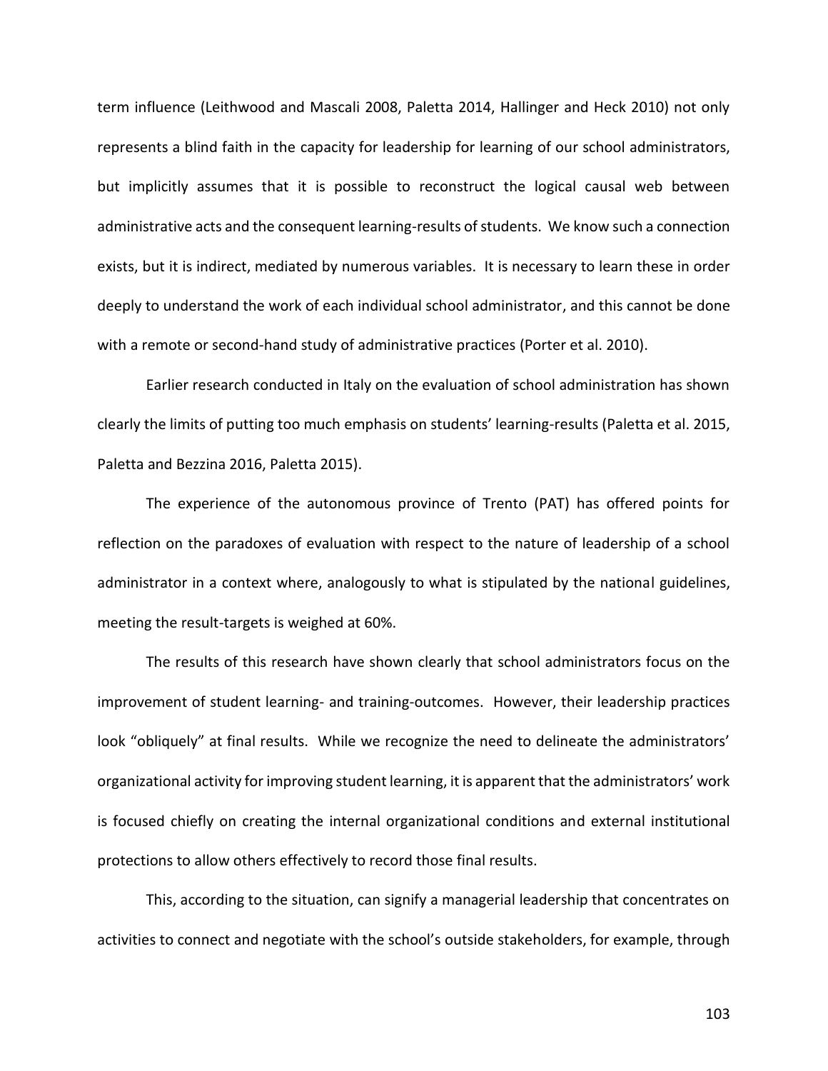term influence (Leithwood and Mascali 2008, Paletta 2014, Hallinger and Heck 2010) not only represents a blind faith in the capacity for leadership for learning of our school administrators, but implicitly assumes that it is possible to reconstruct the logical causal web between administrative acts and the consequent learning-results of students. We know such a connection exists, but it is indirect, mediated by numerous variables. It is necessary to learn these in order deeply to understand the work of each individual school administrator, and this cannot be done with a remote or second-hand study of administrative practices (Porter et al. 2010).

Earlier research conducted in Italy on the evaluation of school administration has shown clearly the limits of putting too much emphasis on students' learning-results (Paletta et al. 2015, Paletta and Bezzina 2016, Paletta 2015).

The experience of the autonomous province of Trento (PAT) has offered points for reflection on the paradoxes of evaluation with respect to the nature of leadership of a school administrator in a context where, analogously to what is stipulated by the national guidelines, meeting the result-targets is weighed at 60%.

The results of this research have shown clearly that school administrators focus on the improvement of student learning- and training-outcomes. However, their leadership practices look "obliquely" at final results. While we recognize the need to delineate the administrators' organizational activity for improving student learning, it is apparent that the administrators' work is focused chiefly on creating the internal organizational conditions and external institutional protections to allow others effectively to record those final results.

This, according to the situation, can signify a managerial leadership that concentrates on activities to connect and negotiate with the school's outside stakeholders, for example, through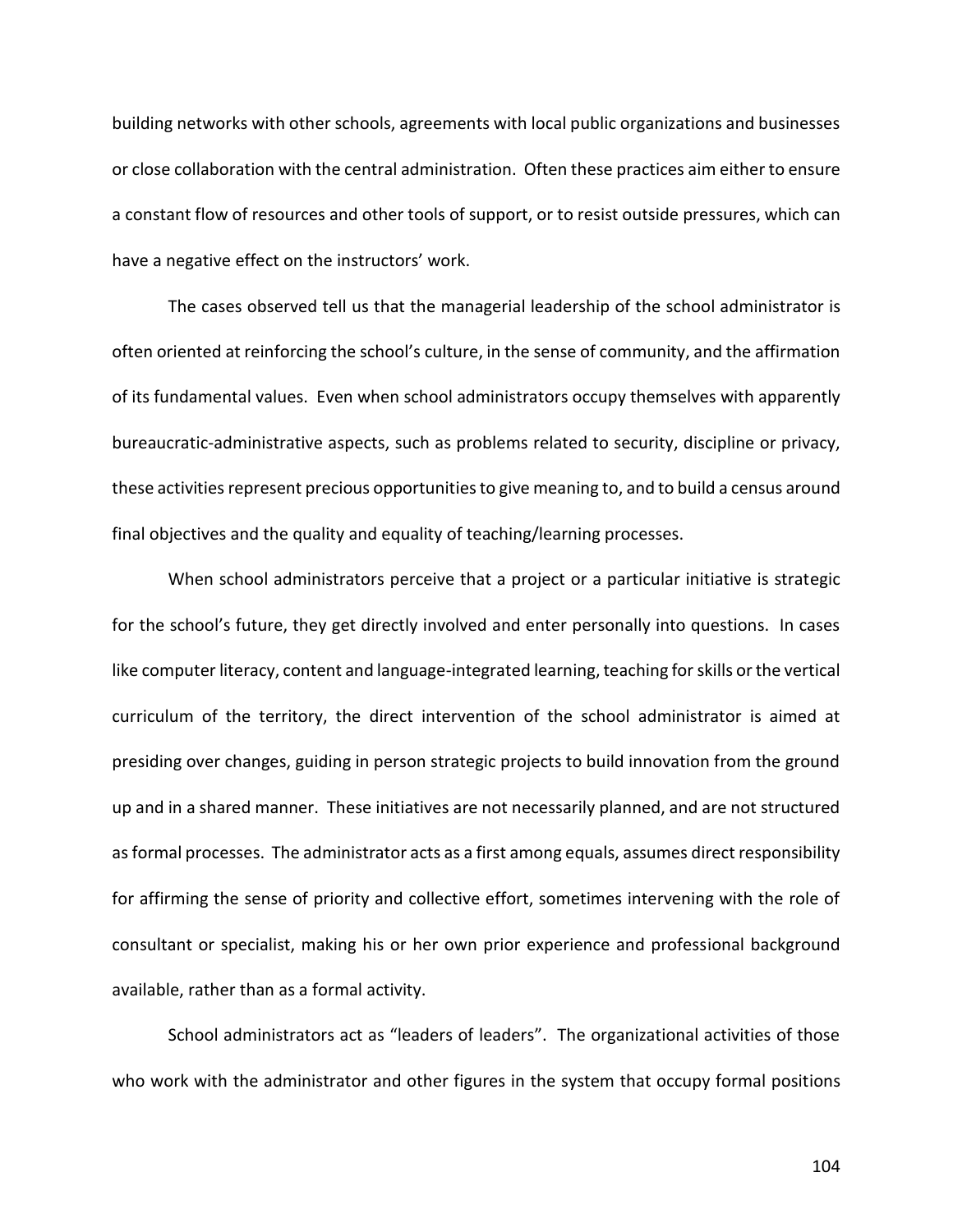building networks with other schools, agreements with local public organizations and businesses or close collaboration with the central administration. Often these practices aim either to ensure a constant flow of resources and other tools of support, or to resist outside pressures, which can have a negative effect on the instructors' work.

The cases observed tell us that the managerial leadership of the school administrator is often oriented at reinforcing the school's culture, in the sense of community, and the affirmation of its fundamental values. Even when school administrators occupy themselves with apparently bureaucratic-administrative aspects, such as problems related to security, discipline or privacy, these activities represent precious opportunities to give meaning to, and to build a census around final objectives and the quality and equality of teaching/learning processes.

When school administrators perceive that a project or a particular initiative is strategic for the school's future, they get directly involved and enter personally into questions. In cases like computer literacy, content and language-integrated learning, teaching for skills or the vertical curriculum of the territory, the direct intervention of the school administrator is aimed at presiding over changes, guiding in person strategic projects to build innovation from the ground up and in a shared manner. These initiatives are not necessarily planned, and are not structured as formal processes. The administrator acts as a first among equals, assumes direct responsibility for affirming the sense of priority and collective effort, sometimes intervening with the role of consultant or specialist, making his or her own prior experience and professional background available, rather than as a formal activity.

School administrators act as "leaders of leaders". The organizational activities of those who work with the administrator and other figures in the system that occupy formal positions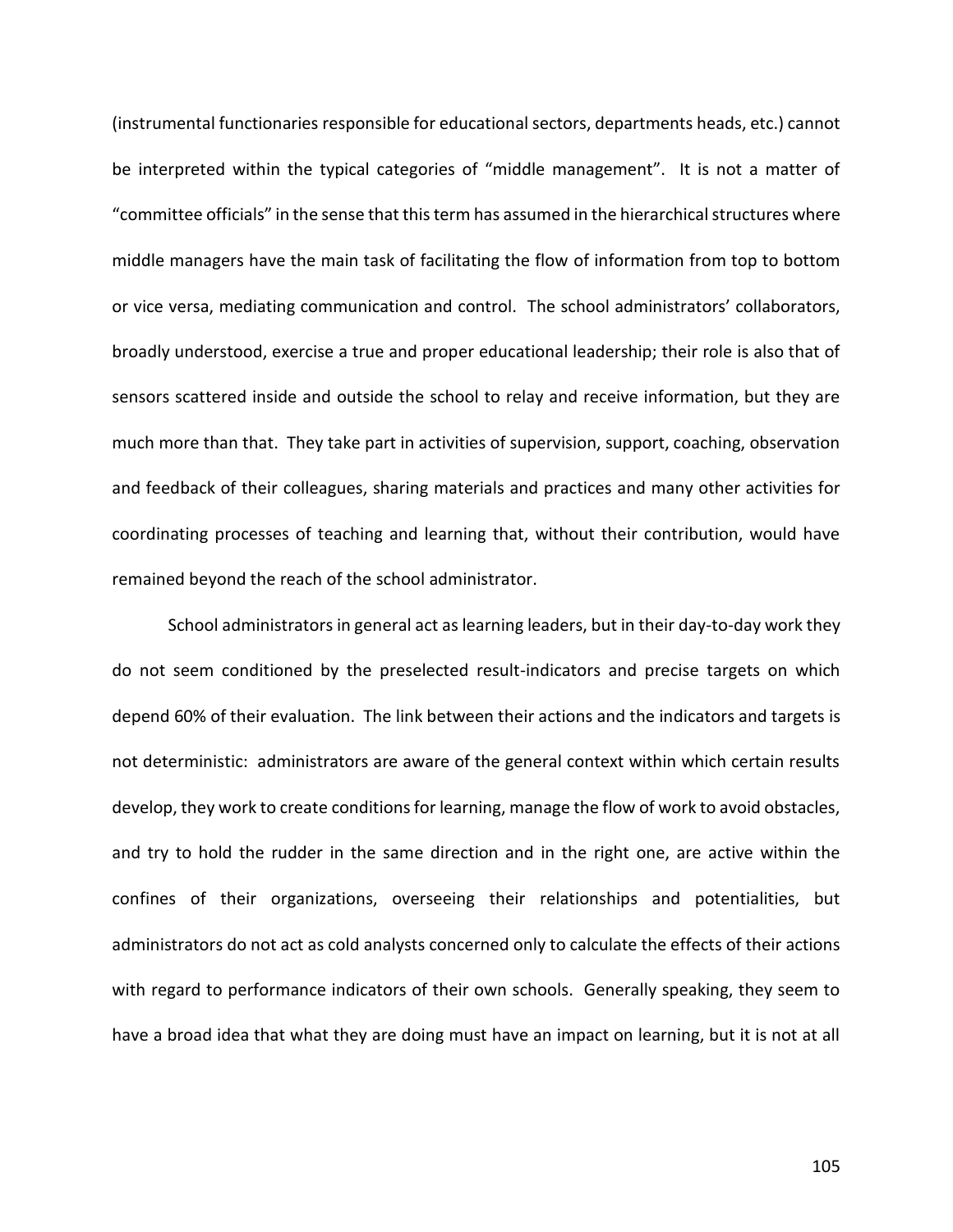(instrumental functionaries responsible for educational sectors, departments heads, etc.) cannot be interpreted within the typical categories of "middle management". It is not a matter of "committee officials" in the sense that this term has assumed in the hierarchical structures where middle managers have the main task of facilitating the flow of information from top to bottom or vice versa, mediating communication and control. The school administrators' collaborators, broadly understood, exercise a true and proper educational leadership; their role is also that of sensors scattered inside and outside the school to relay and receive information, but they are much more than that. They take part in activities of supervision, support, coaching, observation and feedback of their colleagues, sharing materials and practices and many other activities for coordinating processes of teaching and learning that, without their contribution, would have remained beyond the reach of the school administrator.

School administrators in general act as learning leaders, but in their day-to-day work they do not seem conditioned by the preselected result-indicators and precise targets on which depend 60% of their evaluation. The link between their actions and the indicators and targets is not deterministic: administrators are aware of the general context within which certain results develop, they work to create conditions for learning, manage the flow of work to avoid obstacles, and try to hold the rudder in the same direction and in the right one, are active within the confines of their organizations, overseeing their relationships and potentialities, but administrators do not act as cold analysts concerned only to calculate the effects of their actions with regard to performance indicators of their own schools. Generally speaking, they seem to have a broad idea that what they are doing must have an impact on learning, but it is not at all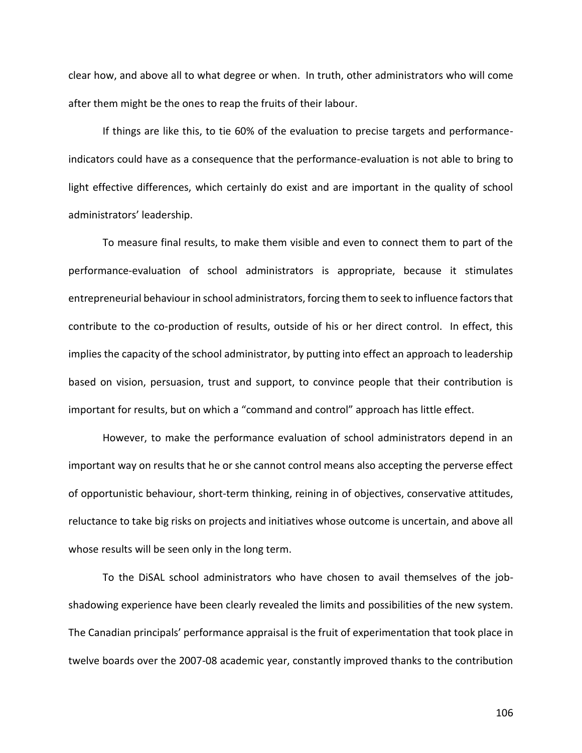clear how, and above all to what degree or when. In truth, other administrators who will come after them might be the ones to reap the fruits of their labour.

If things are like this, to tie 60% of the evaluation to precise targets and performance-indicators could have as a consequence that the performance-evaluation is not able to bring to light effective differences, which certainly do exist and are important in the quality of school administrators' leadership.

To measure final results, to make them visible and even to connect them to part of the performance-evaluation of school administrators is appropriate, because it stimulates entrepreneurial behaviour in school administrators, forcing them to seek to influence factors that contribute to the co-production of results, outside of his or her direct control. In effect, this implies the capacity of the school administrator, by putting into effect an approach to leadership based on vision, persuasion, trust and support, to convince people that their contribution is important for results, but on which a "command and control" approach has little effect.

However, to make the performance evaluation of school administrators depend in an important way on results that he or she cannot control means also accepting the perverse effect of opportunistic behaviour, short-term thinking, reining in of objectives, conservative attitudes, reluctance to take big risks on projects and initiatives whose outcome is uncertain, and above all whose results will be seen only in the long term.

To the DiSAL school administrators who have chosen to avail themselves of the job-shadowing experience have been clearly revealed the limits and possibilities of the new system. The Canadian principals' performance appraisal is the fruit of experimentation that took place in twelve boards over the 2007-08 academic year, constantly improved thanks to the contribution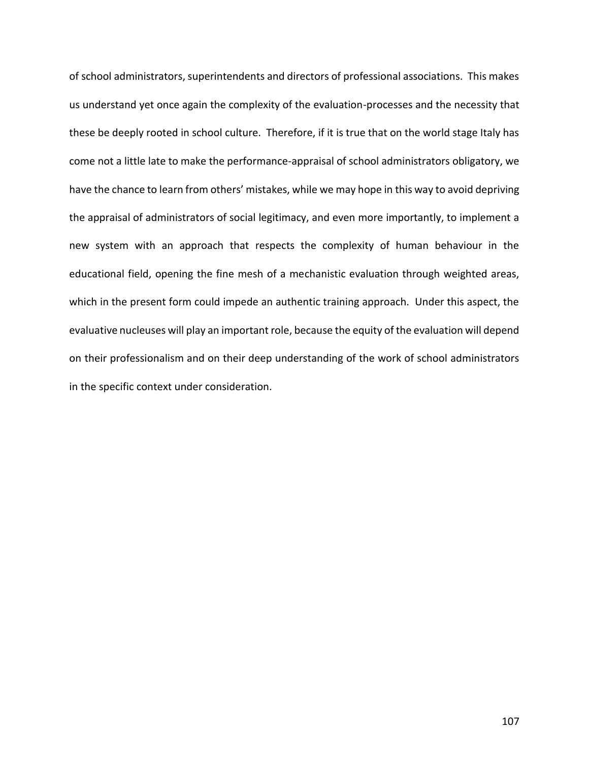of school administrators, superintendents and directors of professional associations. This makes us understand yet once again the complexity of the evaluation-processes and the necessity that these be deeply rooted in school culture. Therefore, if it is true that on the world stage Italy has come not a little late to make the performance-appraisal of school administrators obligatory, we have the chance to learn from others' mistakes, while we may hope in this way to avoid depriving the appraisal of administrators of social legitimacy, and even more importantly, to implement a new system with an approach that respects the complexity of human behaviour in the educational field, opening the fine mesh of a mechanistic evaluation through weighted areas, which in the present form could impede an authentic training approach. Under this aspect, the evaluative nucleuses will play an important role, because the equity of the evaluation will depend on their professionalism and on their deep understanding of the work of school administrators in the specific context under consideration.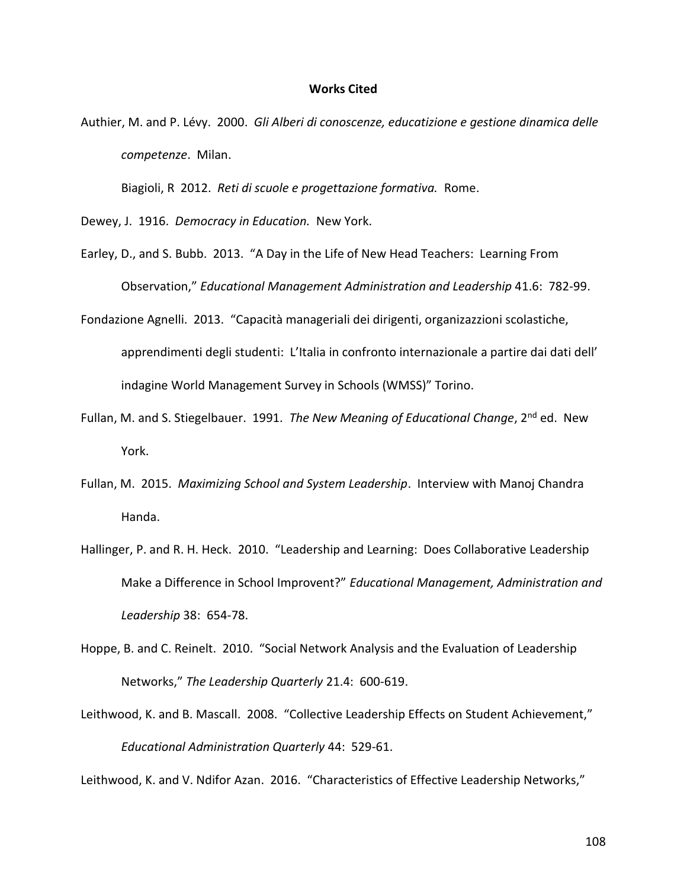**Works Cited**

Authier, M. and P. Lévy. 2000. *Gli Alberi di conoscenze, educatizione e gestione dinamica delle competenze*. Milan.

Biagioli, R 2012. *Reti di scuole e progettazione formativa.* Rome.

Dewey, J. 1916. *Democracy in Education.* New York.

Earley, D., and S. Bubb. 2013. "A Day in the Life of New Head Teachers: Learning From Observation," *Educational Management Administration and Leadership* 41.6: 782-99.

Fondazione Agnelli. 2013. "Capacità manageriali dei dirigenti, organizazzioni scolastiche, apprendimenti degli studenti: L'Italia in confronto internazionale a partire dai dati dell' indagine World Management Survey in Schools (WMSS)" Torino.

Fullan, M. and S. Stiegelbauer. 1991. *The New Meaning of Educational Change*, 2nd ed. New York.

Fullan, M. 2015. *Maximizing School and System Leadership*. Interview with Manoj Chandra Handa.

Hallinger, P. and R. H. Heck. 2010. "Leadership and Learning: Does Collaborative Leadership Make a Difference in School Improvent?" *Educational Management, Administration and Leadership* 38: 654-78.

Hoppe, B. and C. Reinelt. 2010. "Social Network Analysis and the Evaluation of Leadership Networks," *The Leadership Quarterly* 21.4: 600-619.

Leithwood, K. and B. Mascall. 2008. "Collective Leadership Effects on Student Achievement," *Educational Administration Quarterly* 44: 529-61.

Leithwood, K. and V. Ndifor Azan. 2016. "Characteristics of Effective Leadership Networks,"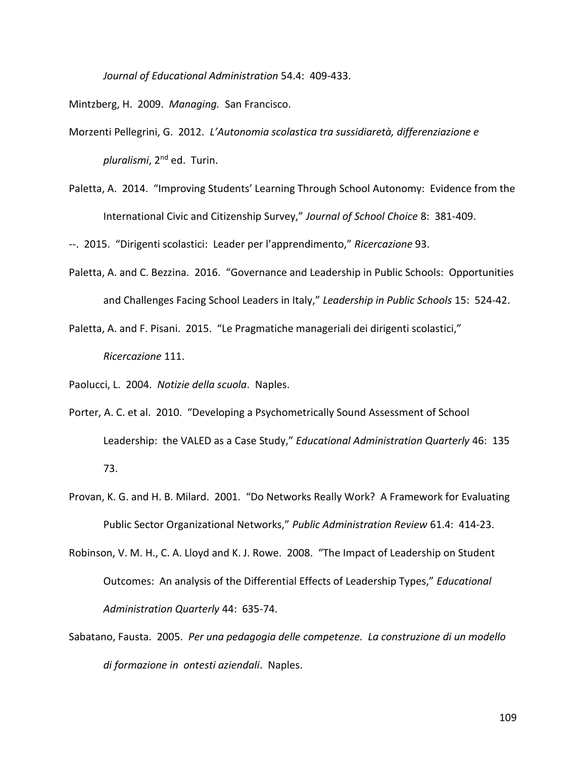*Journal of Educational Administration* 54.4: 409-433.

Mintzberg, H. 2009. *Managing.* San Francisco.

Morzenti Pellegrini, G. 2012. *L'Autonomia scolastica tra sussidiaretà, differenziazione e pluralismi*, 2nd ed. Turin.

Paletta, A. 2014. "Improving Students' Learning Through School Autonomy: Evidence from the International Civic and Citizenship Survey," *Journal of School Choice* 8: 381-409.

--. 2015. "Dirigenti scolastici: Leader per l'apprendimento," *Ricercazione* 93.

Paletta, A. and C. Bezzina. 2016. "Governance and Leadership in Public Schools: Opportunities and Challenges Facing School Leaders in Italy," *Leadership in Public Schools* 15: 524-42.

Paletta, A. and F. Pisani. 2015. "Le Pragmatiche manageriali dei dirigenti scolastici," *Ricercazione* 111.

Paolucci, L. 2004. *Notizie della scuola*. Naples.

Porter, A. C. et al. 2010. "Developing a Psychometrically Sound Assessment of School Leadership: the VALED as a Case Study," *Educational Administration Quarterly* 46: 135 73.

Provan, K. G. and H. B. Milard. 2001. "Do Networks Really Work? A Framework for Evaluating Public Sector Organizational Networks," *Public Administration Review* 61.4: 414-23.

Robinson, V. M. H., C. A. Lloyd and K. J. Rowe. 2008. "The Impact of Leadership on Student Outcomes: An analysis of the Differential Effects of Leadership Types," *Educational Administration Quarterly* 44: 635-74.

Sabatano, Fausta. 2005. *Per una pedagogia delle competenze. La construzione di un modello di formazione in ontesti aziendali*. Naples.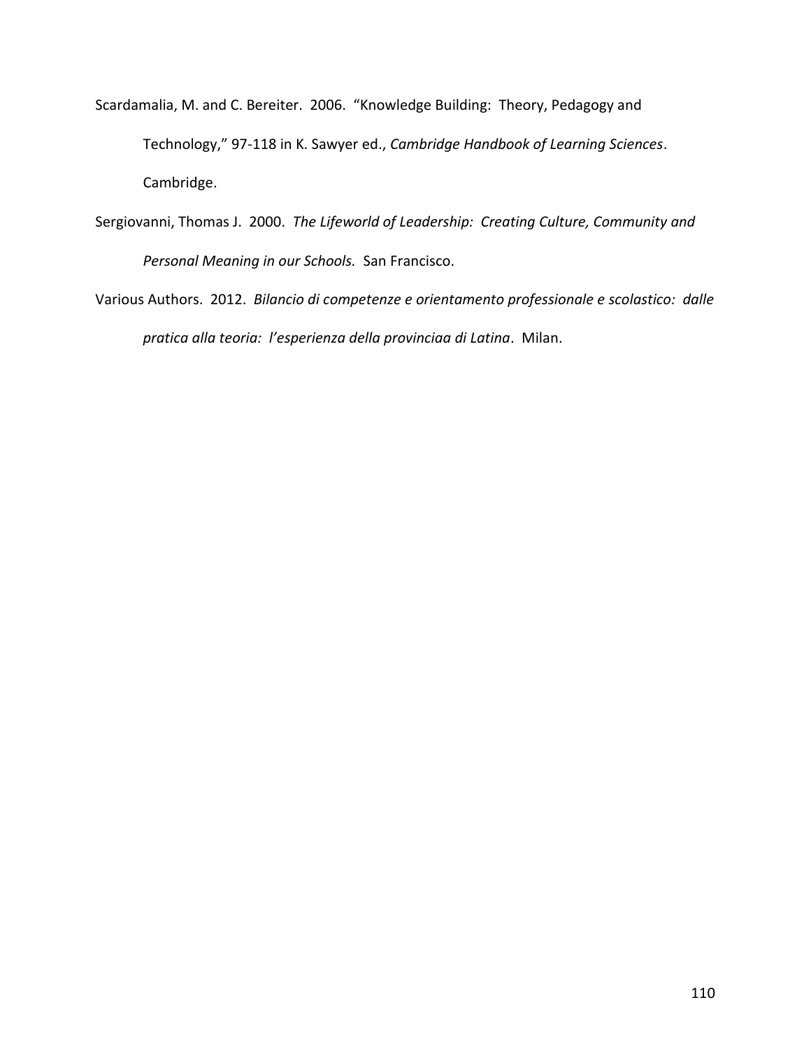Scardamalia, M. and C. Bereiter. 2006. "Knowledge Building: Theory, Pedagogy and Technology," 97-118 in K. Sawyer ed., *Cambridge Handbook of Learning Sciences*. Cambridge.

Sergiovanni, Thomas J. 2000. *The Lifeworld of Leadership: Creating Culture, Community and Personal Meaning in our Schools.* San Francisco.

Various Authors. 2012. *Bilancio di competenze e orientamento professionale e scolastico: dalle pratica alla teoria: l'esperienza della provinciaa di Latina*. Milan.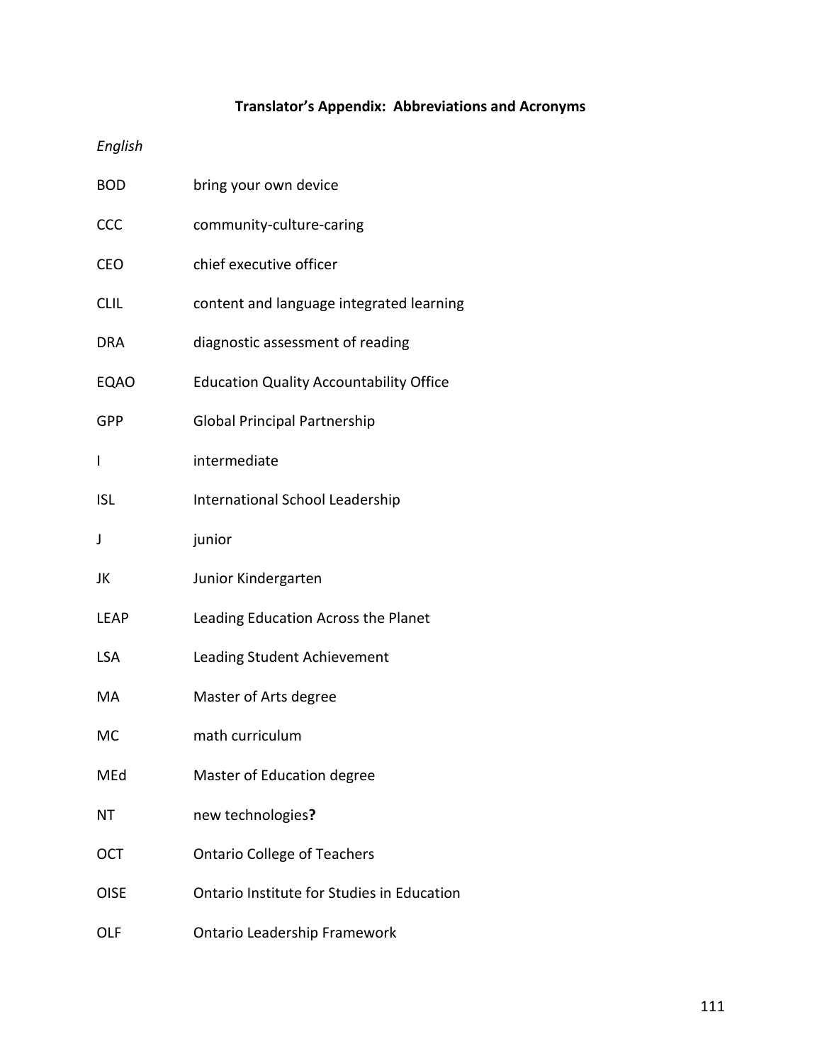**Translator's Appendix: Abbreviations and Acronyms**

*English*

| | |
|---|---|
| BOD | bring your own device |
| CCC | community-culture-caring |
| CEO | chief executive officer |
| CLIL | content and language integrated learning |
| DRA | diagnostic assessment of reading |
| EQAO | Education Quality Accountability Office |
| GPP | Global Principal Partnership |
| I | intermediate |
| ISL | International School Leadership |
| J | junior |
| JK | Junior Kindergarten |
| LEAP | Leading Education Across the Planet |
| LSA | Leading Student Achievement |
| MA | Master of Arts degree |
| MC | math curriculum |
| MEd | Master of Education degree |
| NT | new technologies**?** |
| OCT | Ontario College of Teachers |
| OISE | Ontario Institute for Studies in Education |
| OLF | Ontario Leadership Framework |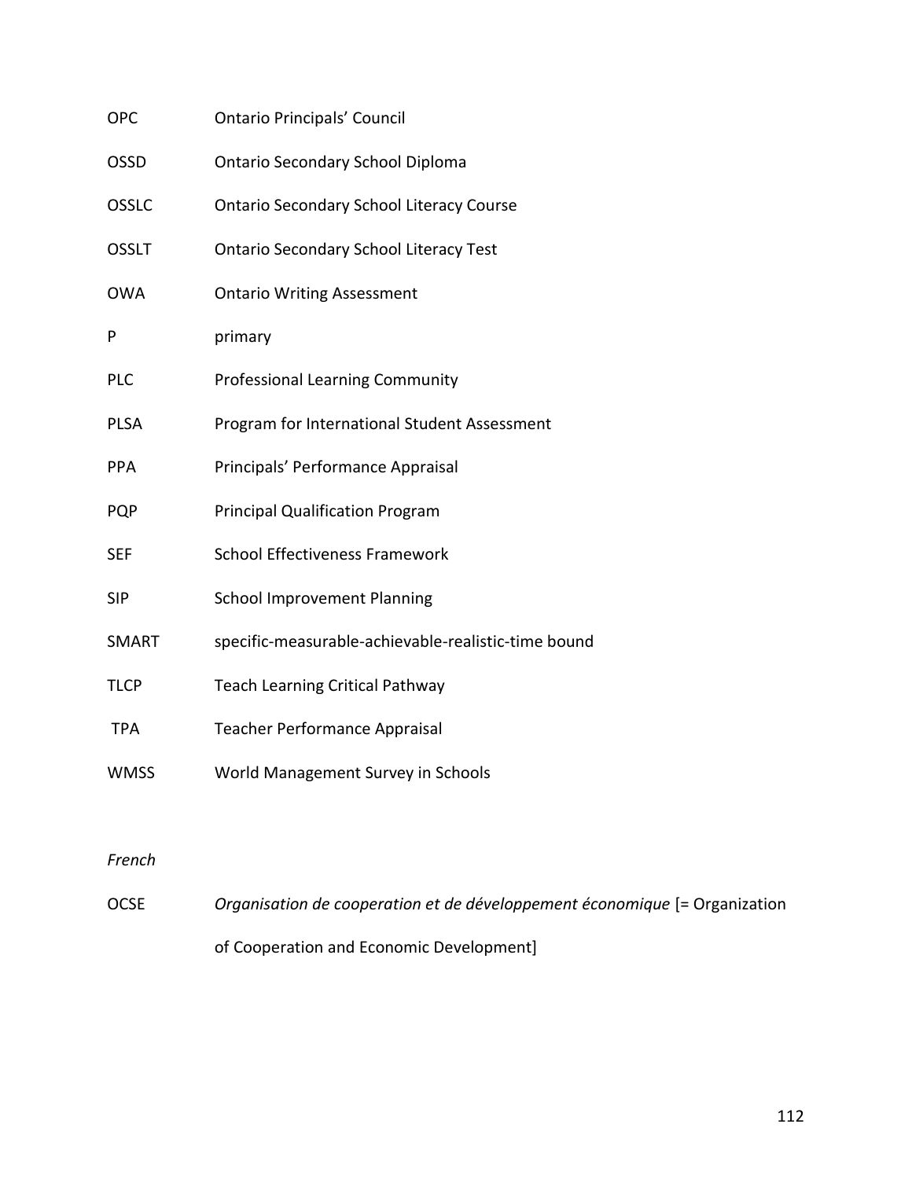| | |
|---|---|
| OPC | Ontario Principals' Council |
| OSSD | Ontario Secondary School Diploma |
| OSSLC | Ontario Secondary School Literacy Course |
| OSSLT | Ontario Secondary School Literacy Test |
| OWA | Ontario Writing Assessment |
| P | primary |
| PLC | Professional Learning Community |
| PLSA | Program for International Student Assessment |
| PPA | Principals' Performance Appraisal |
| PQP | Principal Qualification Program |
| SEF | School Effectiveness Framework |
| SIP | School Improvement Planning |
| SMART | specific-measurable-achievable-realistic-time bound |
| TLCP | Teach Learning Critical Pathway |
| TPA | Teacher Performance Appraisal |
| WMSS | World Management Survey in Schools |

*French*

| | |
|---|---|
| OCSE | *Organisation de cooperation et de développement économique* [= Organization of Cooperation and Economic Development] |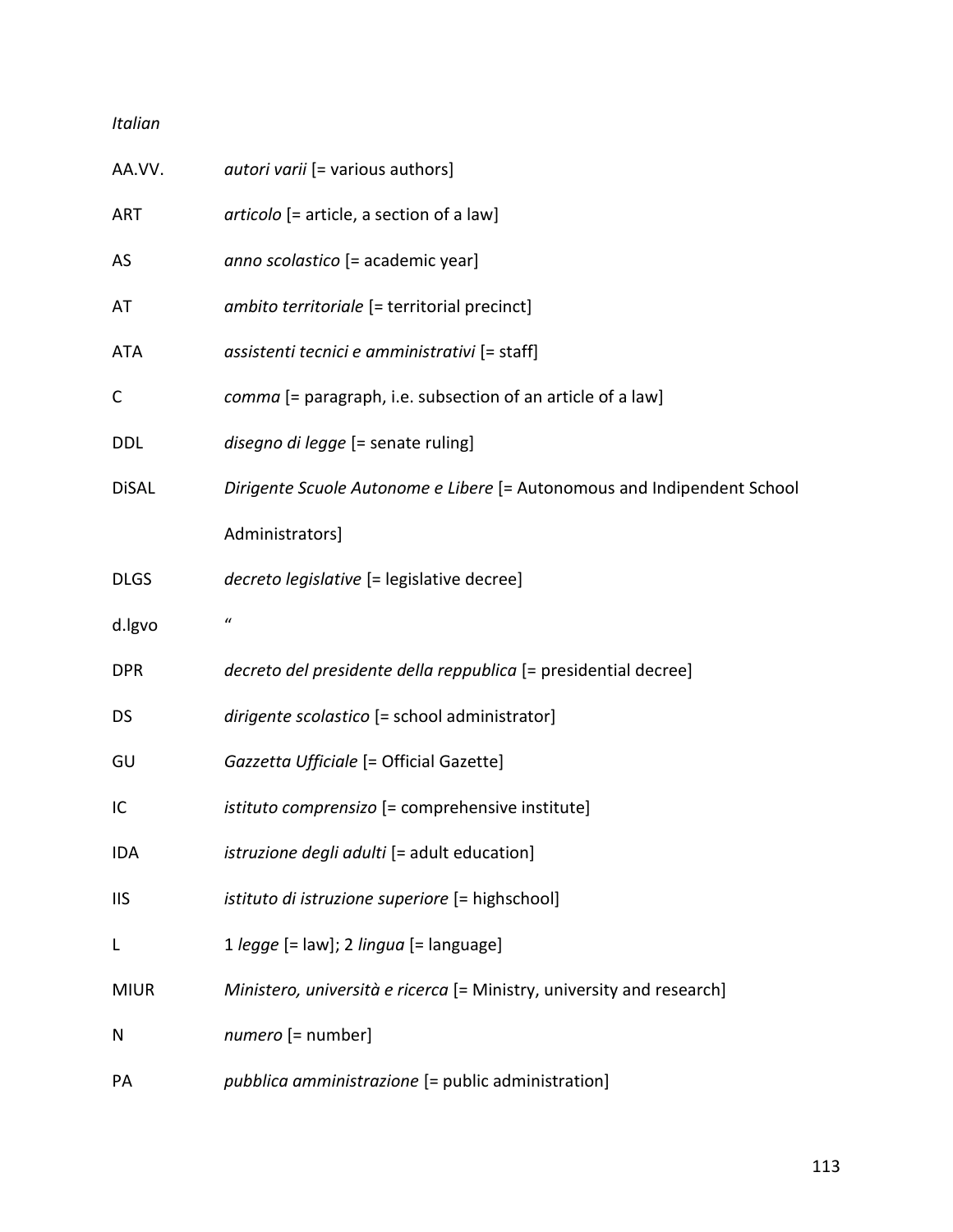*Italian*

| | |
|---|---|
| AA.VV. | *autori varii* [= various authors] |
| ART | *articolo* [= article, a section of a law] |
| AS | *anno scolastico* [= academic year] |
| AT | *ambito territoriale* [= territorial precinct] |
| ATA | *assistenti tecnici e amministrativi* [= staff] |
| C | *comma* [= paragraph, i.e. subsection of an article of a law] |
| DDL | *disegno di legge* [= senate ruling] |
| DiSAL | *Dirigente Scuole Autonome e Libere* [= Autonomous and Indipendent School Administrators] |
| DLGS | *decreto legislative* [= legislative decree] |
| d.lgvo | " |
| DPR | *decreto del presidente della reppublica* [= presidential decree] |
| DS | *dirigente scolastico* [= school administrator] |
| GU | *Gazzetta Ufficiale* [= Official Gazette] |
| IC | *istituto comprensizo* [= comprehensive institute] |
| IDA | *istruzione degli adulti* [= adult education] |
| IIS | *istituto di istruzione superiore* [= highschool] |
| L | 1 *legge* [= law]; 2 *lingua* [= language] |
| MIUR | *Ministero, università e ricerca* [= Ministry, university and research] |
| N | *numero* [= number] |
| PA | *pubblica amministrazione* [= public administration] |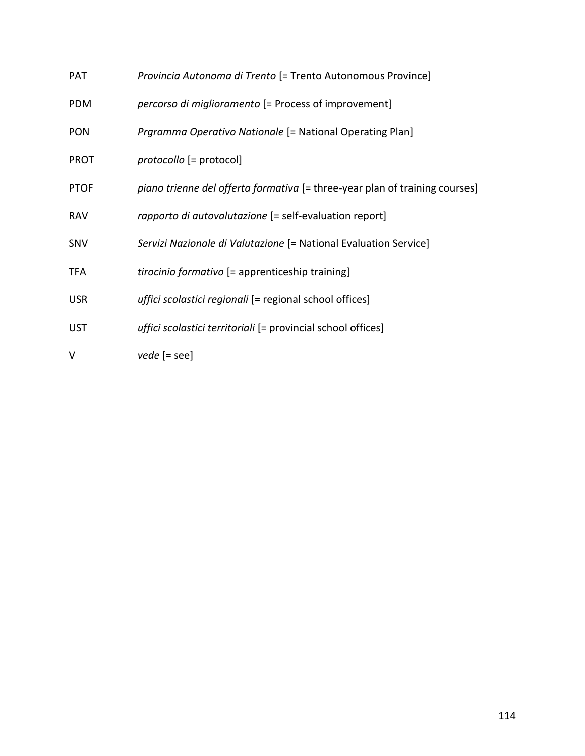PAT *Provincia Autonoma di Trento* [= Trento Autonomous Province]

PDM *percorso di miglioramento* [= Process of improvement]

PON *Prgramma Operativo Nationale* [= National Operating Plan]

PROT *protocollo* [= protocol]

PTOF *piano trienne del offerta formativa* [= three-year plan of training courses]

RAV *rapporto di autovalutazione* [= self-evaluation report]

SNV *Servizi Nazionale di Valutazione* [= National Evaluation Service]

TFA *tirocinio formativo* [= apprenticeship training]

USR *uffici scolastici regionali* [= regional school offices]

UST *uffici scolastici territoriali* [= provincial school offices]

V *vede* [= see]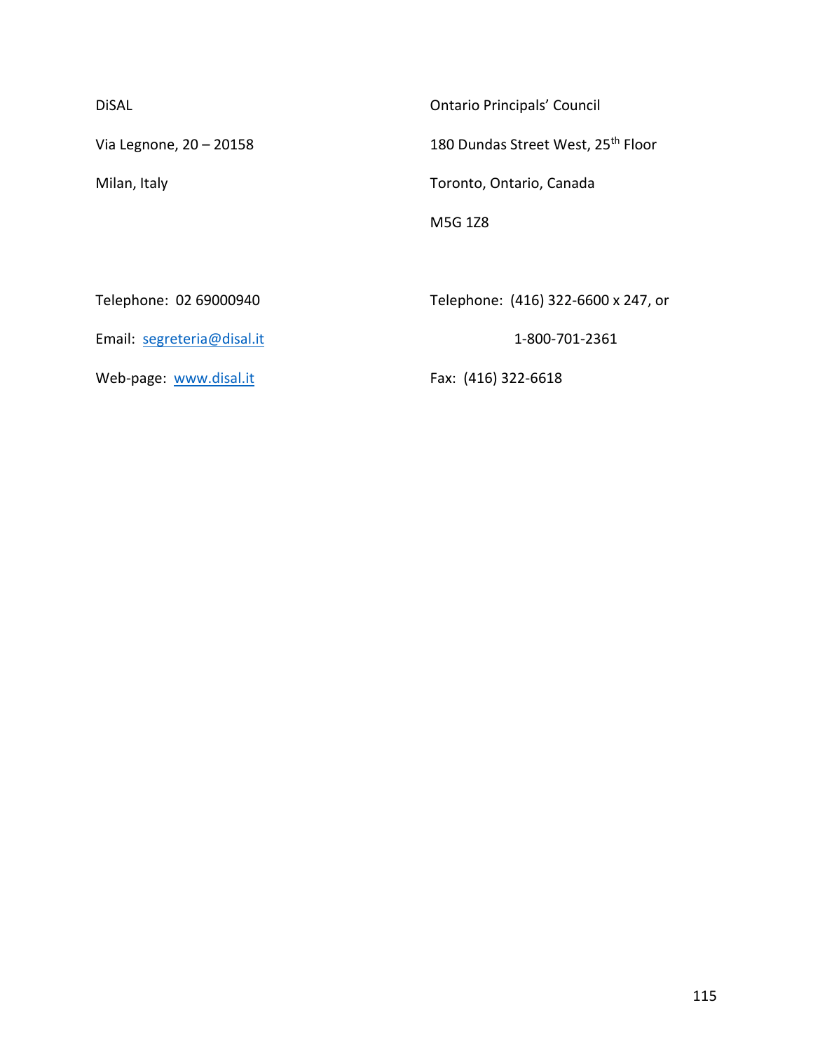DiSAL

Via Legnone, 20 – 20158

Milan, Italy

Telephone: 02 69000940

Email: segreteria@disal.it

Web-page: www.disal.it

Ontario Principals' Council

180 Dundas Street West, 25th Floor

Toronto, Ontario, Canada

M5G 1Z8

Telephone: (416) 322-6600 x 247, or

1-800-701-2361

Fax: (416) 322-6618